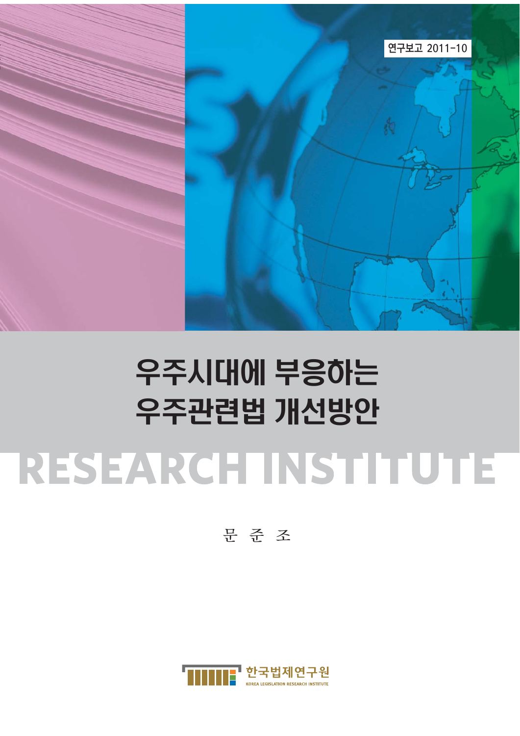연구보고 2011-10

# 우주시대에 부응하는 우주관련법 개선방안

RESEARCH INSTITUTE

문 준 조

한국법제연구원
KOREA LEGISLATION RESEARCH INSTITUTE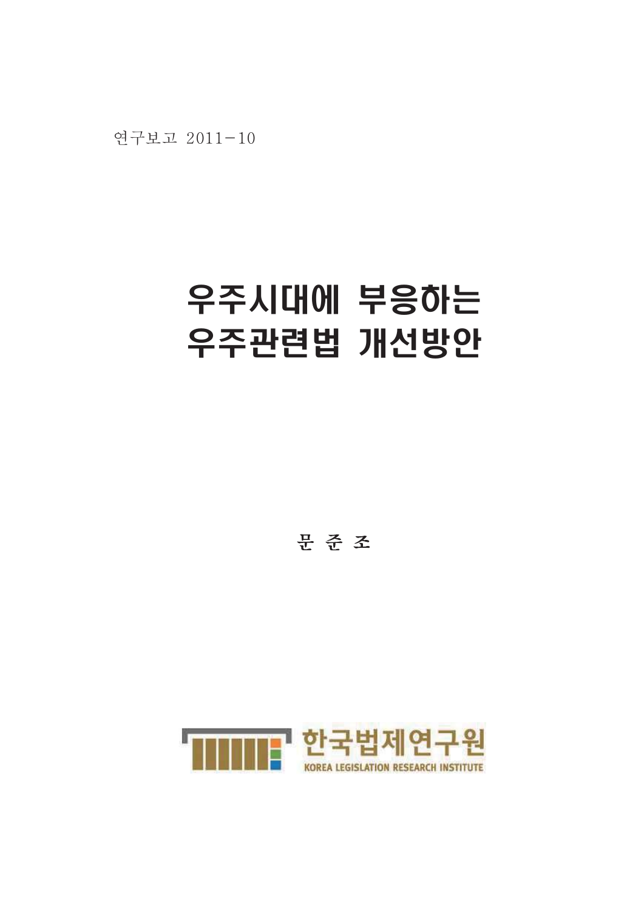연구보고 2011-10

# 우주시대에 부응하는 우주관련법 개선방안

문 준 조

한국법제연구원

KOREA LEGISLATION RESEARCH INSTITUTE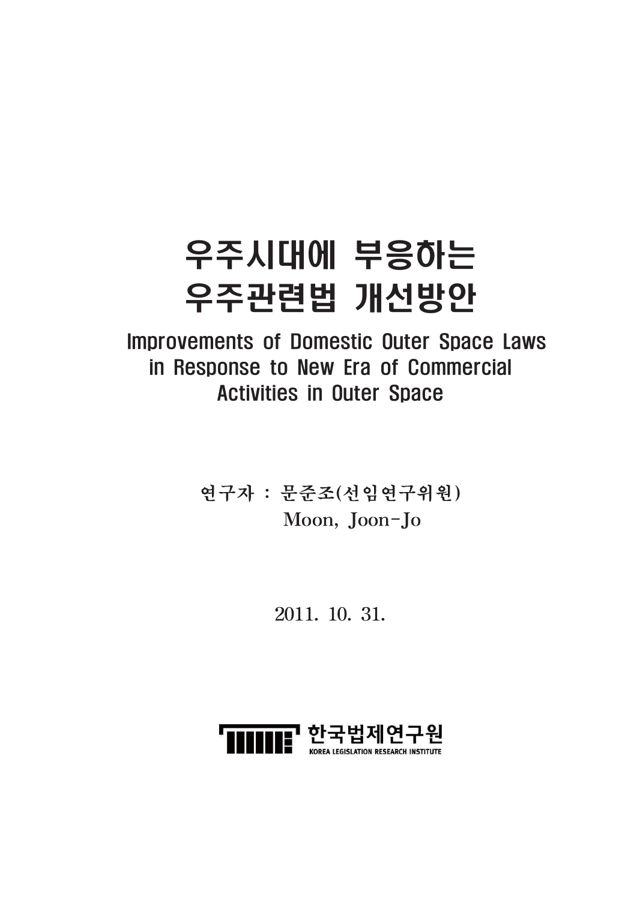# 우주시대에 부응하는 우주관련법 개선방안

## Improvements of Domestic Outer Space Laws in Response to New Era of Commercial Activities in Outer Space

연구자 : 문준조(선임연구위원)
Moon, Joon-Jo

2011. 10. 31.

한국법제연구원
KOREA LEGISLATION RESEARCH INSTITUTE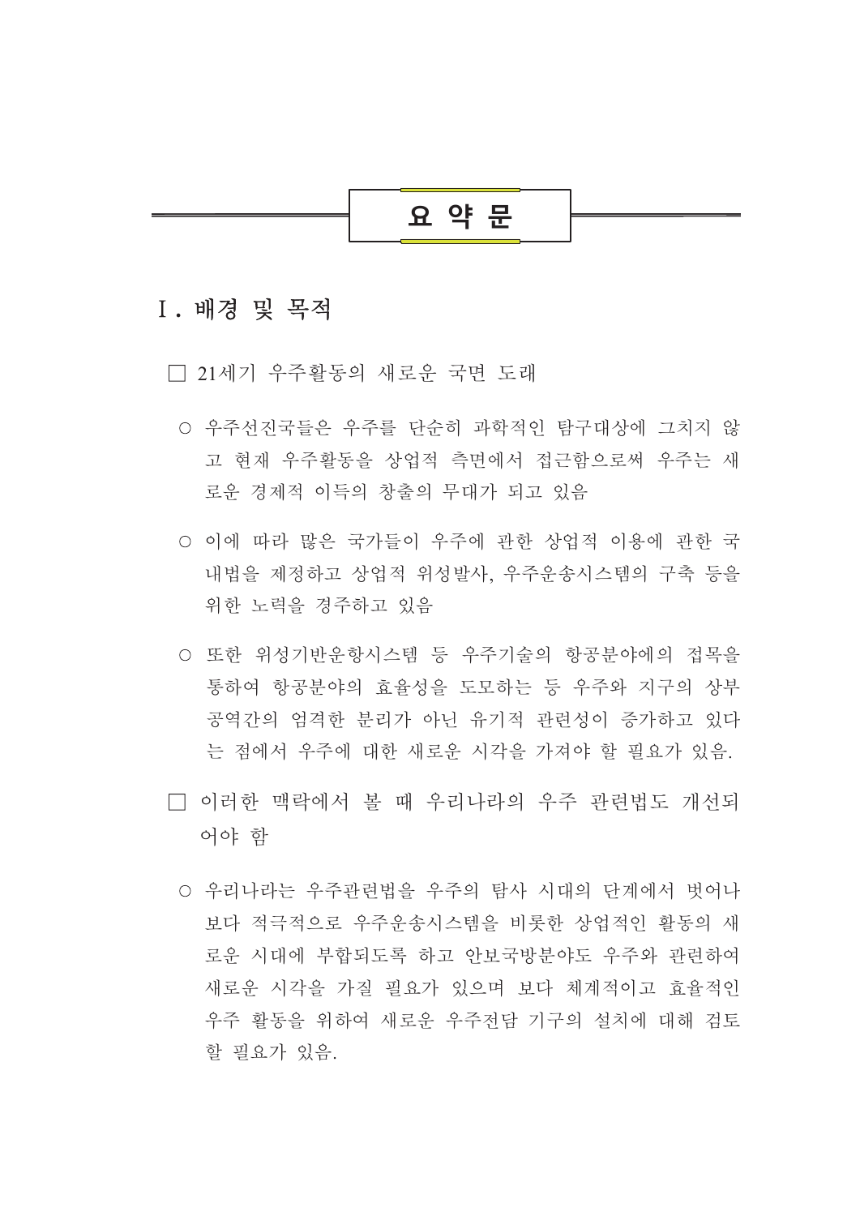# 요 약 문

## Ⅰ. 배경 및 목적

□ 21세기 우주활동의 새로운 국면 도래

○ 우주선진국들은 우주를 단순히 과학적인 탐구대상에 그치지 않고 현재 우주활동을 상업적 측면에서 접근함으로써 우주는 새로운 경제적 이득의 창출의 무대가 되고 있음

○ 이에 따라 많은 국가들이 우주에 관한 상업적 이용에 관한 국내법을 제정하고 상업적 위성발사, 우주운송시스템의 구축 등을 위한 노력을 경주하고 있음

○ 또한 위성기반운항시스템 등 우주기술의 항공분야에의 접목을 통하여 항공분야의 효율성을 도모하는 등 우주와 지구의 상부공역간의 엄격한 분리가 아닌 유기적 관련성이 증가하고 있다는 점에서 우주에 대한 새로운 시각을 가져야 할 필요가 있음.

□ 이러한 맥락에서 볼 때 우리나라의 우주 관련법도 개선되어야 함

○ 우리나라는 우주관련법을 우주의 탐사 시대의 단계에서 벗어나 보다 적극적으로 우주운송시스템을 비롯한 상업적인 활동의 새로운 시대에 부합되도록 하고 안보국방분야도 우주와 관련하여 새로운 시각을 가질 필요가 있으며 보다 체계적이고 효율적인 우주 활동을 위하여 새로운 우주전담 기구의 설치에 대해 검토할 필요가 있음.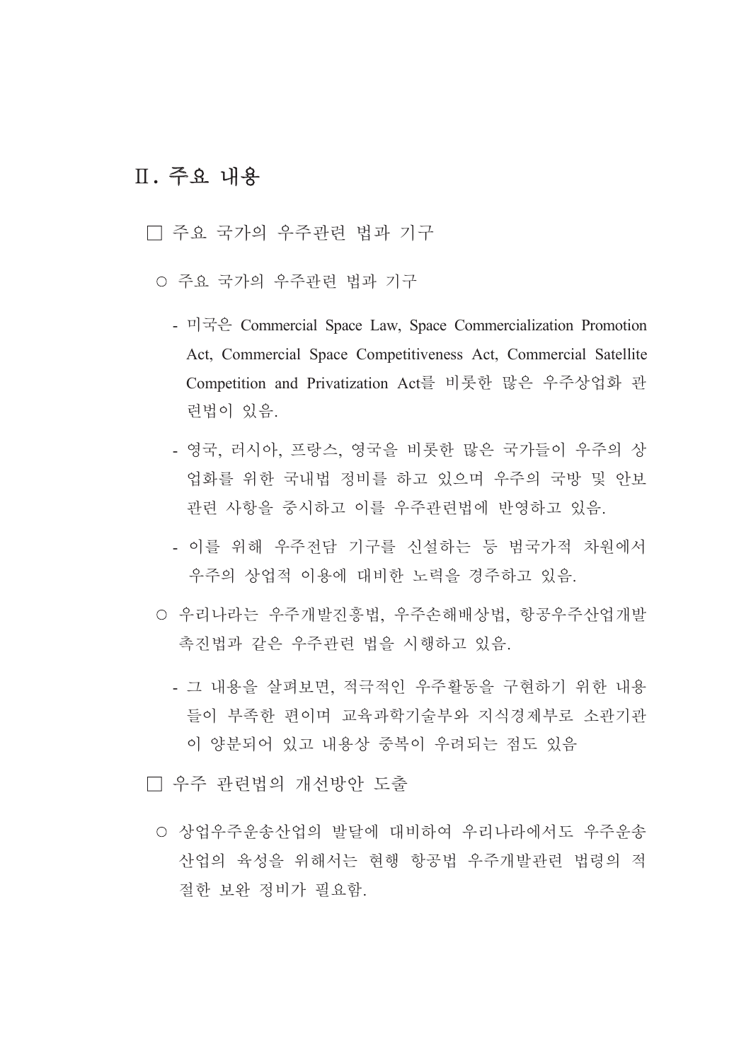# Ⅱ. 주요 내용

□ 주요 국가의 우주관련 법과 기구

○ 주요 국가의 우주관련 법과 기구

- 미국은 Commercial Space Law, Space Commercialization Promotion Act, Commercial Space Competitiveness Act, Commercial Satellite Competition and Privatization Act를 비롯한 많은 우주상업화 관련법이 있음.

- 영국, 러시아, 프랑스, 영국을 비롯한 많은 국가들이 우주의 상업화를 위한 국내법 정비를 하고 있으며 우주의 국방 및 안보 관련 사항을 중시하고 이를 우주관련법에 반영하고 있음.

- 이를 위해 우주전담 기구를 신설하는 등 범국가적 차원에서 우주의 상업적 이용에 대비한 노력을 경주하고 있음.

○ 우리나라는 우주개발진흥법, 우주손해배상법, 항공우주산업개발촉진법과 같은 우주관련 법을 시행하고 있음.

- 그 내용을 살펴보면, 적극적인 우주활동을 구현하기 위한 내용들이 부족한 편이며 교육과학기술부와 지식경제부로 소관기관이 양분되어 있고 내용상 중복이 우려되는 점도 있음

□ 우주 관련법의 개선방안 도출

○ 상업우주운송산업의 발달에 대비하여 우리나라에서도 우주운송산업의 육성을 위해서는 현행 항공법 우주개발관련 법령의 적절한 보완 정비가 필요함.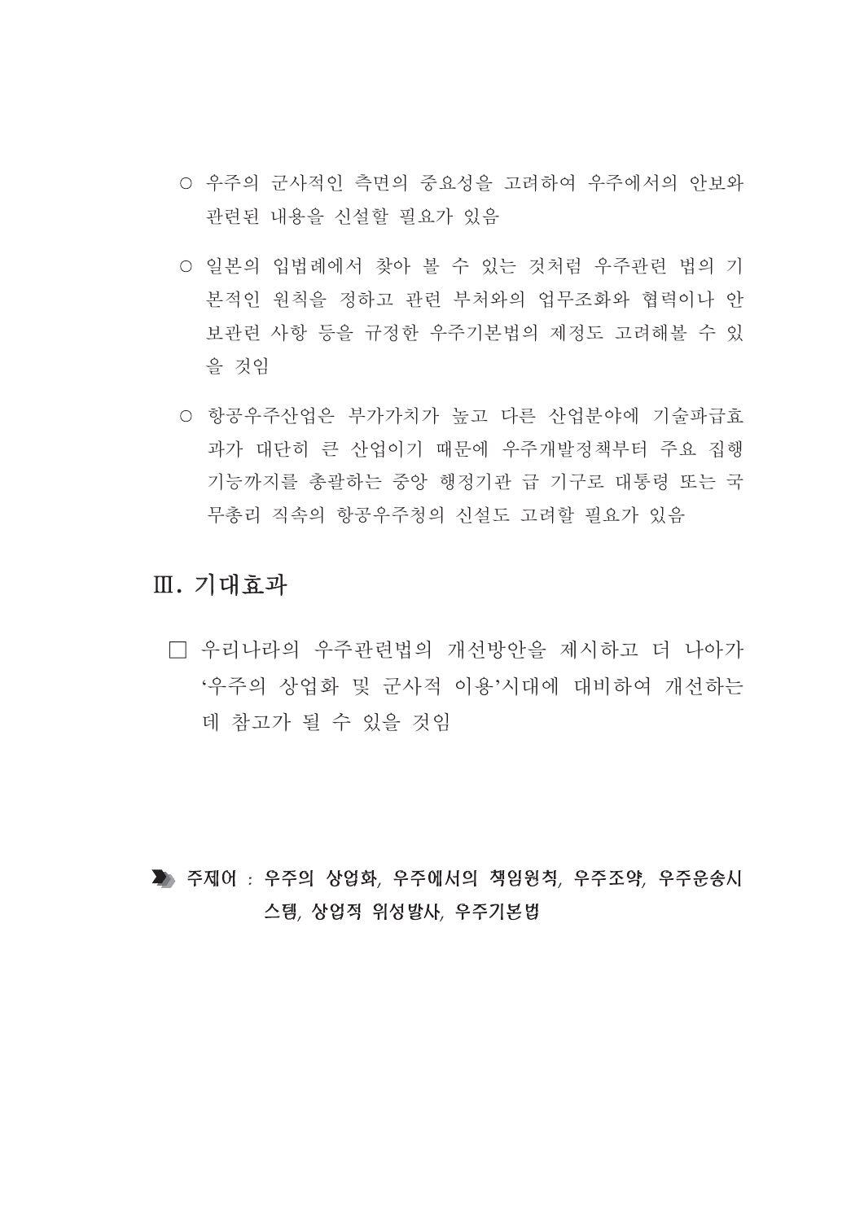○ 우주의 군사적인 측면의 중요성을 고려하여 우주에서의 안보와 관련된 내용을 신설할 필요가 있음

○ 일본의 입법례에서 찾아 볼 수 있는 것처럼 우주관련 법의 기본적인 원칙을 정하고 관련 부처와의 업무조화와 협력이나 안보관련 사항 등을 규정한 우주기본법의 제정도 고려해볼 수 있을 것임

○ 항공우주산업은 부가가치가 높고 다른 산업분야에 기술파급효과가 대단히 큰 산업이기 때문에 우주개발정책부터 주요 집행 기능까지를 총괄하는 중앙 행정기관 급 기구로 대통령 또는 국무총리 직속의 항공우주청의 신설도 고려할 필요가 있음

## Ⅲ. 기대효과

□ 우리나라의 우주관련법의 개선방안을 제시하고 더 나아가 '우주의 상업화 및 군사적 이용'시대에 대비하여 개선하는 데 참고가 될 수 있을 것임

**주제어 : 우주의 상업화, 우주에서의 책임원칙, 우주조약, 우주운송시스템, 상업적 위성발사, 우주기본법**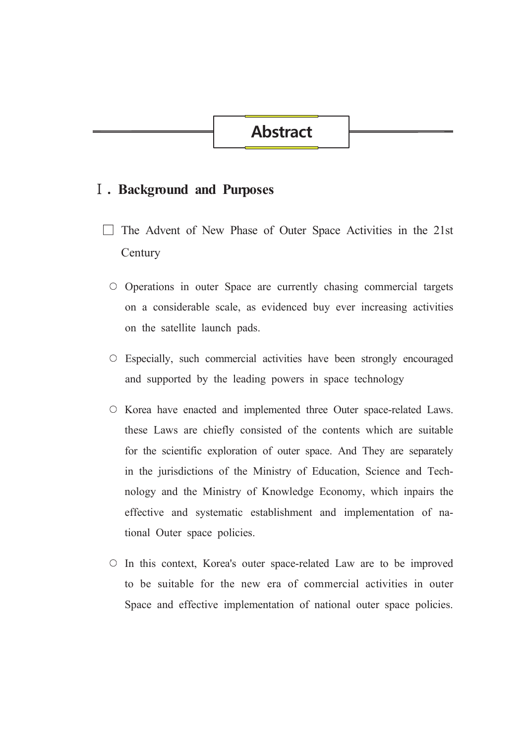# Abstract

## Ⅰ. Background and Purposes

□ The Advent of New Phase of Outer Space Activities in the 21st Century

- ○ Operations in outer Space are currently chasing commercial targets on a considerable scale, as evidenced buy ever increasing activities on the satellite launch pads.

- ○ Especially, such commercial activities have been strongly encouraged and supported by the leading powers in space technology

- ○ Korea have enacted and implemented three Outer space-related Laws. these Laws are chiefly consisted of the contents which are suitable for the scientific exploration of outer space. And They are separately in the jurisdictions of the Ministry of Education, Science and Technology and the Ministry of Knowledge Economy, which inpairs the effective and systematic establishment and implementation of national Outer space policies.

- ○ In this context, Korea's outer space-related Law are to be improved to be suitable for the new era of commercial activities in outer Space and effective implementation of national outer space policies.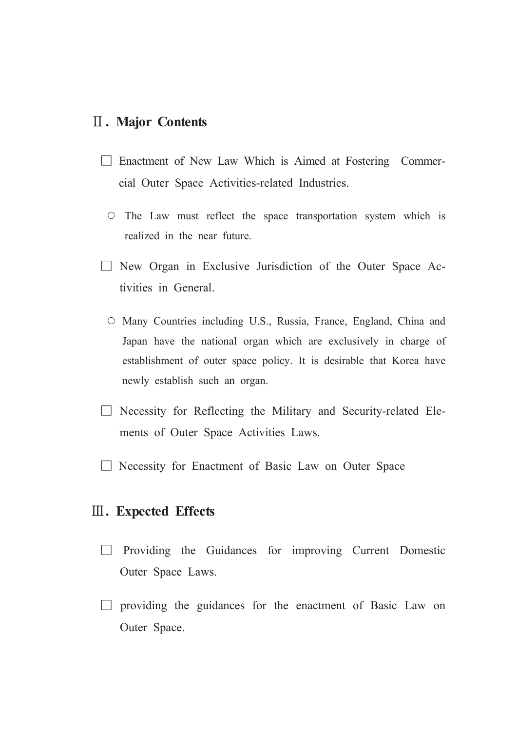## Ⅱ. Major Contents

□ Enactment of New Law Which is Aimed at Fostering Commercial Outer Space Activities-related Industries.

○ The Law must reflect the space transportation system which is realized in the near future.

□ New Organ in Exclusive Jurisdiction of the Outer Space Activities in General.

○ Many Countries including U.S., Russia, France, England, China and Japan have the national organ which are exclusively in charge of establishment of outer space policy. It is desirable that Korea have newly establish such an organ.

□ Necessity for Reflecting the Military and Security-related Elements of Outer Space Activities Laws.

□ Necessity for Enactment of Basic Law on Outer Space

## Ⅲ. Expected Effects

□ Providing the Guidances for improving Current Domestic Outer Space Laws.

□ providing the guidances for the enactment of Basic Law on Outer Space.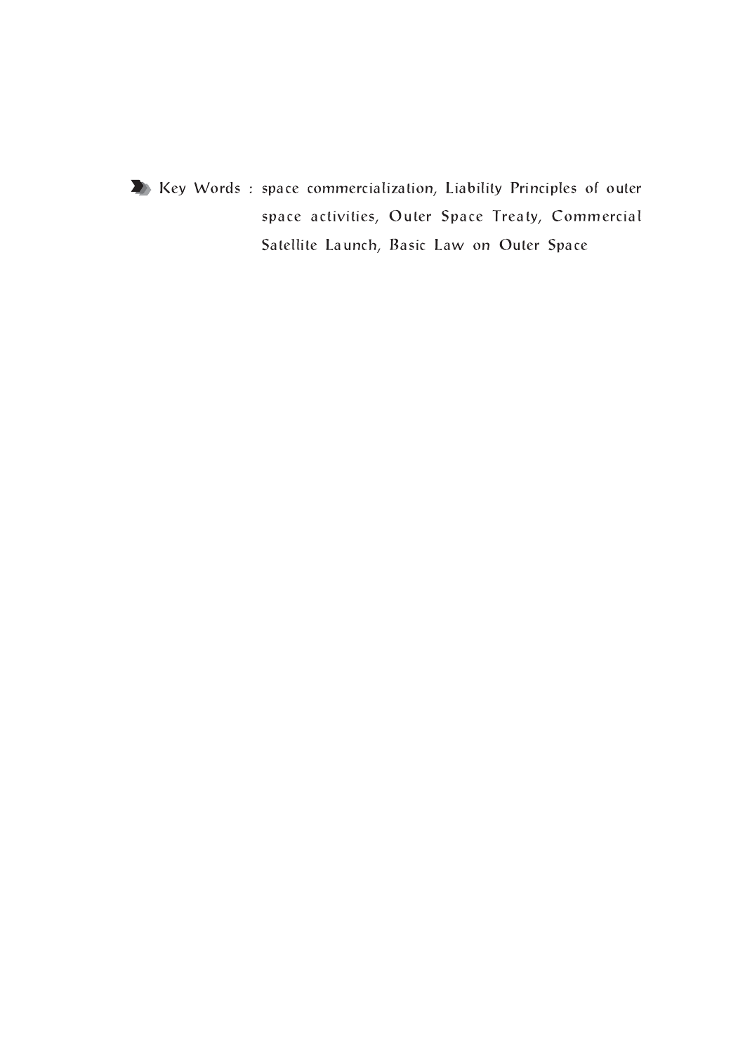Key Words : space commercialization, Liability Principles of outer space activities, Outer Space Treaty, Commercial Satellite Launch, Basic Law on Outer Space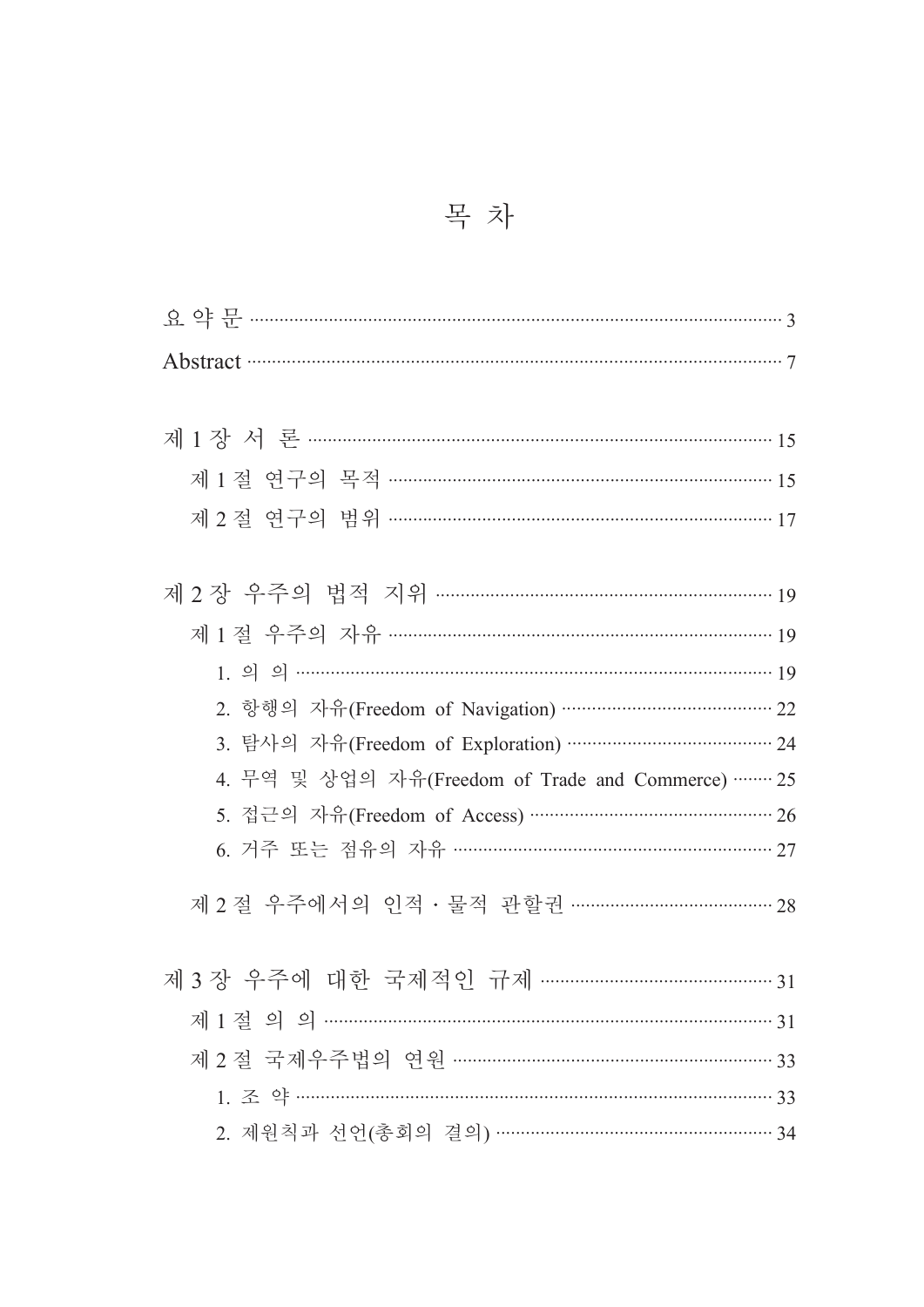# 목 차

요 약 문 ··· 3

Abstract ··· 7

제 1 장 서 론 ··· 15

  제 1 절 연구의 목적 ··· 15

  제 2 절 연구의 범위 ··· 17

제 2 장 우주의 법적 지위 ··· 19

  제 1 절 우주의 자유 ··· 19

    1. 의 의 ··· 19

    2. 항행의 자유(Freedom of Navigation) ··· 22

    3. 탐사의 자유(Freedom of Exploration) ··· 24

    4. 무역 및 상업의 자유(Freedom of Trade and Commerce) ··· 25

    5. 접근의 자유(Freedom of Access) ··· 26

    6. 거주 또는 점유의 자유 ··· 27

  제 2 절 우주에서의 인적 · 물적 관할권 ··· 28

제 3 장 우주에 대한 국제적인 규제 ··· 31

  제 1 절 의 의 ··· 31

  제 2 절 국제우주법의 연원 ··· 33

    1. 조 약 ··· 33

    2. 제원칙과 선언(총회의 결의) ··· 34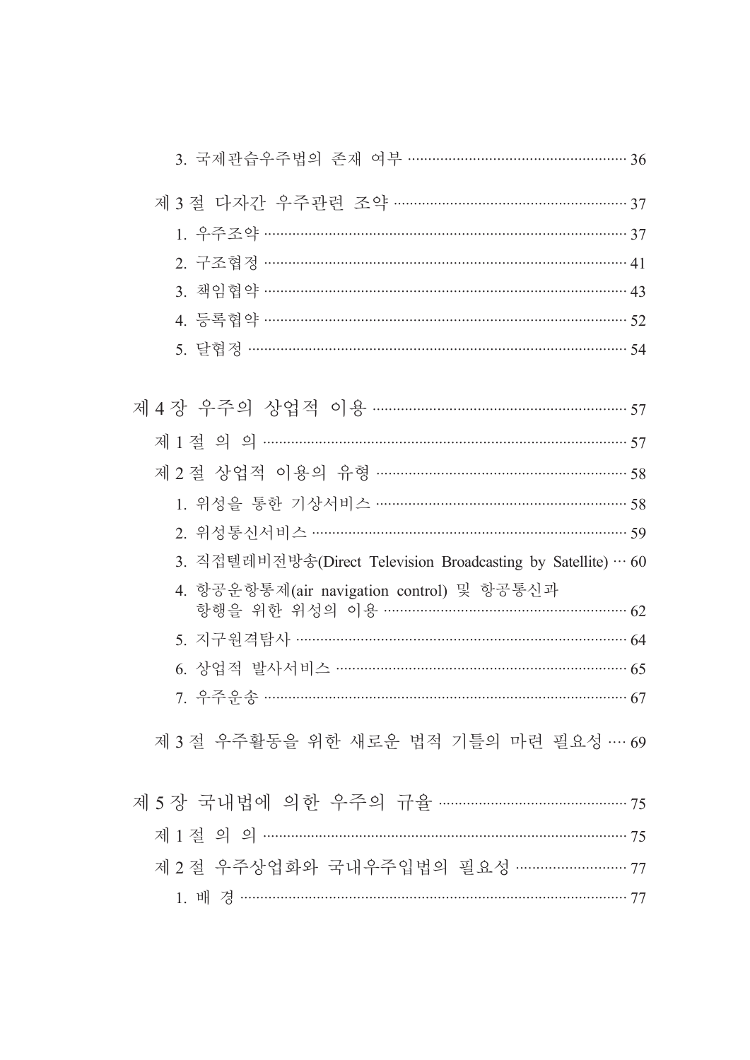3. 국제관습우주법의 존재 여부 ········································ 36

제 3 절 다자간 우주관련 조약 ········································ 37

1. 우주조약 ········································ 37
2. 구조협정 ········································ 41
3. 책임협약 ········································ 43
4. 등록협약 ········································ 52
5. 달협정 ········································ 54

제 4 장 우주의 상업적 이용 ········································ 57

제 1 절 의 의 ········································ 57

제 2 절 상업적 이용의 유형 ········································ 58

1. 위성을 통한 기상서비스 ········································ 58
2. 위성통신서비스 ········································ 59
3. 직접텔레비전방송(Direct Television Broadcasting by Satellite) ··· 60
4. 항공운항통제(air navigation control) 및 항공통신과 항행을 위한 위성의 이용 ········································ 62
5. 지구원격탐사 ········································ 64
6. 상업적 발사서비스 ········································ 65
7. 우주운송 ········································ 67

제 3 절 우주활동을 위한 새로운 법적 기틀의 마련 필요성 ···· 69

제 5 장 국내법에 의한 우주의 규율 ········································ 75

제 1 절 의 의 ········································ 75

제 2 절 우주상업화와 국내우주입법의 필요성 ········································ 77

1. 배 경 ········································ 77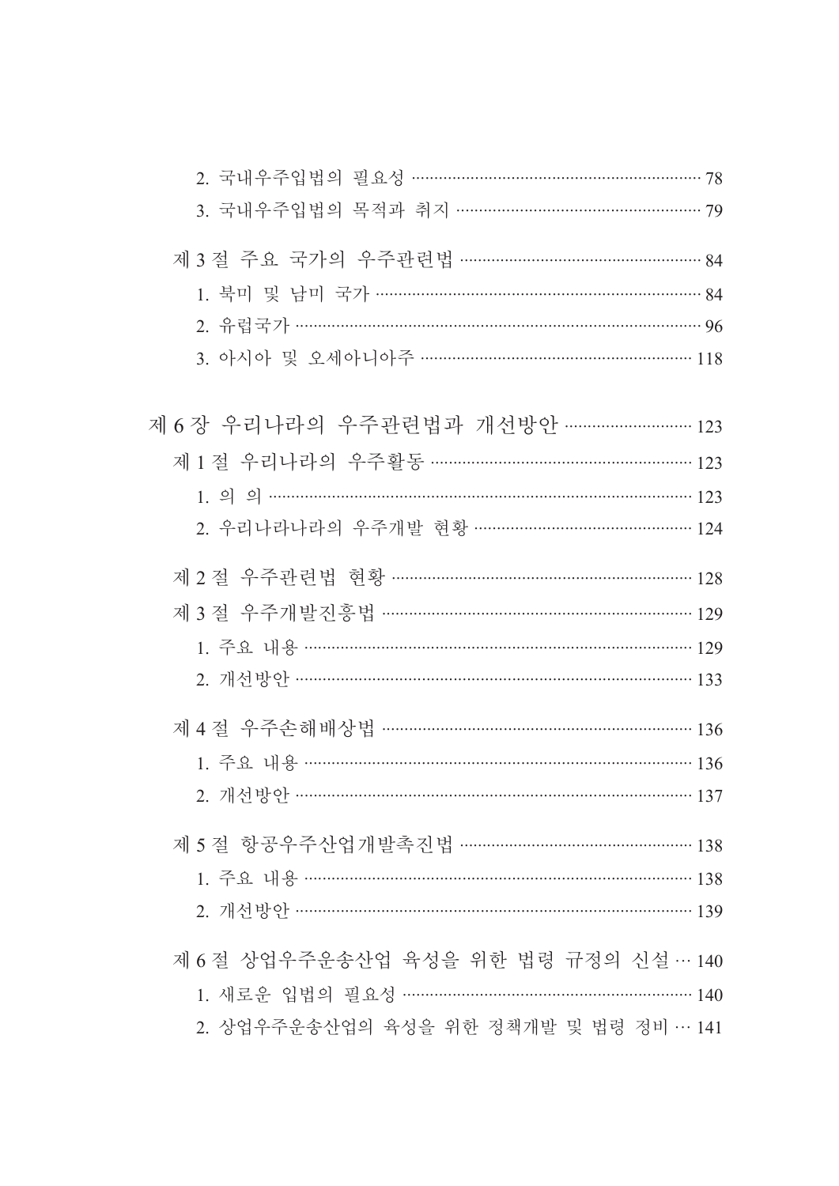2. 국내우주입법의 필요성 ································································ 78

3. 국내우주입법의 목적과 취지 ························································ 79

제 3 절 주요 국가의 우주관련법 ························································ 84

1. 북미 및 남미 국가 ········································································ 84

2. 유럽국가 ························································································ 96

3. 아시아 및 오세아니아주 ······························································ 118

제 6 장 우리나라의 우주관련법과 개선방안 ································ 123

제 1 절 우리나라의 우주활동 ···························································· 123

1. 의 의 ······························································································ 123

2. 우리나라나라의 우주개발 현황 ·················································· 124

제 2 절 우주관련법 현황 ···································································· 128

제 3 절 우주개발진흥법 ······································································ 129

1. 주요 내용 ······················································································ 129

2. 개선방안 ························································································ 133

제 4 절 우주손해배상법 ······································································ 136

1. 주요 내용 ······················································································ 136

2. 개선방안 ························································································ 137

제 5 절 항공우주산업개발촉진법 ························································ 138

1. 주요 내용 ······················································································ 138

2. 개선방안 ························································································ 139

제 6 절 상업우주운송산업 육성을 위한 법령 규정의 신설 ··· 140

1. 새로운 입법의 필요성 ································································ 140

2. 상업우주운송산업의 육성을 위한 정책개발 및 법령 정비 ··· 141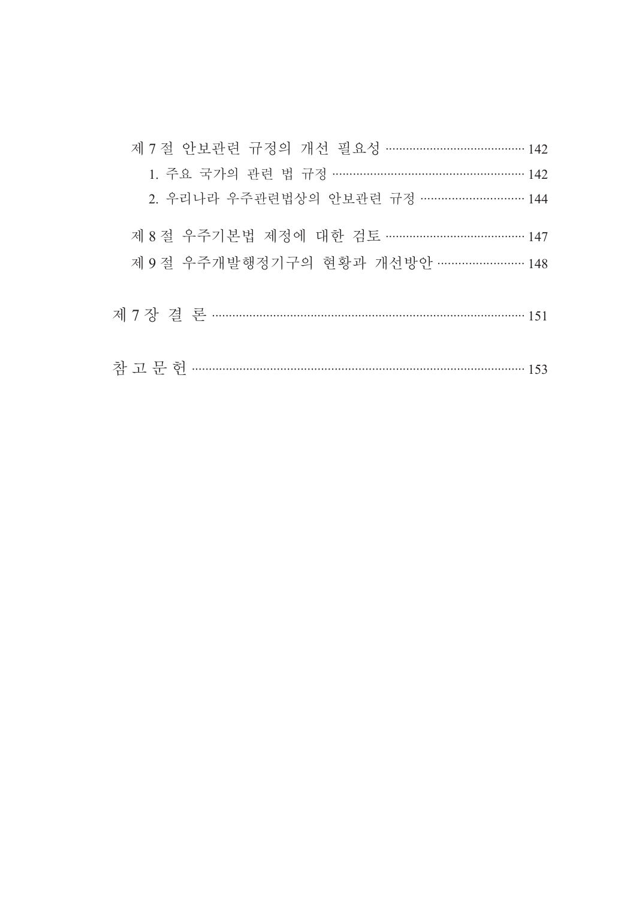제 7 절 안보관련 규정의 개선 필요성 ········································ 142

1. 주요 국가의 관련 법 규정 ······················································ 142

2. 우리나라 우주관련법상의 안보관련 규정 ······························ 144

제 8 절 우주기본법 제정에 대한 검토 ········································ 147

제 9 절 우주개발행정기구의 현황과 개선방안 ························· 148

제 7 장 결 론 ········································································· 151

참 고 문 헌 ··············································································· 153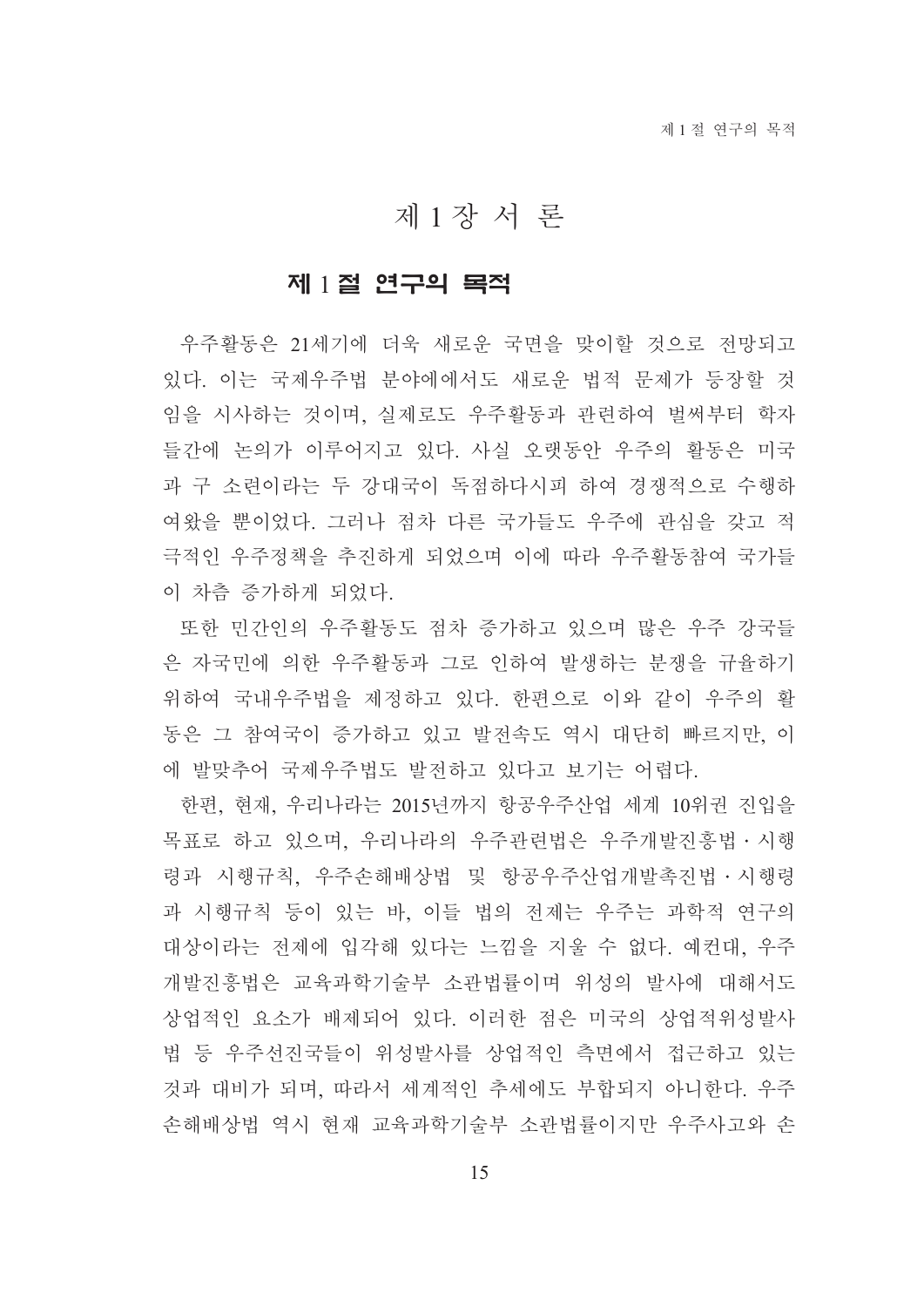# 제 1 장 서 론

## 제 1 절 연구의 목적

우주활동은 21세기에 더욱 새로운 국면을 맞이할 것으로 전망되고 있다. 이는 국제우주법 분야에에서도 새로운 법적 문제가 등장할 것임을 시사하는 것이며, 실제로도 우주활동과 관련하여 벌써부터 학자들간에 논의가 이루어지고 있다. 사실 오랫동안 우주의 활동은 미국과 구 소련이라는 두 강대국이 독점하다시피 하여 경쟁적으로 수행하여왔을 뿐이었다. 그러나 점차 다른 국가들도 우주에 관심을 갖고 적극적인 우주정책을 추진하게 되었으며 이에 따라 우주활동참여 국가들이 차츰 증가하게 되었다.

또한 민간인의 우주활동도 점차 증가하고 있으며 많은 우주 강국들은 자국민에 의한 우주활동과 그로 인하여 발생하는 분쟁을 규율하기 위하여 국내우주법을 제정하고 있다. 한편으로 이와 같이 우주의 활동은 그 참여국이 증가하고 있고 발전속도 역시 대단히 빠르지만, 이에 발맞추어 국제우주법도 발전하고 있다고 보기는 어렵다.

한편, 현재, 우리나라는 2015년까지 항공우주산업 세계 10위권 진입을 목표로 하고 있으며, 우리나라의 우주관련법은 우주개발진흥법·시행령과 시행규칙, 우주손해배상법 및 항공우주산업개발촉진법·시행령과 시행규칙 등이 있는 바, 이들 법의 전제는 우주는 과학적 연구의 대상이라는 전제에 입각해 있다는 느낌을 지울 수 없다. 예컨대, 우주개발진흥법은 교육과학기술부 소관법률이며 위성의 발사에 대해서도 상업적인 요소가 배제되어 있다. 이러한 점은 미국의 상업적위성발사법 등 우주선진국들이 위성발사를 상업적인 측면에서 접근하고 있는 것과 대비가 되며, 따라서 세계적인 추세에도 부합되지 아니한다. 우주손해배상법 역시 현재 교육과학기술부 소관법률이지만 우주사고와 손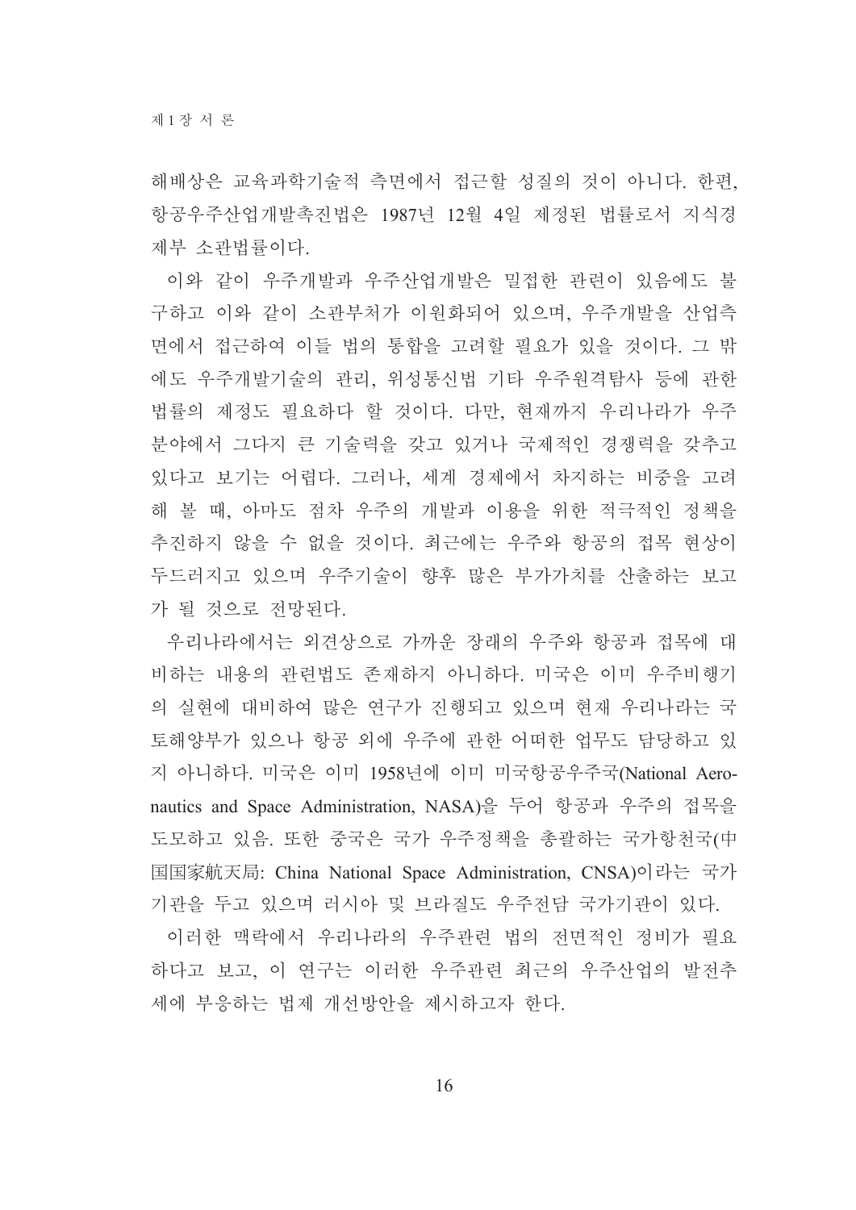해배상은 교육과학기술적 측면에서 접근할 성질의 것이 아니다. 한편, 항공우주산업개발촉진법은 1987년 12월 4일 제정된 법률로서 지식경제부 소관법률이다.

이와 같이 우주개발과 우주산업개발은 밀접한 관련이 있음에도 불구하고 이와 같이 소관부처가 이원화되어 있으며, 우주개발을 산업측면에서 접근하여 이들 법의 통합을 고려할 필요가 있을 것이다. 그 밖에도 우주개발기술의 관리, 위성통신법 기타 우주원격탐사 등에 관한 법률의 제정도 필요하다 할 것이다. 다만, 현재까지 우리나라가 우주분야에서 그다지 큰 기술력을 갖고 있거나 국제적인 경쟁력을 갖추고 있다고 보기는 어렵다. 그러나, 세계 경제에서 차지하는 비중을 고려해 볼 때, 아마도 점차 우주의 개발과 이용을 위한 적극적인 정책을 추진하지 않을 수 없을 것이다. 최근에는 우주와 항공의 접목 현상이 두드러지고 있으며 우주기술이 향후 많은 부가가치를 산출하는 보고가 될 것으로 전망된다.

우리나라에서는 외견상으로 가까운 장래의 우주와 항공과 접목에 대비하는 내용의 관련법도 존재하지 아니하다. 미국은 이미 우주비행기의 실현에 대비하여 많은 연구가 진행되고 있으며 현재 우리나라는 국토해양부가 있으나 항공 외에 우주에 관한 어떠한 업무도 담당하고 있지 아니하다. 미국은 이미 1958년에 이미 미국항공우주국(National Aeronautics and Space Administration, NASA)을 두어 항공과 우주의 접목을 도모하고 있음. 또한 중국은 국가 우주정책을 총괄하는 국가항천국(中国国家航天局: China National Space Administration, CNSA)이라는 국가기관을 두고 있으며 러시아 및 브라질도 우주전담 국가기관이 있다.

이러한 맥락에서 우리나라의 우주관련 법의 전면적인 정비가 필요하다고 보고, 이 연구는 이러한 우주관련 최근의 우주산업의 발전추세에 부응하는 법제 개선방안을 제시하고자 한다.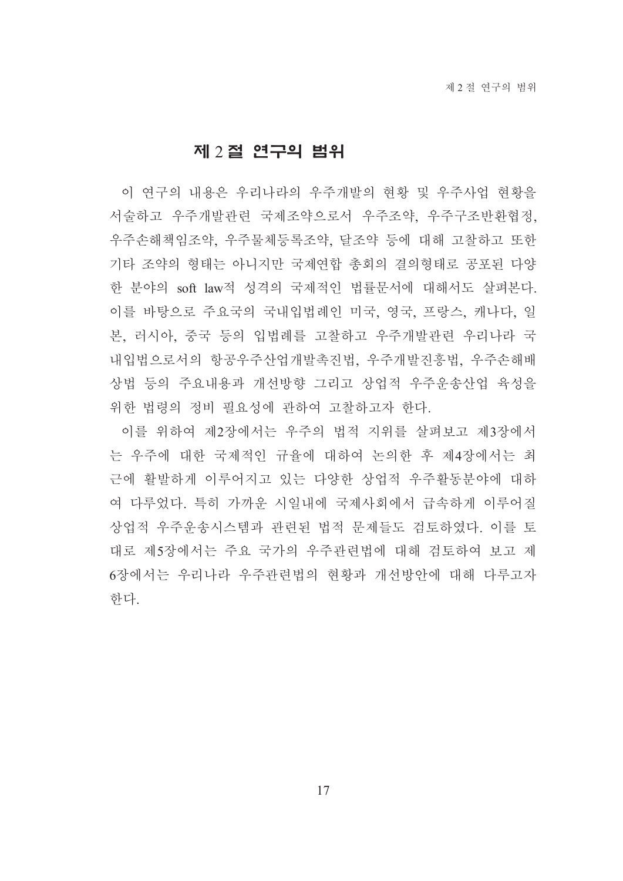## 제 2 절 연구의 범위

이 연구의 내용은 우리나라의 우주개발의 현황 및 우주사업 현황을 서술하고 우주개발관련 국제조약으로서 우주조약, 우주구조반환협정, 우주손해책임조약, 우주물체등록조약, 달조약 등에 대해 고찰하고 또한 기타 조약의 형태는 아니지만 국제연합 총회의 결의형태로 공포된 다양한 분야의 soft law적 성격의 국제적인 법률문서에 대해서도 살펴본다. 이를 바탕으로 주요국의 국내입법례인 미국, 영국, 프랑스, 캐나다, 일본, 러시아, 중국 등의 입법례를 고찰하고 우주개발관련 우리나라 국내입법으로서의 항공우주산업개발촉진법, 우주개발진흥법, 우주손해배상법 등의 주요내용과 개선방향 그리고 상업적 우주운송산업 육성을 위한 법령의 정비 필요성에 관하여 고찰하고자 한다.

이를 위하여 제2장에서는 우주의 법적 지위를 살펴보고 제3장에서는 우주에 대한 국제적인 규율에 대하여 논의한 후 제4장에서는 최근에 활발하게 이루어지고 있는 다양한 상업적 우주활동분야에 대하여 다루었다. 특히 가까운 시일내에 국제사회에서 급속하게 이루어질 상업적 우주운송시스템과 관련된 법적 문제들도 검토하였다. 이를 토대로 제5장에서는 주요 국가의 우주관련법에 대해 검토하여 보고 제6장에서는 우리나라 우주관련법의 현황과 개선방안에 대해 다루고자 한다.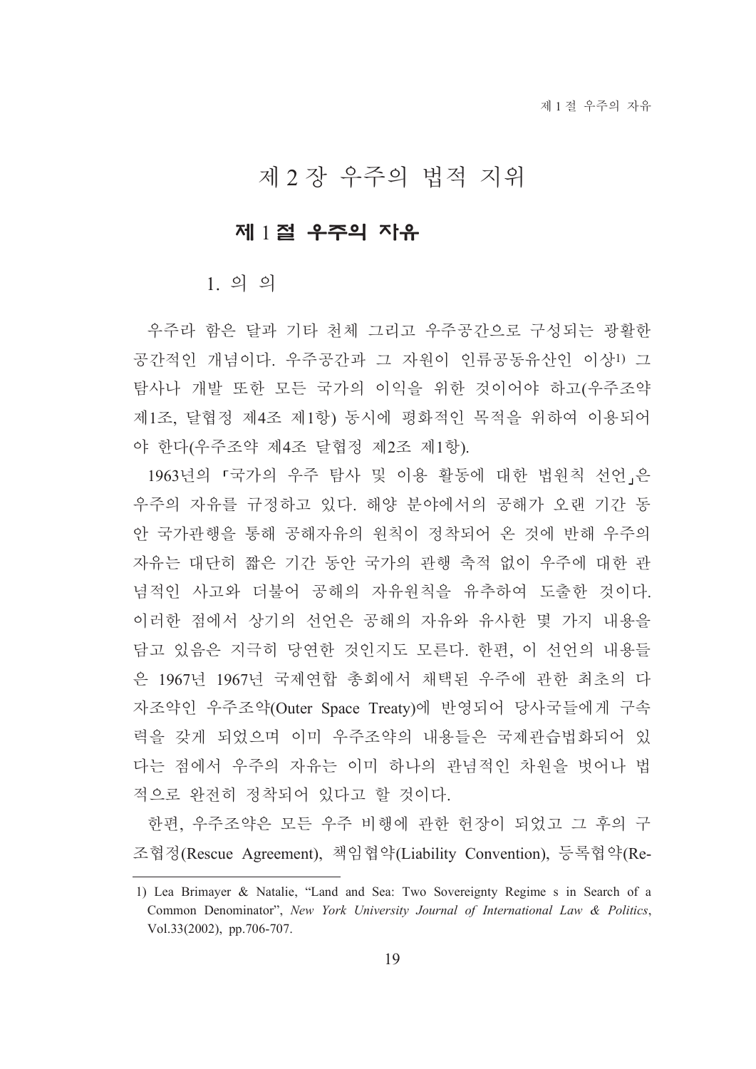# 제 2 장 우주의 법적 지위

## 제 1 절 우주의 자유

### 1. 의 의

우주라 함은 달과 기타 천체 그리고 우주공간으로 구성되는 광활한 공간적인 개념이다. 우주공간과 그 자원이 인류공동유산인 이상[1] 그 탐사나 개발 또한 모든 국가의 이익을 위한 것이어야 하고(우주조약 제1조, 달협정 제4조 제1항) 동시에 평화적인 목적을 위하여 이용되어야 한다(우주조약 제4조 달협정 제2조 제1항).

1963년의 「국가의 우주 탐사 및 이용 활동에 대한 법원칙 선언」은 우주의 자유를 규정하고 있다. 해양 분야에서의 공해가 오랜 기간 동안 국가관행을 통해 공해자유의 원칙이 정착되어 온 것에 반해 우주의 자유는 대단히 짧은 기간 동안 국가의 관행 축적 없이 우주에 대한 관념적인 사고와 더불어 공해의 자유원칙을 유추하여 도출한 것이다. 이러한 점에서 상기의 선언은 공해의 자유와 유사한 몇 가지 내용을 담고 있음은 지극히 당연한 것인지도 모른다. 한편, 이 선언의 내용들은 1967년 1967년 국제연합 총회에서 채택된 우주에 관한 최초의 다자조약인 우주조약(Outer Space Treaty)에 반영되어 당사국들에게 구속력을 갖게 되었으며 이미 우주조약의 내용들은 국제관습법화되어 있다는 점에서 우주의 자유는 이미 하나의 관념적인 차원을 벗어나 법적으로 완전히 정착되어 있다고 할 것이다.

한편, 우주조약은 모든 우주 비행에 관한 헌장이 되었고 그 후의 구조협정(Rescue Agreement), 책임협약(Liability Convention), 등록협약(Re-

---

1) Lea Brimayer & Natalie, "Land and Sea: Two Sovereignty Regime s in Search of a Common Denominator", *New York University Journal of International Law & Politics*, Vol.33(2002), pp.706-707.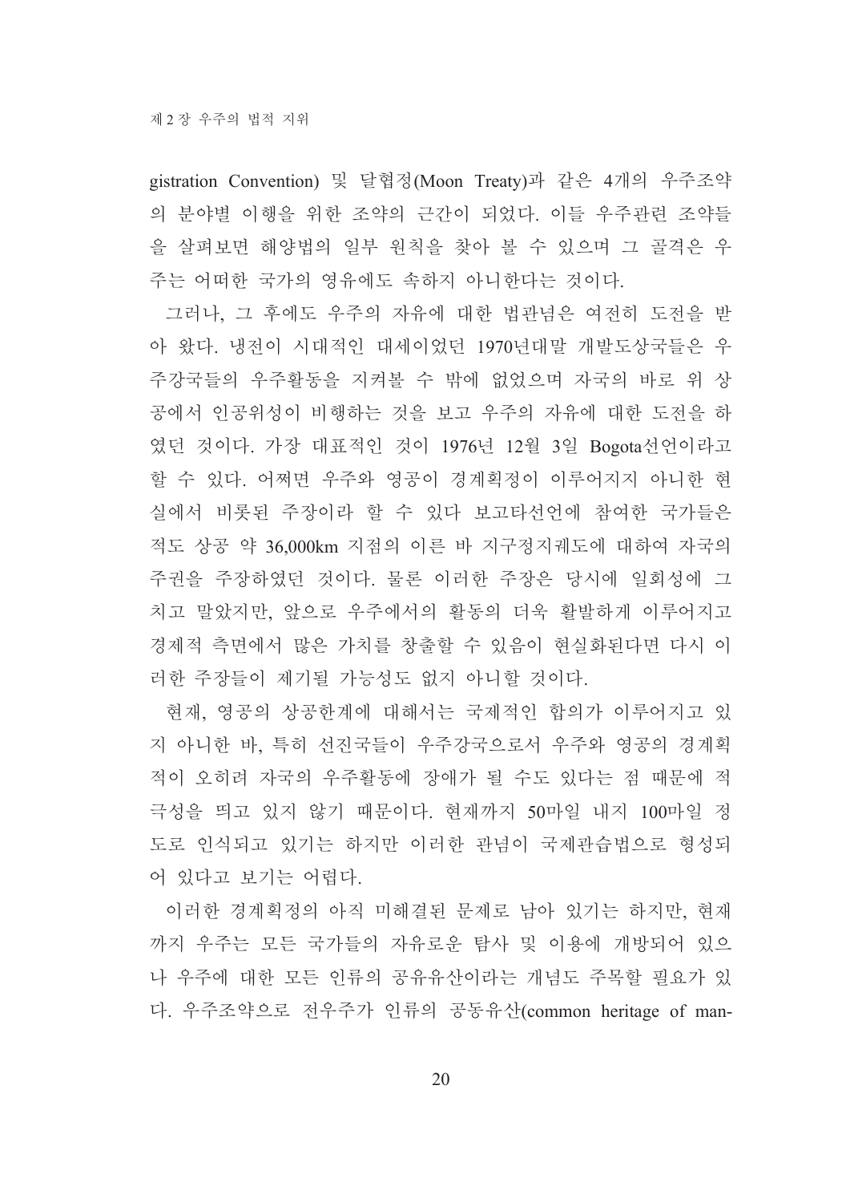gistration Convention) 및 달협정(Moon Treaty)과 같은 4개의 우주조약의 분야별 이행을 위한 조약의 근간이 되었다. 이들 우주관련 조약들을 살펴보면 해양법의 일부 원칙을 찾아 볼 수 있으며 그 골격은 우주는 어떠한 국가의 영유에도 속하지 아니한다는 것이다.

그러나, 그 후에도 우주의 자유에 대한 법관념은 여전히 도전을 받아 왔다. 냉전이 시대적인 대세이었던 1970년대말 개발도상국들은 우주강국들의 우주활동을 지켜볼 수 밖에 없었으며 자국의 바로 위 상공에서 인공위성이 비행하는 것을 보고 우주의 자유에 대한 도전을 하였던 것이다. 가장 대표적인 것이 1976년 12월 3일 Bogota선언이라고 할 수 있다. 어쩌면 우주와 영공이 경계획정이 이루어지지 아니한 현실에서 비롯된 주장이라 할 수 있다 보고타선언에 참여한 국가들은 적도 상공 약 36,000km 지점의 이른 바 지구정지궤도에 대하여 자국의 주권을 주장하였던 것이다. 물론 이러한 주장은 당시에 일회성에 그치고 말았지만, 앞으로 우주에서의 활동의 더욱 활발하게 이루어지고 경제적 측면에서 많은 가치를 창출할 수 있음이 현실화된다면 다시 이러한 주장들이 제기될 가능성도 없지 아니할 것이다.

현재, 영공의 상공한계에 대해서는 국제적인 합의가 이루어지고 있지 아니한 바, 특히 선진국들이 우주강국으로서 우주와 영공의 경계획적이 오히려 자국의 우주활동에 장애가 될 수도 있다는 점 때문에 적극성을 띄고 있지 않기 때문이다. 현재까지 50마일 내지 100마일 정도로 인식되고 있기는 하지만 이러한 관념이 국제관습법으로 형성되어 있다고 보기는 어렵다.

이러한 경계획정의 아직 미해결된 문제로 남아 있기는 하지만, 현재까지 우주는 모든 국가들의 자유로운 탐사 및 이용에 개방되어 있으나 우주에 대한 모든 인류의 공유유산이라는 개념도 주목할 필요가 있다. 우주조약으로 전우주가 인류의 공동유산(common heritage of man-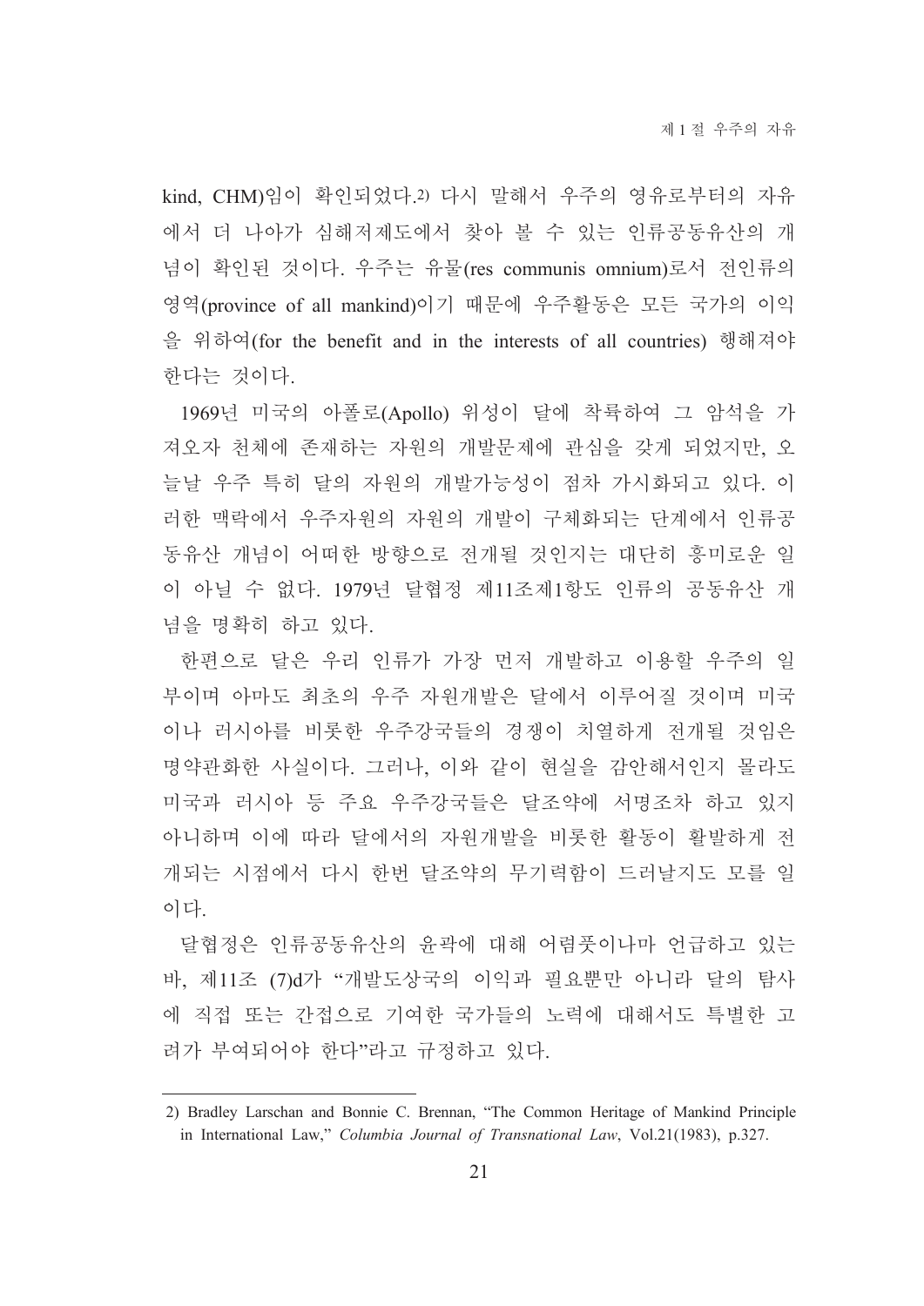kind, CHM)임이 확인되었다.[2] 다시 말해서 우주의 영유로부터의 자유에서 더 나아가 심해저제도에서 찾아 볼 수 있는 인류공동유산의 개념이 확인된 것이다. 우주는 유물(res communis omnium)로서 전인류의 영역(province of all mankind)이기 때문에 우주활동은 모든 국가의 이익을 위하여(for the benefit and in the interests of all countries) 행해져야 한다는 것이다.

1969년 미국의 아폴로(Apollo) 위성이 달에 착륙하여 그 암석을 가져오자 천체에 존재하는 자원의 개발문제에 관심을 갖게 되었지만, 오늘날 우주 특히 달의 자원의 개발가능성이 점차 가시화되고 있다. 이러한 맥락에서 우주자원의 자원의 개발이 구체화되는 단계에서 인류공동유산 개념이 어떠한 방향으로 전개될 것인지는 대단히 흥미로운 일이 아닐 수 없다. 1979년 달협정 제11조제1항도 인류의 공동유산 개념을 명확히 하고 있다.

한편으로 달은 우리 인류가 가장 먼저 개발하고 이용할 우주의 일부이며 아마도 최초의 우주 자원개발은 달에서 이루어질 것이며 미국이나 러시아를 비롯한 우주강국들의 경쟁이 치열하게 전개될 것임은 명약관화한 사실이다. 그러나, 이와 같이 현실을 감안해서인지 몰라도 미국과 러시아 등 주요 우주강국들은 달조약에 서명조차 하고 있지 아니하며 이에 따라 달에서의 자원개발을 비롯한 활동이 활발하게 전개되는 시점에서 다시 한번 달조약의 무기력함이 드러날지도 모를 일이다.

달협정은 인류공동유산의 윤곽에 대해 어렴풋이나마 언급하고 있는 바, 제11조 (7)d가 "개발도상국의 이익과 필요뿐만 아니라 달의 탐사에 직접 또는 간접으로 기여한 국가들의 노력에 대해서도 특별한 고려가 부여되어야 한다"라고 규정하고 있다.

---

2) Bradley Larschan and Bonnie C. Brennan, "The Common Heritage of Mankind Principle in International Law," *Columbia Journal of Transnational Law*, Vol.21(1983), p.327.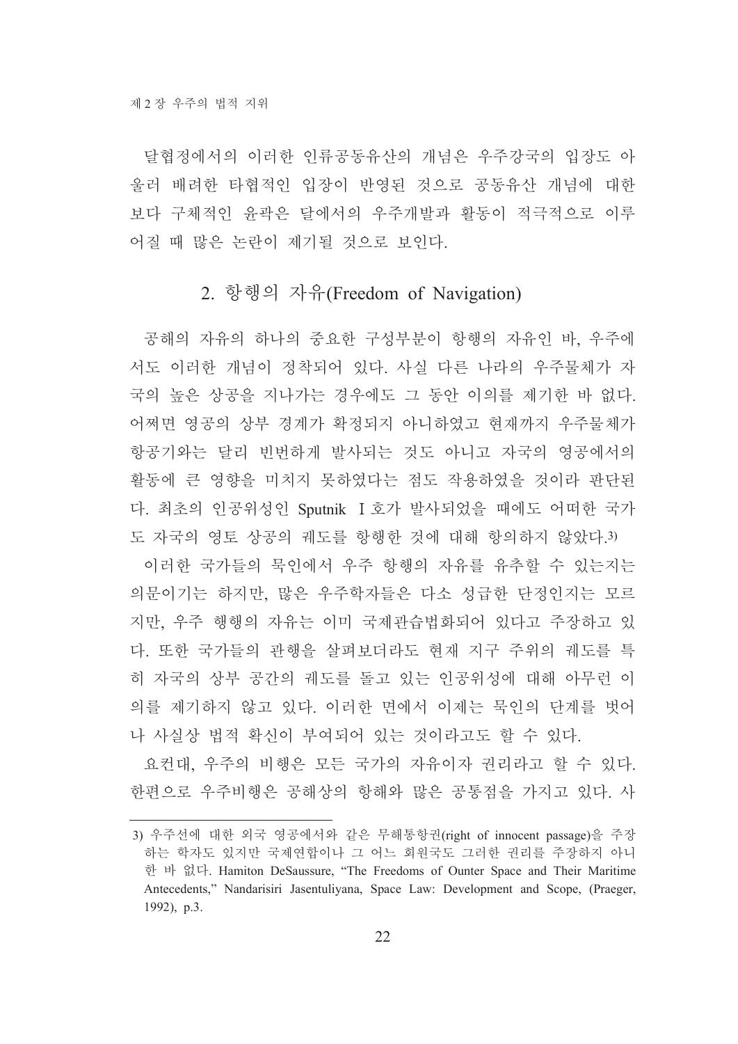달협정에서의 이러한 인류공동유산의 개념은 우주강국의 입장도 아울러 배려한 타협적인 입장이 반영된 것으로 공동유산 개념에 대한 보다 구체적인 윤곽은 달에서의 우주개발과 활동이 적극적으로 이루어질 때 많은 논란이 제기될 것으로 보인다.

## 2. 항행의 자유(Freedom of Navigation)

공해의 자유의 하나의 중요한 구성부분이 항행의 자유인 바, 우주에서도 이러한 개념이 정착되어 있다. 사실 다른 나라의 우주물체가 자국의 높은 상공을 지나가는 경우에도 그 동안 이의를 제기한 바 없다. 어쩌면 영공의 상부 경계가 확정되지 아니하였고 현재까지 우주물체가 항공기와는 달리 빈번하게 발사되는 것도 아니고 자국의 영공에서의 활동에 큰 영향을 미치지 못하였다는 점도 작용하였을 것이라 판단된다. 최초의 인공위성인 Sputnik Ⅰ호가 발사되었을 때에도 어떠한 국가도 자국의 영토 상공의 궤도를 항행한 것에 대해 항의하지 않았다.[3]

이러한 국가들의 묵인에서 우주 항행의 자유를 유추할 수 있는지는 의문이기는 하지만, 많은 우주학자들은 다소 성급한 단정인지는 모르지만, 우주 행행의 자유는 이미 국제관습법화되어 있다고 주장하고 있다. 또한 국가들의 관행을 살펴보더라도 현재 지구 주위의 궤도를 특히 자국의 상부 공간의 궤도를 돌고 있는 인공위성에 대해 아무런 이의를 제기하지 않고 있다. 이러한 면에서 이제는 묵인의 단계를 벗어나 사실상 법적 확신이 부여되어 있는 것이라고도 할 수 있다.

요컨대, 우주의 비행은 모든 국가의 자유이자 권리라고 할 수 있다. 한편으로 우주비행은 공해상의 항해와 많은 공통점을 가지고 있다. 사

---

3) 우주선에 대한 외국 영공에서와 같은 무해통항권(right of innocent passage)을 주장하는 학자도 있지만 국제연합이나 그 어느 회원국도 그러한 권리를 주장하지 아니한 바 없다. Hamiton DeSaussure, "The Freedoms of Ounter Space and Their Maritime Antecedents," Nandarisiri Jasentuliyana, Space Law: Development and Scope, (Praeger, 1992), p.3.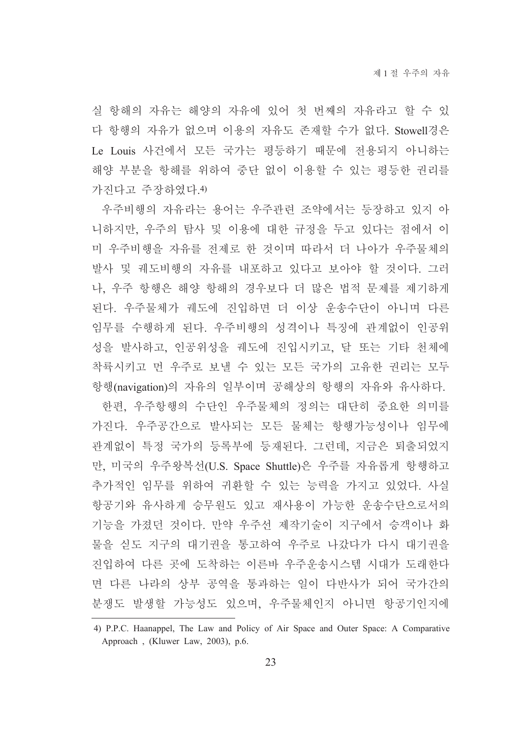실 항해의 자유는 해양의 자유에 있어 첫 번째의 자유라고 할 수 있다 항행의 자유가 없으며 이용의 자유도 존재할 수가 없다. Stowell경은 Le Louis 사건에서 모든 국가는 평등하기 때문에 전용되지 아니하는 해양 부분을 항해를 위하여 중단 없이 이용할 수 있는 평등한 권리를 가진다고 주장하였다.4)

우주비행의 자유라는 용어는 우주관련 조약에서는 등장하고 있지 아니하지만, 우주의 탐사 및 이용에 대한 규정을 두고 있다는 점에서 이미 우주비행을 자유를 전제로 한 것이며 따라서 더 나아가 우주물체의 발사 및 궤도비행의 자유를 내포하고 있다고 보아야 할 것이다. 그러나, 우주 항행은 해양 항해의 경우보다 더 많은 법적 문제를 제기하게 된다. 우주물체가 궤도에 진입하면 더 이상 운송수단이 아니며 다른 임무를 수행하게 된다. 우주비행의 성격이나 특징에 관계없이 인공위성을 발사하고, 인공위성을 궤도에 진입시키고, 달 또는 기타 천체에 착륙시키고 먼 우주로 보낼 수 있는 모든 국가의 고유한 권리는 모두 항행(navigation)의 자유의 일부이며 공해상의 항행의 자유와 유사하다.

한편, 우주항행의 수단인 우주물체의 정의는 대단히 중요한 의미를 가진다. 우주공간으로 발사되는 모든 물체는 항행가능성이나 임무에 관계없이 특정 국가의 등록부에 등재된다. 그런데, 지금은 퇴출되었지만, 미국의 우주왕복선(U.S. Space Shuttle)은 우주를 자유롭게 항행하고 추가적인 임무를 위하여 귀환할 수 있는 능력을 가지고 있었다. 사실 항공기와 유사하게 승무원도 있고 재사용이 가능한 운송수단으로서의 기능을 가졌던 것이다. 만약 우주선 제작기술이 지구에서 승객이나 화물을 싣도 지구의 대기권을 통고하여 우주로 나갔다가 다시 대기권을 진입하여 다른 곳에 도착하는 이른바 우주운송시스템 시대가 도래한다면 다른 나라의 상부 공역을 통과하는 일이 다반사가 되어 국가간의 분쟁도 발생할 가능성도 있으며, 우주물체인지 아니면 항공기인지에

---

4) P.P.C. Haanappel, The Law and Policy of Air Space and Outer Space: A Comparative Approach , (Kluwer Law, 2003), p.6.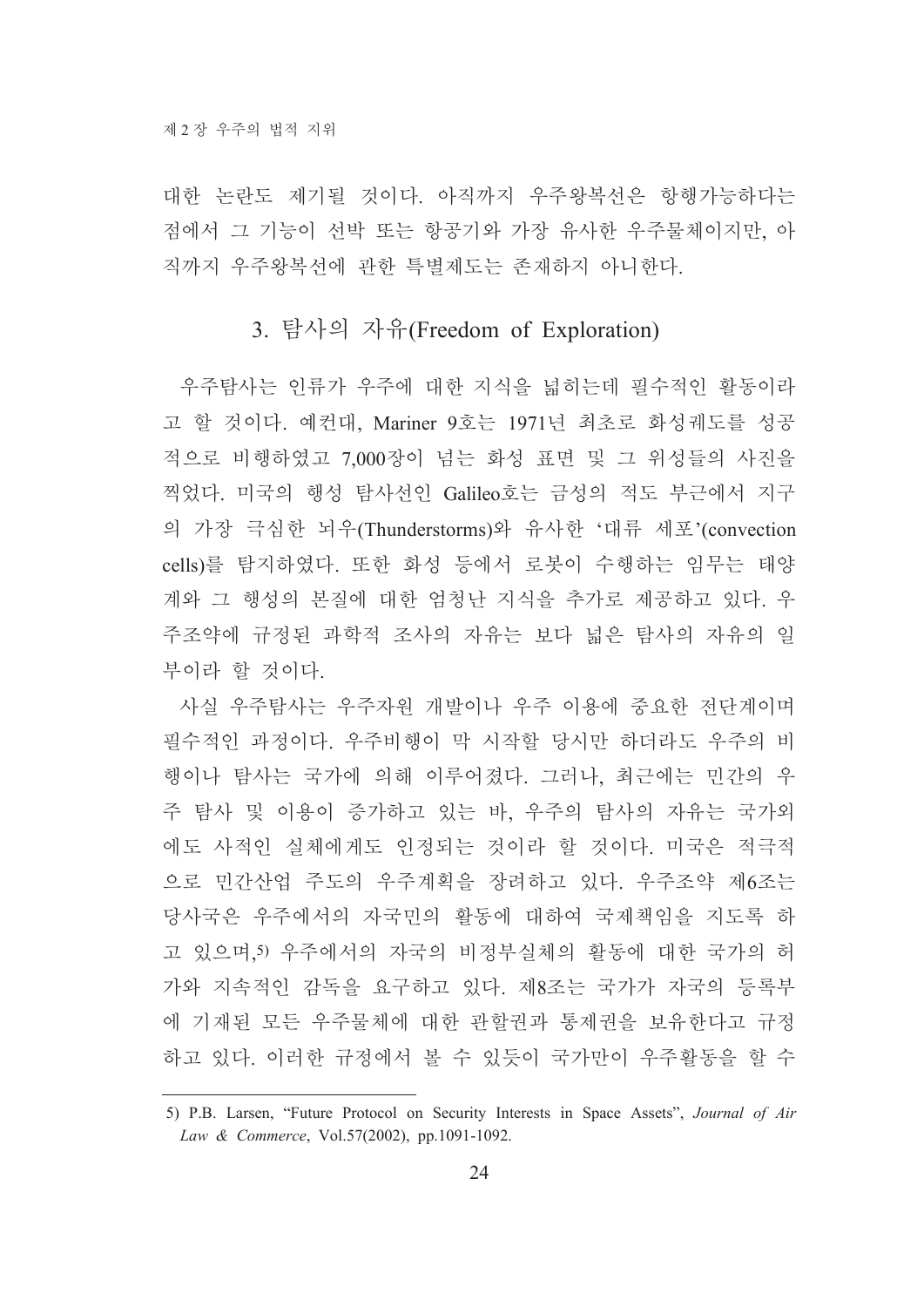대한 논란도 제기될 것이다. 아직까지 우주왕복선은 항행가능하다는 점에서 그 기능이 선박 또는 항공기와 가장 유사한 우주물체이지만, 아직까지 우주왕복선에 관한 특별제도는 존재하지 아니한다.

### 3. 탐사의 자유(Freedom of Exploration)

우주탐사는 인류가 우주에 대한 지식을 넓히는데 필수적인 활동이라고 할 것이다. 예컨대, Mariner 9호는 1971년 최초로 화성궤도를 성공적으로 비행하였고 7,000장이 넘는 화성 표면 및 그 위성들의 사진을 찍었다. 미국의 행성 탐사선인 Galileo호는 금성의 적도 부근에서 지구의 가장 극심한 뇌우(Thunderstorms)와 유사한 '대류 세포'(convection cells)를 탐지하였다. 또한 화성 등에서 로봇이 수행하는 임무는 태양계와 그 행성의 본질에 대한 엄청난 지식을 추가로 제공하고 있다. 우주조약에 규정된 과학적 조사의 자유는 보다 넓은 탐사의 자유의 일부이라 할 것이다.

사실 우주탐사는 우주자원 개발이나 우주 이용에 중요한 전단계이며 필수적인 과정이다. 우주비행이 막 시작할 당시만 하더라도 우주의 비행이나 탐사는 국가에 의해 이루어졌다. 그러나, 최근에는 민간의 우주 탐사 및 이용이 증가하고 있는 바, 우주의 탐사의 자유는 국가외에도 사적인 실체에게도 인정되는 것이라 할 것이다. 미국은 적극적으로 민간산업 주도의 우주계획을 장려하고 있다. 우주조약 제6조는 당사국은 우주에서의 자국민의 활동에 대하여 국제책임을 지도록 하고 있으며,[5] 우주에서의 자국의 비정부실체의 활동에 대한 국가의 허가와 지속적인 감독을 요구하고 있다. 제8조는 국가가 자국의 등록부에 기재된 모든 우주물체에 대한 관할권과 통제권을 보유한다고 규정하고 있다. 이러한 규정에서 볼 수 있듯이 국가만이 우주활동을 할 수

---

5) P.B. Larsen, "Future Protocol on Security Interests in Space Assets", *Journal of Air Law & Commerce*, Vol.57(2002), pp.1091-1092.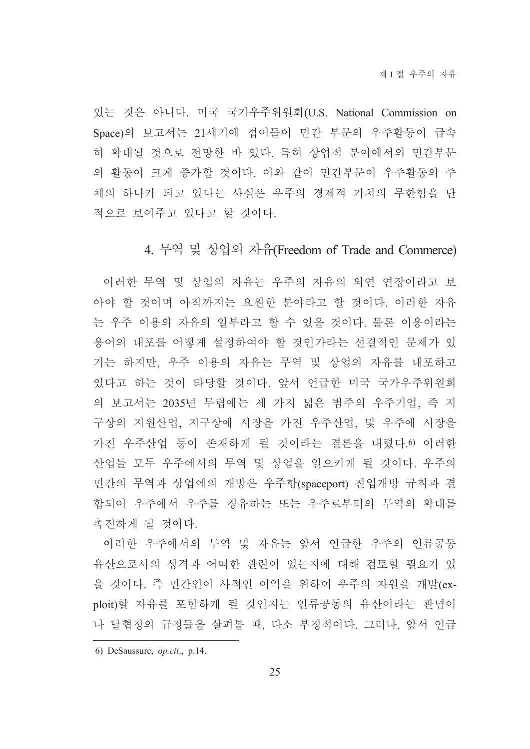있는 것은 아니다. 미국 국가우주위원회(U.S. National Commission on Space)의 보고서는 21세기에 접어들어 민간 부문의 우주활동이 급속히 확대될 것으로 전망한 바 있다. 특히 상업적 분야에서의 민간부문의 활동이 크게 증가할 것이다. 이와 같이 민간부문이 우주활동의 주체의 하나가 되고 있다는 사실은 우주의 경제적 가치의 무한함을 단적으로 보여주고 있다고 할 것이다.

### 4. 무역 및 상업의 자유(Freedom of Trade and Commerce)

이러한 무역 및 상업의 자유는 우주의 자유의 외연 연장이라고 보아야 할 것이며 아직까지는 요원한 분야라고 할 것이다. 이러한 자유는 우주 이용의 자유의 일부라고 할 수 있을 것이다. 물론 이용이라는 용어의 내포를 어떻게 설정하여야 할 것인가라는 선결적인 문제가 있기는 하지만, 우주 이용의 자유는 무역 및 상업의 자유를 내포하고 있다고 하는 것이 타당할 것이다. 앞서 언급한 미국 국가우주위원회의 보고서는 2035년 무렵에는 세 가지 넓은 범주의 우주기업, 즉 지구상의 지원산업, 지구상에 시장을 가진 우주산업, 및 우주에 시장을 가진 우주산업 등이 존재하게 될 것이라는 결론을 내렸다.[6] 이러한 산업들 모두 우주에서의 무역 및 상업을 일으키게 될 것이다. 우주의 민간의 무역과 상업에의 개방은 우주항(spaceport) 진입개방 규칙과 결합되어 우주에서 우주를 경유하는 또는 우주로부터의 무역의 확대를 촉진하게 될 것이다.

이러한 우주에서의 무역 및 자유는 앞서 언급한 우주의 인류공동유산으로서의 성격과 어떠한 관련이 있는지에 대해 검토할 필요가 있을 것이다. 즉 민간인이 사적인 이익을 위하여 우주의 자원을 개발(exploit)할 자유를 포함하게 될 것인지는 인류공동의 유산이라는 관념이나 달협정의 규정들을 살펴볼 때, 다소 부정적이다. 그러나, 앞서 언급

---

6) DeSaussure, *op.cit*., p.14.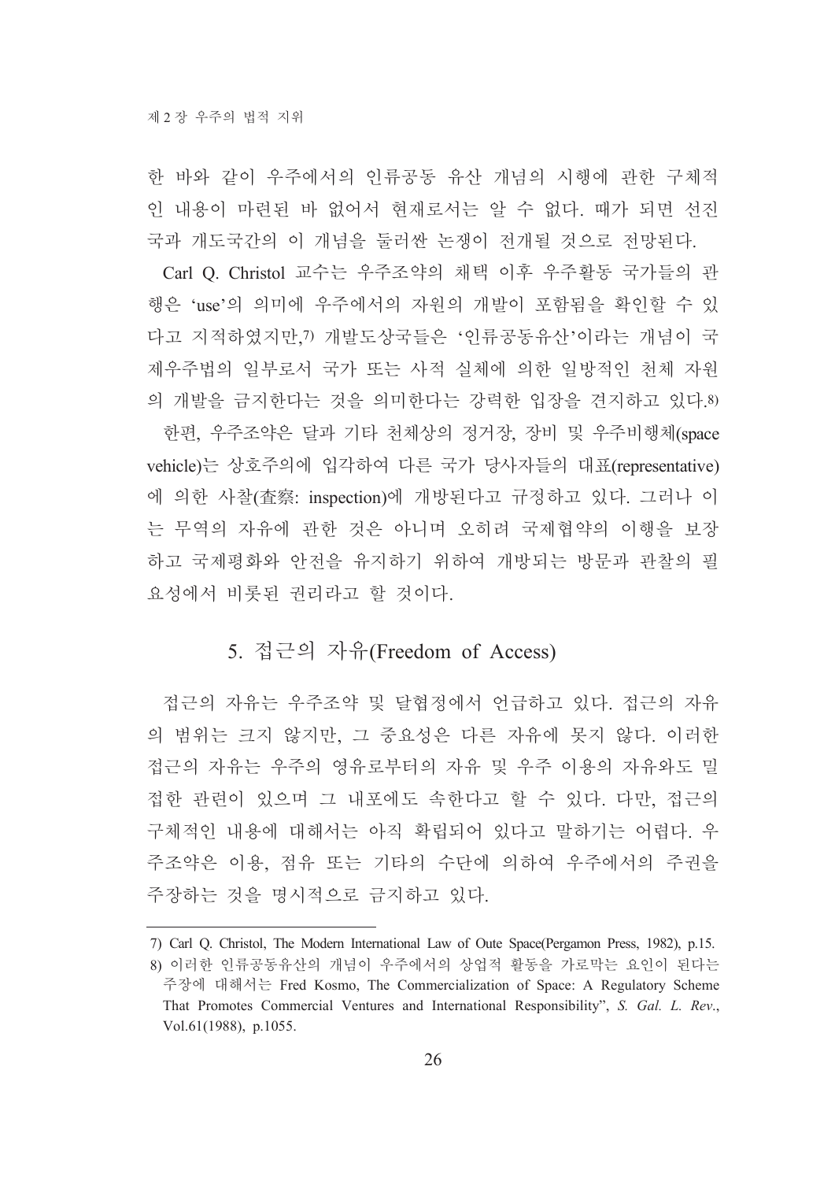한 바와 같이 우주에서의 인류공동 유산 개념의 시행에 관한 구체적인 내용이 마련된 바 없어서 현재로서는 알 수 없다. 때가 되면 선진국과 개도국간의 이 개념을 둘러싼 논쟁이 전개될 것으로 전망된다.

Carl Q. Christol 교수는 우주조약의 채택 이후 우주활동 국가들의 관행은 'use'의 의미에 우주에서의 자원의 개발이 포함됨을 확인할 수 있다고 지적하였지만,[7] 개발도상국들은 '인류공동유산'이라는 개념이 국제우주법의 일부로서 국가 또는 사적 실체에 의한 일방적인 천체 자원의 개발을 금지한다는 것을 의미한다는 강력한 입장을 견지하고 있다.[8]

한편, 우주조약은 달과 기타 천체상의 정거장, 장비 및 우주비행체(space vehicle)는 상호주의에 입각하여 다른 국가 당사자들의 대표(representative)에 의한 사찰(査察: inspection)에 개방된다고 규정하고 있다. 그러나 이는 무역의 자유에 관한 것은 아니며 오히려 국제협약의 이행을 보장하고 국제평화와 안전을 유지하기 위하여 개방되는 방문과 관찰의 필요성에서 비롯된 권리라고 할 것이다.

## 5. 접근의 자유(Freedom of Access)

접근의 자유는 우주조약 및 달협정에서 언급하고 있다. 접근의 자유의 범위는 크지 않지만, 그 중요성은 다른 자유에 못지 않다. 이러한 접근의 자유는 우주의 영유로부터의 자유 및 우주 이용의 자유와도 밀접한 관련이 있으며 그 내포에도 속한다고 할 수 있다. 다만, 접근의 구체적인 내용에 대해서는 아직 확립되어 있다고 말하기는 어렵다. 우주조약은 이용, 점유 또는 기타의 수단에 의하여 우주에서의 주권을 주장하는 것을 명시적으로 금지하고 있다.

---

7) Carl Q. Christol, The Modern International Law of Oute Space(Pergamon Press, 1982), p.15.

8) 이러한 인류공동유산의 개념이 우주에서의 상업적 활동을 가로막는 요인이 된다는 주장에 대해서는 Fred Kosmo, The Commercialization of Space: A Regulatory Scheme That Promotes Commercial Ventures and International Responsibility", *S. Gal. L. Rev.*, Vol.61(1988), p.1055.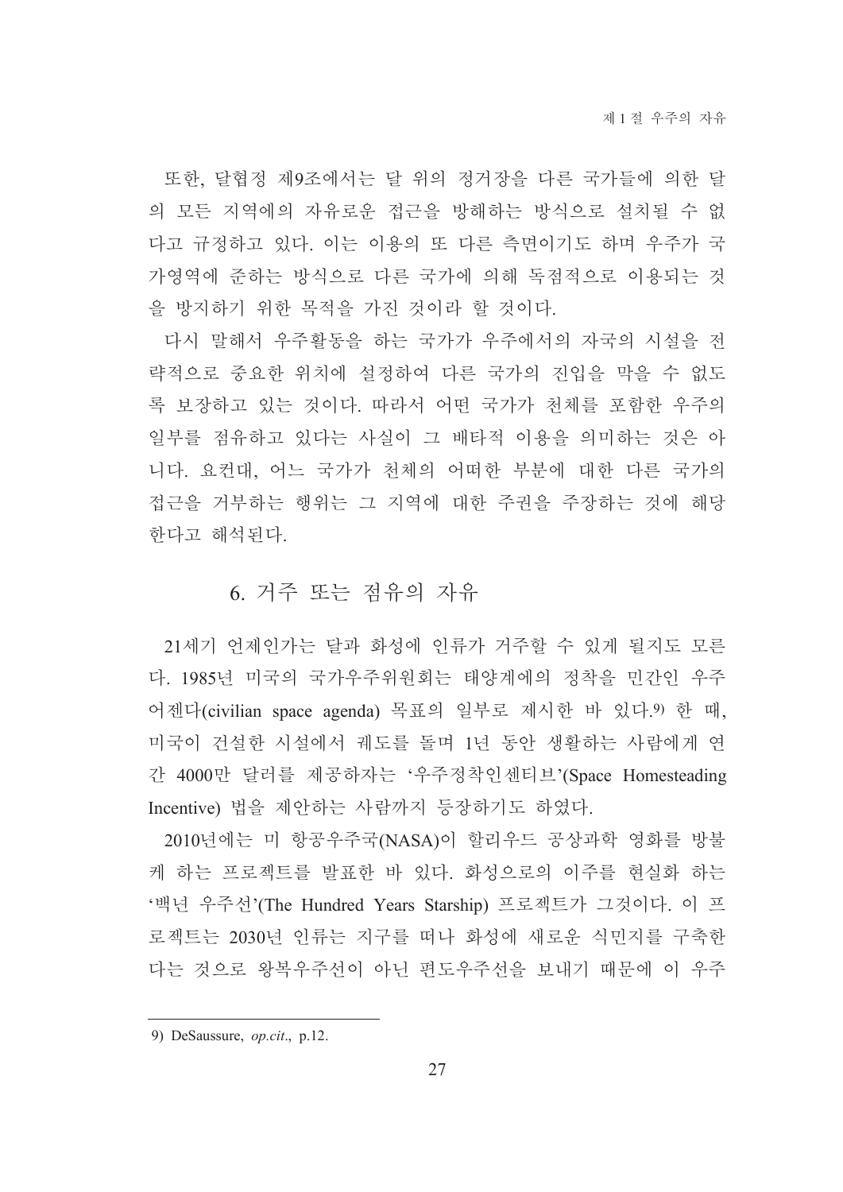또한, 달협정 제9조에서는 달 위의 정거장을 다른 국가들에 의한 달의 모든 지역에의 자유로운 접근을 방해하는 방식으로 설치될 수 없다고 규정하고 있다. 이는 이용의 또 다른 측면이기도 하며 우주가 국가영역에 준하는 방식으로 다른 국가에 의해 독점적으로 이용되는 것을 방지하기 위한 목적을 가진 것이라 할 것이다.

다시 말해서 우주활동을 하는 국가가 우주에서의 자국의 시설을 전략적으로 중요한 위치에 설정하여 다른 국가의 진입을 막을 수 없도록 보장하고 있는 것이다. 따라서 어떤 국가가 천체를 포함한 우주의 일부를 점유하고 있다는 사실이 그 배타적 이용을 의미하는 것은 아니다. 요컨대, 어느 국가가 천체의 어떠한 부분에 대한 다른 국가의 접근을 거부하는 행위는 그 지역에 대한 주권을 주장하는 것에 해당한다고 해석된다.

## 6. 거주 또는 점유의 자유

21세기 언제인가는 달과 화성에 인류가 거주할 수 있게 될지도 모른다. 1985년 미국의 국가우주위원회는 태양계에의 정착을 민간인 우주 어젠다(civilian space agenda) 목표의 일부로 제시한 바 있다.[9] 한 때, 미국이 건설한 시설에서 궤도를 돌며 1년 동안 생활하는 사람에게 연간 4000만 달러를 제공하자는 '우주정착인센티브'(Space Homesteading Incentive) 법을 제안하는 사람까지 등장하기도 하였다.

2010년에는 미 항공우주국(NASA)이 할리우드 공상과학 영화를 방불케 하는 프로젝트를 발표한 바 있다. 화성으로의 이주를 현실화 하는 '백년 우주선'(The Hundred Years Starship) 프로젝트가 그것이다. 이 프로젝트는 2030년 인류는 지구를 떠나 화성에 새로운 식민지를 구축한다는 것으로 왕복우주선이 아닌 편도우주선을 보내기 때문에 이 우주

---

9) DeSaussure, *op.cit*., p.12.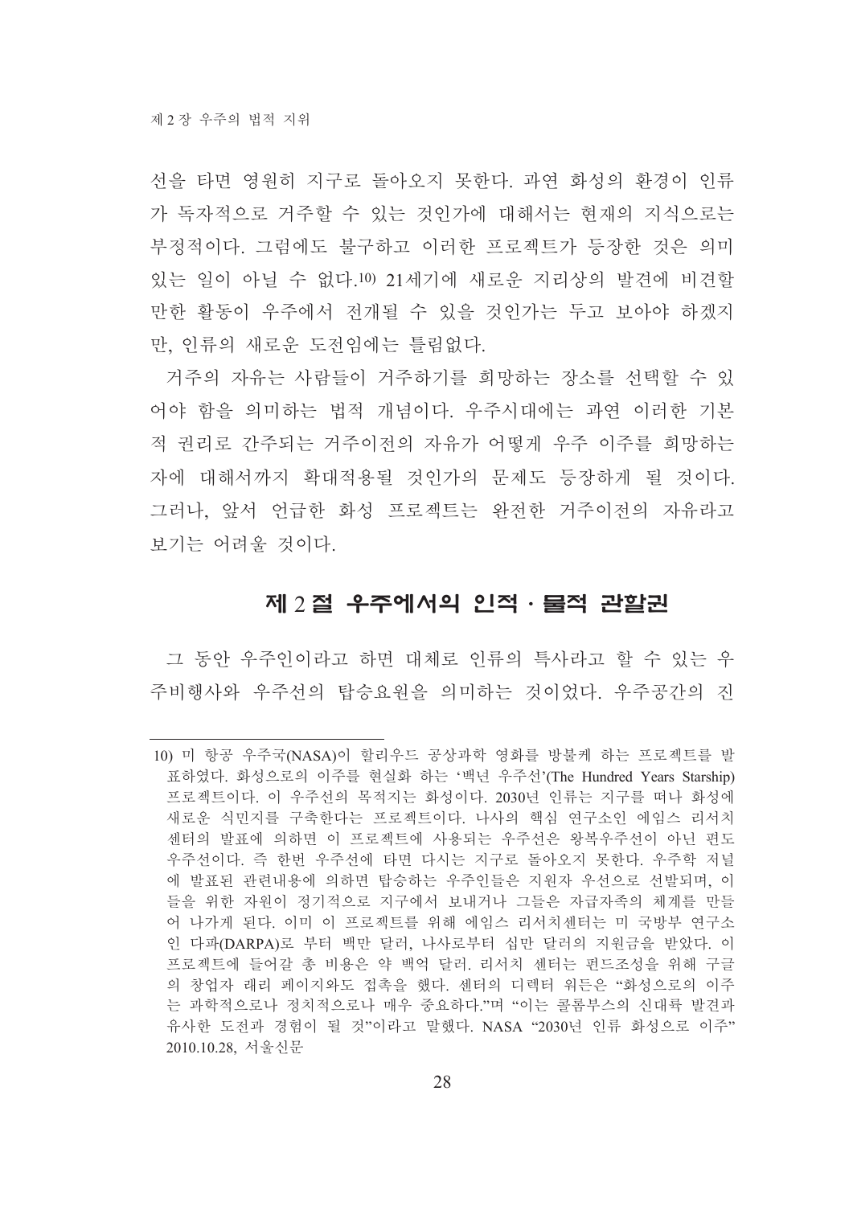선을 타면 영원히 지구로 돌아오지 못한다. 과연 화성의 환경이 인류가 독자적으로 거주할 수 있는 것인가에 대해서는 현재의 지식으로는 부정적이다. 그럼에도 불구하고 이러한 프로젝트가 등장한 것은 의미 있는 일이 아닐 수 없다.[10] 21세기에 새로운 지리상의 발견에 비견할 만한 활동이 우주에서 전개될 수 있을 것인가는 두고 보아야 하겠지만, 인류의 새로운 도전임에는 틀림없다.

거주의 자유는 사람들이 거주하기를 희망하는 장소를 선택할 수 있어야 함을 의미하는 법적 개념이다. 우주시대에는 과연 이러한 기본적 권리로 간주되는 거주이전의 자유가 어떻게 우주 이주를 희망하는 자에 대해서까지 확대적용될 것인가의 문제도 등장하게 될 것이다. 그러나, 앞서 언급한 화성 프로젝트는 완전한 거주이전의 자유라고 보기는 어려울 것이다.

## 제 2 절 우주에서의 인적 · 물적 관할권

그 동안 우주인이라고 하면 대체로 인류의 특사라고 할 수 있는 우주비행사와 우주선의 탑승요원을 의미하는 것이었다. 우주공간의 진

---

10) 미 항공 우주국(NASA)이 할리우드 공상과학 영화를 방불케 하는 프로젝트를 발표하였다. 화성으로의 이주를 현실화 하는 '백년 우주선'(The Hundred Years Starship) 프로젝트이다. 이 우주선의 목적지는 화성이다. 2030년 인류는 지구를 떠나 화성에 새로운 식민지를 구축한다는 프로젝트이다. 나사의 핵심 연구소인 에임스 리서치 센터의 발표에 의하면 이 프로젝트에 사용되는 우주선은 왕복우주선이 아닌 편도 우주선이다. 즉 한번 우주선에 타면 다시는 지구로 돌아오지 못한다. 우주학 저널에 발표된 관련내용에 의하면 탑승하는 우주인들은 지원자 우선으로 선발되며, 이들을 위한 자원이 정기적으로 지구에서 보내거나 그들은 자급자족의 체계를 만들어 나가게 된다. 이미 이 프로젝트를 위해 에임스 리서치센터는 미 국방부 연구소인 다파(DARPA)로 부터 백만 달러, 나사로부터 십만 달러의 지원금을 받았다. 이 프로젝트에 들어갈 총 비용은 약 백억 달러. 리서치 센터는 펀드조성을 위해 구글의 창업자 래리 페이지와도 접촉을 했다. 센터의 디렉터 위든은 "화성으로의 이주는 과학적으로나 정치적으로나 매우 중요하다."며 "이는 콜롬부스의 신대륙 발견과 유사한 도전과 경험이 될 것"이라고 말했다. NASA "2030년 인류 화성으로 이주" 2010.10.28, 서울신문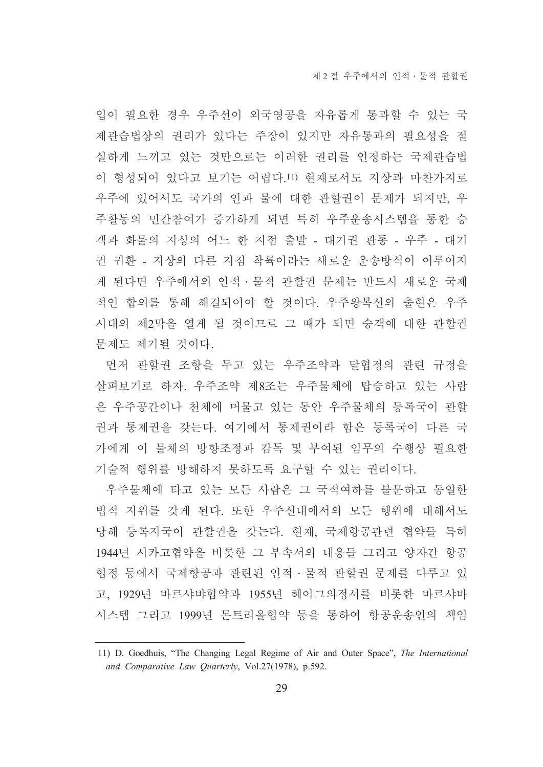입이 필요한 경우 우주선이 외국영공을 자유롭게 통과할 수 있는 국제관습법상의 권리가 있다는 주장이 있지만 자유통과의 필요성을 절실하게 느끼고 있는 것만으로는 이러한 권리를 인정하는 국제관습법이 형성되어 있다고 보기는 어렵다.[11] 현재로서도 지상과 마찬가지로 우주에 있어서도 국가의 인과 물에 대한 관할권이 문제가 되지만, 우주활동의 민간참여가 증가하게 되면 특히 우주운송시스템을 통한 승객과 화물의 지상의 어느 한 지점 출발 - 대기권 관통 - 우주 - 대기권 귀환 - 지상의 다른 지점 착륙이라는 새로운 운송방식이 이루어지게 된다면 우주에서의 인적·물적 관할권 문제는 반드시 새로운 국제적인 합의를 통해 해결되어야 할 것이다. 우주왕복선의 출현은 우주시대의 제2막을 열게 될 것이므로 그 때가 되면 승객에 대한 관할권 문제도 제기될 것이다.

먼저 관할권 조항을 두고 있는 우주조약과 달협정의 관련 규정을 살펴보기로 하자. 우주조약 제8조는 우주물체에 탑승하고 있는 사람은 우주공간이나 천체에 머물고 있는 동안 우주물체의 등록국이 관할권과 통제권을 갖는다. 여기에서 통제권이라 함은 등록국이 다른 국가에게 이 물체의 방향조정과 감독 및 부여된 임무의 수행상 필요한 기술적 행위를 방해하지 못하도록 요구할 수 있는 권리이다.

우주물체에 타고 있는 모든 사람은 그 국적여하를 불문하고 동일한 법적 지위를 갖게 된다. 또한 우주선내에서의 모든 행위에 대해서도 당해 등록지국이 관할권을 갖는다. 현재, 국제항공관련 협약들 특히 1944년 시카고협약을 비롯한 그 부속서의 내용들 그리고 양자간 항공협정 등에서 국제항공과 관련된 인적·물적 관할권 문제를 다루고 있고, 1929년 바르샤바협약과 1955년 헤이그의정서를 비롯한 바르샤바 시스템 그리고 1999년 몬트리올협약 등을 통하여 항공운송인의 책임

---

11) D. Goedhuis, "The Changing Legal Regime of Air and Outer Space", *The International and Comparative Law Quarterly*, Vol.27(1978), p.592.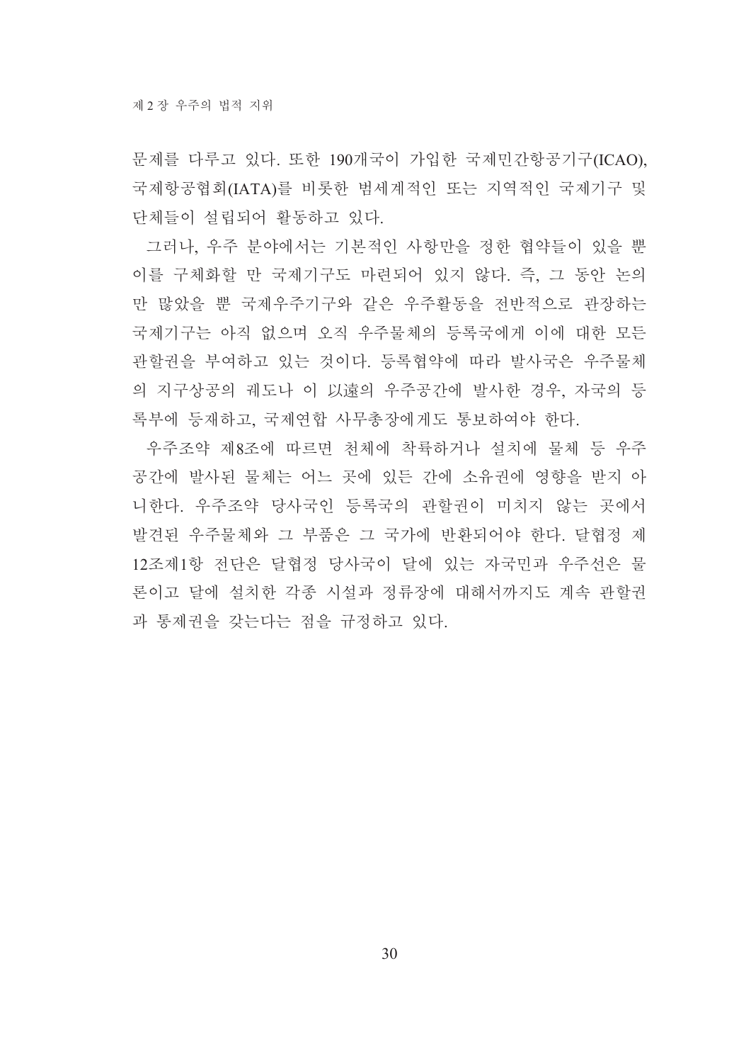문제를 다루고 있다. 또한 190개국이 가입한 국제민간항공기구(ICAO), 국제항공협회(IATA)를 비롯한 범세계적인 또는 지역적인 국제기구 및 단체들이 설립되어 활동하고 있다.

그러나, 우주 분야에서는 기본적인 사항만을 정한 협약들이 있을 뿐 이를 구체화할 만 국제기구도 마련되어 있지 않다. 즉, 그 동안 논의만 많았을 뿐 국제우주기구와 같은 우주활동을 전반적으로 관장하는 국제기구는 아직 없으며 오직 우주물체의 등록국에게 이에 대한 모든 관할권을 부여하고 있는 것이다. 등록협약에 따라 발사국은 우주물체의 지구상공의 궤도나 이 以遠의 우주공간에 발사한 경우, 자국의 등록부에 등재하고, 국제연합 사무총장에게도 통보하여야 한다.

우주조약 제8조에 따르면 천체에 착륙하거나 설치에 물체 등 우주공간에 발사된 물체는 어느 곳에 있든 간에 소유권에 영향을 받지 아니한다. 우주조약 당사국인 등록국의 관할권이 미치지 않는 곳에서 발견된 우주물체와 그 부품은 그 국가에 반환되어야 한다. 달협정 제12조제1항 전단은 달협정 당사국이 달에 있는 자국민과 우주선은 물론이고 달에 설치한 각종 시설과 정류장에 대해서까지도 계속 관할권과 통제권을 갖는다는 점을 규정하고 있다.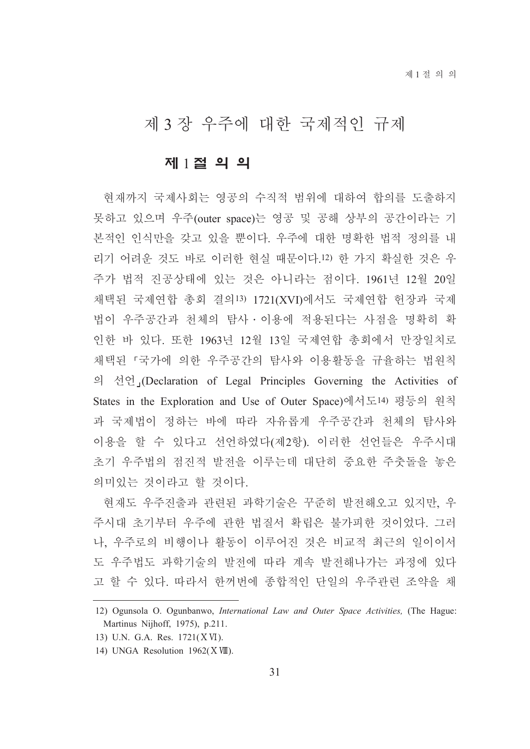# 제 3 장 우주에 대한 국제적인 규제

## 제 1 절 의 의

현재까지 국제사회는 영공의 수직적 범위에 대하여 합의를 도출하지 못하고 있으며 우주(outer space)는 영공 및 공해 상부의 공간이라는 기본적인 인식만을 갖고 있을 뿐이다. 우주에 대한 명확한 법적 정의를 내리기 어려운 것도 바로 이러한 현실 때문이다.[12] 한 가지 확실한 것은 우주가 법적 진공상태에 있는 것은 아니라는 점이다. 1961년 12월 20일 채택된 국제연합 총회 결의[13] 1721(XVI)에서도 국제연합 헌장과 국제법이 우주공간과 천체의 탐사・이용에 적용된다는 사점을 명확히 확인한 바 있다. 또한 1963년 12월 13일 국제연합 총회에서 만장일치로 채택된 「국가에 의한 우주공간의 탐사와 이용활동을 규율하는 법원칙의 선언」(Declaration of Legal Principles Governing the Activities of States in the Exploration and Use of Outer Space)에서도[14] 평등의 원칙과 국제법이 정하는 바에 따라 자유롭게 우주공간과 천체의 탐사와 이용을 할 수 있다고 선언하였다(제2항). 이러한 선언들은 우주시대 초기 우주법의 점진적 발전을 이루는데 대단히 중요한 주춧돌을 놓은 의미있는 것이라고 할 것이다.

현재도 우주진출과 관련된 과학기술은 꾸준히 발전해오고 있지만, 우주시대 초기부터 우주에 관한 법질서 확립은 불가피한 것이었다. 그러나, 우주로의 비행이나 활동이 이루어진 것은 비교적 최근의 일이이서도 우주법도 과학기술의 발전에 따라 계속 발전해나가는 과정에 있다고 할 수 있다. 따라서 한꺼번에 종합적인 단일의 우주관련 조약을 채

---

12) Ogunsola O. Ogunbanwo, *International Law and Outer Space Activities,* (The Hague: Martinus Nijhoff, 1975), p.211.

13) U.N. G.A. Res. 1721(XVI).

14) UNGA Resolution 1962(XVIII).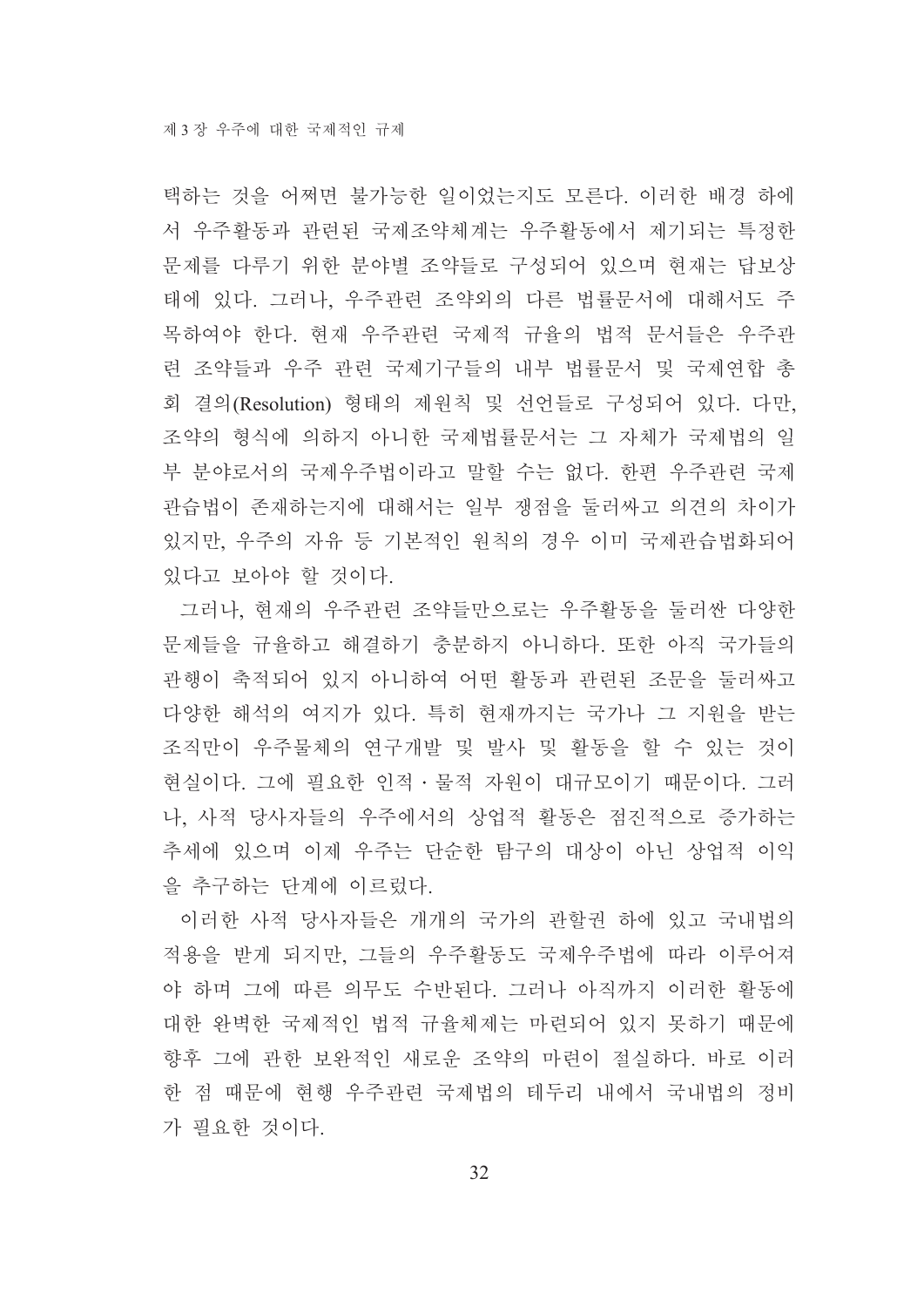택하는 것을 어쩌면 불가능한 일이었는지도 모른다. 이러한 배경 하에서 우주활동과 관련된 국제조약체계는 우주활동에서 제기되는 특정한 문제를 다루기 위한 분야별 조약들로 구성되어 있으며 현재는 답보상태에 있다. 그러나, 우주관련 조약외의 다른 법률문서에 대해서도 주목하여야 한다. 현재 우주관련 국제적 규율의 법적 문서들은 우주관련 조약들과 우주 관련 국제기구들의 내부 법률문서 및 국제연합 총회 결의(Resolution) 형태의 제원칙 및 선언들로 구성되어 있다. 다만, 조약의 형식에 의하지 아니한 국제법률문서는 그 자체가 국제법의 일부 분야로서의 국제우주법이라고 말할 수는 없다. 한편 우주관련 국제관습법이 존재하는지에 대해서는 일부 쟁점을 둘러싸고 의견의 차이가 있지만, 우주의 자유 등 기본적인 원칙의 경우 이미 국제관습법화되어 있다고 보아야 할 것이다.

그러나, 현재의 우주관련 조약들만으로는 우주활동을 둘러싼 다양한 문제들을 규율하고 해결하기 충분하지 아니하다. 또한 아직 국가들의 관행이 축적되어 있지 아니하여 어떤 활동과 관련된 조문을 둘러싸고 다양한 해석의 여지가 있다. 특히 현재까지는 국가나 그 지원을 받는 조직만이 우주물체의 연구개발 및 발사 및 활동을 할 수 있는 것이 현실이다. 그에 필요한 인적·물적 자원이 대규모이기 때문이다. 그러나, 사적 당사자들의 우주에서의 상업적 활동은 점진적으로 증가하는 추세에 있으며 이제 우주는 단순한 탐구의 대상이 아닌 상업적 이익을 추구하는 단계에 이르렀다.

이러한 사적 당사자들은 개개의 국가의 관할권 하에 있고 국내법의 적용을 받게 되지만, 그들의 우주활동도 국제우주법에 따라 이루어져야 하며 그에 따른 의무도 수반된다. 그러나 아직까지 이러한 활동에 대한 완벽한 국제적인 법적 규율체제는 마련되어 있지 못하기 때문에 향후 그에 관한 보완적인 새로운 조약의 마련이 절실하다. 바로 이러한 점 때문에 현행 우주관련 국제법의 테두리 내에서 국내법의 정비가 필요한 것이다.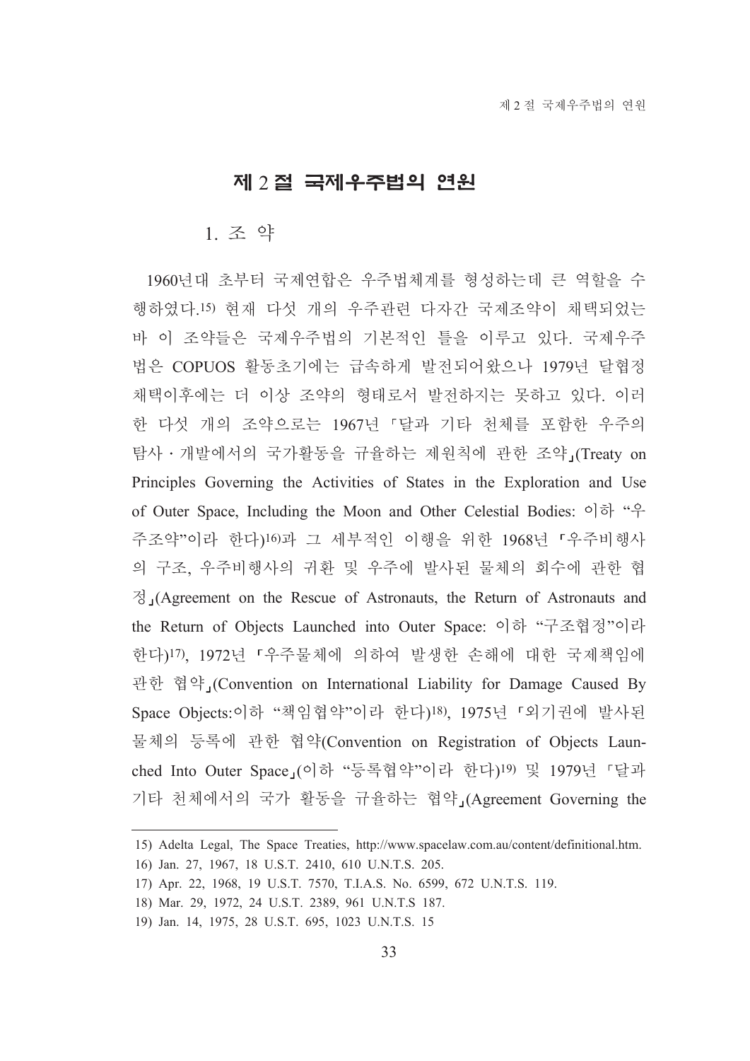## 제 2 절 국제우주법의 연원

### 1. 조 약

1960년대 초부터 국제연합은 우주법체계를 형성하는데 큰 역할을 수행하였다.[15] 현재 다섯 개의 우주관련 다자간 국제조약이 채택되었는 바 이 조약들은 국제우주법의 기본적인 틀을 이루고 있다. 국제우주법은 COPUOS 활동초기에는 급속하게 발전되어왔으나 1979년 달협정 채택이후에는 더 이상 조약의 형태로서 발전하지는 못하고 있다. 이러한 다섯 개의 조약으로는 1967년 「달과 기타 천체를 포함한 우주의 탐사・개발에서의 국가활동을 규율하는 제원칙에 관한 조약」(Treaty on Principles Governing the Activities of States in the Exploration and Use of Outer Space, Including the Moon and Other Celestial Bodies: 이하 "우주조약"이라 한다)[16]과 그 세부적인 이행을 위한 1968년 「우주비행사의 구조, 우주비행사의 귀환 및 우주에 발사된 물체의 회수에 관한 협정」(Agreement on the Rescue of Astronauts, the Return of Astronauts and the Return of Objects Launched into Outer Space: 이하 "구조협정"이라 한다)[17], 1972년 「우주물체에 의하여 발생한 손해에 대한 국제책임에 관한 협약」(Convention on International Liability for Damage Caused By Space Objects:이하 "책임협약"이라 한다)[18], 1975년 「외기권에 발사된 물체의 등록에 관한 협약(Convention on Registration of Objects Launched Into Outer Space」(이하 "등록협약"이라 한다)[19] 및 1979년 「달과 기타 천체에서의 국가 활동을 규율하는 협약」(Agreement Governing the

---

15) Adelta Legal, The Space Treaties, http://www.spacelaw.com.au/content/definitional.htm.

16) Jan. 27, 1967, 18 U.S.T. 2410, 610 U.N.T.S. 205.

17) Apr. 22, 1968, 19 U.S.T. 7570, T.I.A.S. No. 6599, 672 U.N.T.S. 119.

18) Mar. 29, 1972, 24 U.S.T. 2389, 961 U.N.T.S 187.

19) Jan. 14, 1975, 28 U.S.T. 695, 1023 U.N.T.S. 15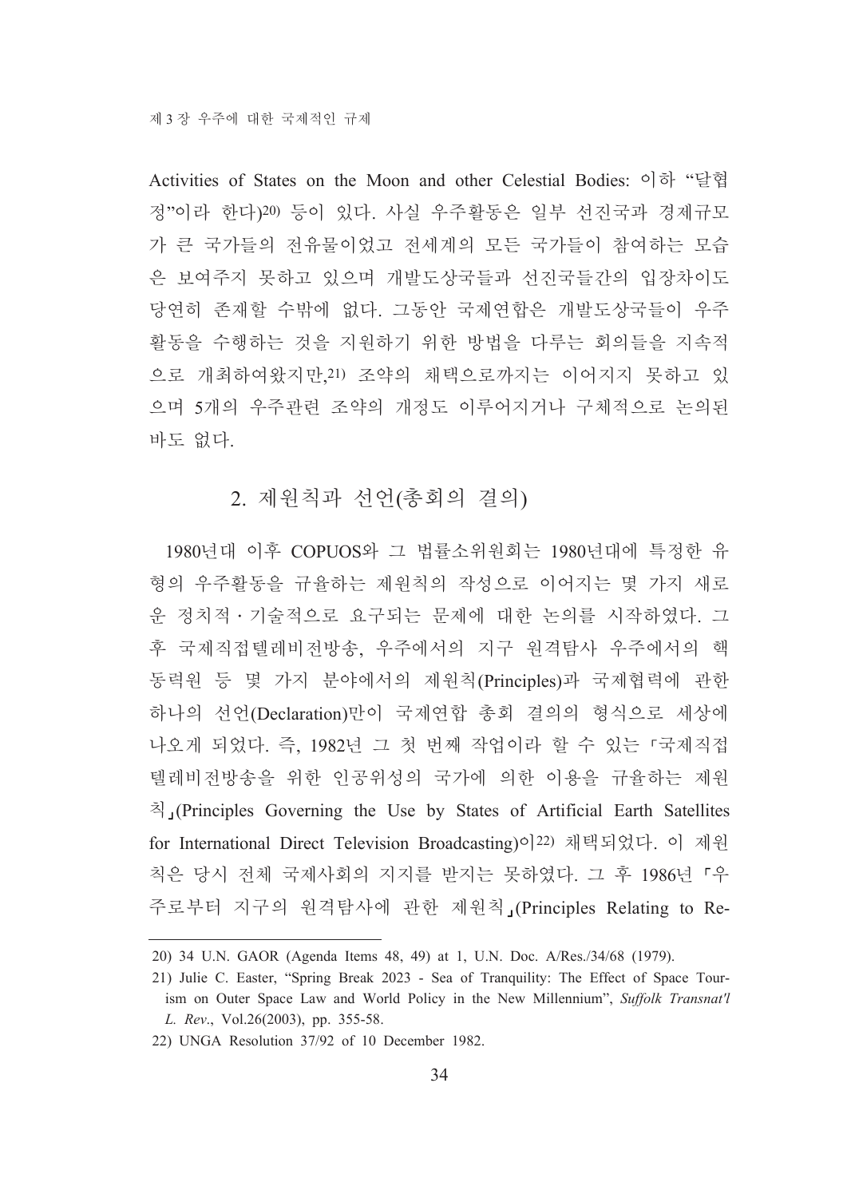Activities of States on the Moon and other Celestial Bodies: 이하 "달협정"이라 한다)[20] 등이 있다. 사실 우주활동은 일부 선진국과 경제규모가 큰 국가들의 전유물이었고 전세계의 모든 국가들이 참여하는 모습은 보여주지 못하고 있으며 개발도상국들과 선진국들간의 입장차이도 당연히 존재할 수밖에 없다. 그동안 국제연합은 개발도상국들이 우주활동을 수행하는 것을 지원하기 위한 방법을 다루는 회의들을 지속적으로 개최하여왔지만,[21] 조약의 채택으로까지는 이어지지 못하고 있으며 5개의 우주관련 조약의 개정도 이루어지거나 구체적으로 논의된 바도 없다.

## 2. 제원칙과 선언(총회의 결의)

1980년대 이후 COPUOS와 그 법률소위원회는 1980년대에 특정한 유형의 우주활동을 규율하는 제원칙의 작성으로 이어지는 몇 가지 새로운 정치적·기술적으로 요구되는 문제에 대한 논의를 시작하였다. 그 후 국제직접텔레비전방송, 우주에서의 지구 원격탐사 우주에서의 핵동력원 등 몇 가지 분야에서의 제원칙(Principles)과 국제협력에 관한 하나의 선언(Declaration)만이 국제연합 총회 결의의 형식으로 세상에 나오게 되었다. 즉, 1982년 그 첫 번째 작업이라 할 수 있는 「국제직접텔레비전방송을 위한 인공위성의 국가에 의한 이용을 규율하는 제원칙」(Principles Governing the Use by States of Artificial Earth Satellites for International Direct Television Broadcasting)이[22] 채택되었다. 이 제원칙은 당시 전체 국제사회의 지지를 받지는 못하였다. 그 후 1986년 「우주로부터 지구의 원격탐사에 관한 제원칙」(Principles Relating to Re-

---

20) 34 U.N. GAOR (Agenda Items 48, 49) at 1, U.N. Doc. A/Res./34/68 (1979).

21) Julie C. Easter, "Spring Break 2023 - Sea of Tranquility: The Effect of Space Tourism on Outer Space Law and World Policy in the New Millennium", *Suffolk Transnat'l L. Rev.*, Vol.26(2003), pp. 355-58.

22) UNGA Resolution 37/92 of 10 December 1982.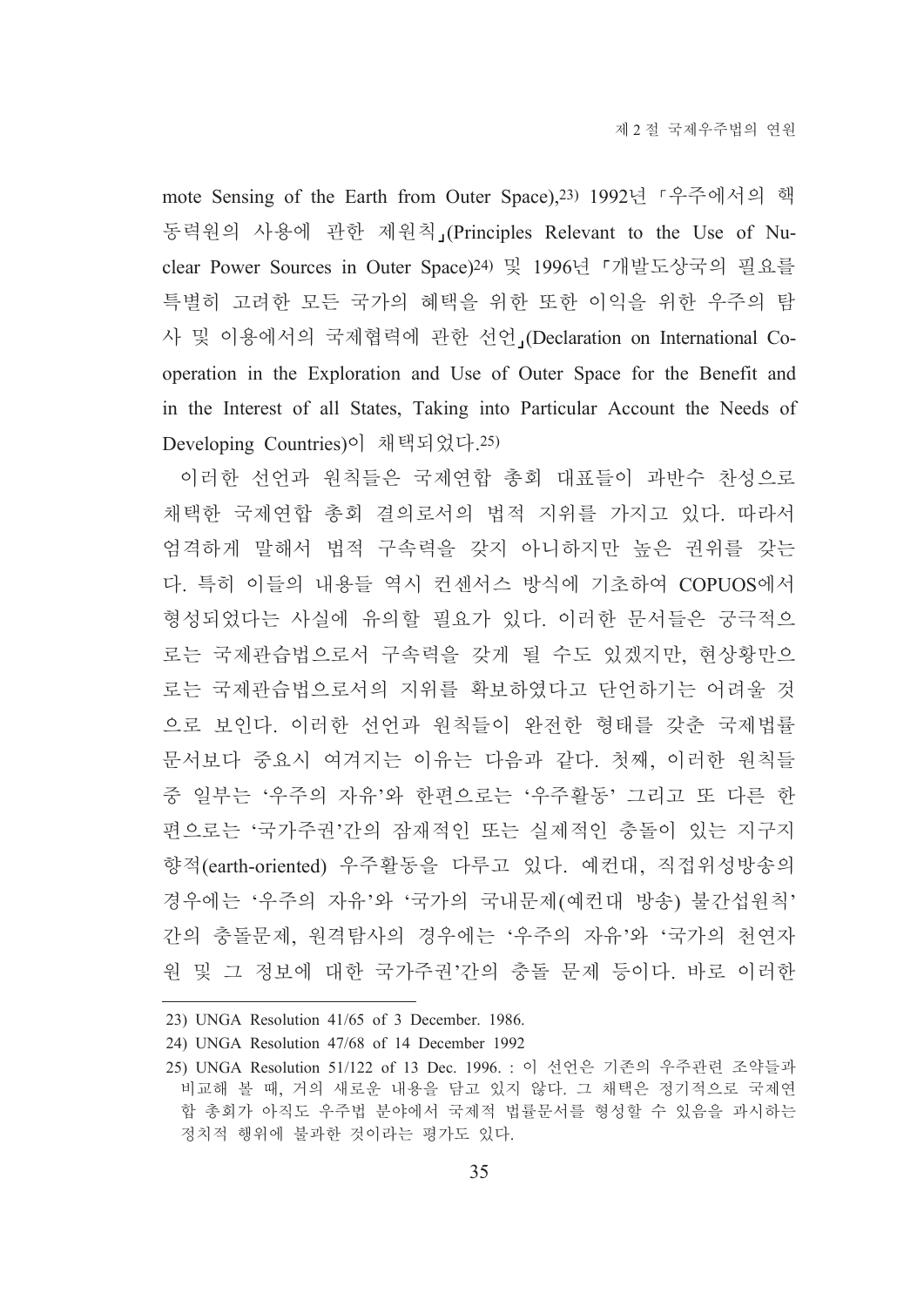mote Sensing of the Earth from Outer Space),[23] 1992년 「우주에서의 핵동력원의 사용에 관한 제원칙」(Principles Relevant to the Use of Nuclear Power Sources in Outer Space)[24] 및 1996년 「개발도상국의 필요를 특별히 고려한 모든 국가의 혜택을 위한 또한 이익을 위한 우주의 탐사 및 이용에서의 국제협력에 관한 선언」(Declaration on International Co-operation in the Exploration and Use of Outer Space for the Benefit and in the Interest of all States, Taking into Particular Account the Needs of Developing Countries)이 채택되었다.[25]

이러한 선언과 원칙들은 국제연합 총회 대표들이 과반수 찬성으로 채택한 국제연합 총회 결의로서의 법적 지위를 가지고 있다. 따라서 엄격하게 말해서 법적 구속력을 갖지 아니하지만 높은 권위를 갖는다. 특히 이들의 내용들 역시 컨센서스 방식에 기초하여 COPUOS에서 형성되었다는 사실에 유의할 필요가 있다. 이러한 문서들은 궁극적으로는 국제관습법으로서 구속력을 갖게 될 수도 있겠지만, 현상황만으로는 국제관습법으로서의 지위를 확보하였다고 단언하기는 어려울 것으로 보인다. 이러한 선언과 원칙들이 완전한 형태를 갖춘 국제법률문서보다 중요시 여겨지는 이유는 다음과 같다. 첫째, 이러한 원칙들 중 일부는 '우주의 자유'와 한편으로는 '우주활동' 그리고 또 다른 한편으로는 '국가주권'간의 잠재적인 또는 실제적인 충돌이 있는 지구지향적(earth-oriented) 우주활동을 다루고 있다. 예컨대, 직접위성방송의 경우에는 '우주의 자유'와 '국가의 국내문제(예컨대 방송) 불간섭원칙' 간의 충돌문제, 원격탐사의 경우에는 '우주의 자유'와 '국가의 천연자원 및 그 정보에 대한 국가주권'간의 충돌 문제 등이다. 바로 이러한

---

23) UNGA Resolution 41/65 of 3 December. 1986.

24) UNGA Resolution 47/68 of 14 December 1992

25) UNGA Resolution 51/122 of 13 Dec. 1996. : 이 선언은 기존의 우주관련 조약들과 비교해 볼 때, 거의 새로운 내용을 담고 있지 않다. 그 채택은 정기적으로 국제연합 총회가 아직도 우주법 분야에서 국제적 법률문서를 형성할 수 있음을 과시하는 정치적 행위에 불과한 것이라는 평가도 있다.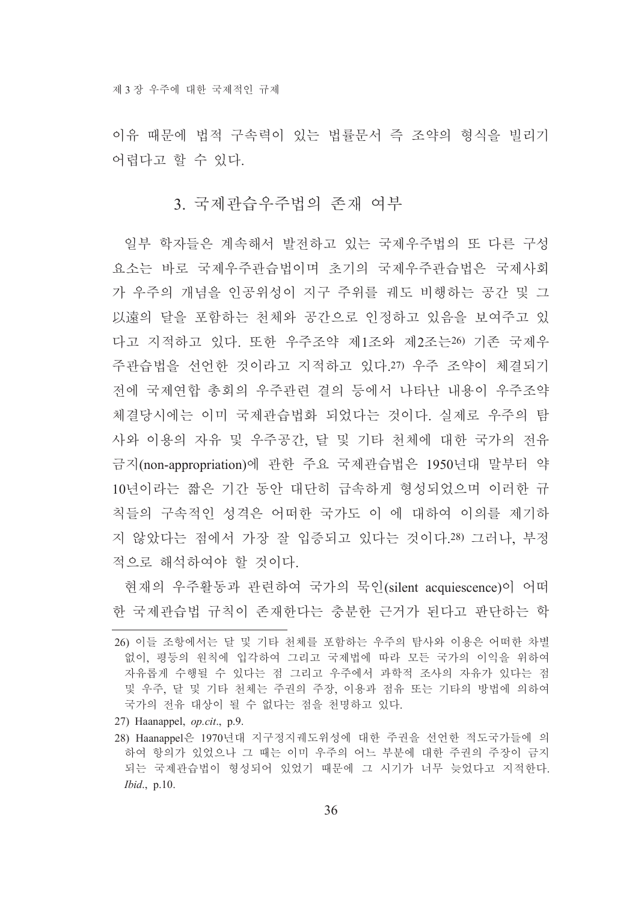이유 때문에 법적 구속력이 있는 법률문서 즉 조약의 형식을 빌리기 어렵다고 할 수 있다.

## 3. 국제관습우주법의 존재 여부

일부 학자들은 계속해서 발전하고 있는 국제우주법의 또 다른 구성요소는 바로 국제우주관습법이며 초기의 국제우주관습법은 국제사회가 우주의 개념을 인공위성이 지구 주위를 궤도 비행하는 공간 및 그 以遠의 달을 포함하는 천체와 공간으로 인정하고 있음을 보여주고 있다고 지적하고 있다. 또한 우주조약 제1조와 제2조는[26] 기존 국제우주관습법을 선언한 것이라고 지적하고 있다.[27] 우주 조약이 체결되기 전에 국제연합 총회의 우주관련 결의 등에서 나타난 내용이 우주조약 체결당시에는 이미 국제관습법화 되었다는 것이다. 실제로 우주의 탐사와 이용의 자유 및 우주공간, 달 및 기타 천체에 대한 국가의 전유금지(non-appropriation)에 관한 주요 국제관습법은 1950년대 말부터 약 10년이라는 짧은 기간 동안 대단히 급속하게 형성되었으며 이러한 규칙들의 구속적인 성격은 어떠한 국가도 이 에 대하여 이의를 제기하지 않았다는 점에서 가장 잘 입증되고 있다는 것이다.[28] 그러나, 부정적으로 해석하여야 할 것이다.

현재의 우주활동과 관련하여 국가의 묵인(silent acquiescence)이 어떠한 국제관습법 규칙이 존재한다는 충분한 근거가 된다고 판단하는 학

---

26) 이들 조항에서는 달 및 기타 천체를 포함하는 우주의 탐사와 이용은 어떠한 차별 없이, 평등의 원칙에 입각하여 그리고 국제법에 따라 모든 국가의 이익을 위하여 자유롭게 수행될 수 있다는 점 그리고 우주에서 과학적 조사의 자유가 있다는 점 및 우주, 달 및 기타 천체는 주권의 주장, 이용과 점유 또는 기타의 방법에 의하여 국가의 전유 대상이 될 수 없다는 점을 천명하고 있다.

27) Haanappel, *op.cit*., p.9.

28) Haanappel은 1970년대 지구정지궤도위성에 대한 주권을 선언한 적도국가들에 의하여 항의가 있었으나 그 때는 이미 우주의 어느 부분에 대한 주권의 주장이 금지되는 국제관습법이 형성되어 있었기 때문에 그 시기가 너무 늦었다고 지적한다. *Ibid*., p.10.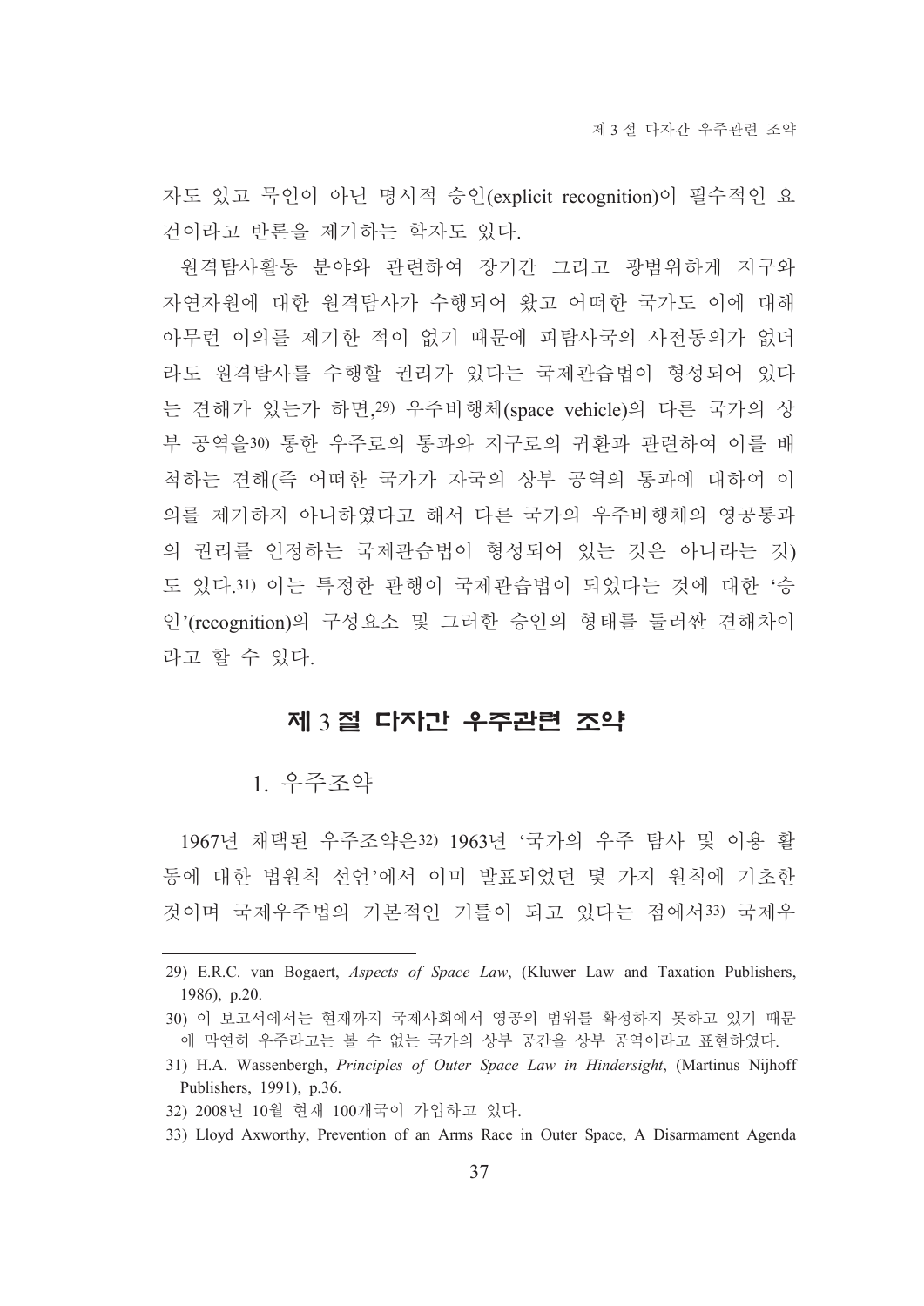자도 있고 묵인이 아닌 명시적 승인(explicit recognition)이 필수적인 요건이라고 반론을 제기하는 학자도 있다.

원격탐사활동 분야와 관련하여 장기간 그리고 광범위하게 지구와 자연자원에 대한 원격탐사가 수행되어 왔고 어떠한 국가도 이에 대해 아무런 이의를 제기한 적이 없기 때문에 피탐사국의 사전동의가 없더라도 원격탐사를 수행할 권리가 있다는 국제관습법이 형성되어 있다는 견해가 있는가 하면,[29] 우주비행체(space vehicle)의 다른 국가의 상부 공역을[30] 통한 우주로의 통과와 지구로의 귀환과 관련하여 이를 배척하는 견해(즉 어떠한 국가가 자국의 상부 공역의 통과에 대하여 이의를 제기하지 아니하였다고 해서 다른 국가의 우주비행체의 영공통과의 권리를 인정하는 국제관습법이 형성되어 있는 것은 아니라는 것)도 있다.[31] 이는 특정한 관행이 국제관습법이 되었다는 것에 대한 '승인'(recognition)의 구성요소 및 그러한 승인의 형태를 둘러싼 견해차이라고 할 수 있다.

## 제 3 절 다자간 우주관련 조약

### 1. 우주조약

1967년 채택된 우주조약은[32] 1963년 '국가의 우주 탐사 및 이용 활동에 대한 법원칙 선언'에서 이미 발표되었던 몇 가지 원칙에 기초한 것이며 국제우주법의 기본적인 기틀이 되고 있다는 점에서[33] 국제우

---

29) E.R.C. van Bogaert, *Aspects of Space Law*, (Kluwer Law and Taxation Publishers, 1986), p.20.

30) 이 보고서에서는 현재까지 국제사회에서 영공의 범위를 확정하지 못하고 있기 때문에 막연히 우주라고는 볼 수 없는 국가의 상부 공간을 상부 공역이라고 표현하였다.

31) H.A. Wassenbergh, *Principles of Outer Space Law in Hindersight*, (Martinus Nijhoff Publishers, 1991), p.36.

32) 2008년 10월 현재 100개국이 가입하고 있다.

33) Lloyd Axworthy, Prevention of an Arms Race in Outer Space, A Disarmament Agenda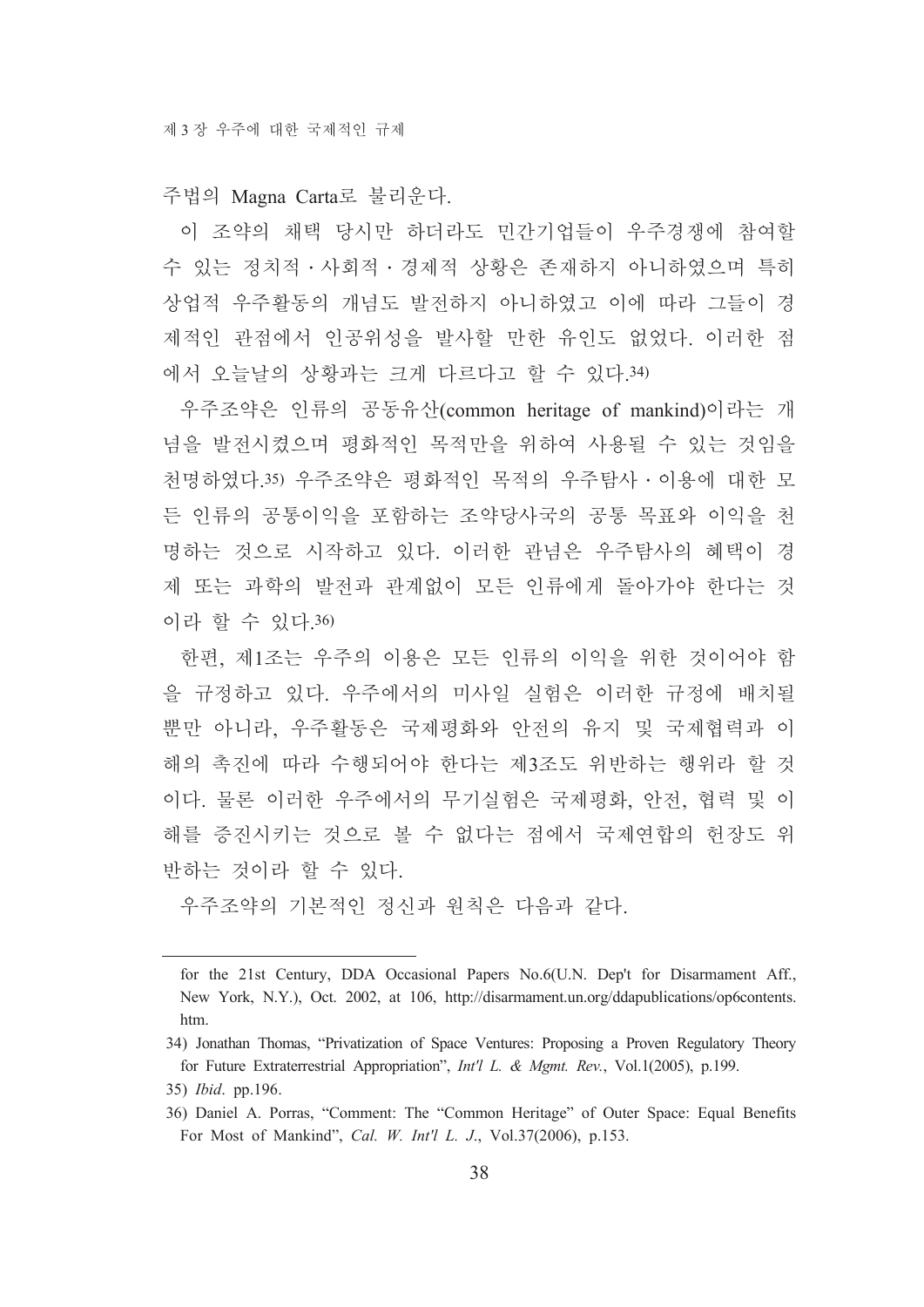주법의 Magna Carta로 불리운다.

이 조약의 채택 당시만 하더라도 민간기업들이 우주경쟁에 참여할 수 있는 정치적·사회적·경제적 상황은 존재하지 아니하였으며 특히 상업적 우주활동의 개념도 발전하지 아니하였고 이에 따라 그들이 경제적인 관점에서 인공위성을 발사할 만한 유인도 없었다. 이러한 점에서 오늘날의 상황과는 크게 다르다고 할 수 있다.[34)]

우주조약은 인류의 공동유산(common heritage of mankind)이라는 개념을 발전시켰으며 평화적인 목적만을 위하여 사용될 수 있는 것임을 천명하였다.[35)] 우주조약은 평화적인 목적의 우주탐사·이용에 대한 모든 인류의 공통이익을 포함하는 조약당사국의 공통 목표와 이익을 천명하는 것으로 시작하고 있다. 이러한 관념은 우주탐사의 혜택이 경제 또는 과학의 발전과 관계없이 모든 인류에게 돌아가야 한다는 것이라 할 수 있다.[36)]

한편, 제1조는 우주의 이용은 모든 인류의 이익을 위한 것이어야 함을 규정하고 있다. 우주에서의 미사일 실험은 이러한 규정에 배치될 뿐만 아니라, 우주활동은 국제평화와 안전의 유지 및 국제협력과 이해의 촉진에 따라 수행되어야 한다는 제3조도 위반하는 행위라 할 것이다. 물론 이러한 우주에서의 무기실험은 국제평화, 안전, 협력 및 이해를 증진시키는 것으로 볼 수 없다는 점에서 국제연합의 헌장도 위반하는 것이라 할 수 있다.

우주조약의 기본적인 정신과 원칙은 다음과 같다.

---

for the 21st Century, DDA Occasional Papers No.6(U.N. Dep't for Disarmament Aff., New York, N.Y.), Oct. 2002, at 106, http://disarmament.un.org/ddapublications/op6contents.htm.

34) Jonathan Thomas, "Privatization of Space Ventures: Proposing a Proven Regulatory Theory for Future Extraterrestrial Appropriation", *Int'l L. & Mgmt. Rev.*, Vol.1(2005), p.199.

35) *Ibid*. pp.196.

36) Daniel A. Porras, "Comment: The "Common Heritage" of Outer Space: Equal Benefits For Most of Mankind", *Cal. W. Int'l L. J.*, Vol.37(2006), p.153.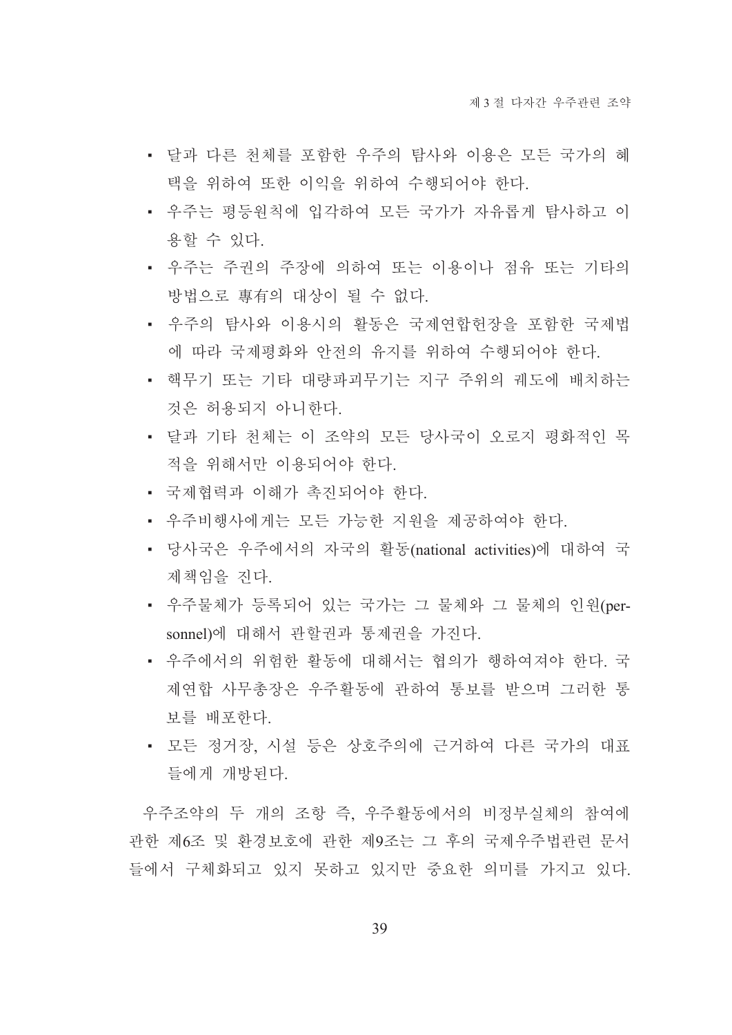- 달과 다른 천체를 포함한 우주의 탐사와 이용은 모든 국가의 혜택을 위하여 또한 이익을 위하여 수행되어야 한다.
- 우주는 평등원칙에 입각하여 모든 국가가 자유롭게 탐사하고 이용할 수 있다.
- 우주는 주권의 주장에 의하여 또는 이용이나 점유 또는 기타의 방법으로 專有의 대상이 될 수 없다.
- 우주의 탐사와 이용시의 활동은 국제연합헌장을 포함한 국제법에 따라 국제평화와 안전의 유지를 위하여 수행되어야 한다.
- 핵무기 또는 기타 대량파괴무기는 지구 주위의 궤도에 배치하는 것은 허용되지 아니한다.
- 달과 기타 천체는 이 조약의 모든 당사국이 오로지 평화적인 목적을 위해서만 이용되어야 한다.
- 국제협력과 이해가 촉진되어야 한다.
- 우주비행사에게는 모든 가능한 지원을 제공하여야 한다.
- 당사국은 우주에서의 자국의 활동(national activities)에 대하여 국제책임을 진다.
- 우주물체가 등록되어 있는 국가는 그 물체와 그 물체의 인원(personnel)에 대해서 관할권과 통제권을 가진다.
- 우주에서의 위험한 활동에 대해서는 협의가 행하여져야 한다. 국제연합 사무총장은 우주활동에 관하여 통보를 받으며 그러한 통보를 배포한다.
- 모든 정거장, 시설 등은 상호주의에 근거하여 다른 국가의 대표들에게 개방된다.

우주조약의 두 개의 조항 즉, 우주활동에서의 비정부실체의 참여에 관한 제6조 및 환경보호에 관한 제9조는 그 후의 국제우주법관련 문서들에서 구체화되고 있지 못하고 있지만 중요한 의미를 가지고 있다.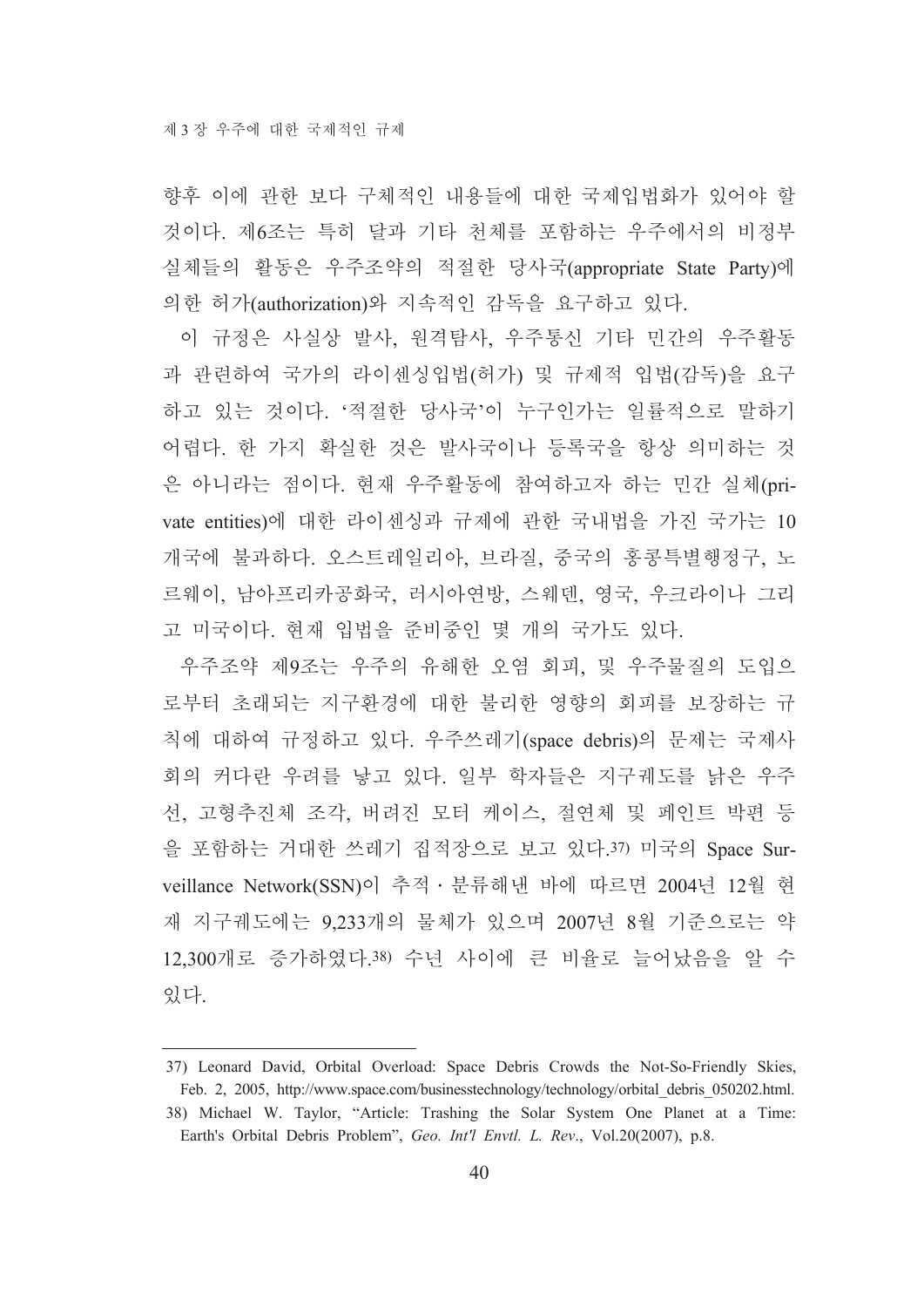향후 이에 관한 보다 구체적인 내용들에 대한 국제입법화가 있어야 할 것이다. 제6조는 특히 달과 기타 천체를 포함하는 우주에서의 비정부 실체들의 활동은 우주조약의 적절한 당사국(appropriate State Party)에 의한 허가(authorization)와 지속적인 감독을 요구하고 있다.

이 규정은 사실상 발사, 원격탐사, 우주통신 기타 민간의 우주활동과 관련하여 국가의 라이센싱입법(허가) 및 규제적 입법(감독)을 요구하고 있는 것이다. '적절한 당사국'이 누구인가는 일률적으로 말하기 어렵다. 한 가지 확실한 것은 발사국이나 등록국을 항상 의미하는 것은 아니라는 점이다. 현재 우주활동에 참여하고자 하는 민간 실체(private entities)에 대한 라이센싱과 규제에 관한 국내법을 가진 국가는 10개국에 불과하다. 오스트레일리아, 브라질, 중국의 홍콩특별행정구, 노르웨이, 남아프리카공화국, 러시아연방, 스웨덴, 영국, 우크라이나 그리고 미국이다. 현재 입법을 준비중인 몇 개의 국가도 있다.

우주조약 제9조는 우주의 유해한 오염 회피, 및 우주물질의 도입으로부터 초래되는 지구환경에 대한 불리한 영향의 회피를 보장하는 규칙에 대하여 규정하고 있다. 우주쓰레기(space debris)의 문제는 국제사회의 커다란 우려를 낳고 있다. 일부 학자들은 지구궤도를 낡은 우주선, 고형추진체 조각, 버려진 모터 케이스, 절연체 및 페인트 박편 등을 포함하는 거대한 쓰레기 집적장으로 보고 있다.[37] 미국의 Space Surveillance Network(SSN)이 추적 · 분류해낸 바에 따르면 2004년 12월 현재 지구궤도에는 9,233개의 물체가 있으며 2007년 8월 기준으로는 약 12,300개로 증가하였다.[38] 수년 사이에 큰 비율로 늘어났음을 알 수 있다.

---

37) Leonard David, Orbital Overload: Space Debris Crowds the Not-So-Friendly Skies, Feb. 2, 2005, http://www.space.com/businesstechnology/technology/orbital_debris_050202.html.

38) Michael W. Taylor, "Article: Trashing the Solar System One Planet at a Time: Earth's Orbital Debris Problem", *Geo. Int'l Envtl. L. Rev.*, Vol.20(2007), p.8.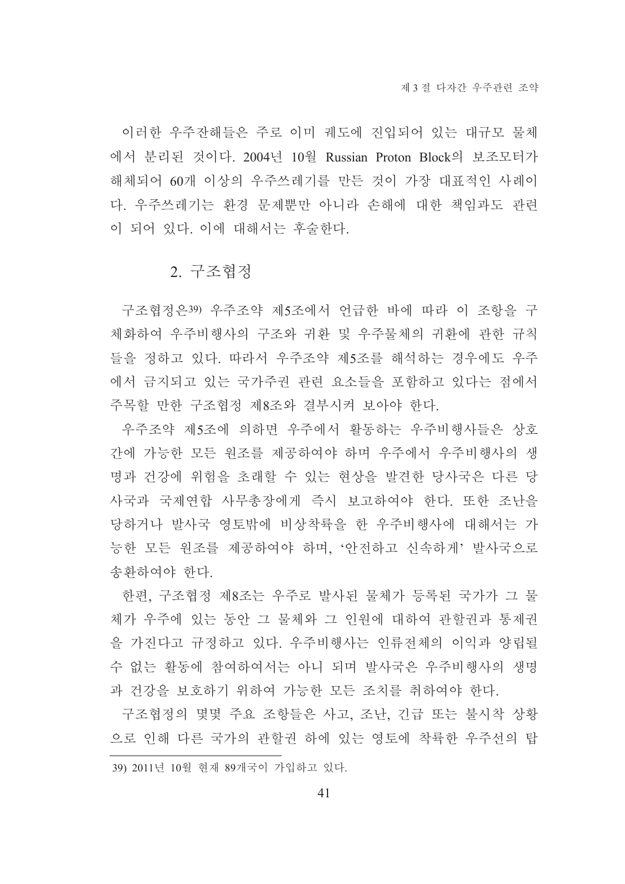이러한 우주잔해들은 주로 이미 궤도에 진입되어 있는 대규모 물체에서 분리된 것이다. 2004년 10월 Russian Proton Block의 보조모터가 해체되어 60개 이상의 우주쓰레기를 만든 것이 가장 대표적인 사례이다. 우주쓰레기는 환경 문제뿐만 아니라 손해에 대한 책임과도 관련이 되어 있다. 이에 대해서는 후술한다.

## 2. 구조협정

구조협정은[39] 우주조약 제5조에서 언급한 바에 따라 이 조항을 구체화하여 우주비행사의 구조와 귀환 및 우주물체의 귀환에 관한 규칙들을 정하고 있다. 따라서 우주조약 제5조를 해석하는 경우에도 우주에서 금지되고 있는 국가주권 관련 요소들을 포함하고 있다는 점에서 주목할 만한 구조협정 제8조와 결부시켜 보아야 한다.

우주조약 제5조에 의하면 우주에서 활동하는 우주비행사들은 상호간에 가능한 모든 원조를 제공하여야 하며 우주에서 우주비행사의 생명과 건강에 위험을 초래할 수 있는 현상을 발견한 당사국은 다른 당사국과 국제연합 사무총장에게 즉시 보고하여야 한다. 또한 조난을 당하거나 발사국 영토밖에 비상착륙을 한 우주비행사에 대해서는 가능한 모든 원조를 제공하여야 하며, '안전하고 신속하게' 발사국으로 송환하여야 한다.

한편, 구조협정 제8조는 우주로 발사된 물체가 등록된 국가가 그 물체가 우주에 있는 동안 그 물체와 그 인원에 대하여 관할권과 통제권을 가진다고 규정하고 있다. 우주비행사는 인류전체의 이익과 양립될 수 없는 활동에 참여하여서는 아니 되며 발사국은 우주비행사의 생명과 건강을 보호하기 위하여 가능한 모든 조치를 취하여야 한다.

구조협정의 몇몇 주요 조항들은 사고, 조난, 긴급 또는 불시착 상황으로 인해 다른 국가의 관할권 하에 있는 영토에 착륙한 우주선의 탑

---

39) 2011년 10월 현재 89개국이 가입하고 있다.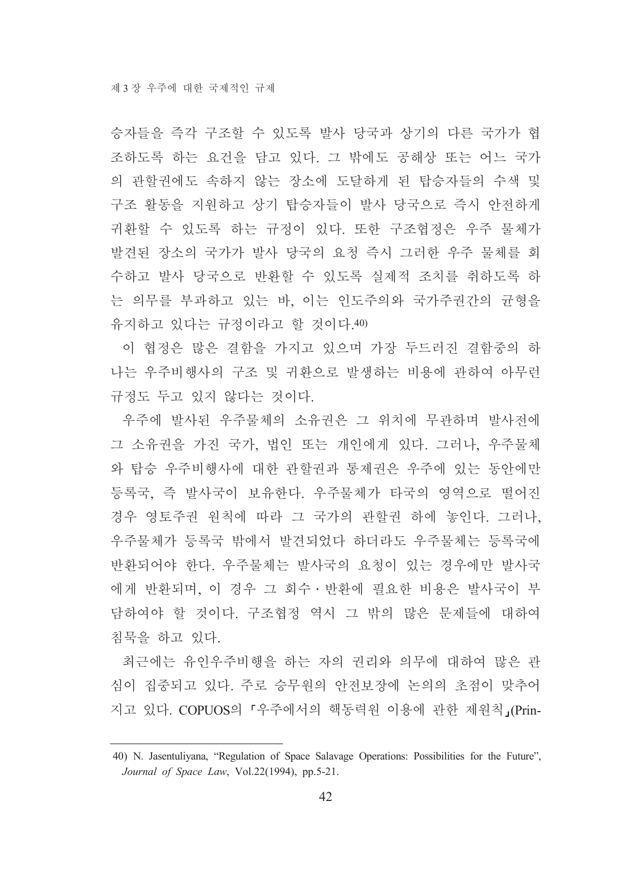승자들을 즉각 구조할 수 있도록 발사 당국과 상기의 다른 국가가 협조하도록 하는 요건을 담고 있다. 그 밖에도 공해상 또는 어느 국가의 관할권에도 속하지 않는 장소에 도달하게 된 탑승자들의 수색 및 구조 활동을 지원하고 상기 탑승자들이 발사 당국으로 즉시 안전하게 귀환할 수 있도록 하는 규정이 있다. 또한 구조협정은 우주 물체가 발견된 장소의 국가가 발사 당국의 요청 즉시 그러한 우주 물체를 회수하고 발사 당국으로 반환할 수 있도록 실제적 조치를 취하도록 하는 의무를 부과하고 있는 바, 이는 인도주의와 국가주권간의 균형을 유지하고 있다는 규정이라고 할 것이다.[40]

이 협정은 많은 결함을 가지고 있으며 가장 두드러진 결함중의 하나는 우주비행사의 구조 및 귀환으로 발생하는 비용에 관하여 아무런 규정도 두고 있지 않다는 것이다.

우주에 발사된 우주물체의 소유권은 그 위치에 무관하며 발사전에 그 소유권을 가진 국가, 법인 또는 개인에게 있다. 그러나, 우주물체와 탑승 우주비행사에 대한 관할권과 통제권은 우주에 있는 동안에만 등록국, 즉 발사국이 보유한다. 우주물체가 타국의 영역으로 떨어진 경우 영토주권 원칙에 따라 그 국가의 관할권 하에 놓인다. 그러나, 우주물체가 등록국 밖에서 발견되었다 하더라도 우주물체는 등록국에 반환되어야 한다. 우주물체는 발사국의 요청이 있는 경우에만 발사국에게 반환되며, 이 경우 그 회수·반환에 필요한 비용은 발사국이 부담하여야 할 것이다. 구조협정 역시 그 밖의 많은 문제들에 대하여 침묵을 하고 있다.

최근에는 유인우주비행을 하는 자의 권리와 의무에 대하여 많은 관심이 집중되고 있다. 주로 승무원의 안전보장에 논의의 초점이 맞추어지고 있다. COPUOS의 「우주에서의 핵동력원 이용에 관한 제원칙」(Prin-

---

40) N. Jasentuliyana, "Regulation of Space Salavage Operations: Possibilities for the Future", *Journal of Space Law*, Vol.22(1994), pp.5-21.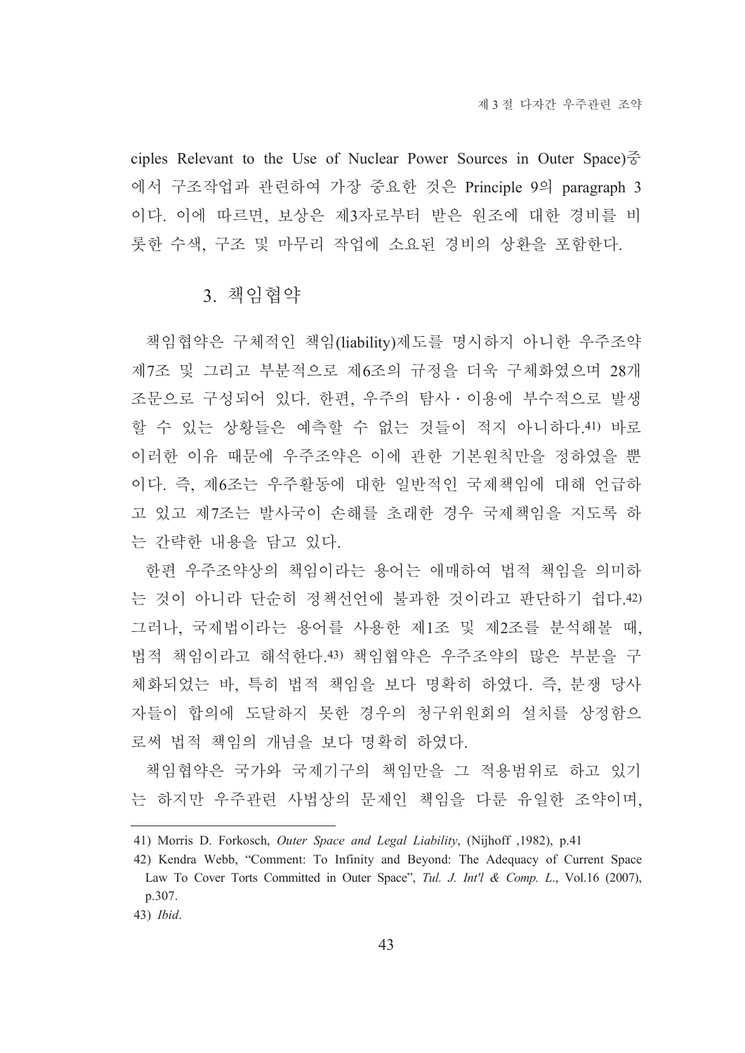ciples Relevant to the Use of Nuclear Power Sources in Outer Space)중에서 구조작업과 관련하여 가장 중요한 것은 Principle 9의 paragraph 3이다. 이에 따르면, 보상은 제3자로부터 받은 원조에 대한 경비를 비롯한 수색, 구조 및 마무리 작업에 소요된 경비의 상환을 포함한다.

### 3. 책임협약

책임협약은 구체적인 책임(liability)제도를 명시하지 아니한 우주조약 제7조 및 그리고 부분적으로 제6조의 규정을 더욱 구체화였으며 28개 조문으로 구성되어 있다. 한편, 우주의 탐사·이용에 부수적으로 발생할 수 있는 상황들은 예측할 수 없는 것들이 적지 아니하다.[41] 바로 이러한 이유 때문에 우주조약은 이에 관한 기본원칙만을 정하였을 뿐이다. 즉, 제6조는 우주활동에 대한 일반적인 국제책임에 대해 언급하고 있고 제7조는 발사국이 손해를 초래한 경우 국제책임을 지도록 하는 간략한 내용을 담고 있다.

한편 우주조약상의 책임이라는 용어는 애매하여 법적 책임을 의미하는 것이 아니라 단순히 정책선언에 불과한 것이라고 판단하기 쉽다.[42] 그러나, 국제법이라는 용어를 사용한 제1조 및 제2조를 분석해볼 때, 법적 책임이라고 해석한다.[43] 책임협약은 우주조약의 많은 부분을 구체화되었는 바, 특히 법적 책임을 보다 명확히 하였다. 즉, 분쟁 당사자들이 합의에 도달하지 못한 경우의 청구위원회의 설치를 상정함으로써 법적 책임의 개념을 보다 명확히 하였다.

책임협약은 국가와 국제기구의 책임만을 그 적용범위로 하고 있기는 하지만 우주관련 사법상의 문제인 책임을 다룬 유일한 조약이며,

---

41) Morris D. Forkosch, *Outer Space and Legal Liability*, (Nijhoff ,1982), p.41

42) Kendra Webb, "Comment: To Infinity and Beyond: The Adequacy of Current Space Law To Cover Torts Committed in Outer Space", *Tul. J. Int'l & Comp. L.*, Vol.16 (2007), p.307.

43) *Ibid*.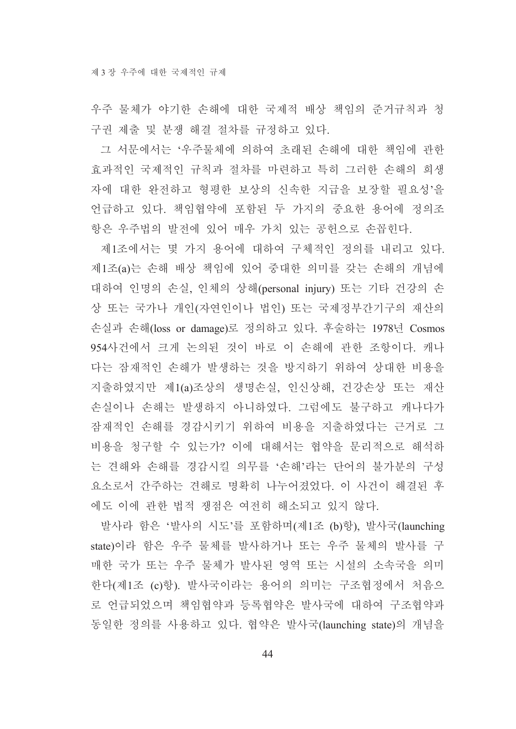우주 물체가 야기한 손해에 대한 국제적 배상 책임의 준거규칙과 청구권 제출 및 분쟁 해결 절차를 규정하고 있다.

그 서문에서는 '우주물체에 의하여 초래된 손해에 대한 책임에 관한 효과적인 국제적인 규칙과 절차를 마련하고 특히 그러한 손해의 희생자에 대한 완전하고 형평한 보상의 신속한 지급을 보장할 필요성'을 언급하고 있다. 책임협약에 포함된 두 가지의 중요한 용어에 정의조항은 우주법의 발전에 있어 매우 가치 있는 공헌으로 손꼽힌다.

제1조에서는 몇 가지 용어에 대하여 구체적인 정의를 내리고 있다. 제1조(a)는 손해 배상 책임에 있어 중대한 의미를 갖는 손해의 개념에 대하여 인명의 손실, 인체의 상해(personal injury) 또는 기타 건강의 손상 또는 국가나 개인(자연인이나 법인) 또는 국제정부간기구의 재산의 손실과 손해(loss or damage)로 정의하고 있다. 후술하는 1978년 Cosmos 954사건에서 크게 논의된 것이 바로 이 손해에 관한 조항이다. 캐나다는 잠재적인 손해가 발생하는 것을 방지하기 위하여 상대한 비용을 지출하였지만 제1(a)조상의 생명손실, 인신상해, 건강손상 또는 재산 손실이나 손해는 발생하지 아니하였다. 그럼에도 불구하고 캐나다가 잠재적인 손해를 경감시키기 위하여 비용을 지출하였다는 근거로 그 비용을 청구할 수 있는가? 이에 대해서는 협약을 문리적으로 해석하는 견해와 손해를 경감시킬 의무를 '손해'라는 단어의 불가분의 구성요소로서 간주하는 견해로 명확히 나누어졌었다. 이 사건이 해결된 후에도 이에 관한 법적 쟁점은 여전히 해소되고 있지 않다.

발사라 함은 '발사의 시도'를 포함하며(제1조 (b)항), 발사국(launching state)이라 함은 우주 물체를 발사하거나 또는 우주 물체의 발사를 구매한 국가 또는 우주 물체가 발사된 영역 또는 시설의 소속국을 의미한다(제1조 (c)항). 발사국이라는 용어의 의미는 구조협정에서 처음으로 언급되었으며 책임협약과 등록협약은 발사국에 대하여 구조협약과 동일한 정의를 사용하고 있다. 협약은 발사국(launching state)의 개념을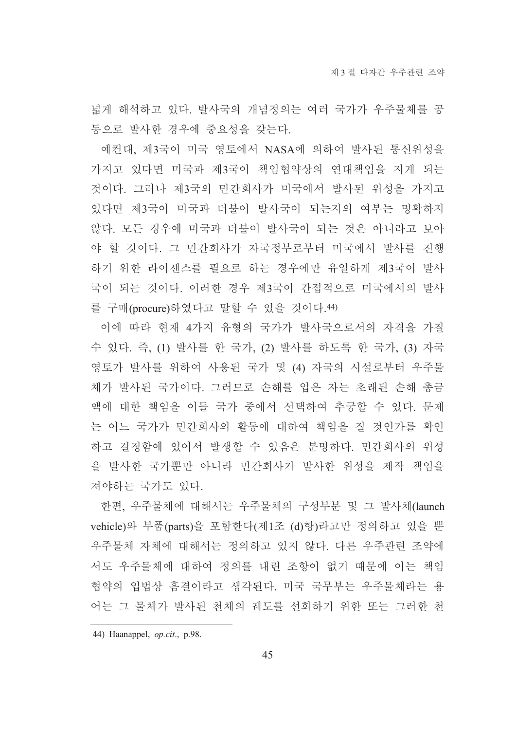넓게 해석하고 있다. 발사국의 개념정의는 여러 국가가 우주물체를 공동으로 발사한 경우에 중요성을 갖는다.

예컨대, 제3국이 미국 영토에서 NASA에 의하여 발사된 통신위성을 가지고 있다면 미국과 제3국이 책임협약상의 연대책임을 지게 되는 것이다. 그러나 제3국의 민간회사가 미국에서 발사된 위성을 가지고 있다면 제3국이 미국과 더불어 발사국이 되는지의 여부는 명확하지 않다. 모든 경우에 미국과 더불어 발사국이 되는 것은 아니라고 보아야 할 것이다. 그 민간회사가 자국정부로부터 미국에서 발사를 진행하기 위한 라이센스를 필요로 하는 경우에만 유일하게 제3국이 발사국이 되는 것이다. 이러한 경우 제3국이 간접적으로 미국에서의 발사를 구매(procure)하였다고 말할 수 있을 것이다.[44]

이에 따라 현재 4가지 유형의 국가가 발사국으로서의 자격을 가질 수 있다. 즉, (1) 발사를 한 국가, (2) 발사를 하도록 한 국가, (3) 자국 영토가 발사를 위하여 사용된 국가 및 (4) 자국의 시설로부터 우주물체가 발사된 국가이다. 그러므로 손해를 입은 자는 초래된 손해 총금액에 대한 책임을 이들 국가 중에서 선택하여 추궁할 수 있다. 문제는 어느 국가가 민간회사의 활동에 대하여 책임을 질 것인가를 확인하고 결정함에 있어서 발생할 수 있음은 분명하다. 민간회사의 위성을 발사한 국가뿐만 아니라 민간회사가 발사한 위성을 제작 책임을 져야하는 국가도 있다.

한편, 우주물체에 대해서는 우주물체의 구성부분 및 그 발사체(launch vehicle)와 부품(parts)을 포함한다(제1조 (d)항)라고만 정의하고 있을 뿐 우주물체 자체에 대해서는 정의하고 있지 않다. 다른 우주관련 조약에서도 우주물체에 대하여 정의를 내린 조항이 없기 때문에 이는 책임협약의 입법상 흠결이라고 생각된다. 미국 국무부는 우주물체라는 용어는 그 물체가 발사된 천체의 궤도를 선회하기 위한 또는 그러한 천

---

[44] Haanappel, *op.cit*., p.98.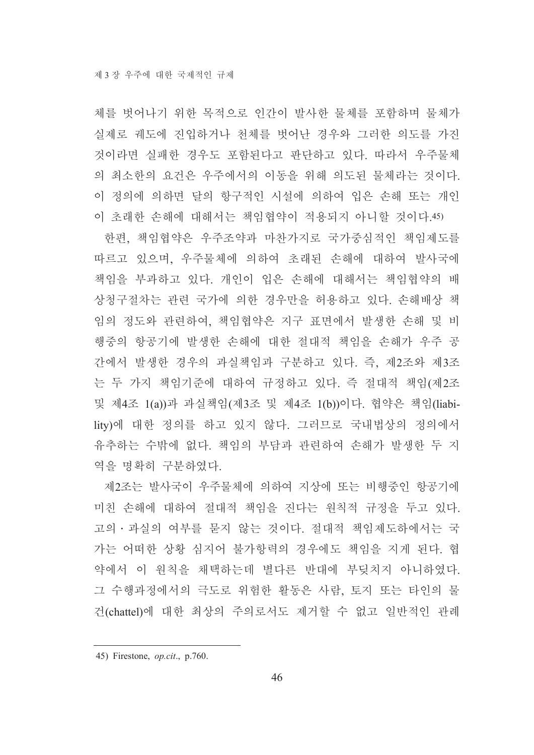체를 벗어나기 위한 목적으로 인간이 발사한 물체를 포함하며 물체가 실제로 궤도에 진입하거나 천체를 벗어난 경우와 그러한 의도를 가진 것이라면 실패한 경우도 포함된다고 판단하고 있다. 따라서 우주물체의 최소한의 요건은 우주에서의 이동을 위해 의도된 물체라는 것이다. 이 정의에 의하면 달의 항구적인 시설에 의하여 입은 손해 또는 개인이 초래한 손해에 대해서는 책임협약이 적용되지 아니할 것이다.[45]

한편, 책임협약은 우주조약과 마찬가지로 국가중심적인 책임제도를 따르고 있으며, 우주물체에 의하여 초래된 손해에 대하여 발사국에 책임을 부과하고 있다. 개인이 입은 손해에 대해서는 책임협약의 배상청구절차는 관련 국가에 의한 경우만을 허용하고 있다. 손해배상 책임의 정도와 관련하여, 책임협약은 지구 표면에서 발생한 손해 및 비행중의 항공기에 발생한 손해에 대한 절대적 책임을 손해가 우주 공간에서 발생한 경우의 과실책임과 구분하고 있다. 즉, 제2조와 제3조는 두 가지 책임기준에 대하여 규정하고 있다. 즉 절대적 책임(제2조 및 제4조 1(a))과 과실책임(제3조 및 제4조 1(b))이다. 협약은 책임(liability)에 대한 정의를 하고 있지 않다. 그러므로 국내법상의 정의에서 유추하는 수밖에 없다. 책임의 부담과 관련하여 손해가 발생한 두 지역을 명확히 구분하였다.

제2조는 발사국이 우주물체에 의하여 지상에 또는 비행중인 항공기에 미친 손해에 대하여 절대적 책임을 진다는 원칙적 규정을 두고 있다. 고의 · 과실의 여부를 묻지 않는 것이다. 절대적 책임제도하에서는 국가는 어떠한 상황 심지어 불가항력의 경우에도 책임을 지게 된다. 협약에서 이 원칙을 채택하는데 별다른 반대에 부딪치지 아니하였다. 그 수행과정에서의 극도로 위험한 활동은 사람, 토지 또는 타인의 물건(chattel)에 대한 최상의 주의로서도 제거할 수 없고 일반적인 관례

---

45) Firestone, *op.cit*., p.760.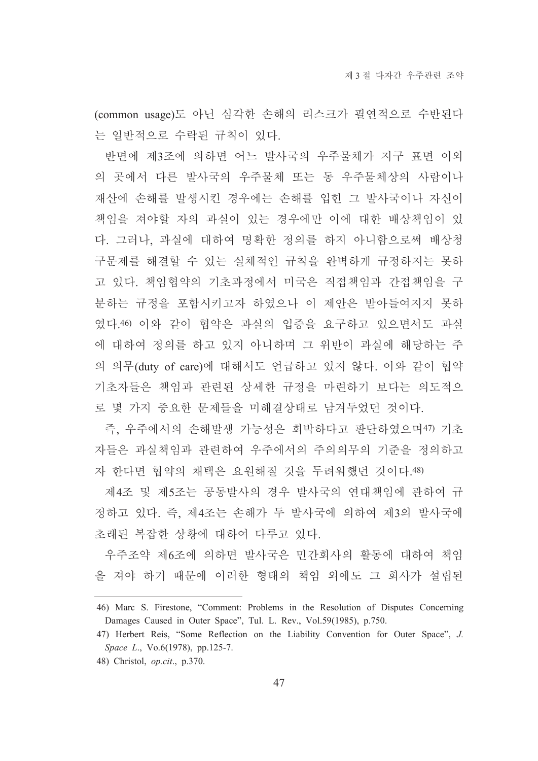(common usage)도 아닌 심각한 손해의 리스크가 필연적으로 수반된다는 일반적으로 수락된 규칙이 있다.

반면에 제3조에 의하면 어느 발사국의 우주물체가 지구 표면 이외의 곳에서 다른 발사국의 우주물체 또는 동 우주물체상의 사람이나 재산에 손해를 발생시킨 경우에는 손해를 입힌 그 발사국이나 자신이 책임을 져야할 자의 과실이 있는 경우에만 이에 대한 배상책임이 있다. 그러나, 과실에 대하여 명확한 정의를 하지 아니함으로써 배상청구문제를 해결할 수 있는 실체적인 규칙을 완벽하게 규정하지는 못하고 있다. 책임협약의 기초과정에서 미국은 직접책임과 간접책임을 구분하는 규정을 포함시키고자 하였으나 이 제안은 받아들여지지 못하였다.[46] 이와 같이 협약은 과실의 입증을 요구하고 있으면서도 과실에 대하여 정의를 하고 있지 아니하며 그 위반이 과실에 해당하는 주의 의무(duty of care)에 대해서도 언급하고 있지 않다. 이와 같이 협약 기초자들은 책임과 관련된 상세한 규정을 마련하기 보다는 의도적으로 몇 가지 중요한 문제들을 미해결상태로 남겨두었던 것이다.

즉, 우주에서의 손해발생 가능성은 희박하다고 판단하였으며[47] 기초자들은 과실책임과 관련하여 우주에서의 주의의무의 기준을 정의하고자 한다면 협약의 채택은 요원해질 것을 두려워했던 것이다.[48]

제4조 및 제5조는 공동발사의 경우 발사국의 연대책임에 관하여 규정하고 있다. 즉, 제4조는 손해가 두 발사국에 의하여 제3의 발사국에 초래된 복잡한 상황에 대하여 다루고 있다.

우주조약 제6조에 의하면 발사국은 민간회사의 활동에 대하여 책임을 져야 하기 때문에 이러한 형태의 책임 외에도 그 회사가 설립된

---

46) Marc S. Firestone, "Comment: Problems in the Resolution of Disputes Concerning Damages Caused in Outer Space", Tul. L. Rev., Vol.59(1985), p.750.

47) Herbert Reis, "Some Reflection on the Liability Convention for Outer Space", *J. Space L.*, Vo.6(1978), pp.125-7.

48) Christol, *op.cit*., p.370.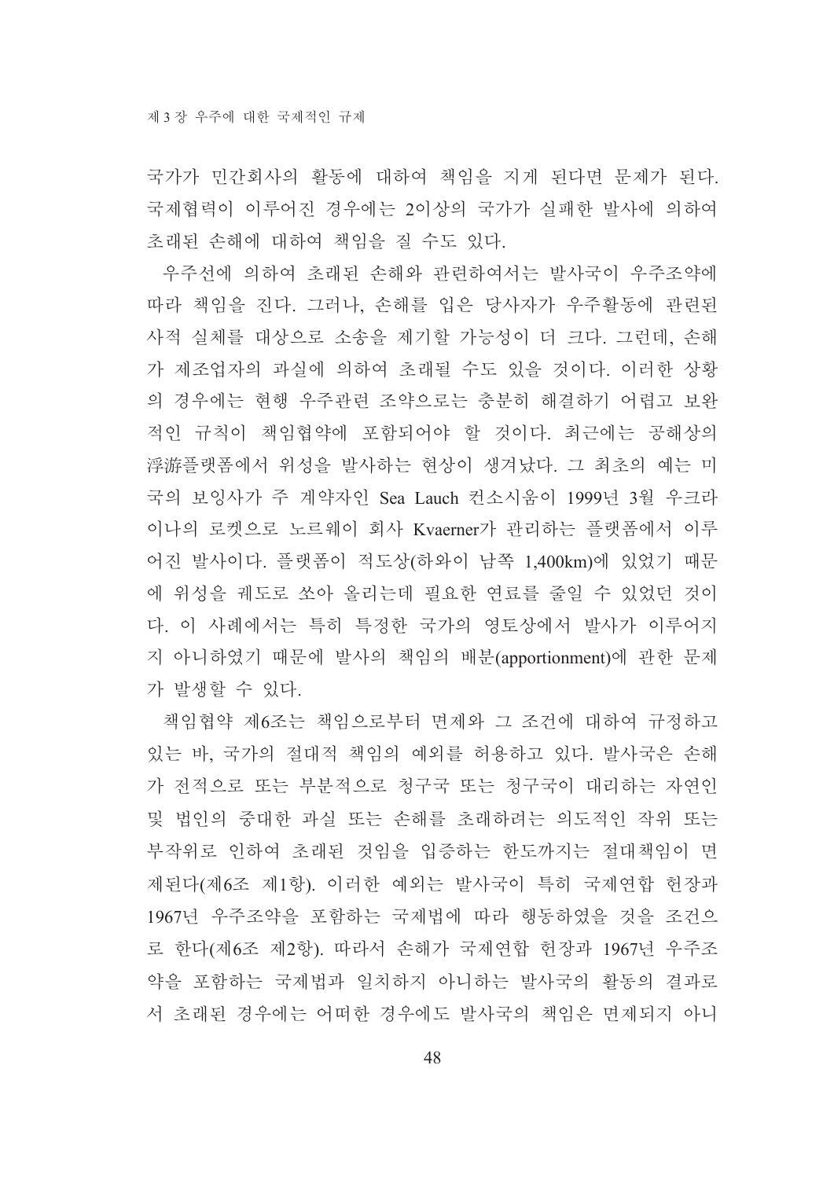국가가 민간회사의 활동에 대하여 책임을 지게 된다면 문제가 된다. 국제협력이 이루어진 경우에는 2이상의 국가가 실패한 발사에 의하여 초래된 손해에 대하여 책임을 질 수도 있다.

우주선에 의하여 초래된 손해와 관련하여서는 발사국이 우주조약에 따라 책임을 진다. 그러나, 손해를 입은 당사자가 우주활동에 관련된 사적 실체를 대상으로 소송을 제기할 가능성이 더 크다. 그런데, 손해가 제조업자의 과실에 의하여 초래될 수도 있을 것이다. 이러한 상황의 경우에는 현행 우주관련 조약으로는 충분히 해결하기 어렵고 보완적인 규칙이 책임협약에 포함되어야 할 것이다. 최근에는 공해상의 浮游플랫폼에서 위성을 발사하는 현상이 생겨났다. 그 최초의 예는 미국의 보잉사가 주 계약자인 Sea Lauch 컨소시움이 1999년 3월 우크라이나의 로켓으로 노르웨이 회사 Kvaerner가 관리하는 플랫폼에서 이루어진 발사이다. 플랫폼이 적도상(하와이 남쪽 1,400km)에 있었기 때문에 위성을 궤도로 쏘아 올리는데 필요한 연료를 줄일 수 있었던 것이다. 이 사례에서는 특히 특정한 국가의 영토상에서 발사가 이루어지지 아니하였기 때문에 발사의 책임의 배분(apportionment)에 관한 문제가 발생할 수 있다.

책임협약 제6조는 책임으로부터 면제와 그 조건에 대하여 규정하고 있는 바, 국가의 절대적 책임의 예외를 허용하고 있다. 발사국은 손해가 전적으로 또는 부분적으로 청구국 또는 청구국이 대리하는 자연인 및 법인의 중대한 과실 또는 손해를 초래하려는 의도적인 작위 또는 부작위로 인하여 초래된 것임을 입증하는 한도까지는 절대책임이 면제된다(제6조 제1항). 이러한 예외는 발사국이 특히 국제연합 헌장과 1967년 우주조약을 포함하는 국제법에 따라 행동하였을 것을 조건으로 한다(제6조 제2항). 따라서 손해가 국제연합 헌장과 1967년 우주조약을 포함하는 국제법과 일치하지 아니하는 발사국의 활동의 결과로서 초래된 경우에는 어떠한 경우에도 발사국의 책임은 면제되지 아니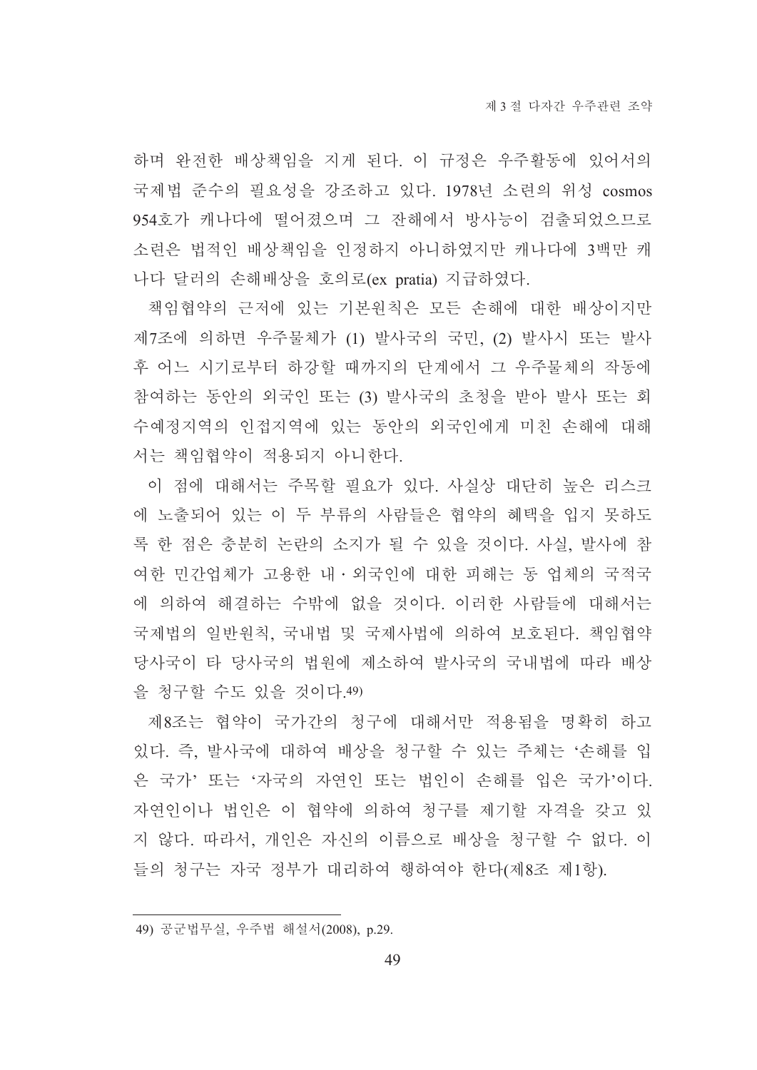하며 완전한 배상책임을 지게 된다. 이 규정은 우주활동에 있어서의 국제법 준수의 필요성을 강조하고 있다. 1978년 소련의 위성 cosmos 954호가 캐나다에 떨어졌으며 그 잔해에서 방사능이 검출되었으므로 소련은 법적인 배상책임을 인정하지 아니하였지만 캐나다에 3백만 캐나다 달러의 손해배상을 호의로(ex pratia) 지급하였다.

책임협약의 근저에 있는 기본원칙은 모든 손해에 대한 배상이지만 제7조에 의하면 우주물체가 (1) 발사국의 국민, (2) 발사시 또는 발사 후 어느 시기로부터 하강할 때까지의 단계에서 그 우주물체의 작동에 참여하는 동안의 외국인 또는 (3) 발사국의 초청을 받아 발사 또는 회수예정지역의 인접지역에 있는 동안의 외국인에게 미친 손해에 대해서는 책임협약이 적용되지 아니한다.

이 점에 대해서는 주목할 필요가 있다. 사실상 대단히 높은 리스크에 노출되어 있는 이 두 부류의 사람들은 협약의 혜택을 입지 못하도록 한 점은 충분히 논란의 소지가 될 수 있을 것이다. 사실, 발사에 참여한 민간업체가 고용한 내・외국인에 대한 피해는 동 업체의 국적국에 의하여 해결하는 수밖에 없을 것이다. 이러한 사람들에 대해서는 국제법의 일반원칙, 국내법 및 국제사법에 의하여 보호된다. 책임협약 당사국이 타 당사국의 법원에 제소하여 발사국의 국내법에 따라 배상을 청구할 수도 있을 것이다.[49]

제8조는 협약이 국가간의 청구에 대해서만 적용됨을 명확히 하고 있다. 즉, 발사국에 대하여 배상을 청구할 수 있는 주체는 '손해를 입은 국가' 또는 '자국의 자연인 또는 법인이 손해를 입은 국가'이다. 자연인이나 법인은 이 협약에 의하여 청구를 제기할 자격을 갖고 있지 않다. 따라서, 개인은 자신의 이름으로 배상을 청구할 수 없다. 이들의 청구는 자국 정부가 대리하여 행하여야 한다(제8조 제1항).

---

49) 공군법무실, 우주법 해설서(2008), p.29.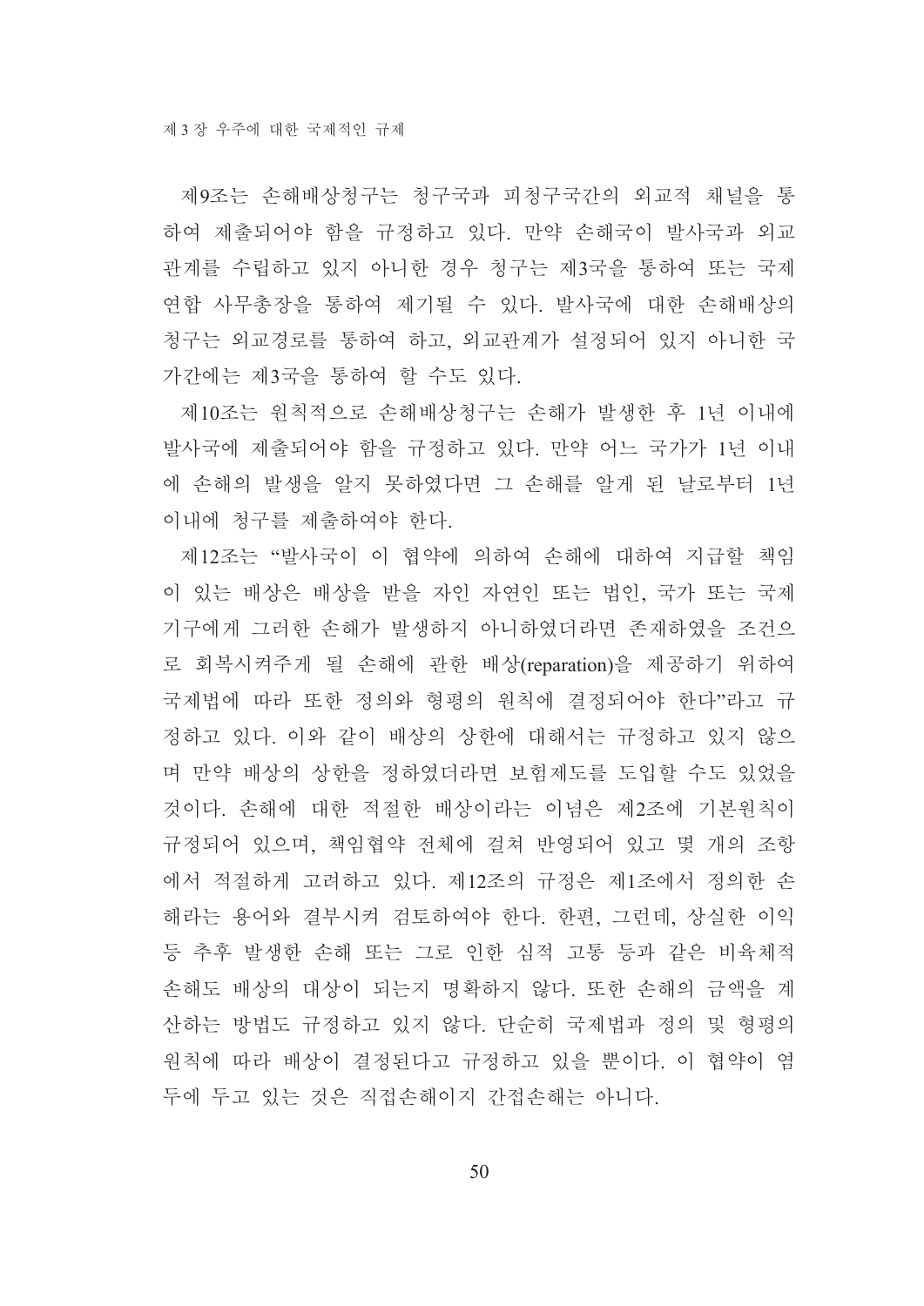제9조는 손해배상청구는 청구국과 피청구국간의 외교적 채널을 통하여 제출되어야 함을 규정하고 있다. 만약 손해국이 발사국과 외교관계를 수립하고 있지 아니한 경우 청구는 제3국을 통하여 또는 국제연합 사무총장을 통하여 제기될 수 있다. 발사국에 대한 손해배상의 청구는 외교경로를 통하여 하고, 외교관계가 설정되어 있지 아니한 국가간에는 제3국을 통하여 할 수도 있다.

제10조는 원칙적으로 손해배상청구는 손해가 발생한 후 1년 이내에 발사국에 제출되어야 함을 규정하고 있다. 만약 어느 국가가 1년 이내에 손해의 발생을 알지 못하였다면 그 손해를 알게 된 날로부터 1년 이내에 청구를 제출하여야 한다.

제12조는 "발사국이 이 협약에 의하여 손해에 대하여 지급할 책임이 있는 배상은 배상을 받을 자인 자연인 또는 법인, 국가 또는 국제기구에게 그러한 손해가 발생하지 아니하였더라면 존재하였을 조건으로 회복시켜주게 될 손해에 관한 배상(reparation)을 제공하기 위하여 국제법에 따라 또한 정의와 형평의 원칙에 결정되어야 한다"라고 규정하고 있다. 이와 같이 배상의 상한에 대해서는 규정하고 있지 않으며 만약 배상의 상한을 정하였더라면 보험제도를 도입할 수도 있었을 것이다. 손해에 대한 적절한 배상이라는 이념은 제2조에 기본원칙이 규정되어 있으며, 책임협약 전체에 걸쳐 반영되어 있고 몇 개의 조항에서 적절하게 고려하고 있다. 제12조의 규정은 제1조에서 정의한 손해라는 용어와 결부시켜 검토하여야 한다. 한편, 그런데, 상실한 이익 등 추후 발생한 손해 또는 그로 인한 심적 고통 등과 같은 비육체적 손해도 배상의 대상이 되는지 명확하지 않다. 또한 손해의 금액을 계산하는 방법도 규정하고 있지 않다. 단순히 국제법과 정의 및 형평의 원칙에 따라 배상이 결정된다고 규정하고 있을 뿐이다. 이 협약이 염두에 두고 있는 것은 직접손해이지 간접손해는 아니다.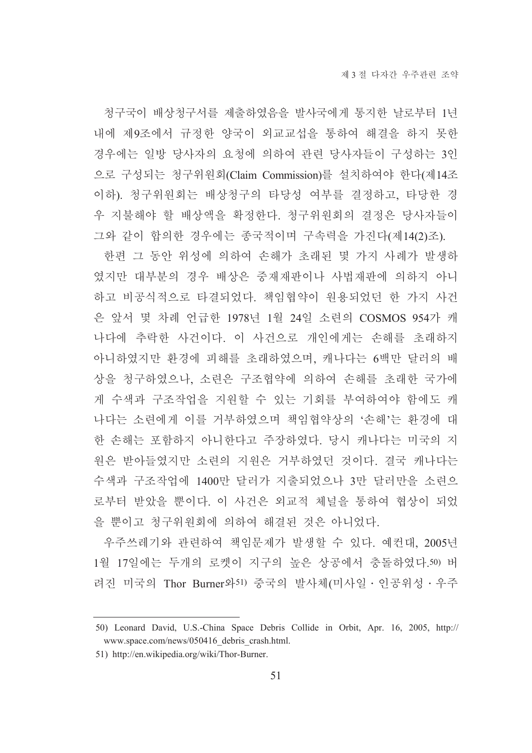청구국이 배상청구서를 제출하였음을 발사국에게 통지한 날로부터 1년 내에 제9조에서 규정한 양국이 외교교섭을 통하여 해결을 하지 못한 경우에는 일방 당사자의 요청에 의하여 관련 당사자들이 구성하는 3인으로 구성되는 청구위원회(Claim Commission)를 설치하여야 한다(제14조 이하). 청구위원회는 배상청구의 타당성 여부를 결정하고, 타당한 경우 지불해야 할 배상액을 확정한다. 청구위원회의 결정은 당사자들이 그와 같이 합의한 경우에는 종국적이며 구속력을 가진다(제14(2)조).

한편 그 동안 위성에 의하여 손해가 초래된 몇 가지 사례가 발생하였지만 대부분의 경우 배상은 중재재판이나 사법재판에 의하지 아니하고 비공식적으로 타결되었다. 책임협약이 원용되었던 한 가지 사건은 앞서 몇 차례 언급한 1978년 1월 24일 소련의 COSMOS 954가 캐나다에 추락한 사건이다. 이 사건으로 개인에게는 손해를 초래하지 아니하였지만 환경에 피해를 초래하였으며, 캐나다는 6백만 달러의 배상을 청구하였으나, 소련은 구조협약에 의하여 손해를 초래한 국가에게 수색과 구조작업을 지원할 수 있는 기회를 부여하여야 함에도 캐나다는 소련에게 이를 거부하였으며 책임협약상의 '손해'는 환경에 대한 손해는 포함하지 아니한다고 주장하였다. 당시 캐나다는 미국의 지원은 받아들였지만 소련의 지원은 거부하였던 것이다. 결국 캐나다는 수색과 구조작업에 1400만 달러가 지출되었으나 3만 달러만을 소련으로부터 받았을 뿐이다. 이 사건은 외교적 체널을 통하여 협상이 되었을 뿐이고 청구위원회에 의하여 해결된 것은 아니었다.

우주쓰레기와 관련하여 책임문제가 발생할 수 있다. 예컨대, 2005년 1월 17일에는 두개의 로켓이 지구의 높은 상공에서 충돌하였다.[50] 버려진 미국의 Thor Burner와[51] 중국의 발사체(미사일 · 인공위성 · 우주

---

50) Leonard David, U.S.-China Space Debris Collide in Orbit, Apr. 16, 2005, http://www.space.com/news/050416_debris_crash.html.

51) http://en.wikipedia.org/wiki/Thor-Burner.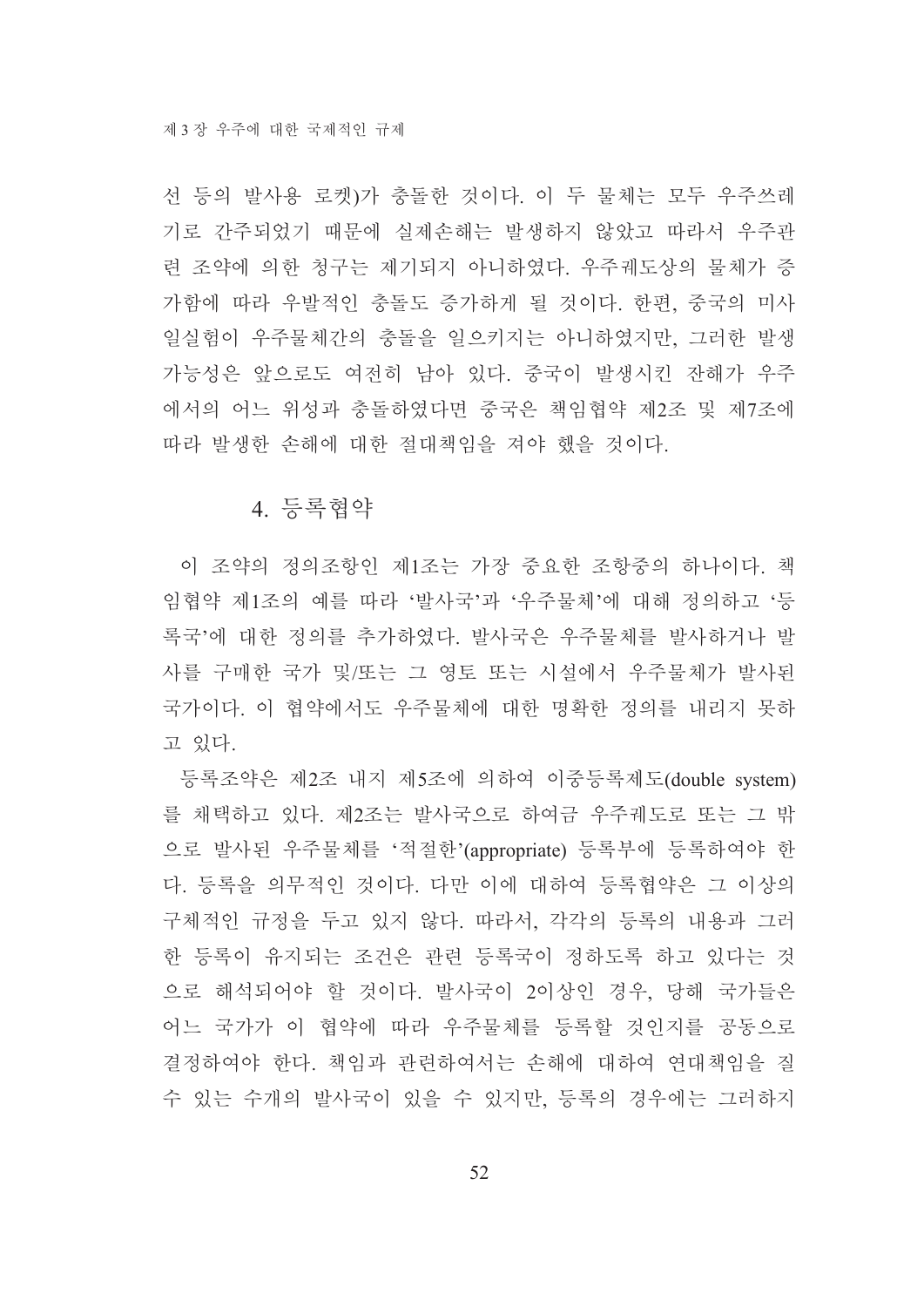선 등의 발사용 로켓)가 충돌한 것이다. 이 두 물체는 모두 우주쓰레기로 간주되었기 때문에 실제손해는 발생하지 않았고 따라서 우주관련 조약에 의한 청구는 제기되지 아니하였다. 우주궤도상의 물체가 증가함에 따라 우발적인 충돌도 증가하게 될 것이다. 한편, 중국의 미사일실험이 우주물체간의 충돌을 일으키지는 아니하였지만, 그러한 발생 가능성은 앞으로도 여전히 남아 있다. 중국이 발생시킨 잔해가 우주에서의 어느 위성과 충돌하였다면 중국은 책임협약 제2조 및 제7조에 따라 발생한 손해에 대한 절대책임을 져야 했을 것이다.

### 4. 등록협약

이 조약의 정의조항인 제1조는 가장 중요한 조항중의 하나이다. 책임협약 제1조의 예를 따라 '발사국'과 '우주물체'에 대해 정의하고 '등록국'에 대한 정의를 추가하였다. 발사국은 우주물체를 발사하거나 발사를 구매한 국가 및/또는 그 영토 또는 시설에서 우주물체가 발사된 국가이다. 이 협약에서도 우주물체에 대한 명확한 정의를 내리지 못하고 있다.

등록조약은 제2조 내지 제5조에 의하여 이중등록제도(double system)를 채택하고 있다. 제2조는 발사국으로 하여금 우주궤도로 또는 그 밖으로 발사된 우주물체를 '적절한'(appropriate) 등록부에 등록하여야 한다. 등록을 의무적인 것이다. 다만 이에 대하여 등록협약은 그 이상의 구체적인 규정을 두고 있지 않다. 따라서, 각각의 등록의 내용과 그러한 등록이 유지되는 조건은 관련 등록국이 정하도록 하고 있다는 것으로 해석되어야 할 것이다. 발사국이 2이상인 경우, 당해 국가들은 어느 국가가 이 협약에 따라 우주물체를 등록할 것인지를 공동으로 결정하여야 한다. 책임과 관련하여서는 손해에 대하여 연대책임을 질 수 있는 수개의 발사국이 있을 수 있지만, 등록의 경우에는 그러하지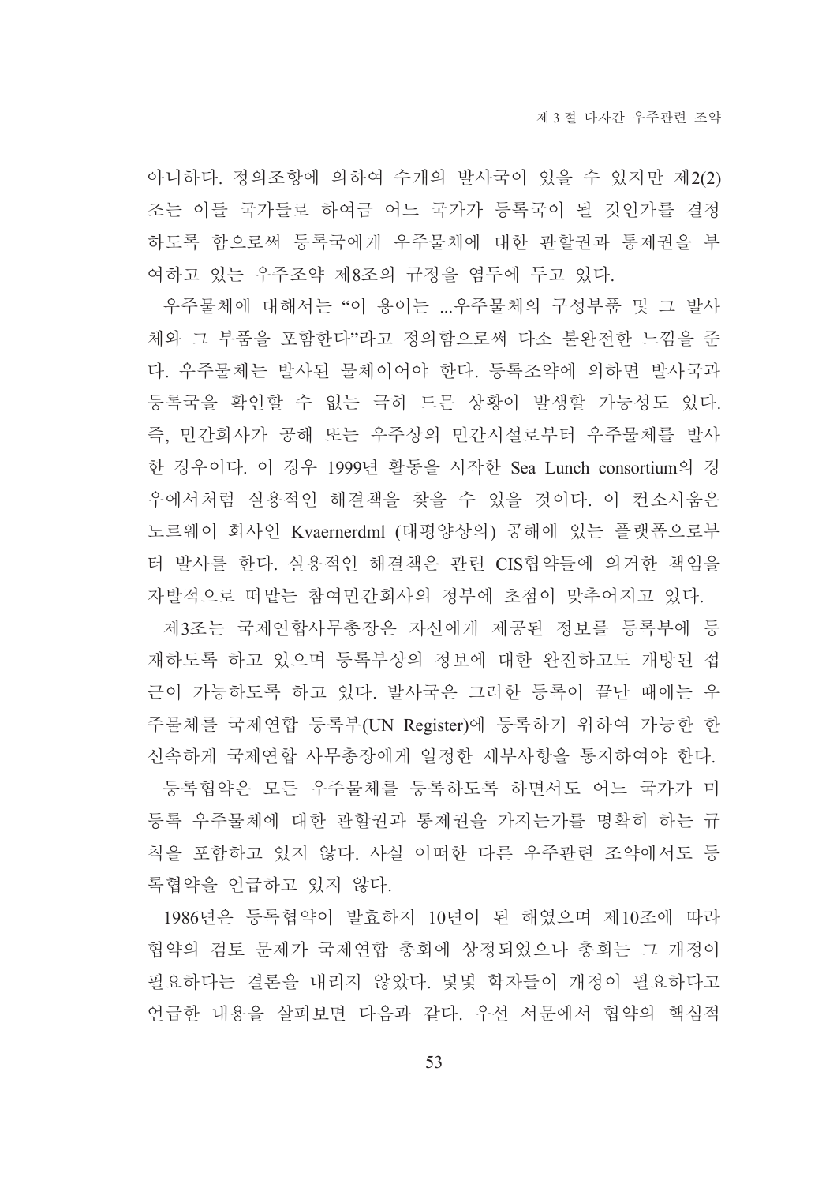아니하다. 정의조항에 의하여 수개의 발사국이 있을 수 있지만 제2(2)조는 이들 국가들로 하여금 어느 국가가 등록국이 될 것인가를 결정하도록 함으로써 등록국에게 우주물체에 대한 관할권과 통제권을 부여하고 있는 우주조약 제8조의 규정을 염두에 두고 있다.

우주물체에 대해서는 “이 용어는 ...우주물체의 구성부품 및 그 발사체와 그 부품을 포함한다”라고 정의함으로써 다소 불완전한 느낌을 준다. 우주물체는 발사된 물체이어야 한다. 등록조약에 의하면 발사국과 등록국을 확인할 수 없는 극히 드믄 상황이 발생할 가능성도 있다. 즉, 민간회사가 공해 또는 우주상의 민간시설로부터 우주물체를 발사한 경우이다. 이 경우 1999년 활동을 시작한 Sea Lunch consortium의 경우에서처럼 실용적인 해결책을 찾을 수 있을 것이다. 이 컨소시움은 노르웨이 회사인 Kvaernerdml (태평양상의) 공해에 있는 플랫폼으로부터 발사를 한다. 실용적인 해결책은 관련 CIS협약들에 의거한 책임을 자발적으로 떠맡는 참여민간회사의 정부에 초점이 맞추어지고 있다.

제3조는 국제연합사무총장은 자신에게 제공된 정보를 등록부에 등재하도록 하고 있으며 등록부상의 정보에 대한 완전하고도 개방된 접근이 가능하도록 하고 있다. 발사국은 그러한 등록이 끝난 때에는 우주물체를 국제연합 등록부(UN Register)에 등록하기 위하여 가능한 한 신속하게 국제연합 사무총장에게 일정한 세부사항을 통지하여야 한다.

등록협약은 모든 우주물체를 등록하도록 하면서도 어느 국가가 미등록 우주물체에 대한 관할권과 통제권을 가지는가를 명확히 하는 규칙을 포함하고 있지 않다. 사실 어떠한 다른 우주관련 조약에서도 등록협약을 언급하고 있지 않다.

1986년은 등록협약이 발효하지 10년이 된 해였으며 제10조에 따라 협약의 검토 문제가 국제연합 총회에 상정되었으나 총회는 그 개정이 필요하다는 결론을 내리지 않았다. 몇몇 학자들이 개정이 필요하다고 언급한 내용을 살펴보면 다음과 같다. 우선 서문에서 협약의 핵심적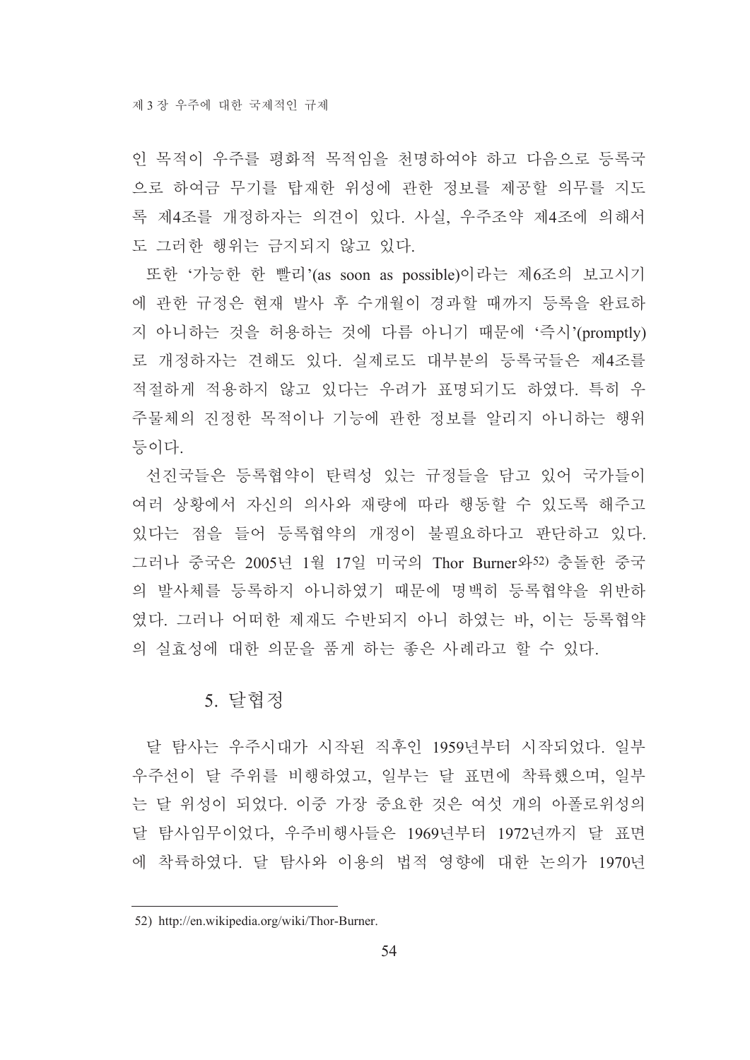인 목적이 우주를 평화적 목적임을 천명하여야 하고 다음으로 등록국으로 하여금 무기를 탑재한 위성에 관한 정보를 제공할 의무를 지도록 제4조를 개정하자는 의견이 있다. 사실, 우주조약 제4조에 의해서도 그러한 행위는 금지되지 않고 있다.

또한 '가능한 한 빨리'(as soon as possible)이라는 제6조의 보고시기에 관한 규정은 현재 발사 후 수개월이 경과할 때까지 등록을 완료하지 아니하는 것을 허용하는 것에 다름 아니기 때문에 '즉시'(promptly)로 개정하자는 견해도 있다. 실제로도 대부분의 등록국들은 제4조를 적절하게 적용하지 않고 있다는 우려가 표명되기도 하였다. 특히 우주물체의 진정한 목적이나 기능에 관한 정보를 알리지 아니하는 행위 등이다.

선진국들은 등록협약이 탄력성 있는 규정들을 담고 있어 국가들이 여러 상황에서 자신의 의사와 재량에 따라 행동할 수 있도록 해주고 있다는 점을 들어 등록협약의 개정이 불필요하다고 판단하고 있다. 그러나 중국은 2005년 1월 17일 미국의 Thor Burner와[52] 충돌한 중국의 발사체를 등록하지 아니하였기 때문에 명백히 등록협약을 위반하였다. 그러나 어떠한 제재도 수반되지 아니 하였는 바, 이는 등록협약의 실효성에 대한 의문을 품게 하는 좋은 사례라고 할 수 있다.

## 5. 달협정

달 탐사는 우주시대가 시작된 직후인 1959년부터 시작되었다. 일부 우주선이 달 주위를 비행하였고, 일부는 달 표면에 착륙했으며, 일부는 달 위성이 되었다. 이중 가장 중요한 것은 여섯 개의 아폴로위성의 달 탐사임무이었다, 우주비행사들은 1969년부터 1972년까지 달 표면에 착륙하였다. 달 탐사와 이용의 법적 영향에 대한 논의가 1970년

---

52) http://en.wikipedia.org/wiki/Thor-Burner.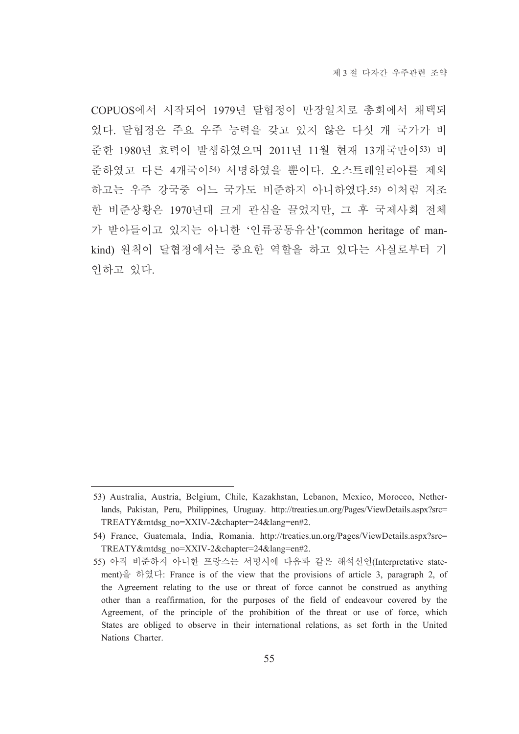COPUOS에서 시작되어 1979년 달협정이 만장일치로 총회에서 채택되었다. 달협정은 주요 우주 능력을 갖고 있지 않은 다섯 개 국가가 비준한 1980년 효력이 발생하였으며 2011년 11월 현재 13개국만이[53] 비준하였고 다른 4개국이[54] 서명하였을 뿐이다. 오스트레일리아를 제외하고는 우주 강국중 어느 국가도 비준하지 아니하였다.[55] 이처럼 저조한 비준상황은 1970년대 크게 관심을 끌었지만, 그 후 국제사회 전체가 받아들이고 있지는 아니한 '인류공동유산'(common heritage of mankind) 원칙이 달협정에서는 중요한 역할을 하고 있다는 사실로부터 기인하고 있다.

---

53) Australia, Austria, Belgium, Chile, Kazakhstan, Lebanon, Mexico, Morocco, Netherlands, Pakistan, Peru, Philippines, Uruguay. http://treaties.un.org/Pages/ViewDetails.aspx?src=TREATY&mtdsg_no=XXIV-2&chapter=24&lang=en#2.

54) France, Guatemala, India, Romania. http://treaties.un.org/Pages/ViewDetails.aspx?src=TREATY&mtdsg_no=XXIV-2&chapter=24&lang=en#2.

55) 아직 비준하지 아니한 프랑스는 서명시에 다음과 같은 해석선언(Interpretative statement)을 하였다: France is of the view that the provisions of article 3, paragraph 2, of the Agreement relating to the use or threat of force cannot be construed as anything other than a reaffirmation, for the purposes of the field of endeavour covered by the Agreement, of the principle of the prohibition of the threat or use of force, which States are obliged to observe in their international relations, as set forth in the United Nations Charter.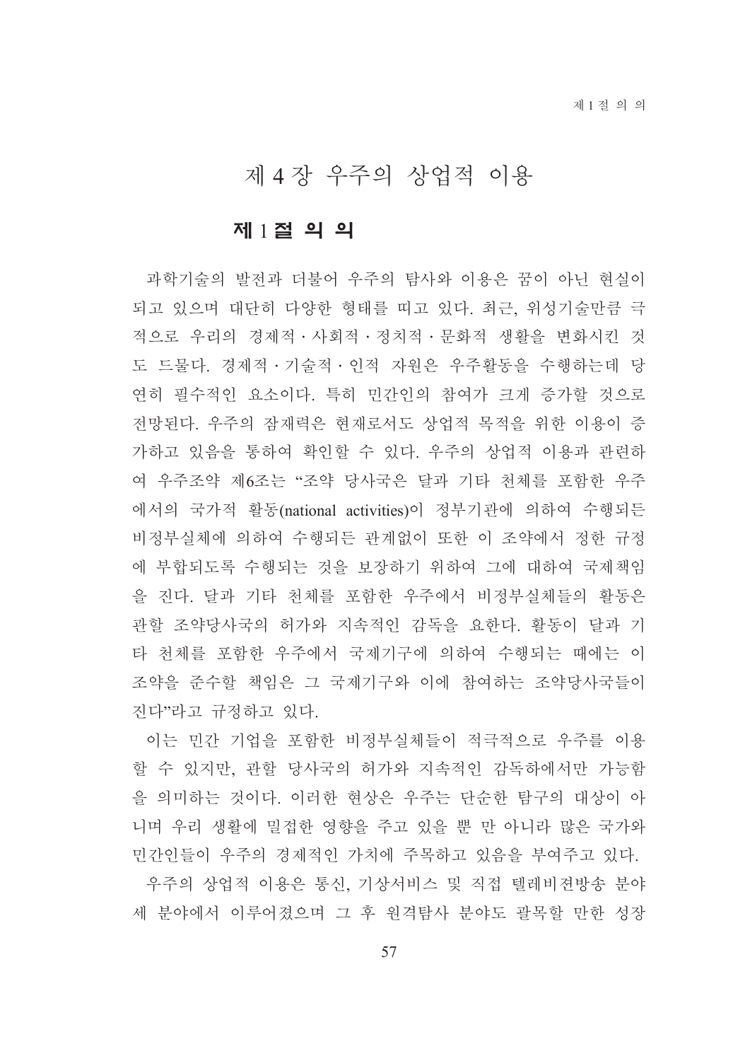# 제 4 장 우주의 상업적 이용

## 제 1 절 의 의

과학기술의 발전과 더불어 우주의 탐사와 이용은 꿈이 아닌 현실이 되고 있으며 대단히 다양한 형태를 띠고 있다. 최근, 위성기술만큼 극적으로 우리의 경제적·사회적·정치적·문화적 생활을 변화시킨 것도 드물다. 경제적·기술적·인적 자원은 우주활동을 수행하는데 당연히 필수적인 요소이다. 특히 민간인의 참여가 크게 증가할 것으로 전망된다. 우주의 잠재력은 현재로서도 상업적 목적을 위한 이용이 증가하고 있음을 통하여 확인할 수 있다. 우주의 상업적 이용과 관련하여 우주조약 제6조는 "조약 당사국은 달과 기타 천체를 포함한 우주에서의 국가적 활동(national activities)이 정부기관에 의하여 수행되든 비정부실체에 의하여 수행되든 관계없이 또한 이 조약에서 정한 규정에 부합되도록 수행되는 것을 보장하기 위하여 그에 대하여 국제책임을 진다. 달과 기타 천체를 포함한 우주에서 비정부실체들의 활동은 관할 조약당사국의 허가와 지속적인 감독을 요한다. 활동이 달과 기타 천체를 포함한 우주에서 국제기구에 의하여 수행되는 때에는 이 조약을 준수할 책임은 그 국제기구와 이에 참여하는 조약당사국들이 진다"라고 규정하고 있다.

이는 민간 기업을 포함한 비정부실체들이 적극적으로 우주를 이용할 수 있지만, 관할 당사국의 허가와 지속적인 감독하에서만 가능함을 의미하는 것이다. 이러한 현상은 우주는 단순한 탐구의 대상이 아니며 우리 생활에 밀접한 영향을 주고 있을 뿐 만 아니라 많은 국가와 민간인들이 우주의 경제적인 가치에 주목하고 있음을 부여주고 있다.

우주의 상업적 이용은 통신, 기상서비스 및 직접 텔레비젼방송 분야 세 분야에서 이루어졌으며 그 후 원격탐사 분야도 괄목할 만한 성장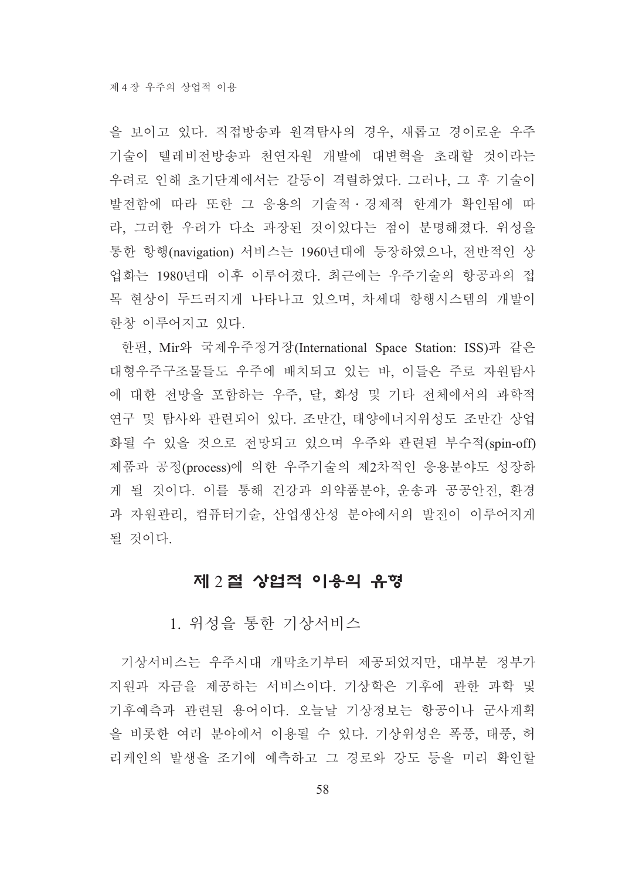을 보이고 있다. 직접방송과 원격탐사의 경우, 새롭고 경이로운 우주기술이 텔레비전방송과 천연자원 개발에 대변혁을 초래할 것이라는 우려로 인해 초기단계에서는 갈등이 격렬하였다. 그러나, 그 후 기술이 발전함에 따라 또한 그 응용의 기술적·경제적 한계가 확인됨에 따라, 그러한 우려가 다소 과장된 것이었다는 점이 분명해졌다. 위성을 통한 항행(navigation) 서비스는 1960년대에 등장하였으나, 전반적인 상업화는 1980년대 이후 이루어졌다. 최근에는 우주기술의 항공과의 접목 현상이 두드러지게 나타나고 있으며, 차세대 항행시스템의 개발이 한창 이루어지고 있다.

한편, Mir와 국제우주정거장(International Space Station: ISS)과 같은 대형우주구조물들도 우주에 배치되고 있는 바, 이들은 주로 자원탐사에 대한 전망을 포함하는 우주, 달, 화성 및 기타 전체에서의 과학적 연구 및 탐사와 관련되어 있다. 조만간, 태양에너지위성도 조만간 상업화될 수 있을 것으로 전망되고 있으며 우주와 관련된 부수적(spin-off) 제품과 공정(process)에 의한 우주기술의 제2차적인 응용분야도 성장하게 될 것이다. 이를 통해 건강과 의약품분야, 운송과 공공안전, 환경과 자원관리, 컴퓨터기술, 산업생산성 분야에서의 발전이 이루어지게 될 것이다.

## 제 2 절 상업적 이용의 유형

### 1. 위성을 통한 기상서비스

기상서비스는 우주시대 개막초기부터 제공되었지만, 대부분 정부가 지원과 자금을 제공하는 서비스이다. 기상학은 기후에 관한 과학 및 기후예측과 관련된 용어이다. 오늘날 기상정보는 항공이나 군사계획을 비롯한 여러 분야에서 이용될 수 있다. 기상위성은 폭풍, 태풍, 허리케인의 발생을 조기에 예측하고 그 경로와 강도 등을 미리 확인할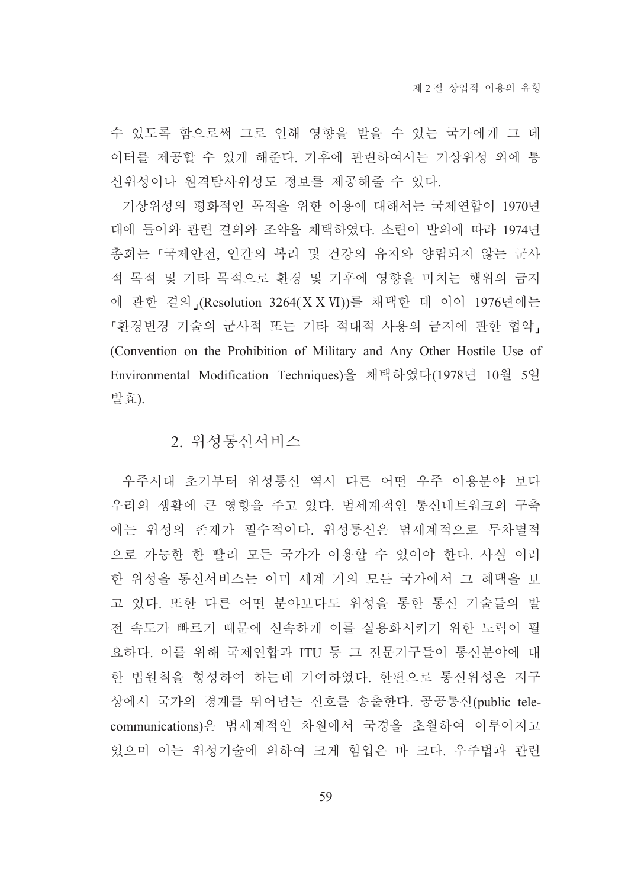수 있도록 함으로써 그로 인해 영향을 받을 수 있는 국가에게 그 데이터를 제공할 수 있게 해준다. 기후에 관련하여서는 기상위성 외에 통신위성이나 원격탐사위성도 정보를 제공해줄 수 있다.

기상위성의 평화적인 목적을 위한 이용에 대해서는 국제연합이 1970년대에 들어와 관련 결의와 조약을 채택하였다. 소련이 발의에 따라 1974년 총회는 「국제안전, 인간의 복리 및 건강의 유지와 양립되지 않는 군사적 목적 및 기타 목적으로 환경 및 기후에 영향을 미치는 행위의 금지에 관한 결의」(Resolution 3264(XXVI))를 채택한 데 이어 1976년에는 「환경변경 기술의 군사적 또는 기타 적대적 사용의 금지에 관한 협약」(Convention on the Prohibition of Military and Any Other Hostile Use of Environmental Modification Techniques)을 채택하였다(1978년 10월 5일 발효).

## 2. 위성통신서비스

우주시대 초기부터 위성통신 역시 다른 어떤 우주 이용분야 보다 우리의 생활에 큰 영향을 주고 있다. 범세계적인 통신네트워크의 구축에는 위성의 존재가 필수적이다. 위성통신은 범세계적으로 무차별적으로 가능한 한 빨리 모든 국가가 이용할 수 있어야 한다. 사실 이러한 위성을 통신서비스는 이미 세계 거의 모든 국가에서 그 혜택을 보고 있다. 또한 다른 어떤 분야보다도 위성을 통한 통신 기술들의 발전 속도가 빠르기 때문에 신속하게 이를 실용화시키기 위한 노력이 필요하다. 이를 위해 국제연합과 ITU 등 그 전문기구들이 통신분야에 대한 법원칙을 형성하여 하는데 기여하였다. 한편으로 통신위성은 지구상에서 국가의 경계를 뛰어넘는 신호를 송출한다. 공공통신(public telecommunications)은 범세계적인 차원에서 국경을 초월하여 이루어지고 있으며 이는 위성기술에 의하여 크게 힘입은 바 크다. 우주법과 관련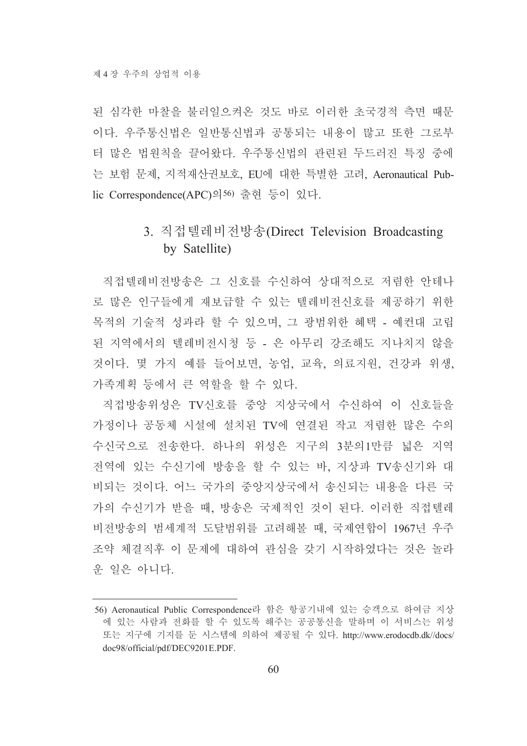된 심각한 마찰을 불러일으켜온 것도 바로 이러한 초국경적 측면 때문이다. 우주통신법은 일반통신법과 공통되는 내용이 많고 또한 그로부터 많은 법원칙을 끌어왔다. 우주통신법의 관련된 두드러진 특징 중에는 보험 문제, 지적재산권보호, EU에 대한 특별한 고려, Aeronautical Public Correspondence(APC)의[56] 출현 등이 있다.

## 3. 직접텔레비전방송(Direct Television Broadcasting by Satellite)

직접텔레비전방송은 그 신호를 수신하여 상대적으로 저렴한 안테나로 많은 인구들에게 재보급할 수 있는 텔레비전신호를 제공하기 위한 목적의 기술적 성과라 할 수 있으며, 그 광범위한 혜택 - 예컨대 고립된 지역에서의 텔레비전시청 등 - 은 아무리 강조해도 지나치지 않을 것이다. 몇 가지 예를 들어보면, 농업, 교육, 의료지원, 건강과 위생, 가족계획 등에서 큰 역할을 할 수 있다.

직접방송위성은 TV신호를 중앙 지상국에서 수신하여 이 신호들을 가정이나 공동체 시설에 설치된 TV에 연결된 작고 저렴한 많은 수의 수신국으로 전송한다. 하나의 위성은 지구의 3분의1만큼 넓은 지역 전역에 있는 수신기에 방송을 할 수 있는 바, 지상파 TV송신기와 대비되는 것이다. 어느 국가의 중앙지상국에서 송신되는 내용을 다른 국가의 수신기가 받을 때, 방송은 국제적인 것이 된다. 이러한 직접텔레비전방송의 범세계적 도달범위를 고려해볼 때, 국제연합이 1967년 우주조약 체결직후 이 문제에 대하여 관심을 갖기 시작하였다는 것은 놀라운 일은 아니다.

---

56) Aeronautical Public Correspondence라 함은 항공기내에 있는 승객으로 하여금 지상에 있는 사람과 전화를 할 수 있도록 해주는 공공통신을 말하며 이 서비스는 위성 또는 지구에 기지를 둔 시스템에 의하여 제공될 수 있다. http://www.erodocdb.dk//docs/doc98/official/pdf/DEC9201E.PDF.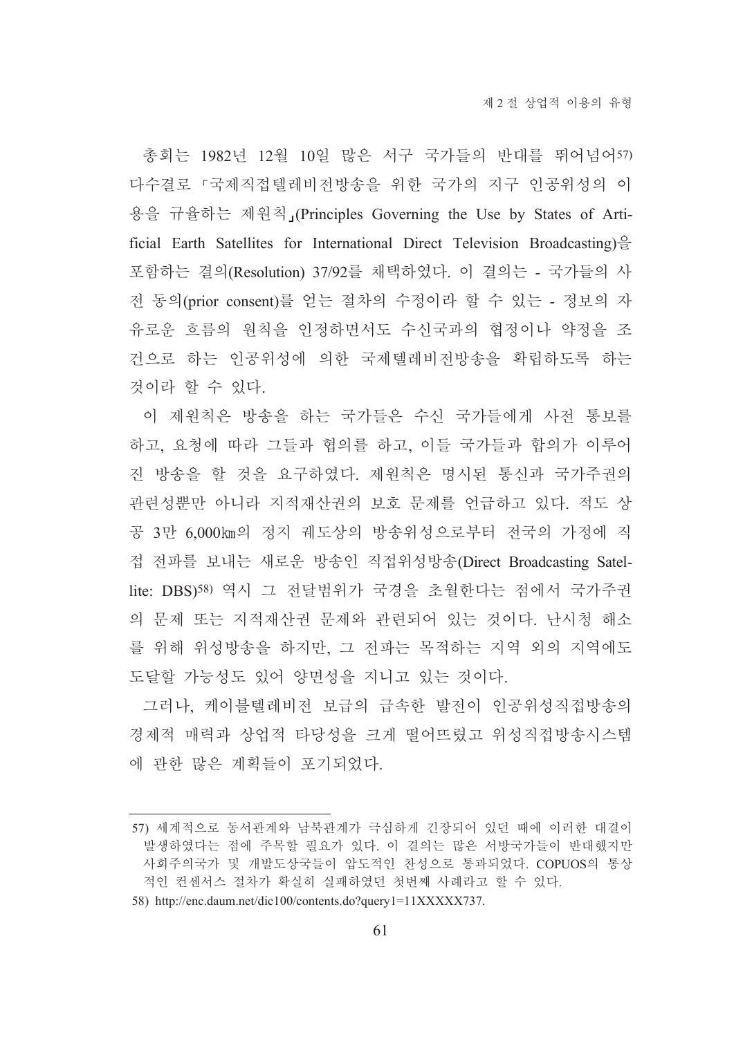총회는 1982년 12월 10일 많은 서구 국가들의 반대를 뛰어넘어[57] 다수결로 「국제직접텔레비전방송을 위한 국가의 지구 인공위성의 이용을 규율하는 제원칙」(Principles Governing the Use by States of Artificial Earth Satellites for International Direct Television Broadcasting)을 포함하는 결의(Resolution) 37/92를 채택하였다. 이 결의는 - 국가들의 사전 동의(prior consent)를 얻는 절차의 수정이라 할 수 있는 - 정보의 자유로운 흐름의 원칙을 인정하면서도 수신국과의 협정이나 약정을 조건으로 하는 인공위성에 의한 국제텔레비전방송을 확립하도록 하는 것이라 할 수 있다.

이 제원칙은 방송을 하는 국가들은 수신 국가들에게 사전 통보를 하고, 요청에 따라 그들과 협의를 하고, 이들 국가들과 합의가 이루어진 방송을 할 것을 요구하였다. 제원칙은 명시된 통신과 국가주권의 관련성뿐만 아니라 지적재산권의 보호 문제를 언급하고 있다. 적도 상공 3만 6,000㎞의 정지 궤도상의 방송위성으로부터 전국의 가정에 직접 전파를 보내는 새로운 방송인 직접위성방송(Direct Broadcasting Satellite: DBS)[58] 역시 그 전달범위가 국경을 초월한다는 점에서 국가주권의 문제 또는 지적재산권 문제와 관련되어 있는 것이다. 난시청 해소를 위해 위성방송을 하지만, 그 전파는 목적하는 지역 외의 지역에도 도달할 가능성도 있어 양면성을 지니고 있는 것이다.

그러나, 케이블텔레비전 보급의 급속한 발전이 인공위성직접방송의 경제적 매력과 상업적 타당성을 크게 떨어뜨렸고 위성직접방송시스템에 관한 많은 계획들이 포기되었다.

---

57) 세계적으로 동서관계와 남북관계가 극심하게 긴장되어 있던 때에 이러한 대결이 발생하였다는 점에 주목할 필요가 있다. 이 결의는 많은 서방국가들이 반대했지만 사회주의국가 및 개발도상국들이 압도적인 찬성으로 통과되었다. COPUOS의 통상적인 컨센서스 절차가 확실히 실패하였던 첫번째 사례라고 할 수 있다.

58) http://enc.daum.net/dic100/contents.do?query1=11XXXXX737.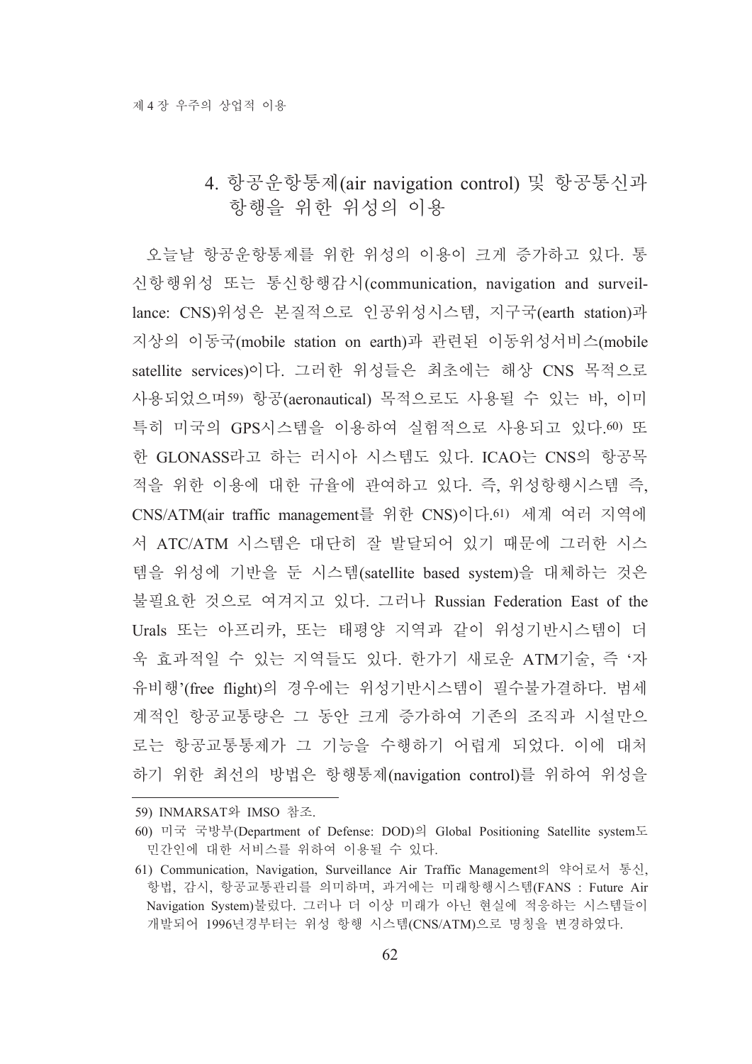## 4. 항공운항통제(air navigation control) 및 항공통신과 항행을 위한 위성의 이용

오늘날 항공운항통제를 위한 위성의 이용이 크게 증가하고 있다. 통신항행위성 또는 통신항행감시(communication, navigation and surveillance: CNS)위성은 본질적으로 인공위성시스템, 지구국(earth station)과 지상의 이동국(mobile station on earth)과 관련된 이동위성서비스(mobile satellite services)이다. 그러한 위성들은 최초에는 해상 CNS 목적으로 사용되었으며[59] 항공(aeronautical) 목적으로도 사용될 수 있는 바, 이미 특히 미국의 GPS시스템을 이용하여 실험적으로 사용되고 있다.[60] 또한 GLONASS라고 하는 러시아 시스템도 있다. ICAO는 CNS의 항공목적을 위한 이용에 대한 규율에 관여하고 있다. 즉, 위성항행시스템 즉, CNS/ATM(air traffic management를 위한 CNS)이다.[61] 세계 여러 지역에서 ATC/ATM 시스템은 대단히 잘 발달되어 있기 때문에 그러한 시스템을 위성에 기반을 둔 시스템(satellite based system)을 대체하는 것은 불필요한 것으로 여겨지고 있다. 그러나 Russian Federation East of the Urals 또는 아프리카, 또는 태평양 지역과 같이 위성기반시스템이 더욱 효과적일 수 있는 지역들도 있다. 한가기 새로운 ATM기술, 즉 '자유비행'(free flight)의 경우에는 위성기반시스템이 필수불가결하다. 범세계적인 항공교통량은 그 동안 크게 증가하여 기존의 조직과 시설만으로는 항공교통통제가 그 기능을 수행하기 어렵게 되었다. 이에 대처하기 위한 최선의 방법은 항행통제(navigation control)를 위하여 위성을

---

59) INMARSAT와 IMSO 참조.

60) 미국 국방부(Department of Defense: DOD)의 Global Positioning Satellite system도 민간인에 대한 서비스를 위하여 이용될 수 있다.

61) Communication, Navigation, Surveillance Air Traffic Management의 약어로서 통신, 항법, 감시, 항공교통관리를 의미하며, 과거에는 미래항행시스템(FANS : Future Air Navigation System)불렀다. 그러나 더 이상 미래가 아닌 현실에 적응하는 시스템들이 개발되어 1996년경부터는 위성 항행 시스템(CNS/ATM)으로 명칭을 변경하였다.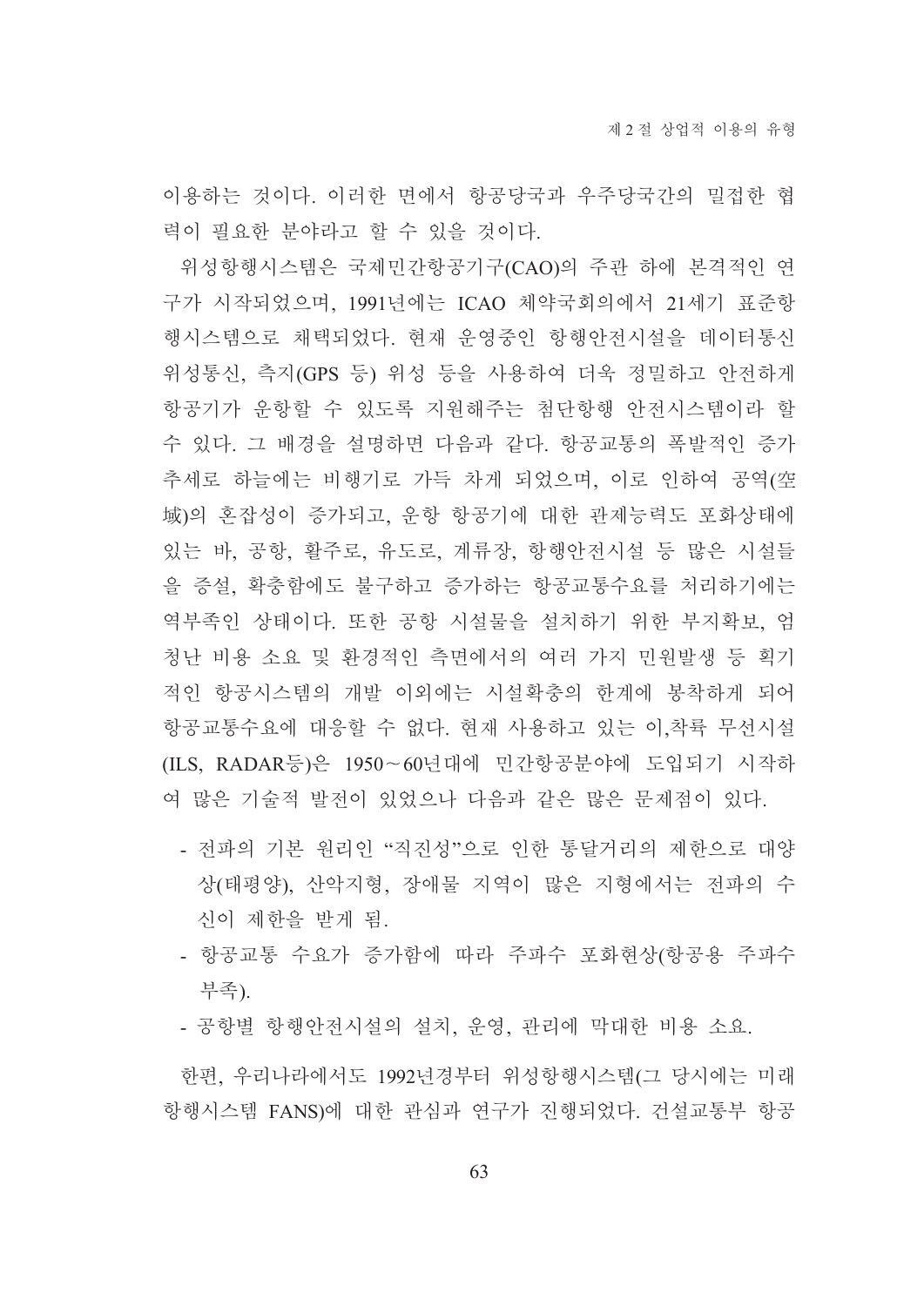이용하는 것이다. 이러한 면에서 항공당국과 우주당국간의 밀접한 협력이 필요한 분야라고 할 수 있을 것이다.

위성항행시스템은 국제민간항공기구(CAO)의 주관 하에 본격적인 연구가 시작되었으며, 1991년에는 ICAO 체약국회의에서 21세기 표준항행시스템으로 채택되었다. 현재 운영중인 항행안전시설을 데이터통신 위성통신, 측지(GPS 등) 위성 등을 사용하여 더욱 정밀하고 안전하게 항공기가 운항할 수 있도록 지원해주는 첨단항행 안전시스템이라 할 수 있다. 그 배경을 설명하면 다음과 같다. 항공교통의 폭발적인 증가추세로 하늘에는 비행기로 가득 차게 되었으며, 이로 인하여 공역(空域)의 혼잡성이 증가되고, 운항 항공기에 대한 관제능력도 포화상태에 있는 바, 공항, 활주로, 유도로, 계류장, 항행안전시설 등 많은 시설들을 증설, 확충함에도 불구하고 증가하는 항공교통수요를 처리하기에는 역부족인 상태이다. 또한 공항 시설물을 설치하기 위한 부지확보, 엄청난 비용 소요 및 환경적인 측면에서의 여러 가지 민원발생 등 획기적인 항공시스템의 개발 이외에는 시설확충의 한계에 봉착하게 되어 항공교통수요에 대응할 수 없다. 현재 사용하고 있는 이,착륙 무선시설(ILS, RADAR등)은 1950～60년대에 민간항공분야에 도입되기 시작하여 많은 기술적 발전이 있었으나 다음과 같은 많은 문제점이 있다.

- 전파의 기본 원리인 “직진성”으로 인한 통달거리의 제한으로 대양상(태평양), 산악지형, 장애물 지역이 많은 지형에서는 전파의 수신이 제한을 받게 됨.
- 항공교통 수요가 증가함에 따라 주파수 포화현상(항공용 주파수 부족).
- 공항별 항행안전시설의 설치, 운영, 관리에 막대한 비용 소요.

한편, 우리나라에서도 1992년경부터 위성항행시스템(그 당시에는 미래항행시스템 FANS)에 대한 관심과 연구가 진행되었다. 건설교통부 항공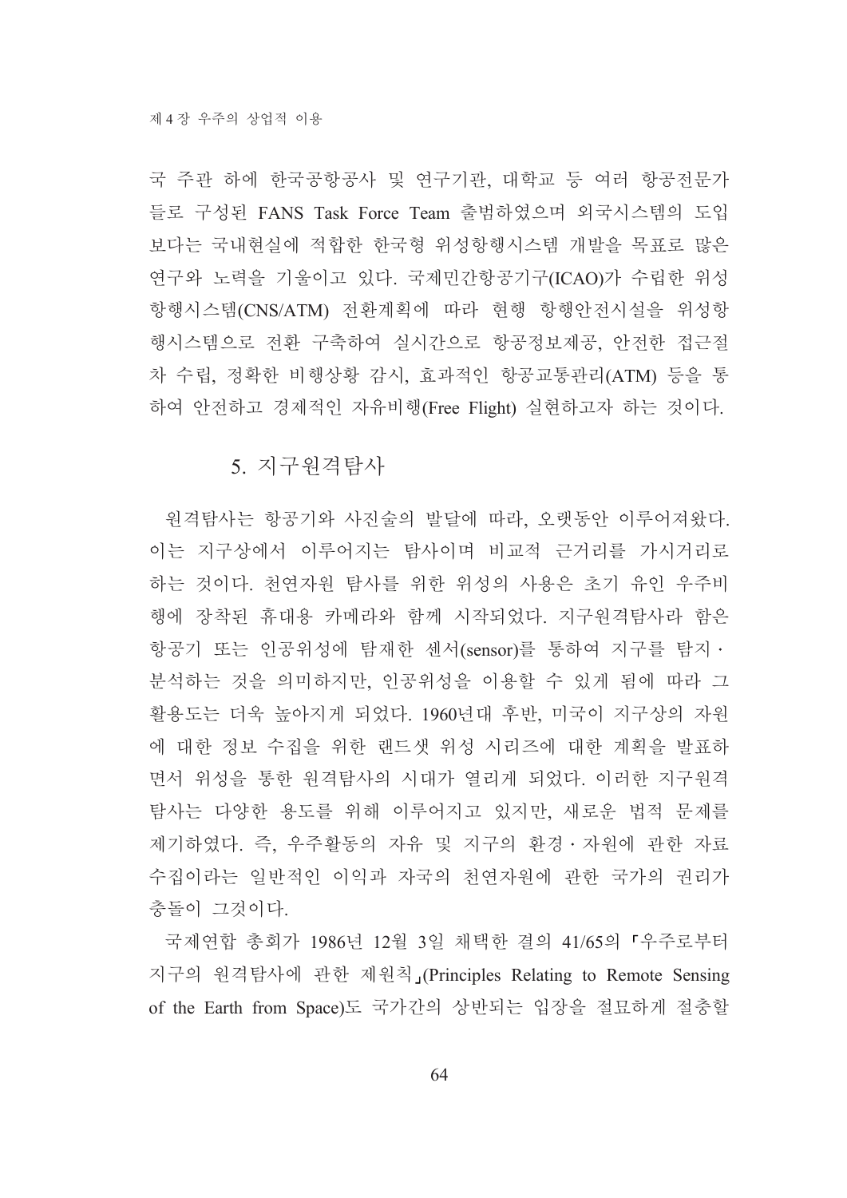국 주관 하에 한국공항공사 및 연구기관, 대학교 등 여러 항공전문가들로 구성된 FANS Task Force Team 출범하였으며 외국시스템의 도입보다는 국내현실에 적합한 한국형 위성항행시스템 개발을 목표로 많은 연구와 노력을 기울이고 있다. 국제민간항공기구(ICAO)가 수립한 위성항행시스템(CNS/ATM) 전환계획에 따라 현행 항행안전시설을 위성항행시스템으로 전환 구축하여 실시간으로 항공정보제공, 안전한 접근절차 수립, 정확한 비행상황 감시, 효과적인 항공교통관리(ATM) 등을 통하여 안전하고 경제적인 자유비행(Free Flight) 실현하고자 하는 것이다.

## 5. 지구원격탐사

원격탐사는 항공기와 사진술의 발달에 따라, 오랫동안 이루어져왔다. 이는 지구상에서 이루어지는 탐사이며 비교적 근거리를 가시거리로 하는 것이다. 천연자원 탐사를 위한 위성의 사용은 초기 유인 우주비행에 장착된 휴대용 카메라와 함께 시작되었다. 지구원격탐사라 함은 항공기 또는 인공위성에 탑재한 센서(sensor)를 통하여 지구를 탐지·분석하는 것을 의미하지만, 인공위성을 이용할 수 있게 됨에 따라 그 활용도는 더욱 높아지게 되었다. 1960년대 후반, 미국이 지구상의 자원에 대한 정보 수집을 위한 랜드샛 위성 시리즈에 대한 계획을 발표하면서 위성을 통한 원격탐사의 시대가 열리게 되었다. 이러한 지구원격탐사는 다양한 용도를 위해 이루어지고 있지만, 새로운 법적 문제를 제기하였다. 즉, 우주활동의 자유 및 지구의 환경·자원에 관한 자료수집이라는 일반적인 이익과 자국의 천연자원에 관한 국가의 권리가 충돌이 그것이다.

국제연합 총회가 1986년 12월 3일 채택한 결의 41/65의 「우주로부터 지구의 원격탐사에 관한 제원칙」(Principles Relating to Remote Sensing of the Earth from Space)도 국가간의 상반되는 입장을 절묘하게 절충할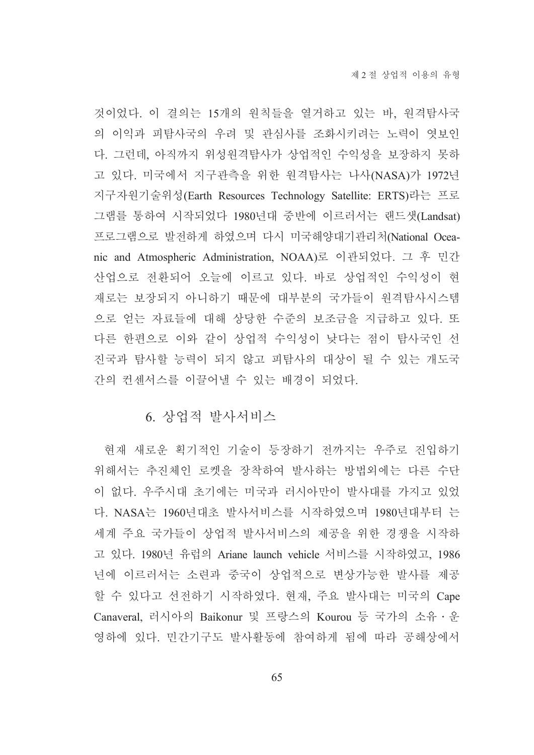것이었다. 이 결의는 15개의 원칙들을 열거하고 있는 바, 원격탐사국의 이익과 피탐사국의 우려 및 관심사를 조화시키려는 노력이 엿보인다. 그런데, 아직까지 위성원격탐사가 상업적인 수익성을 보장하지 못하고 있다. 미국에서 지구관측을 위한 원격탐사는 나사(NASA)가 1972년 지구자원기술위성(Earth Resources Technology Satellite: ERTS)라는 프로그램를 통하여 시작되었다 1980년대 중반에 이르러서는 랜드샛(Landsat) 프로그램으로 발전하게 하였으며 다시 미국해양대기관리처(National Oceanic and Atmospheric Administration, NOAA)로 이관되었다. 그 후 민간산업으로 전환되어 오늘에 이르고 있다. 바로 상업적인 수익성이 현재로는 보장되지 아니하기 때문에 대부분의 국가들이 원격탐사시스템으로 얻는 자료들에 대해 상당한 수준의 보조금을 지급하고 있다. 또 다른 한편으로 이와 같이 상업적 수익성이 낮다는 점이 탐사국인 선진국과 탐사할 능력이 되지 않고 피탐사의 대상이 될 수 있는 개도국간의 컨센서스를 이끌어낼 수 있는 배경이 되었다.

## 6. 상업적 발사서비스

현재 새로운 획기적인 기술이 등장하기 전까지는 우주로 진입하기 위해서는 추진체인 로켓을 장착하여 발사하는 방법외에는 다른 수단이 없다. 우주시대 초기에는 미국과 러시아만이 발사대를 가지고 있었다. NASA는 1960년대초 발사서비스를 시작하였으며 1980년대부터 는 세계 주요 국가들이 상업적 발사서비스의 제공을 위한 경쟁을 시작하고 있다. 1980년 유럽의 Ariane launch vehicle 서비스를 시작하였고, 1986년에 이르러서는 소련과 중국이 상업적으로 변상가능한 발사를 제공할 수 있다고 선전하기 시작하였다. 현재, 주요 발사대는 미국의 Cape Canaveral, 러시아의 Baikonur 및 프랑스의 Kourou 등 국가의 소유·운영하에 있다. 민간기구도 발사활동에 참여하게 됨에 따라 공해상에서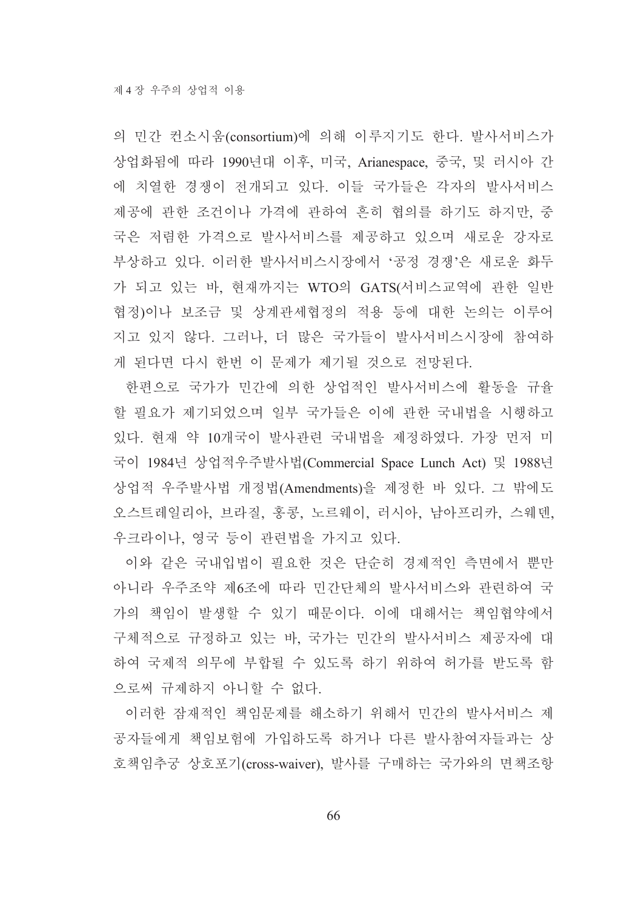의 민간 컨소시움(consortium)에 의해 이루지기도 한다. 발사서비스가 상업화됨에 따라 1990년대 이후, 미국, Arianespace, 중국, 및 러시아 간에 치열한 경쟁이 전개되고 있다. 이들 국가들은 각자의 발사서비스 제공에 관한 조건이나 가격에 관하여 흔히 협의를 하기도 하지만, 중국은 저렴한 가격으로 발사서비스를 제공하고 있으며 새로운 강자로 부상하고 있다. 이러한 발사서비스시장에서 '공정 경쟁'은 새로운 화두가 되고 있는 바, 현재까지는 WTO의 GATS(서비스교역에 관한 일반협정)이나 보조금 및 상계관세협정의 적용 등에 대한 논의는 이루어지고 있지 않다. 그러나, 더 많은 국가들이 발사서비스시장에 참여하게 된다면 다시 한번 이 문제가 제기될 것으로 전망된다.

한편으로 국가가 민간에 의한 상업적인 발사서비스에 활동을 규율할 필요가 제기되었으며 일부 국가들은 이에 관한 국내법을 시행하고 있다. 현재 약 10개국이 발사관련 국내법을 제정하였다. 가장 먼저 미국이 1984년 상업적우주발사법(Commercial Space Lunch Act) 및 1988년 상업적 우주발사법 개정법(Amendments)을 제정한 바 있다. 그 밖에도 오스트레일리아, 브라질, 홍콩, 노르웨이, 러시아, 남아프리카, 스웨덴, 우크라이나, 영국 등이 관련법을 가지고 있다.

이와 같은 국내입법이 필요한 것은 단순히 경제적인 측면에서 뿐만 아니라 우주조약 제6조에 따라 민간단체의 발사서비스와 관련하여 국가의 책임이 발생할 수 있기 때문이다. 이에 대해서는 책임협약에서 구체적으로 규정하고 있는 바, 국가는 민간의 발사서비스 제공자에 대하여 국제적 의무에 부합될 수 있도록 하기 위하여 허가를 받도록 함으로써 규제하지 아니할 수 없다.

이러한 잠재적인 책임문제를 해소하기 위해서 민간의 발사서비스 제공자들에게 책임보험에 가입하도록 하거나 다른 발사참여자들과는 상호책임추궁 상호포기(cross-waiver), 발사를 구매하는 국가와의 면책조항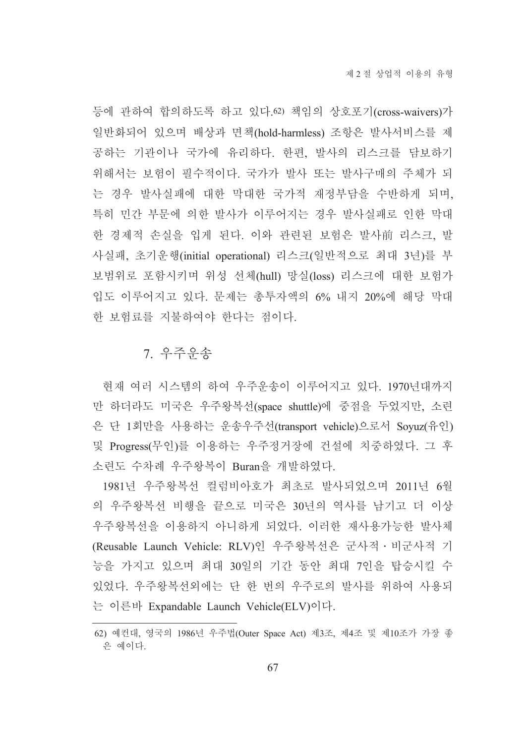등에 관하여 합의하도록 하고 있다.[62] 책임의 상호포기(cross-waivers)가 일반화되어 있으며 배상과 면책(hold-harmless) 조항은 발사서비스를 제공하는 기관이나 국가에 유리하다. 한편, 발사의 리스크를 담보하기 위해서는 보험이 필수적이다. 국가가 발사 또는 발사구매의 주체가 되는 경우 발사실패에 대한 막대한 국가적 재정부담을 수반하게 되며, 특히 민간 부문에 의한 발사가 이루어지는 경우 발사실패로 인한 막대한 경제적 손실을 입게 된다. 이와 관련된 보험은 발사前 리스크, 발사실패, 초기운행(initial operational) 리스크(일반적으로 최대 3년)를 부보범위로 포함시키며 위성 선체(hull) 망실(loss) 리스크에 대한 보험가입도 이루어지고 있다. 문제는 총투자액의 6% 내지 20%에 해당 막대한 보험료를 지불하여야 한다는 점이다.

## 7. 우주운송

현재 여러 시스템의 하여 우주운송이 이루어지고 있다. 1970년대까지만 하더라도 미국은 우주왕복선(space shuttle)에 중점을 두었지만, 소련은 단 1회만을 사용하는 운송우주선(transport vehicle)으로서 Soyuz(유인) 및 Progress(무인)를 이용하는 우주정거장에 건설에 치중하였다. 그 후 소련도 수차례 우주왕복이 Buran을 개발하였다.

1981년 우주왕복선 컬럼비아호가 최초로 발사되었으며 2011년 6월의 우주왕복선 비행을 끝으로 미국은 30년의 역사를 남기고 더 이상 우주왕복선을 이용하지 아니하게 되었다. 이러한 재사용가능한 발사체(Reusable Launch Vehicle: RLV)인 우주왕복선은 군사적·비군사적 기능을 가지고 있으며 최대 30일의 기간 동안 최대 7인을 탑승시킬 수 있었다. 우주왕복선외에는 단 한 번의 우주로의 발사를 위하여 사용되는 이른바 Expandable Launch Vehicle(ELV)이다.

---

62) 예컨대, 영국의 1986년 우주법(Outer Space Act) 제3조, 제4조 및 제10조가 가장 좋은 예이다.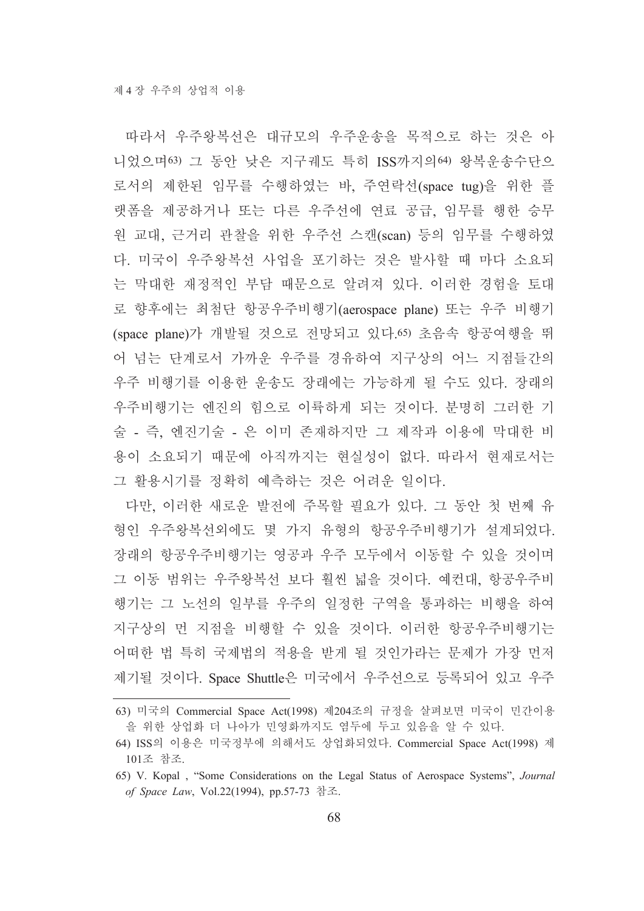따라서 우주왕복선은 대규모의 우주운송을 목적으로 하는 것은 아니었으며[63] 그 동안 낮은 지구궤도 특히 ISS까지의[64] 왕복운송수단으로서의 제한된 임무를 수행하였는 바, 주연락선(space tug)을 위한 플랫폼을 제공하거나 또는 다른 우주선에 연료 공급, 임무를 행한 승무원 교대, 근거리 관찰을 위한 우주선 스캔(scan) 등의 임무를 수행하였다. 미국이 우주왕복선 사업을 포기하는 것은 발사할 때 마다 소요되는 막대한 재정적인 부담 때문으로 알려져 있다. 이러한 경험을 토대로 향후에는 최첨단 항공우주비행기(aerospace plane) 또는 우주 비행기(space plane)가 개발될 것으로 전망되고 있다.[65] 초음속 항공여행을 뛰어 넘는 단계로서 가까운 우주를 경유하여 지구상의 어느 지점들간의 우주 비행기를 이용한 운송도 장래에는 가능하게 될 수도 있다. 장래의 우주비행기는 엔진의 힘으로 이륙하게 되는 것이다. 분명히 그러한 기술 - 즉, 엔진기술 - 은 이미 존재하지만 그 제작과 이용에 막대한 비용이 소요되기 때문에 아직까지는 현실성이 없다. 따라서 현재로서는 그 활용시기를 정확히 예측하는 것은 어려운 일이다.

다만, 이러한 새로운 발전에 주목할 필요가 있다. 그 동안 첫 번째 유형인 우주왕복선외에도 몇 가지 유형의 항공우주비행기가 설계되었다. 장래의 항공우주비행기는 영공과 우주 모두에서 이동할 수 있을 것이며 그 이동 범위는 우주왕복선 보다 훨씬 넓을 것이다. 예컨대, 항공우주비행기는 그 노선의 일부를 우주의 일정한 구역을 통과하는 비행을 하여 지구상의 먼 지점을 비행할 수 있을 것이다. 이러한 항공우주비행기는 어떠한 법 특히 국제법의 적용을 받게 될 것인가라는 문제가 가장 먼저 제기될 것이다. Space Shuttle은 미국에서 우주선으로 등록되어 있고 우주

---

63) 미국의 Commercial Space Act(1998) 제204조의 규정을 살펴보면 미국이 민간이용을 위한 상업화 더 나아가 민영화까지도 염두에 두고 있음을 알 수 있다.

64) ISS의 이용은 미국정부에 의해서도 상업화되었다. Commercial Space Act(1998) 제101조 참조.

65) V. Kopal , "Some Considerations on the Legal Status of Aerospace Systems", *Journal of Space Law*, Vol.22(1994), pp.57-73 참조.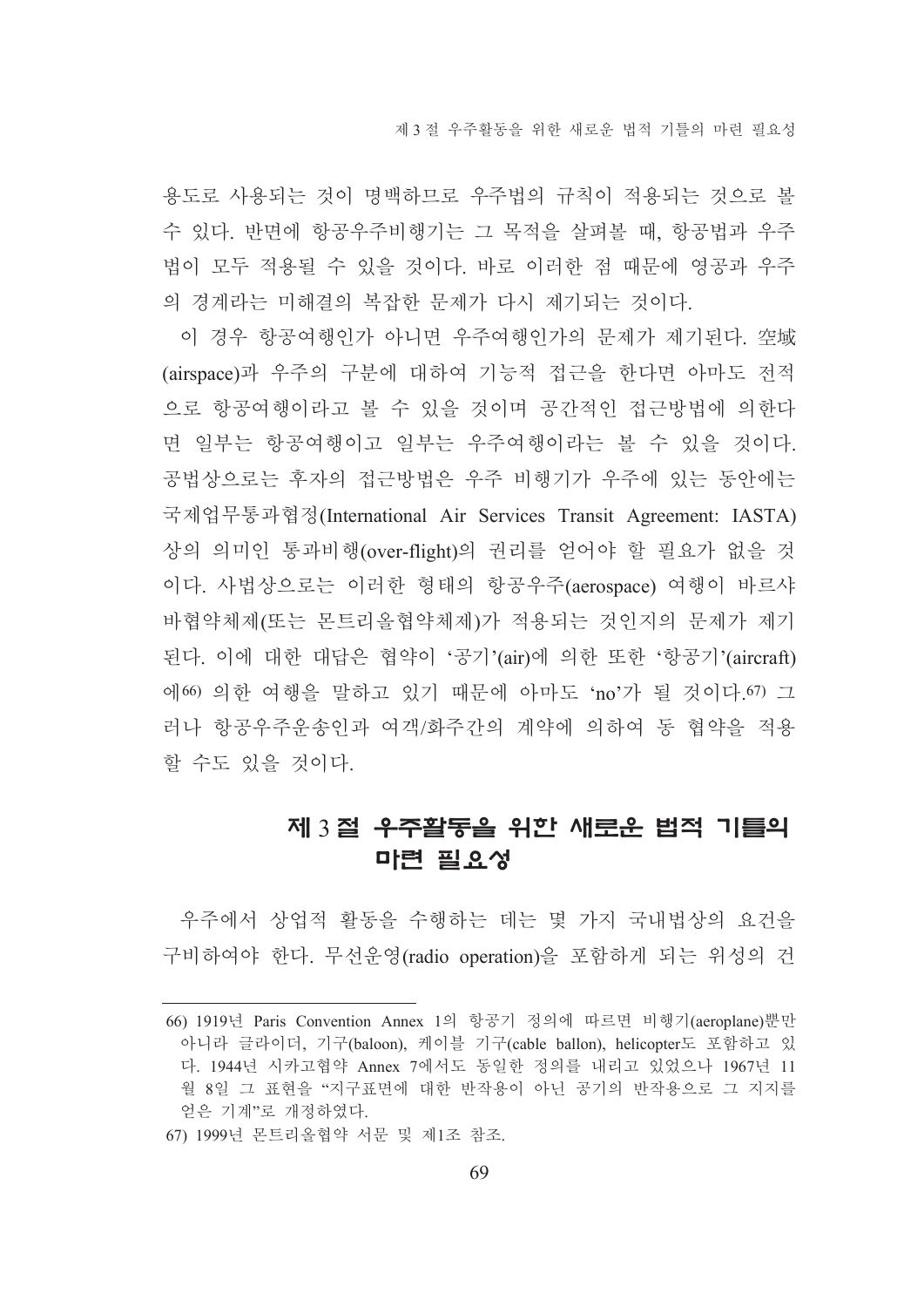용도로 사용되는 것이 명백하므로 우주법의 규칙이 적용되는 것으로 볼 수 있다. 반면에 항공우주비행기는 그 목적을 살펴볼 때, 항공법과 우주법이 모두 적용될 수 있을 것이다. 바로 이러한 점 때문에 영공과 우주의 경계라는 미해결의 복잡한 문제가 다시 제기되는 것이다.

이 경우 항공여행인가 아니면 우주여행인가의 문제가 제기된다. 空域(airspace)과 우주의 구분에 대하여 기능적 접근을 한다면 아마도 전적으로 항공여행이라고 볼 수 있을 것이며 공간적인 접근방법에 의한다면 일부는 항공여행이고 일부는 우주여행이라는 볼 수 있을 것이다. 공법상으로는 후자의 접근방법은 우주 비행기가 우주에 있는 동안에는 국제업무통과협정(International Air Services Transit Agreement: IASTA)상의 의미인 통과비행(over-flight)의 권리를 얻어야 할 필요가 없을 것이다. 사법상으로는 이러한 형태의 항공우주(aerospace) 여행이 바르샤바협약체제(또는 몬트리올협약체제)가 적용되는 것인지의 문제가 제기된다. 이에 대한 대답은 협약이 '공기'(air)에 의한 또한 '항공기'(aircraft)에[66] 의한 여행을 말하고 있기 때문에 아마도 'no'가 될 것이다.[67] 그러나 항공우주운송인과 여객/화주간의 계약에 의하여 동 협약을 적용할 수도 있을 것이다.

## 제 3 절 우주활동을 위한 새로운 법적 기틀의 마련 필요성

우주에서 상업적 활동을 수행하는 데는 몇 가지 국내법상의 요건을 구비하여야 한다. 무선운영(radio operation)을 포함하게 되는 위성의 건

---

66) 1919년 Paris Convention Annex 1의 항공기 정의에 따르면 비행기(aeroplane)뿐만 아니라 글라이더, 기구(baloon), 케이블 기구(cable ballon), helicopter도 포함하고 있다. 1944년 시카고협약 Annex 7에서도 동일한 정의를 내리고 있었으나 1967년 11월 8일 그 표현을 "지구표면에 대한 반작용이 아닌 공기의 반작용으로 그 지지를 얻은 기계"로 개정하였다.

67) 1999년 몬트리올협약 서문 및 제1조 참조.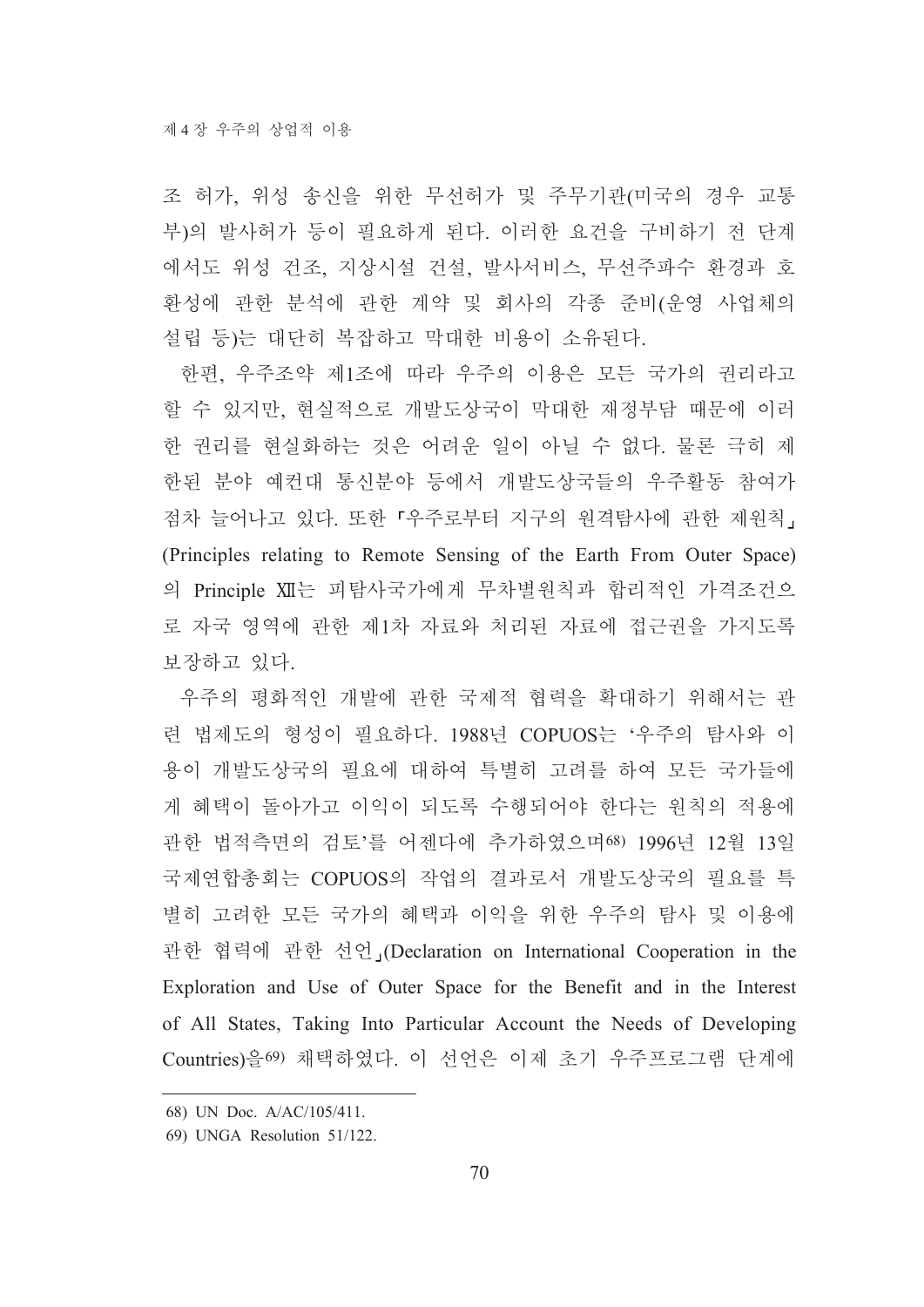조 허가, 위성 송신을 위한 무선허가 및 주무기관(미국의 경우 교통부)의 발사허가 등이 필요하게 된다. 이러한 요건을 구비하기 전 단계에서도 위성 건조, 지상시설 건설, 발사서비스, 무선주파수 환경과 호환성에 관한 분석에 관한 계약 및 회사의 각종 준비(운영 사업체의 설립 등)는 대단히 복잡하고 막대한 비용이 소유된다.

한편, 우주조약 제1조에 따라 우주의 이용은 모든 국가의 권리라고 할 수 있지만, 현실적으로 개발도상국이 막대한 재정부담 때문에 이러한 권리를 현실화하는 것은 어려운 일이 아닐 수 없다. 물론 극히 제한된 분야 예컨대 통신분야 등에서 개발도상국들의 우주활동 참여가 점차 늘어나고 있다. 또한 「우주로부터 지구의 원격탐사에 관한 제원칙」(Principles relating to Remote Sensing of the Earth From Outer Space)의 Principle Ⅻ는 피탐사국가에게 무차별원칙과 합리적인 가격조건으로 자국 영역에 관한 제1차 자료와 처리된 자료에 접근권을 가지도록 보장하고 있다.

우주의 평화적인 개발에 관한 국제적 협력을 확대하기 위해서는 관련 법제도의 형성이 필요하다. 1988년 COPUOS는 '우주의 탐사와 이용이 개발도상국의 필요에 대하여 특별히 고려를 하여 모든 국가들에게 혜택이 돌아가고 이익이 되도록 수행되어야 한다는 원칙의 적용에 관한 법적측면의 검토'를 어젠다에 추가하였으며[68] 1996년 12월 13일 국제연합총회는 COPUOS의 작업의 결과로서 개발도상국의 필요를 특별히 고려한 모든 국가의 혜택과 이익을 위한 우주의 탐사 및 이용에 관한 협력에 관한 선언」(Declaration on International Cooperation in the Exploration and Use of Outer Space for the Benefit and in the Interest of All States, Taking Into Particular Account the Needs of Developing Countries)을[69] 채택하였다. 이 선언은 이제 초기 우주프로그램 단계에

---

68) UN Doc. A/AC/105/411.

69) UNGA Resolution 51/122.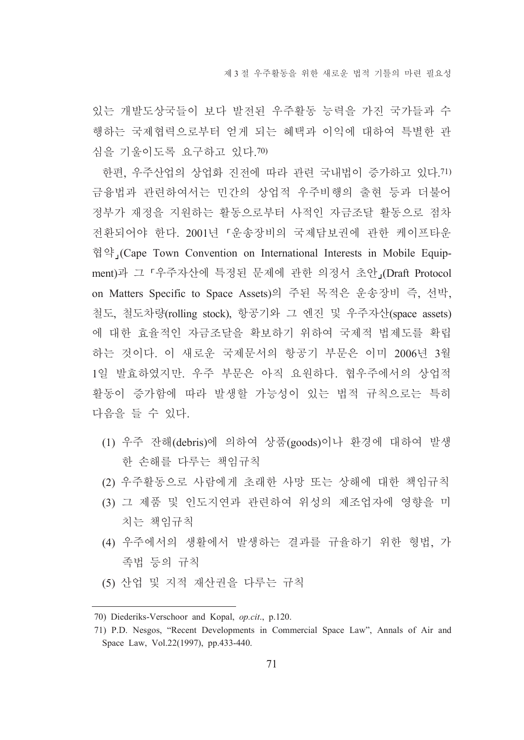있는 개발도상국들이 보다 발전된 우주활동 능력을 가진 국가들과 수행하는 국제협력으로부터 얻게 되는 혜택과 이익에 대하여 특별한 관심을 기울이도록 요구하고 있다.[70]

한편, 우주산업의 상업화 진전에 따라 관련 국내법이 증가하고 있다.[71] 금융법과 관련하여서는 민간의 상업적 우주비행의 출현 등과 더불어 정부가 재정을 지원하는 활동으로부터 사적인 자금조달 활동으로 점차 전환되어야 한다. 2001년 「운송장비의 국제담보권에 관한 케이프타운 협약」(Cape Town Convention on International Interests in Mobile Equipment)과 그 「우주자산에 특정된 문제에 관한 의정서 초안」(Draft Protocol on Matters Specific to Space Assets)의 주된 목적은 운송장비 즉, 선박, 철도, 철도차량(rolling stock), 항공기와 그 엔진 및 우주자산(space assets)에 대한 효율적인 자금조달을 확보하기 위하여 국제적 법제도를 확립하는 것이다. 이 새로운 국제문서의 항공기 부문은 이미 2006년 3월 1일 발효하였지만. 우주 부문은 아직 요원하다. 협우주에서의 상업적 활동이 증가함에 따라 발생할 가능성이 있는 법적 규칙으로는 특히 다음을 들 수 있다.

(1) 우주 잔해(debris)에 의하여 상품(goods)이나 환경에 대하여 발생한 손해를 다루는 책임규칙
(2) 우주활동으로 사람에게 초래한 사망 또는 상해에 대한 책임규칙
(3) 그 제품 및 인도지연과 관련하여 위성의 제조업자에 영향을 미치는 책임규칙
(4) 우주에서의 생활에서 발생하는 결과를 규율하기 위한 형법, 가족법 등의 규칙
(5) 산업 및 지적 재산권을 다루는 규칙

---

70) Diederiks-Verschoor and Kopal, *op.cit*., p.120.

71) P.D. Nesgos, "Recent Developments in Commercial Space Law", Annals of Air and Space Law, Vol.22(1997), pp.433-440.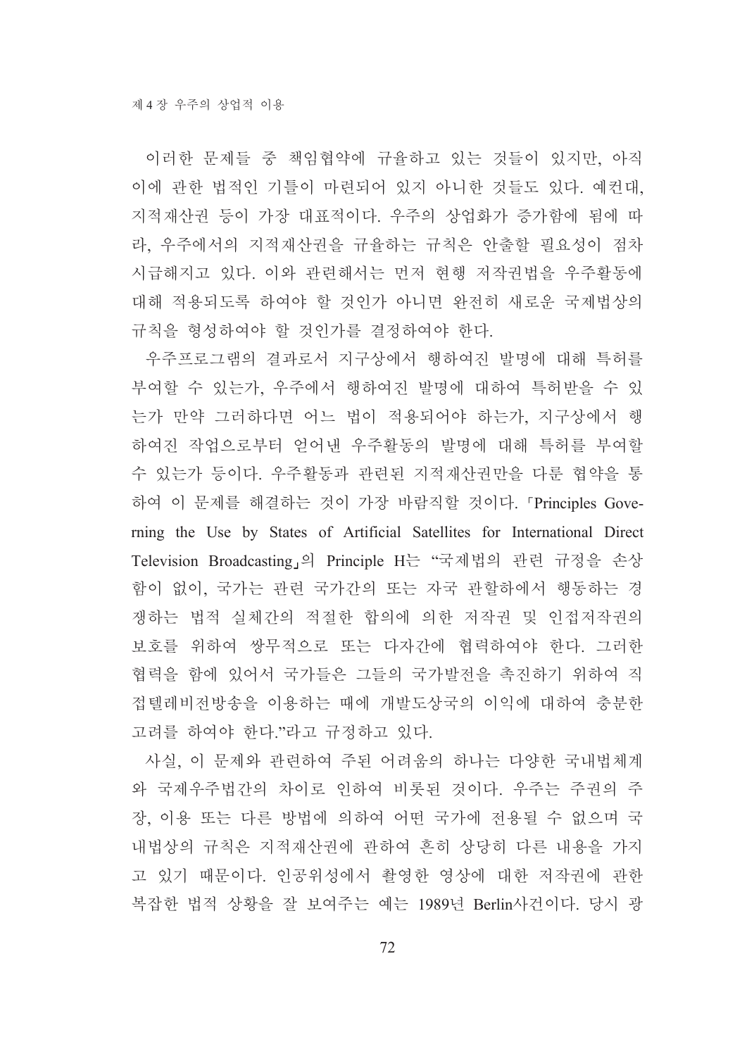이러한 문제들 중 책임협약에 규율하고 있는 것들이 있지만, 아직 이에 관한 법적인 기틀이 마련되어 있지 아니한 것들도 있다. 예컨대, 지적재산권 등이 가장 대표적이다. 우주의 상업화가 증가함에 됨에 따라, 우주에서의 지적재산권을 규율하는 규칙은 안출할 필요성이 점차 시급해지고 있다. 이와 관련해서는 먼저 현행 저작권법을 우주활동에 대해 적용되도록 하여야 할 것인가 아니면 완전히 새로운 국제법상의 규칙을 형성하여야 할 것인가를 결정하여야 한다.

우주프로그램의 결과로서 지구상에서 행하여진 발명에 대해 특허를 부여할 수 있는가, 우주에서 행하여진 발명에 대하여 특허받을 수 있는가 만약 그러하다면 어느 법이 적용되어야 하는가, 지구상에서 행하여진 작업으로부터 얻어낸 우주활동의 발명에 대해 특허를 부여할 수 있는가 등이다. 우주활동과 관련된 지적재산권만을 다룬 협약을 통하여 이 문제를 해결하는 것이 가장 바람직할 것이다. 「Principles Governing the Use by States of Artificial Satellites for International Direct Television Broadcasting」의 Principle H는 "국제법의 관련 규정을 손상함이 없이, 국가는 관련 국가간의 또는 자국 관할하에서 행동하는 경쟁하는 법적 실체간의 적절한 합의에 의한 저작권 및 인접저작권의 보호를 위하여 쌍무적으로 또는 다자간에 협력하여야 한다. 그러한 협력을 함에 있어서 국가들은 그들의 국가발전을 촉진하기 위하여 직접텔레비전방송을 이용하는 때에 개발도상국의 이익에 대하여 충분한 고려를 하여야 한다."라고 규정하고 있다.

사실, 이 문제와 관련하여 주된 어려움의 하나는 다양한 국내법체계와 국제우주법간의 차이로 인하여 비롯된 것이다. 우주는 주권의 주장, 이용 또는 다른 방법에 의하여 어떤 국가에 전용될 수 없으며 국내법상의 규칙은 지적재산권에 관하여 흔히 상당히 다른 내용을 가지고 있기 때문이다. 인공위성에서 촬영한 영상에 대한 저작권에 관한 복잡한 법적 상황을 잘 보여주는 예는 1989년 Berlin사건이다. 당시 광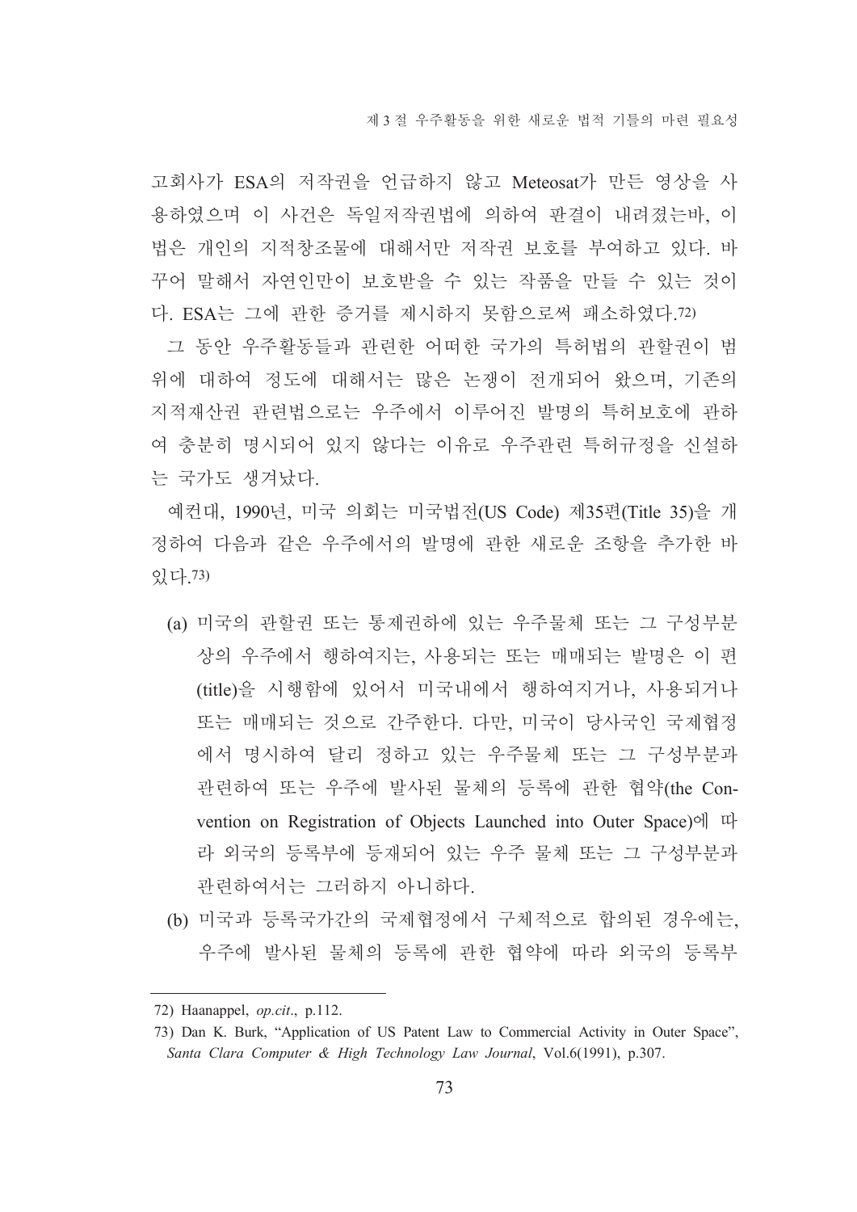고회사가 ESA의 저작권을 언급하지 않고 Meteosat가 만든 영상을 사용하였으며 이 사건은 독일저작권법에 의하여 판결이 내려졌는바, 이 법은 개인의 지적창조물에 대해서만 저작권 보호를 부여하고 있다. 바꾸어 말해서 자연인만이 보호받을 수 있는 작품을 만들 수 있는 것이다. ESA는 그에 관한 증거를 제시하지 못함으로써 패소하였다.[72)]

그 동안 우주활동들과 관련한 어떠한 국가의 특허법의 관할권이 범위에 대하여 정도에 대해서는 많은 논쟁이 전개되어 왔으며, 기존의 지적재산권 관련법으로는 우주에서 이루어진 발명의 특허보호에 관하여 충분히 명시되어 있지 않다는 이유로 우주관련 특허규정을 신설하는 국가도 생겨났다.

예컨대, 1990년, 미국 의회는 미국법전(US Code) 제35편(Title 35)을 개정하여 다음과 같은 우주에서의 발명에 관한 새로운 조항을 추가한 바 있다.[73)]

(a) 미국의 관할권 또는 통제권하에 있는 우주물체 또는 그 구성부분 상의 우주에서 행하여지는, 사용되는 또는 매매되는 발명은 이 편(title)을 시행함에 있어서 미국내에서 행하여지거나, 사용되거나 또는 매매되는 것으로 간주한다. 다만, 미국이 당사국인 국제협정에서 명시하여 달리 정하고 있는 우주물체 또는 그 구성부분과 관련하여 또는 우주에 발사된 물체의 등록에 관한 협약(the Convention on Registration of Objects Launched into Outer Space)에 따라 외국의 등록부에 등재되어 있는 우주 물체 또는 그 구성부분과 관련하여서는 그러하지 아니하다.

(b) 미국과 등록국가간의 국제협정에서 구체적으로 합의된 경우에는, 우주에 발사된 물체의 등록에 관한 협약에 따라 외국의 등록부

---

72) Haanappel, *op.cit*., p.112.

73) Dan K. Burk, "Application of US Patent Law to Commercial Activity in Outer Space", *Santa Clara Computer & High Technology Law Journal*, Vol.6(1991), p.307.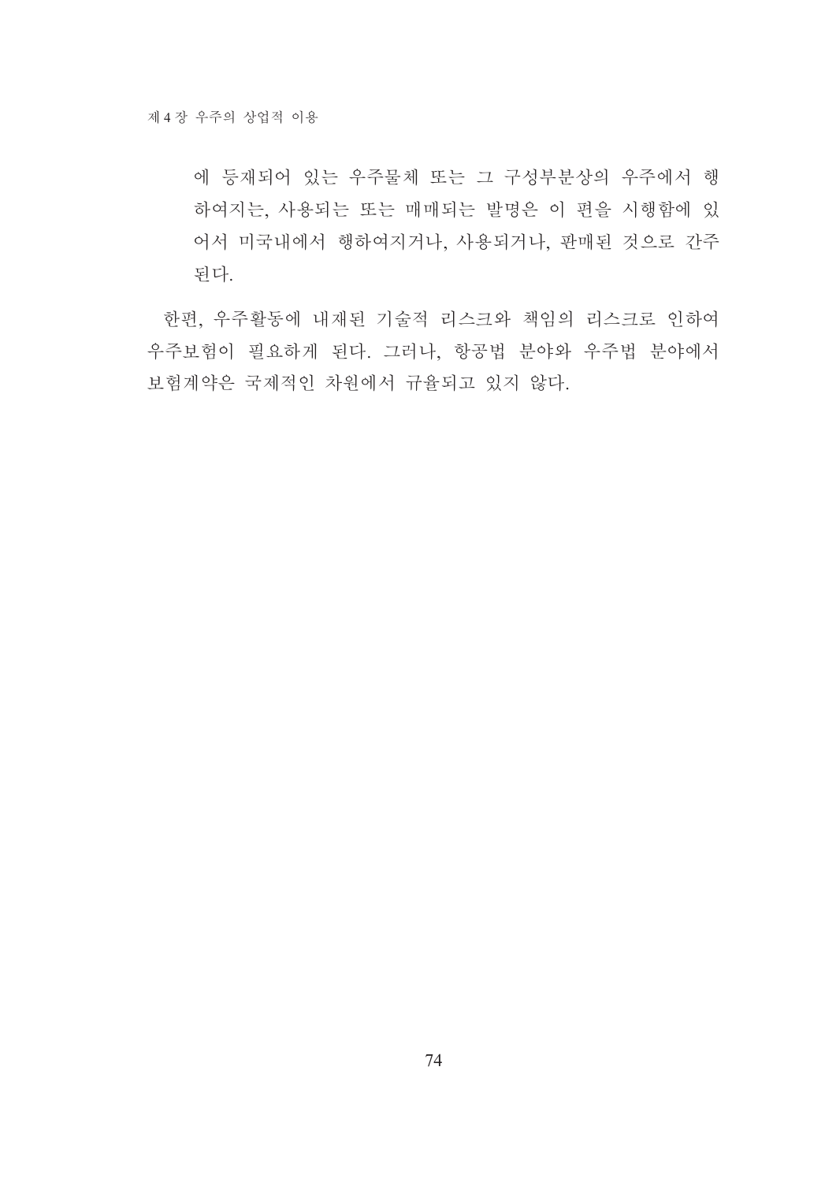> 에 등재되어 있는 우주물체 또는 그 구성부분상의 우주에서 행하여지는, 사용되는 또는 매매되는 발명은 이 편을 시행함에 있어서 미국내에서 행하여지거나, 사용되거나, 판매된 것으로 간주된다.

한편, 우주활동에 내재된 기술적 리스크와 책임의 리스크로 인하여 우주보험이 필요하게 된다. 그러나, 항공법 분야와 우주법 분야에서 보험계약은 국제적인 차원에서 규율되고 있지 않다.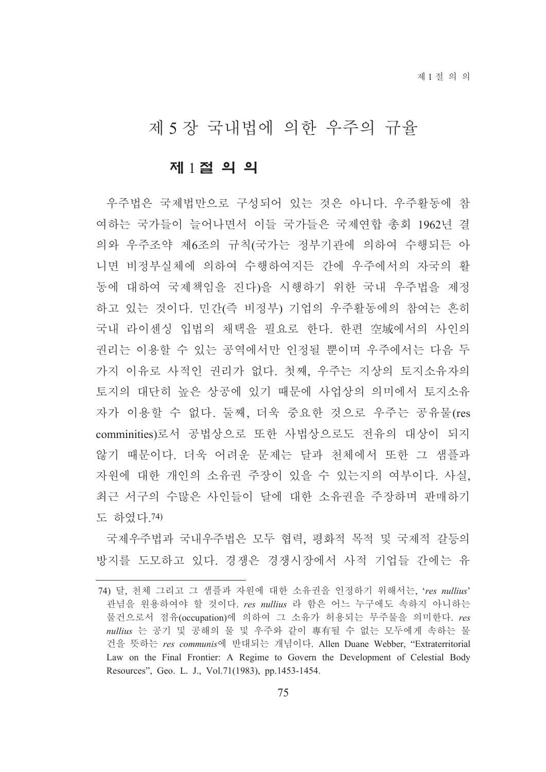# 제 5 장 국내법에 의한 우주의 규율

## 제 1 절 의 의

우주법은 국제법만으로 구성되어 있는 것은 아니다. 우주활동에 참여하는 국가들이 늘어나면서 이들 국가들은 국제연합 총회 1962년 결의와 우주조약 제6조의 규칙(국가는 정부기관에 의하여 수행되든 아니면 비정부실체에 의하여 수행하여지든 간에 우주에서의 자국의 활동에 대하여 국제책임을 진다)을 시행하기 위한 국내 우주법을 제정하고 있는 것이다. 민간(즉 비정부) 기업의 우주활동에의 참여는 흔히 국내 라이센싱 입법의 채택을 필요로 한다. 한편 空域에서의 사인의 권리는 이용할 수 있는 공역에서만 인정될 뿐이며 우주에서는 다음 두 가지 이유로 사적인 권리가 없다. 첫째, 우주는 지상의 토지소유자의 토지의 대단히 높은 상공에 있기 때문에 사업상의 의미에서 토지소유자가 이용할 수 없다. 둘째, 더욱 중요한 것으로 우주는 공유물(res comminities)로서 공법상으로 또한 사법상으로도 전유의 대상이 되지 않기 때문이다. 더욱 어려운 문제는 달과 천체에서 또한 그 샘플과 자원에 대한 개인의 소유권 주장이 있을 수 있는지의 여부이다. 사실, 최근 서구의 수많은 사인들이 달에 대한 소유권을 주장하며 판매하기도 하였다.[74]

국제우주법과 국내우주법은 모두 협력, 평화적 목적 및 국제적 갈등의 방지를 도모하고 있다. 경쟁은 경쟁시장에서 사적 기업들 간에는 유

---

74) 달, 천체 그리고 그 샘플과 자원에 대한 소유권을 인정하기 위해서는, '*res nullius*' 관념을 원용하여야 할 것이다. *res nullius* 라 함은 어느 누구에도 속하지 아니하는 물건으로서 점유(occupation)에 의하여 그 소유가 허용되는 무주물을 의미한다. *res nullius* 는 공기 및 공해의 물 및 우주와 같이 專有될 수 없는 모두에게 속하는 물건을 뜻하는 *res communis*에 반대되는 개념이다. Allen Duane Webber, "Extraterritorial Law on the Final Frontier: A Regime to Govern the Development of Celestial Body Resources", Geo. L. J., Vol.71(1983), pp.1453-1454.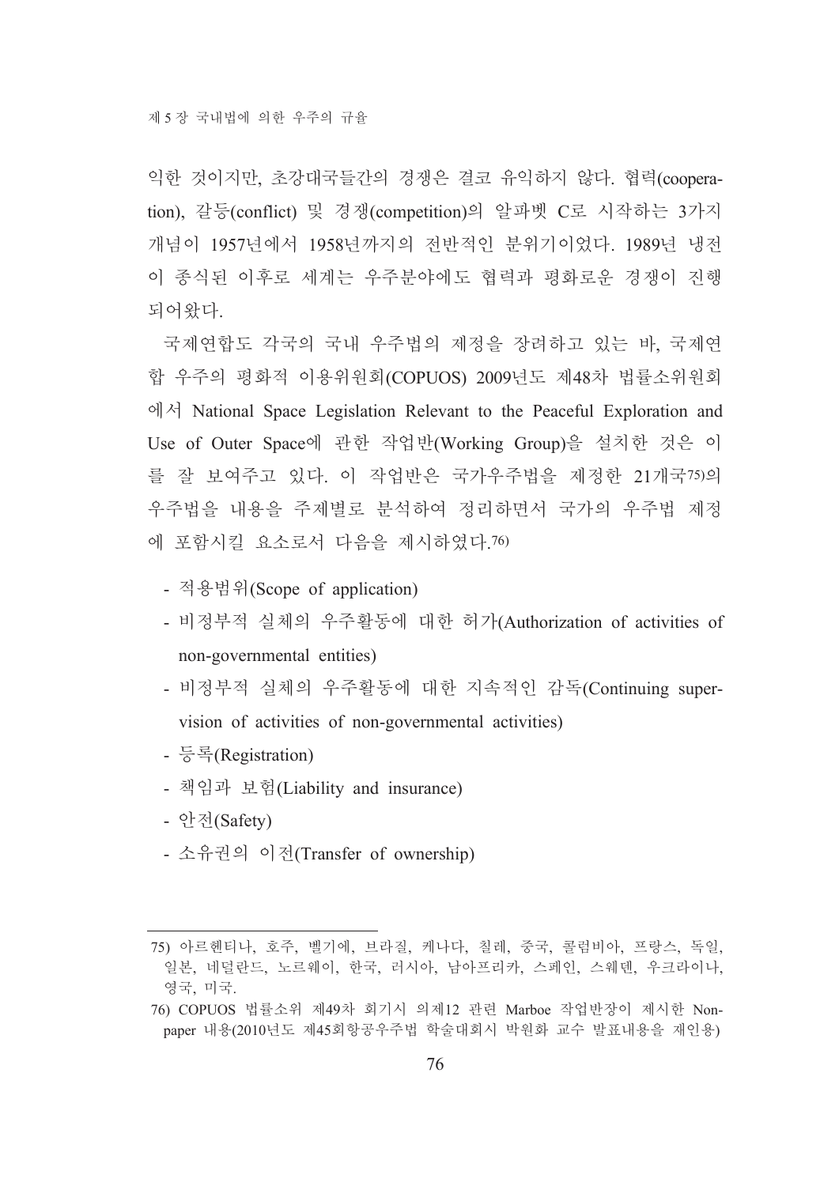익한 것이지만, 초강대국들간의 경쟁은 결코 유익하지 않다. 협력(cooperation), 갈등(conflict) 및 경쟁(competition)의 알파벳 C로 시작하는 3가지 개념이 1957년에서 1958년까지의 전반적인 분위기이었다. 1989년 냉전이 종식된 이후로 세계는 우주분야에도 협력과 평화로운 경쟁이 진행되어왔다.

국제연합도 각국의 국내 우주법의 제정을 장려하고 있는 바, 국제연합 우주의 평화적 이용위원회(COPUOS) 2009년도 제48차 법률소위원회에서 National Space Legislation Relevant to the Peaceful Exploration and Use of Outer Space에 관한 작업반(Working Group)을 설치한 것은 이를 잘 보여주고 있다. 이 작업반은 국가우주법을 제정한 21개국[75]의 우주법을 내용을 주제별로 분석하여 정리하면서 국가의 우주법 제정에 포함시킬 요소로서 다음을 제시하였다.[76]

- 적용범위(Scope of application)
- 비정부적 실체의 우주활동에 대한 허가(Authorization of activities of non-governmental entities)
- 비정부적 실체의 우주활동에 대한 지속적인 감독(Continuing supervision of activities of non-governmental activities)
- 등록(Registration)
- 책임과 보험(Liability and insurance)
- 안전(Safety)
- 소유권의 이전(Transfer of ownership)

---

75) 아르헨티나, 호주, 벨기에, 브라질, 케나다, 칠레, 중국, 콜럼비아, 프랑스, 독일, 일본, 네덜란드, 노르웨이, 한국, 러시아, 남아프리카, 스페인, 스웨덴, 우크라이나, 영국, 미국.

76) COPUOS 법률소위 제49차 회기시 의제12 관련 Marboe 작업반장이 제시한 Non-paper 내용(2010년도 제45회항공우주법 학술대회시 박원화 교수 발표내용을 재인용)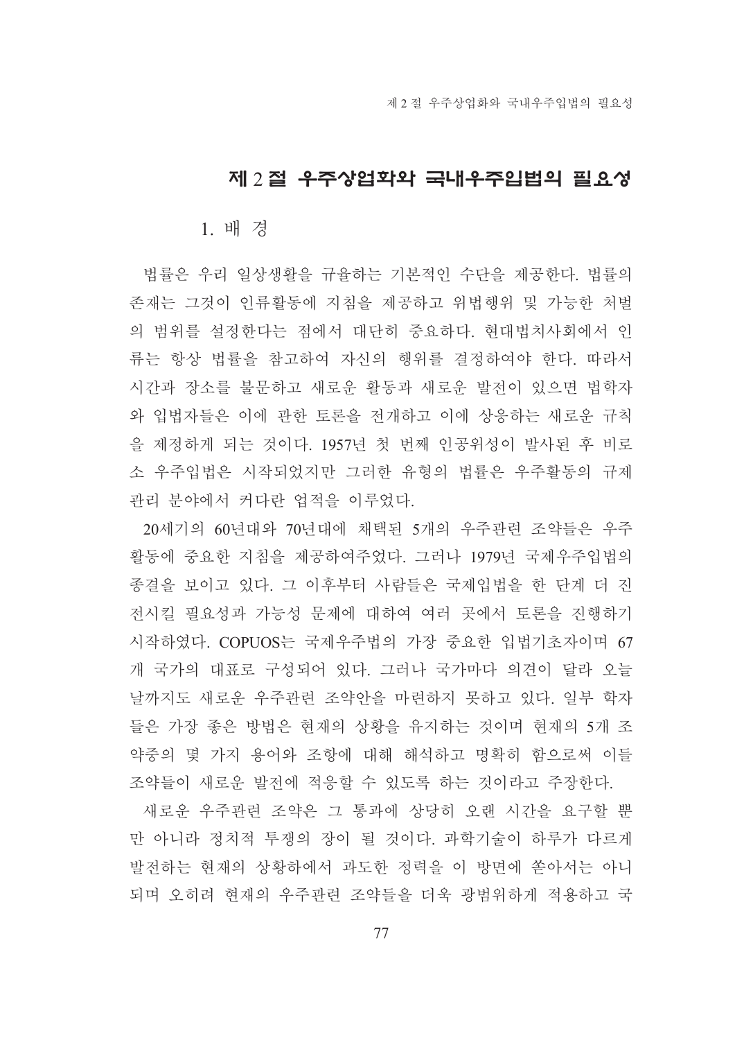## 제 2 절 우주상업화와 국내우주입법의 필요성

### 1. 배 경

법률은 우리 일상생활을 규율하는 기본적인 수단을 제공한다. 법률의 존재는 그것이 인류활동에 지침을 제공하고 위법행위 및 가능한 처벌의 범위를 설정한다는 점에서 대단히 중요하다. 현대법치사회에서 인류는 항상 법률을 참고하여 자신의 행위를 결정하여야 한다. 따라서 시간과 장소를 불문하고 새로운 활동과 새로운 발전이 있으면 법학자와 입법자들은 이에 관한 토론을 전개하고 이에 상응하는 새로운 규칙을 제정하게 되는 것이다. 1957년 첫 번째 인공위성이 발사된 후 비로소 우주입법은 시작되었지만 그러한 유형의 법률은 우주활동의 규제관리 분야에서 커다란 업적을 이루었다.

20세기의 60년대와 70년대에 채택된 5개의 우주관련 조약들은 우주활동에 중요한 지침을 제공하여주었다. 그러나 1979년 국제우주입법의 종결을 보이고 있다. 그 이후부터 사람들은 국제입법을 한 단계 더 진전시킬 필요성과 가능성 문제에 대하여 여러 곳에서 토론을 진행하기 시작하였다. COPUOS는 국제우주법의 가장 중요한 입법기초자이며 67개 국가의 대표로 구성되어 있다. 그러나 국가마다 의견이 달라 오늘날까지도 새로운 우주관련 조약안을 마련하지 못하고 있다. 일부 학자들은 가장 좋은 방법은 현재의 상황을 유지하는 것이며 현재의 5개 조약중의 몇 가지 용어와 조항에 대해 해석하고 명확히 함으로써 이들 조약들이 새로운 발전에 적응할 수 있도록 하는 것이라고 주장한다.

새로운 우주관련 조약은 그 통과에 상당히 오랜 시간을 요구할 뿐만 아니라 정치적 투쟁의 장이 될 것이다. 과학기술이 하루가 다르게 발전하는 현재의 상황하에서 과도한 정력을 이 방면에 쏟아서는 아니되며 오히려 현재의 우주관련 조약들을 더욱 광범위하게 적용하고 국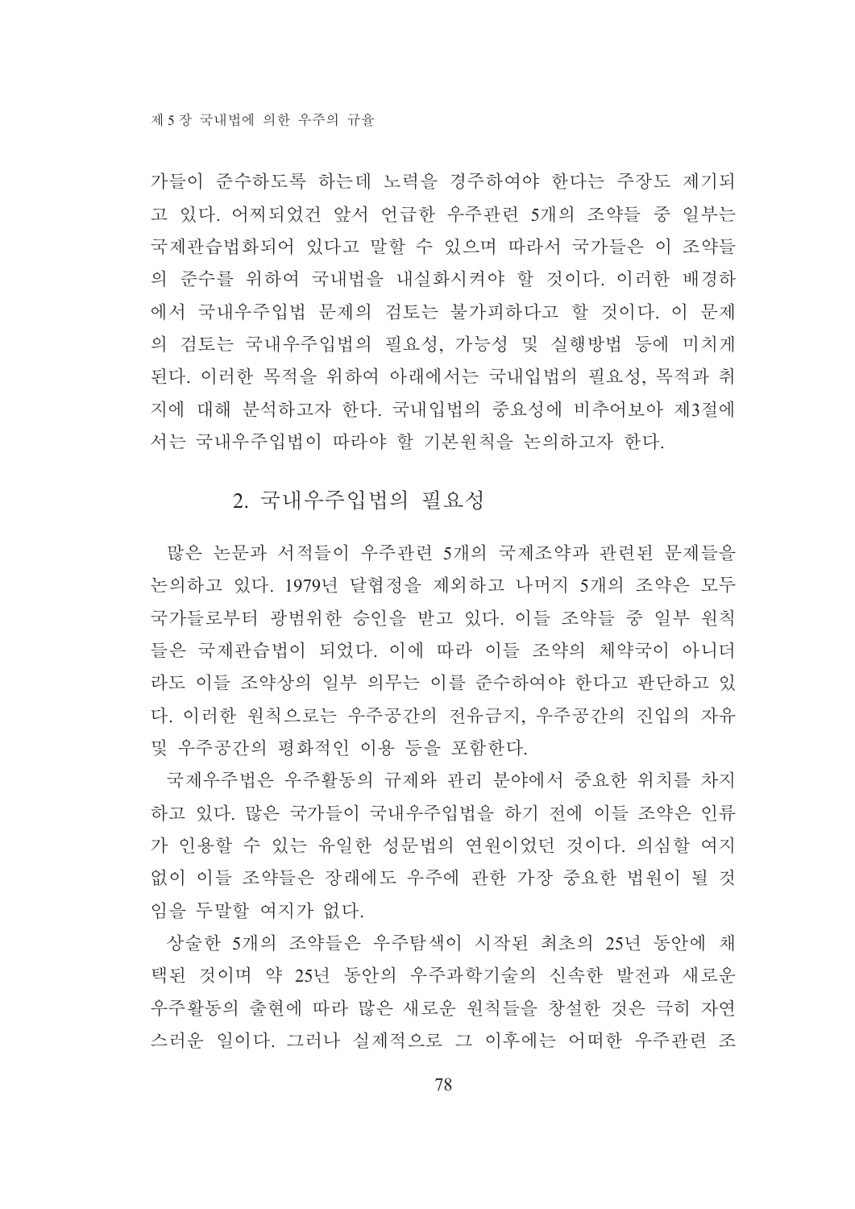가들이 준수하도록 하는데 노력을 경주하여야 한다는 주장도 제기되고 있다. 어찌되었건 앞서 언급한 우주관련 5개의 조약들 중 일부는 국제관습법화되어 있다고 말할 수 있으며 따라서 국가들은 이 조약들의 준수를 위하여 국내법을 내실화시켜야 할 것이다. 이러한 배경하에서 국내우주입법 문제의 검토는 불가피하다고 할 것이다. 이 문제의 검토는 국내우주입법의 필요성, 가능성 및 실행방법 등에 미치게 된다. 이러한 목적을 위하여 아래에서는 국내입법의 필요성, 목적과 취지에 대해 분석하고자 한다. 국내입법의 중요성에 비추어보아 제3절에서는 국내우주입법이 따라야 할 기본원칙을 논의하고자 한다.

## 2. 국내우주입법의 필요성

많은 논문과 서적들이 우주관련 5개의 국제조약과 관련된 문제들을 논의하고 있다. 1979년 달협정을 제외하고 나머지 5개의 조약은 모두 국가들로부터 광범위한 승인을 받고 있다. 이들 조약들 중 일부 원칙들은 국제관습법이 되었다. 이에 따라 이들 조약의 체약국이 아니더라도 이들 조약상의 일부 의무는 이를 준수하여야 한다고 판단하고 있다. 이러한 원칙으로는 우주공간의 전유금지, 우주공간의 진입의 자유 및 우주공간의 평화적인 이용 등을 포함한다.

국제우주법은 우주활동의 규제와 관리 분야에서 중요한 위치를 차지하고 있다. 많은 국가들이 국내우주입법을 하기 전에 이들 조약은 인류가 인용할 수 있는 유일한 성문법의 연원이었던 것이다. 의심할 여지없이 이들 조약들은 장래에도 우주에 관한 가장 중요한 법원이 될 것임을 두말할 여지가 없다.

상술한 5개의 조약들은 우주탐색이 시작된 최초의 25년 동안에 채택된 것이며 약 25년 동안의 우주과학기술의 신속한 발전과 새로운 우주활동의 출현에 따라 많은 새로운 원칙들을 창설한 것은 극히 자연스러운 일이다. 그러나 실제적으로 그 이후에는 어떠한 우주관련 조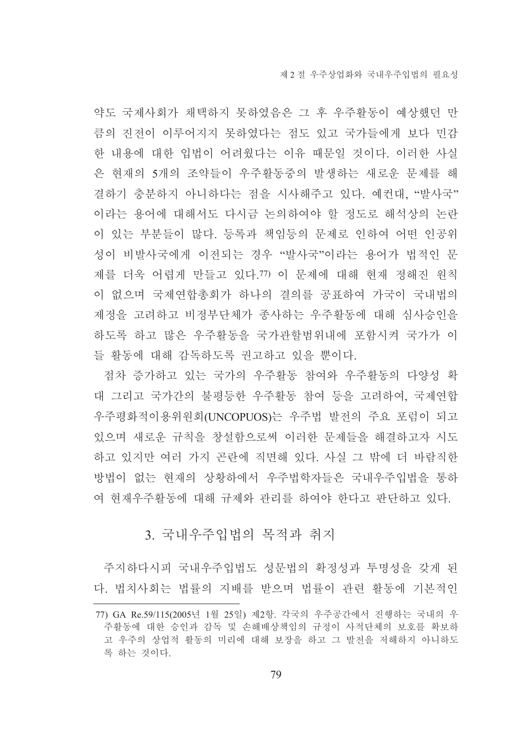약도 국제사회가 채택하지 못하였음은 그 후 우주활동이 예상했던 만큼의 진전이 이루어지지 못하였다는 점도 있고 국가들에게 보다 민감한 내용에 대한 입법이 어려웠다는 이유 때문일 것이다. 이러한 사실은 현재의 5개의 조약들이 우주활동중의 발생하는 새로운 문제를 해결하기 충분하지 아니하다는 점을 시사해주고 있다. 예컨대, "발사국"이라는 용어에 대해서도 다시금 논의하여야 할 정도로 해석상의 논란이 있는 부분들이 많다. 등록과 책임등의 문제로 인하여 어떤 인공위성이 비발사국에게 이전되는 경우 "발사국"이라는 용어가 법적인 문제를 더욱 어렵게 만들고 있다.[77] 이 문제에 대해 현재 정해진 원칙이 없으며 국제연합총회가 하나의 결의를 공표하여 가국이 국내법의 제정을 고려하고 비정부단체가 종사하는 우주활동에 대해 심사승인을 하도록 하고 많은 우주활동을 국가관할범위내에 포함시켜 국가가 이들 활동에 대해 감독하도록 권고하고 있을 뿐이다.

점차 증가하고 있는 국가의 우주활동 참여와 우주활동의 다양성 확대 그리고 국가간의 불평등한 우주활동 참여 등을 고려하여, 국제연합우주평화적이용위원회(UNCOPUOS)는 우주법 발전의 주요 포럼이 되고 있으며 새로운 규칙을 창설함으로써 이러한 문제들을 해결하고자 시도하고 있지만 여러 가지 곤란에 직면해 있다. 사실 그 밖에 더 바람직한 방법이 없는 현재의 상황하에서 우주법학자들은 국내우주입법을 통하여 현재우주활동에 대해 규제와 관리를 하여야 한다고 판단하고 있다.

### 3. 국내우주입법의 목적과 취지

주지하다시피 국내우주입법도 성문법의 확정성과 투명성을 갖게 된다. 법치사회는 법률의 지배를 받으며 법률이 관련 활동에 기본적인

---

77) GA Re.59/115(2005년 1월 25일) 제2항. 각국의 우주공간에서 진행하는 국내의 우주활동에 대한 승인과 감독 및 손해배상책임의 규정이 사적단체의 보호를 확보하고 우주의 상업적 활동의 미리에 대해 보장을 하고 그 발전을 저해하지 아니하도록 하는 것이다.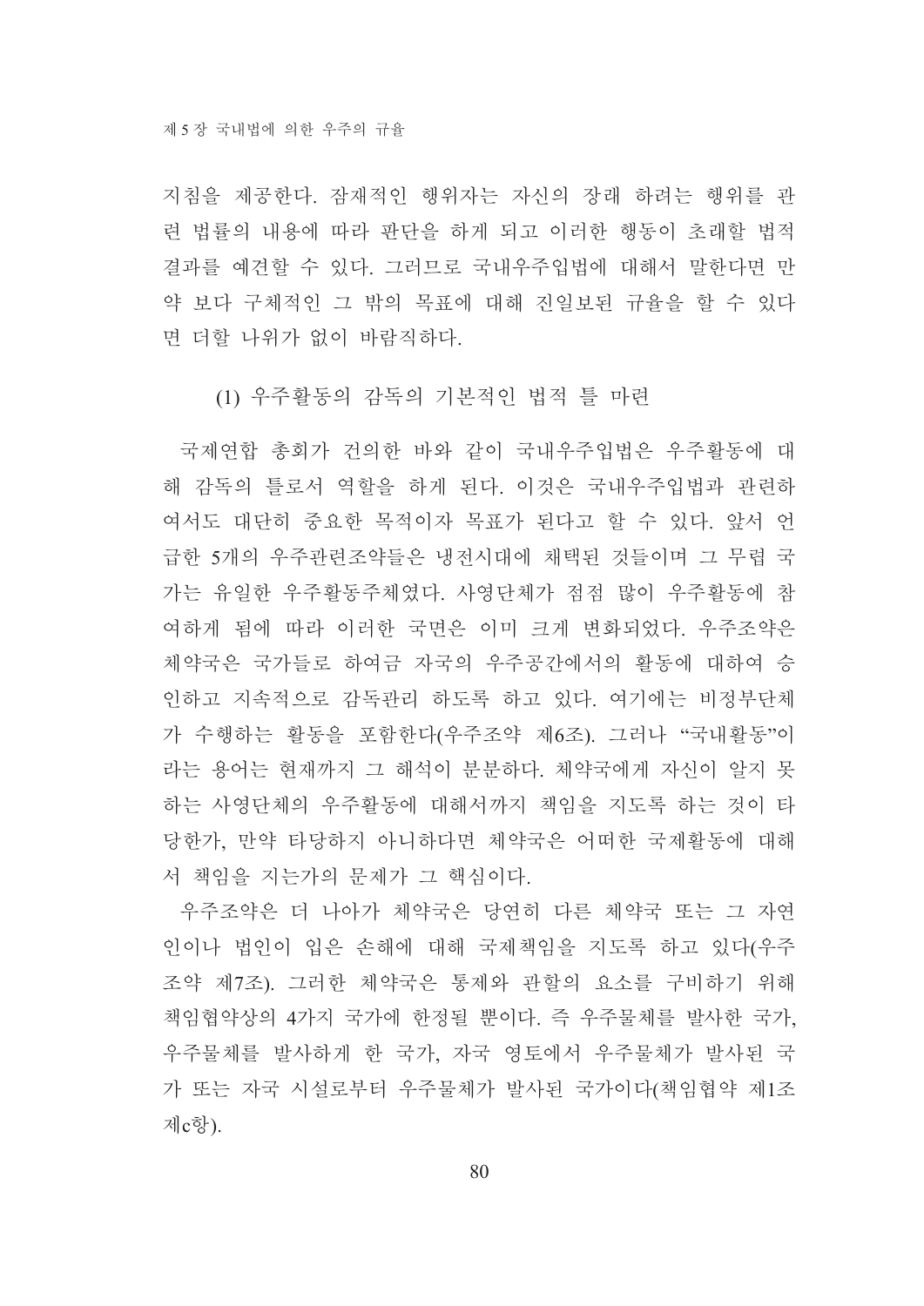지침을 제공한다. 잠재적인 행위자는 자신의 장래 하려는 행위를 관련 법률의 내용에 따라 판단을 하게 되고 이러한 행동이 초래할 법적 결과를 예견할 수 있다. 그러므로 국내우주입법에 대해서 말한다면 만약 보다 구체적인 그 밖의 목표에 대해 진일보된 규율을 할 수 있다면 더할 나위가 없이 바람직하다.

### (1) 우주활동의 감독의 기본적인 법적 틀 마련

국제연합 총회가 건의한 바와 같이 국내우주입법은 우주활동에 대해 감독의 틀로서 역할을 하게 된다. 이것은 국내우주입법과 관련하여서도 대단히 중요한 목적이자 목표가 된다고 할 수 있다. 앞서 언급한 5개의 우주관련조약들은 냉전시대에 채택된 것들이며 그 무렵 국가는 유일한 우주활동주체였다. 사영단체가 점점 많이 우주활동에 참여하게 됨에 따라 이러한 국면은 이미 크게 변화되었다. 우주조약은 체약국은 국가들로 하여금 자국의 우주공간에서의 활동에 대하여 승인하고 지속적으로 감독관리 하도록 하고 있다. 여기에는 비정부단체가 수행하는 활동을 포함한다(우주조약 제6조). 그러나 "국내활동"이라는 용어는 현재까지 그 해석이 분분하다. 체약국에게 자신이 알지 못하는 사영단체의 우주활동에 대해서까지 책임을 지도록 하는 것이 타당한가, 만약 타당하지 아니하다면 체약국은 어떠한 국제활동에 대해서 책임을 지는가의 문제가 그 핵심이다.

우주조약은 더 나아가 체약국은 당연히 다른 체약국 또는 그 자연인이나 법인이 입은 손해에 대해 국제책임을 지도록 하고 있다(우주조약 제7조). 그러한 체약국은 통제와 관할의 요소를 구비하기 위해 책임협약상의 4가지 국가에 한정될 뿐이다. 즉 우주물체를 발사한 국가, 우주물체를 발사하게 한 국가, 자국 영토에서 우주물체가 발사된 국가 또는 자국 시설로부터 우주물체가 발사된 국가이다(책임협약 제1조 제c항).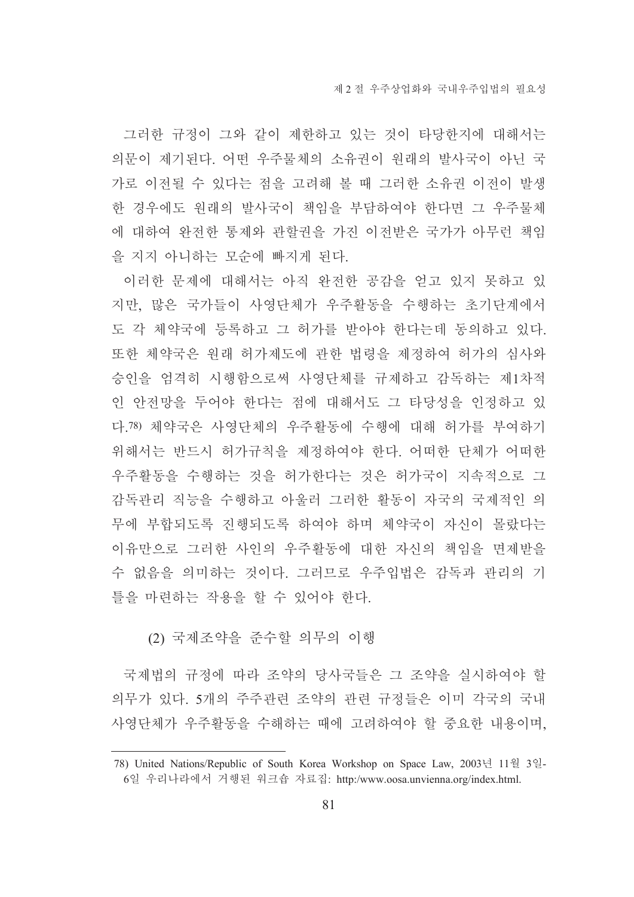그러한 규정이 그와 같이 제한하고 있는 것이 타당한지에 대해서는 의문이 제기된다. 어떤 우주물체의 소유권이 원래의 발사국이 아닌 국가로 이전될 수 있다는 점을 고려해 볼 때 그러한 소유권 이전이 발생한 경우에도 원래의 발사국이 책임을 부담하여야 한다면 그 우주물체에 대하여 완전한 통제와 관할권을 가진 이전받은 국가가 아무런 책임을 지지 아니하는 모순에 빠지게 된다.

이러한 문제에 대해서는 아직 완전한 공감을 얻고 있지 못하고 있지만, 많은 국가들이 사영단체가 우주활동을 수행하는 초기단계에서도 각 체약국에 등록하고 그 허가를 받아야 한다는데 동의하고 있다. 또한 체약국은 원래 허가제도에 관한 법령을 제정하여 허가의 심사와 승인을 엄격히 시행함으로써 사영단체를 규제하고 감독하는 제1차적인 안전망을 두어야 한다는 점에 대해서도 그 타당성을 인정하고 있다.[78] 체약국은 사영단체의 우주활동에 수행에 대해 허가를 부여하기 위해서는 반드시 허가규칙을 제정하여야 한다. 어떠한 단체가 어떠한 우주활동을 수행하는 것을 허가한다는 것은 허가국이 지속적으로 그 감독관리 직능을 수행하고 아울러 그러한 활동이 자국의 국제적인 의무에 부합되도록 진행되도록 하여야 하며 체약국이 자신이 몰랐다는 이유만으로 그러한 사인의 우주활동에 대한 자신의 책임을 면제받을 수 없음을 의미하는 것이다. 그러므로 우주입법은 감독과 관리의 기틀을 마련하는 작용을 할 수 있어야 한다.

(2) 국제조약을 준수할 의무의 이행

국제법의 규정에 따라 조약의 당사국들은 그 조약을 실시하여야 할 의무가 있다. 5개의 주주관련 조약의 관련 규정들은 이미 각국의 국내 사영단체가 우주활동을 수해하는 때에 고려하여야 할 중요한 내용이며,

---

78) United Nations/Republic of South Korea Workshop on Space Law, 2003년 11월 3일-6일 우리나라에서 거행된 워크숍 자료집: http:/www.oosa.unvienna.org/index.html.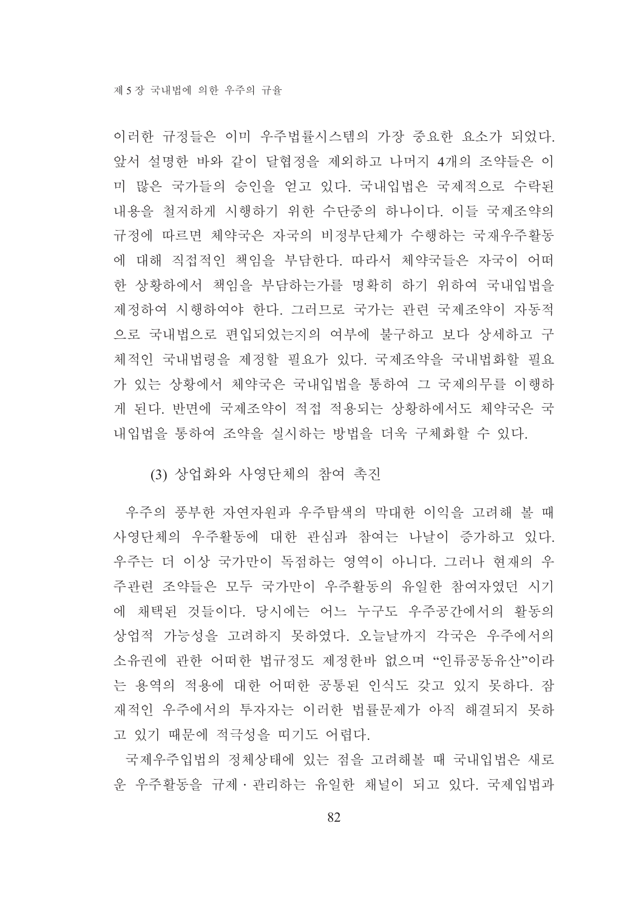이러한 규정들은 이미 우주법률시스템의 가장 중요한 요소가 되었다. 앞서 설명한 바와 같이 달협정을 제외하고 나머지 4개의 조약들은 이미 많은 국가들의 승인을 얻고 있다. 국내입법은 국제적으로 수락된 내용을 철저하게 시행하기 위한 수단중의 하나이다. 이들 국제조약의 규정에 따르면 체약국은 자국의 비정부단체가 수행하는 국재우주활동에 대해 직접적인 책임을 부담한다. 따라서 체약국들은 자국이 어떠한 상황하에서 책임을 부담하는가를 명확히 하기 위하여 국내입법을 제정하여 시행하여야 한다. 그러므로 국가는 관련 국제조약이 자동적으로 국내법으로 편입되었는지의 여부에 불구하고 보다 상세하고 구체적인 국내법령을 제정할 필요가 있다. 국제조약을 국내법화할 필요가 있는 상황에서 체약국은 국내입법을 통하여 그 국제의무를 이행하게 된다. 반면에 국제조약이 직접 적용되는 상황하에서도 체약국은 국내입법을 통하여 조약을 실시하는 방법을 더욱 구체화할 수 있다.

(3) 상업화와 사영단체의 참여 촉진

우주의 풍부한 자연자원과 우주탐색의 막대한 이익을 고려해 볼 때 사영단체의 우주활동에 대한 관심과 참여는 나날이 증가하고 있다. 우주는 더 이상 국가만이 독점하는 영역이 아니다. 그러나 현재의 우주관련 조약들은 모두 국가만이 우주활동의 유일한 참여자였던 시기에 채택된 것들이다. 당시에는 어느 누구도 우주공간에서의 활동의 상업적 가능성을 고려하지 못하였다. 오늘날까지 각국은 우주에서의 소유권에 관한 어떠한 법규정도 제정한바 없으며 "인류공동유산"이라는 용역의 적용에 대한 어떠한 공통된 인식도 갖고 있지 못하다. 잠재적인 우주에서의 투자자는 이러한 법률문제가 아직 해결되지 못하고 있기 때문에 적극성을 띠기도 어렵다.

국제우주입법의 정체상태에 있는 점을 고려해볼 때 국내입법은 새로운 우주활동을 규제·관리하는 유일한 채널이 되고 있다. 국제입법과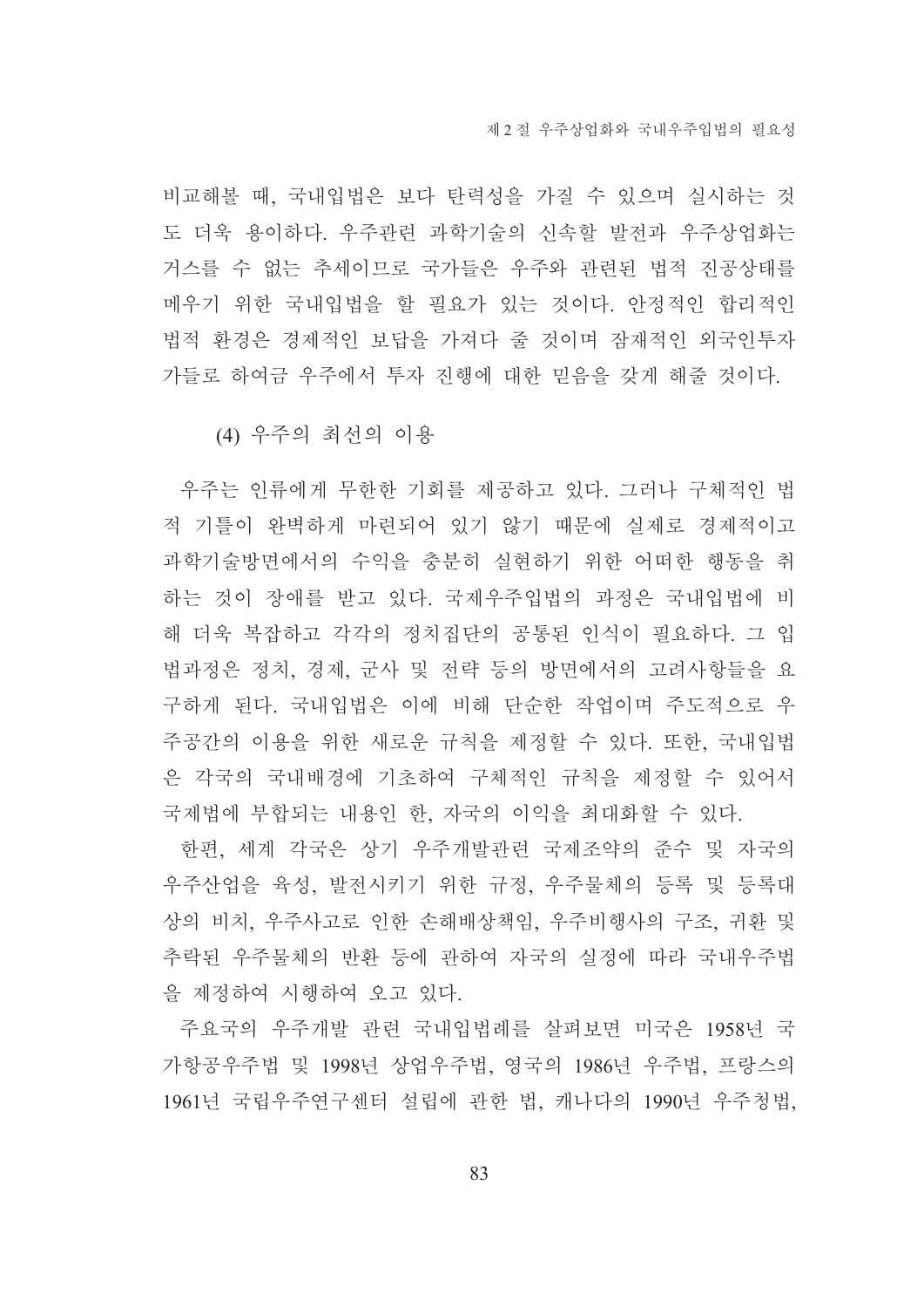비교해볼 때, 국내입법은 보다 탄력성을 가질 수 있으며 실시하는 것도 더욱 용이하다. 우주관련 과학기술의 신속할 발전과 우주상업화는 거스를 수 없는 추세이므로 국가들은 우주와 관련된 법적 진공상태를 메우기 위한 국내입법을 할 필요가 있는 것이다. 안정적인 합리적인 법적 환경은 경제적인 보답을 가져다 줄 것이며 잠재적인 외국인투자가들로 하여금 우주에서 투자 진행에 대한 믿음을 갖게 해줄 것이다.

(4) 우주의 최선의 이용

우주는 인류에게 무한한 기회를 제공하고 있다. 그러나 구체적인 법적 기틀이 완벽하게 마련되어 있기 않기 때문에 실제로 경제적이고 과학기술방면에서의 수익을 충분히 실현하기 위한 어떠한 행동을 취하는 것이 장애를 받고 있다. 국제우주입법의 과정은 국내입법에 비해 더욱 복잡하고 각각의 정치집단의 공통된 인식이 필요하다. 그 입법과정은 정치, 경제, 군사 및 전략 등의 방면에서의 고려사항들을 요구하게 된다. 국내입법은 이에 비해 단순한 작업이며 주도적으로 우주공간의 이용을 위한 새로운 규칙을 제정할 수 있다. 또한, 국내입법은 각국의 국내배경에 기초하여 구체적인 규칙을 제정할 수 있어서 국제법에 부합되는 내용인 한, 자국의 이익을 최대화할 수 있다.

한편, 세계 각국은 상기 우주개발관련 국제조약의 준수 및 자국의 우주산업을 육성, 발전시키기 위한 규정, 우주물체의 등록 및 등록대상의 비치, 우주사고로 인한 손해배상책임, 우주비행사의 구조, 귀환 및 추락된 우주물체의 반환 등에 관하여 자국의 실정에 따라 국내우주법을 제정하여 시행하여 오고 있다.

주요국의 우주개발 관련 국내입법례를 살펴보면 미국은 1958년 국가항공우주법 및 1998년 상업우주법, 영국의 1986년 우주법, 프랑스의 1961년 국립우주연구센터 설립에 관한 법, 캐나다의 1990년 우주청법,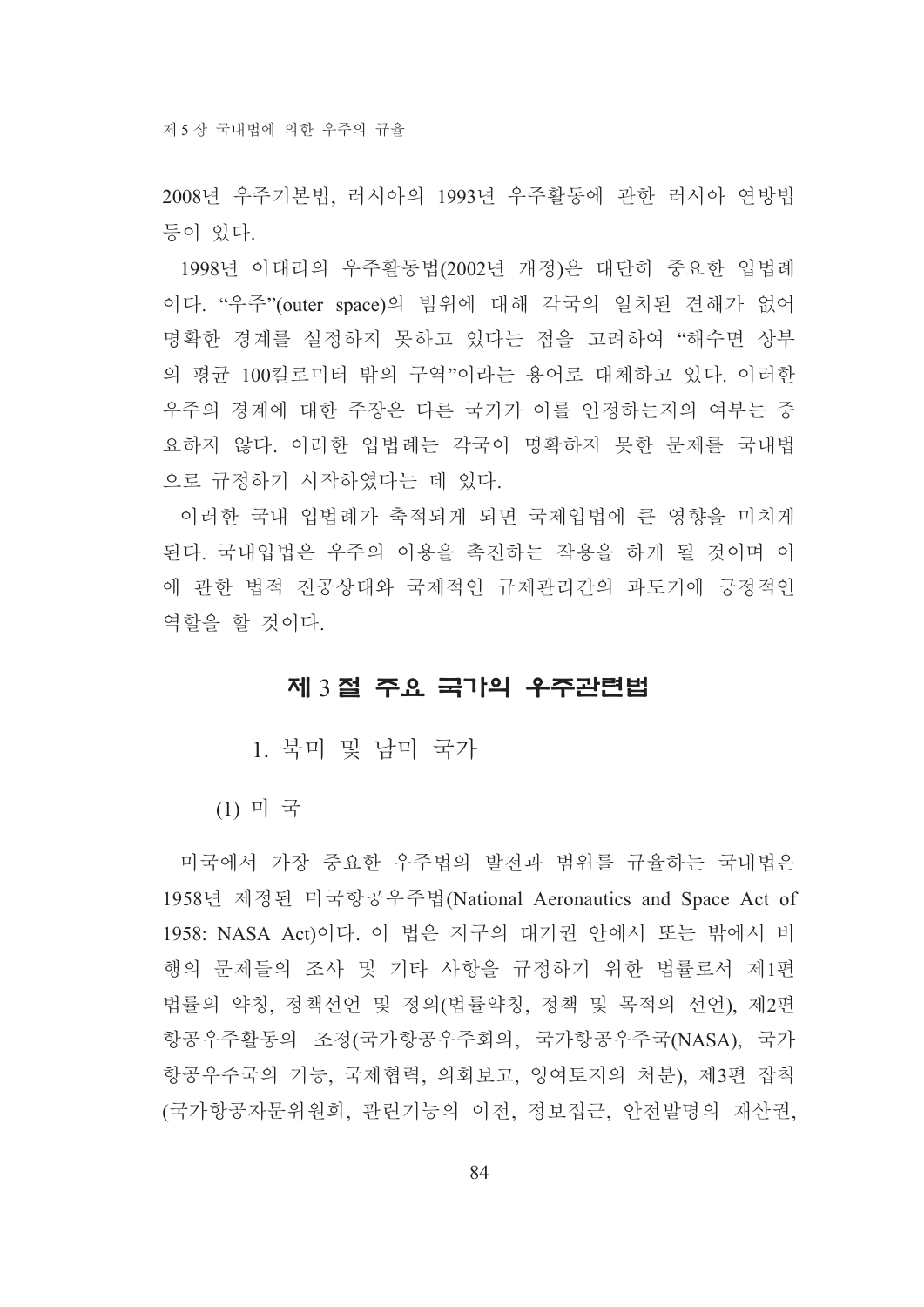2008년 우주기본법, 러시아의 1993년 우주활동에 관한 러시아 연방법 등이 있다.

1998년 이태리의 우주활동법(2002년 개정)은 대단히 중요한 입법례이다. "우주"(outer space)의 범위에 대해 각국의 일치된 견해가 없어 명확한 경계를 설정하지 못하고 있다는 점을 고려하여 "해수면 상부의 평균 100킬로미터 밖의 구역"이라는 용어로 대체하고 있다. 이러한 우주의 경계에 대한 주장은 다른 국가가 이를 인정하는지의 여부는 중요하지 않다. 이러한 입법례는 각국이 명확하지 못한 문제를 국내법으로 규정하기 시작하였다는 데 있다.

이러한 국내 입법례가 축적되게 되면 국제입법에 큰 영향을 미치게 된다. 국내입법은 우주의 이용을 촉진하는 작용을 하게 될 것이며 이에 관한 법적 진공상태와 국제적인 규제관리간의 과도기에 긍정적인 역할을 할 것이다.

## 제 3 절 주요 국가의 우주관련법

### 1. 북미 및 남미 국가

#### (1) 미 국

미국에서 가장 중요한 우주법의 발전과 범위를 규율하는 국내법은 1958년 제정된 미국항공우주법(National Aeronautics and Space Act of 1958: NASA Act)이다. 이 법은 지구의 대기권 안에서 또는 밖에서 비행의 문제들의 조사 및 기타 사항을 규정하기 위한 법률로서 제1편 법률의 약칭, 정책선언 및 정의(법률약칭, 정책 및 목적의 선언), 제2편 항공우주활동의 조정(국가항공우주회의, 국가항공우주국(NASA), 국가항공우주국의 기능, 국제협력, 의회보고, 잉여토지의 처분), 제3편 잡칙(국가항공자문위원회, 관련기능의 이전, 정보접근, 안전발명의 재산권,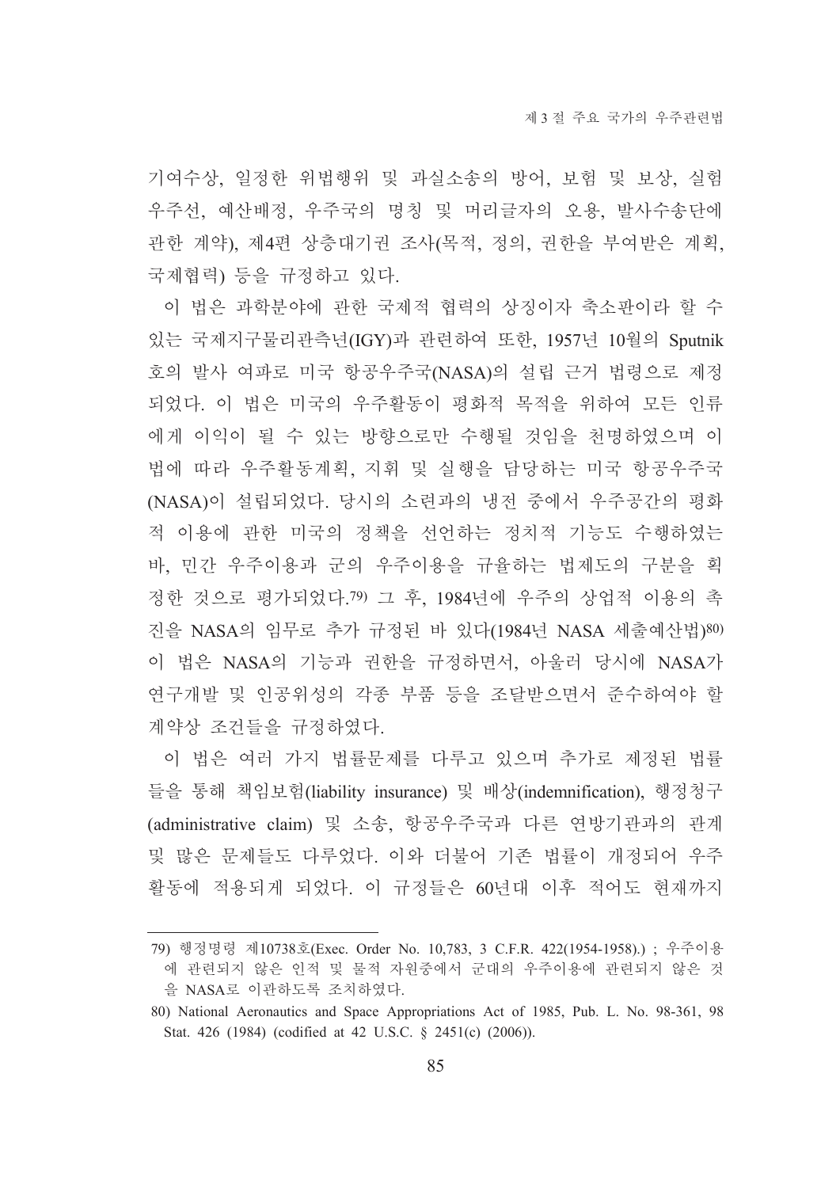기여수상, 일정한 위법행위 및 과실소송의 방어, 보험 및 보상, 실험 우주선, 예산배정, 우주국의 명칭 및 머리글자의 오용, 발사수송단에 관한 계약), 제4편 상층대기권 조사(목적, 정의, 권한을 부여받은 계획, 국제협력) 등을 규정하고 있다.

이 법은 과학분야에 관한 국제적 협력의 상징이자 축소판이라 할 수 있는 국제지구물리관측년(IGY)과 관련하여 또한, 1957년 10월의 Sputnik 호의 발사 여파로 미국 항공우주국(NASA)의 설립 근거 법령으로 제정되었다. 이 법은 미국의 우주활동이 평화적 목적을 위하여 모든 인류에게 이익이 될 수 있는 방향으로만 수행될 것임을 천명하였으며 이 법에 따라 우주활동계획, 지휘 및 실행을 담당하는 미국 항공우주국(NASA)이 설립되었다. 당시의 소련과의 냉전 중에서 우주공간의 평화적 이용에 관한 미국의 정책을 선언하는 정치적 기능도 수행하였는바, 민간 우주이용과 군의 우주이용을 규율하는 법제도의 구분을 획정한 것으로 평가되었다.[79] 그 후, 1984년에 우주의 상업적 이용의 촉진을 NASA의 임무로 추가 규정된 바 있다(1984년 NASA 세출예산법)[80] 이 법은 NASA의 기능과 권한을 규정하면서, 아울러 당시에 NASA가 연구개발 및 인공위성의 각종 부품 등을 조달받으면서 준수하여야 할 계약상 조건들을 규정하였다.

이 법은 여러 가지 법률문제를 다루고 있으며 추가로 제정된 법률들을 통해 책임보험(liability insurance) 및 배상(indemnification), 행정청구(administrative claim) 및 소송, 항공우주국과 다른 연방기관과의 관계 및 많은 문제들도 다루었다. 이와 더불어 기존 법률이 개정되어 우주활동에 적용되게 되었다. 이 규정들은 60년대 이후 적어도 현재까지

---

79) 행정명령 제10738호(Exec. Order No. 10,783, 3 C.F.R. 422(1954-1958).) ; 우주이용에 관련되지 않은 인적 및 물적 자원중에서 군대의 우주이용에 관련되지 않은 것을 NASA로 이관하도록 조치하였다.

80) National Aeronautics and Space Appropriations Act of 1985, Pub. L. No. 98-361, 98 Stat. 426 (1984) (codified at 42 U.S.C. § 2451(c) (2006)).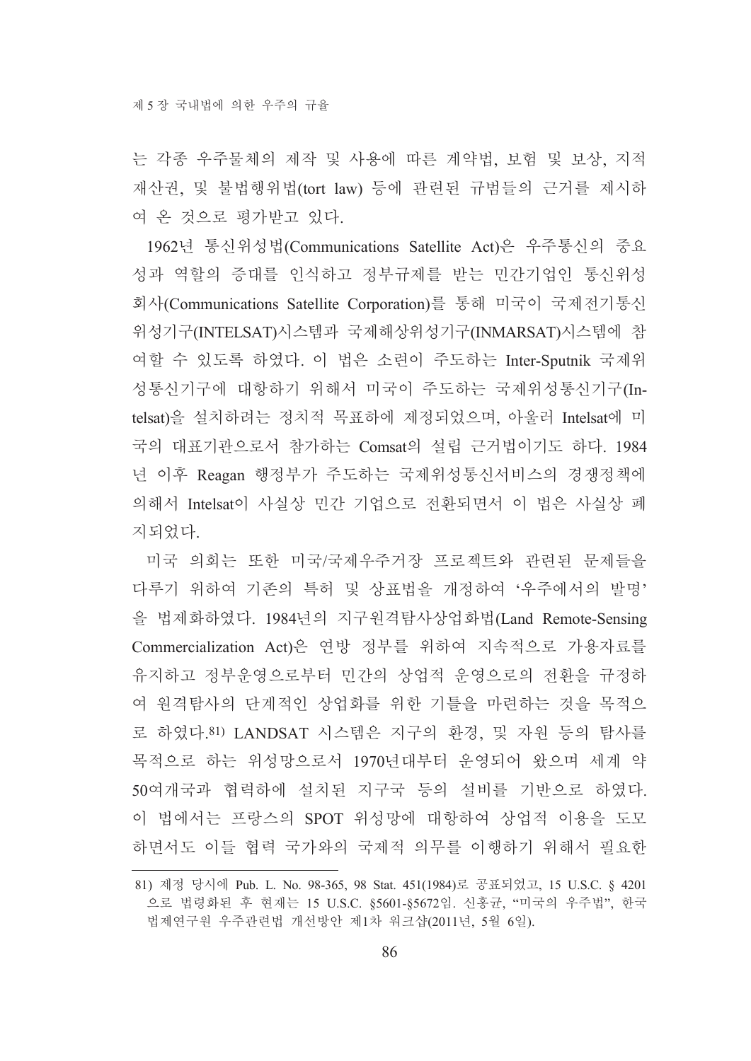는 각종 우주물체의 제작 및 사용에 따른 계약법, 보험 및 보상, 지적재산권, 및 불법행위법(tort law) 등에 관련된 규범들의 근거를 제시하여 온 것으로 평가받고 있다.

1962년 통신위성법(Communications Satellite Act)은 우주통신의 중요성과 역할의 증대를 인식하고 정부규제를 받는 민간기업인 통신위성회사(Communications Satellite Corporation)를 통해 미국이 국제전기통신위성기구(INTELSAT)시스템과 국제해상위성기구(INMARSAT)시스템에 참여할 수 있도록 하였다. 이 법은 소련이 주도하는 Inter-Sputnik 국제위성통신기구에 대항하기 위해서 미국이 주도하는 국제위성통신기구(Intelsat)을 설치하려는 정치적 목표하에 제정되었으며, 아울러 Intelsat에 미국의 대표기관으로서 참가하는 Comsat의 설립 근거법이기도 하다. 1984년 이후 Reagan 행정부가 주도하는 국제위성통신서비스의 경쟁정책에 의해서 Intelsat이 사실상 민간 기업으로 전환되면서 이 법은 사실상 폐지되었다.

미국 의회는 또한 미국/국제우주거장 프로젝트와 관련된 문제들을 다루기 위하여 기존의 특허 및 상표법을 개정하여 '우주에서의 발명'을 법제화하였다. 1984년의 지구원격탐사상업화법(Land Remote-Sensing Commercialization Act)은 연방 정부를 위하여 지속적으로 가용자료를 유지하고 정부운영으로부터 민간의 상업적 운영으로의 전환을 규정하여 원격탐사의 단계적인 상업화를 위한 기틀을 마련하는 것을 목적으로 하였다.[81] LANDSAT 시스템은 지구의 환경, 및 자원 등의 탐사를 목적으로 하는 위성망으로서 1970년대부터 운영되어 왔으며 세계 약 50여개국과 협력하에 설치된 지구국 등의 설비를 기반으로 하였다. 이 법에서는 프랑스의 SPOT 위성망에 대항하여 상업적 이용을 도모하면서도 이들 협력 국가와의 국제적 의무를 이행하기 위해서 필요한

---

81) 제정 당시에 Pub. L. No. 98-365, 98 Stat. 451(1984)로 공표되었고, 15 U.S.C. § 4201으로 법령화된 후 현재는 15 U.S.C. §5601-§5672임. 신홍균, "미국의 우주법", 한국법제연구원 우주관련법 개선방안 제1차 워크샵(2011년, 5월 6일).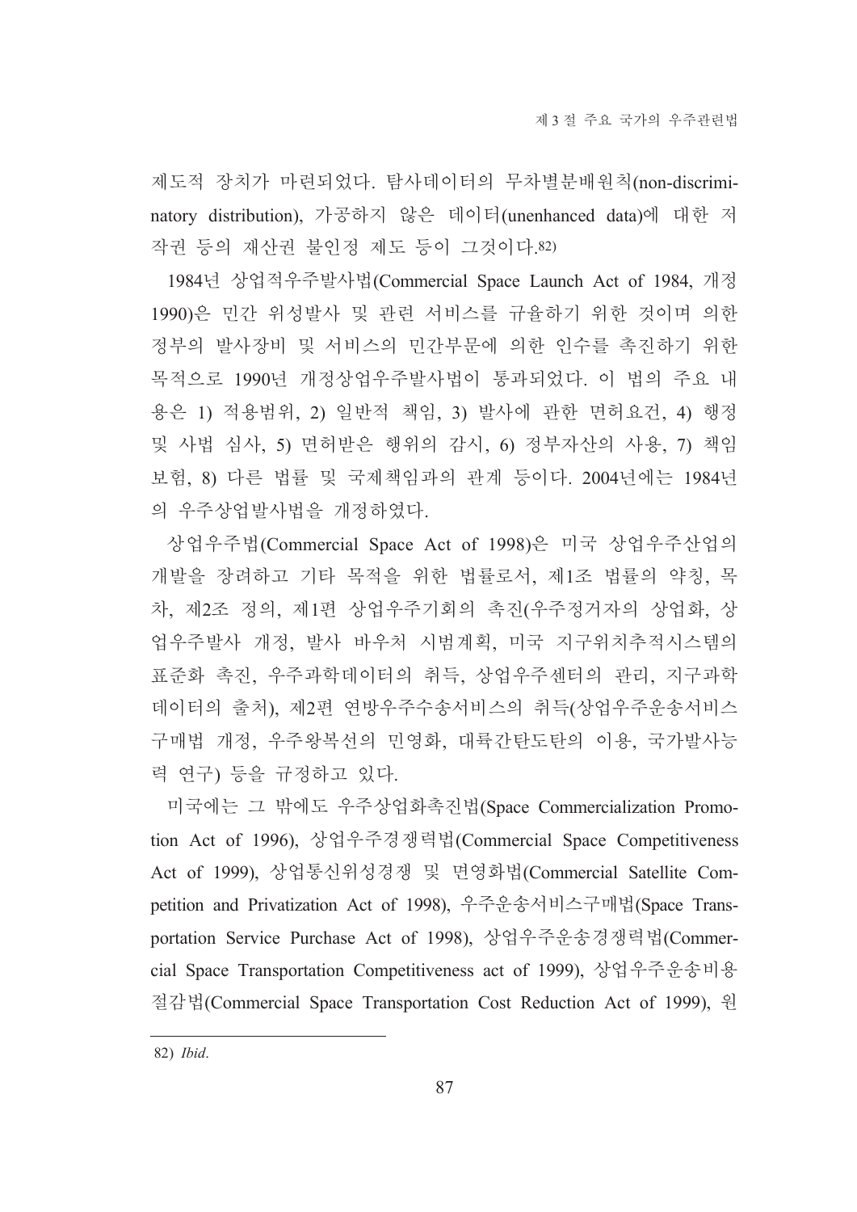제도적 장치가 마련되었다. 탐사데이터의 무차별분배원칙(non-discriminatory distribution), 가공하지 않은 데이터(unenhanced data)에 대한 저작권 등의 재산권 불인정 제도 등이 그것이다.[82]

1984년 상업적우주발사법(Commercial Space Launch Act of 1984, 개정 1990)은 민간 위성발사 및 관련 서비스를 규율하기 위한 것이며 의한 정부의 발사장비 및 서비스의 민간부문에 의한 인수를 촉진하기 위한 목적으로 1990년 개정상업우주발사법이 통과되었다. 이 법의 주요 내용은 1) 적용범위, 2) 일반적 책임, 3) 발사에 관한 면허요건, 4) 행정 및 사법 심사, 5) 면허받은 행위의 감시, 6) 정부자산의 사용, 7) 책임보험, 8) 다른 법률 및 국제책임과의 관계 등이다. 2004년에는 1984년의 우주상업발사법을 개정하였다.

상업우주법(Commercial Space Act of 1998)은 미국 상업우주산업의 개발을 장려하고 기타 목적을 위한 법률로서, 제1조 법률의 약칭, 목차, 제2조 정의, 제1편 상업우주기회의 촉진(우주정거자의 상업화, 상업우주발사 개정, 발사 바우처 시범계획, 미국 지구위치추적시스템의 표준화 촉진, 우주과학데이터의 취득, 상업우주센터의 관리, 지구과학데이터의 출처), 제2편 연방우주수송서비스의 취득(상업우주운송서비스구매법 개정, 우주왕복선의 민영화, 대륙간탄도탄의 이용, 국가발사능력 연구) 등을 규정하고 있다.

미국에는 그 밖에도 우주상업화촉진법(Space Commercialization Promotion Act of 1996), 상업우주경쟁력법(Commercial Space Competitiveness Act of 1999), 상업통신위성경쟁 및 면영화법(Commercial Satellite Competition and Privatization Act of 1998), 우주운송서비스구매법(Space Transportation Service Purchase Act of 1998), 상업우주운송경쟁력법(Commercial Space Transportation Competitiveness act of 1999), 상업우주운송비용절감법(Commercial Space Transportation Cost Reduction Act of 1999), 원

---

82) *Ibid*.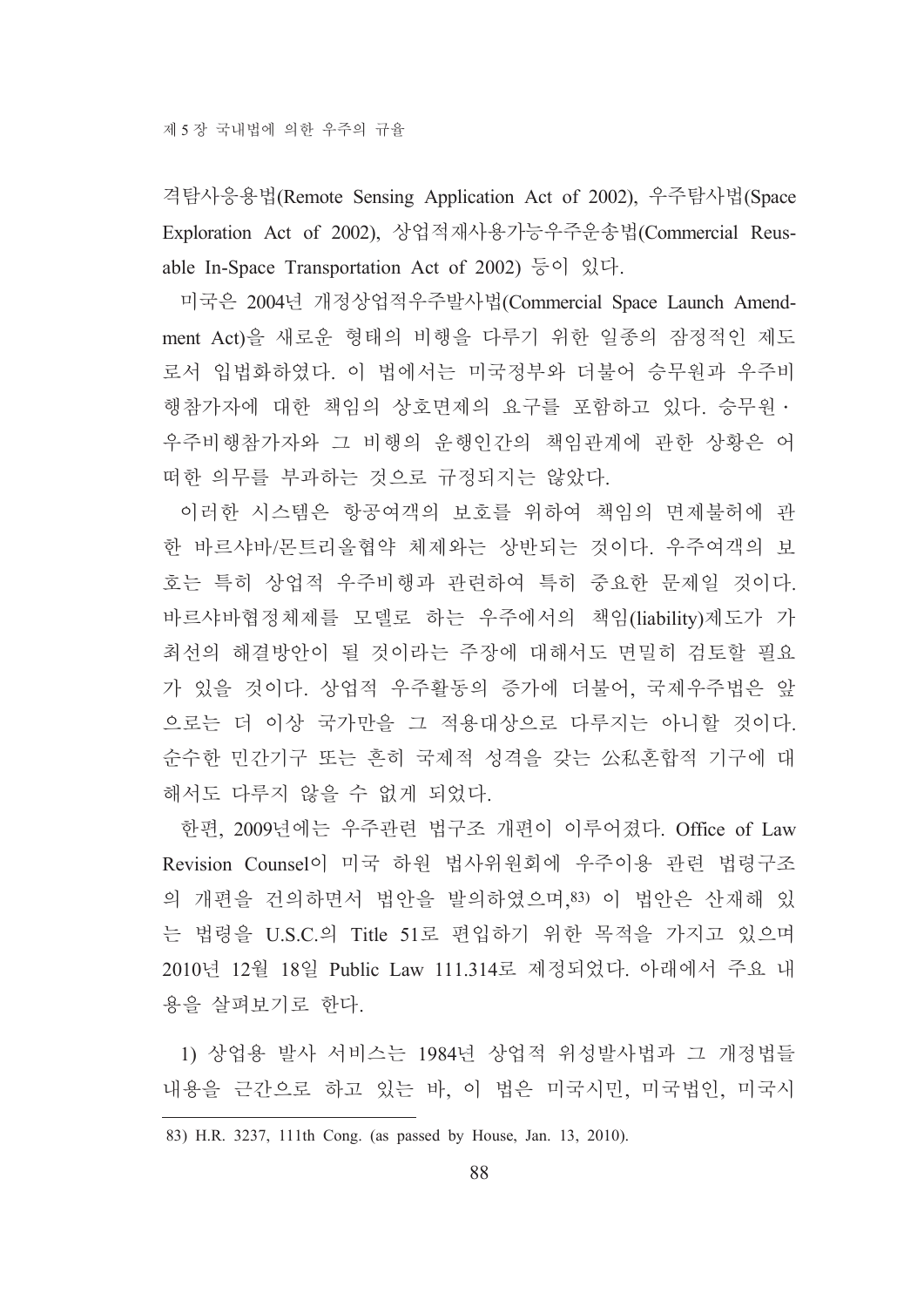격탐사응용법(Remote Sensing Application Act of 2002), 우주탐사법(Space Exploration Act of 2002), 상업적재사용가능우주운송법(Commercial Reusable In-Space Transportation Act of 2002) 등이 있다.

미국은 2004년 개정상업적우주발사법(Commercial Space Launch Amendment Act)을 새로운 형태의 비행을 다루기 위한 일종의 잠정적인 제도로서 입법화하였다. 이 법에서는 미국정부와 더불어 승무원과 우주비행참가자에 대한 책임의 상호면제의 요구를 포함하고 있다. 승무원·우주비행참가자와 그 비행의 운행인간의 책임관계에 관한 상황은 어떠한 의무를 부과하는 것으로 규정되지는 않았다.

이러한 시스템은 항공여객의 보호를 위하여 책임의 면제불허에 관한 바르샤바/몬트리올협약 체제와는 상반되는 것이다. 우주여객의 보호는 특히 상업적 우주비행과 관련하여 특히 중요한 문제일 것이다. 바르샤바협정체제를 모델로 하는 우주에서의 책임(liability)제도가 가 최선의 해결방안이 될 것이라는 주장에 대해서도 면밀히 검토할 필요가 있을 것이다. 상업적 우주활동의 증가에 더불어, 국제우주법은 앞으로는 더 이상 국가만을 그 적용대상으로 다루지는 아니할 것이다. 순수한 민간기구 또는 흔히 국제적 성격을 갖는 公私혼합적 기구에 대해서도 다루지 않을 수 없게 되었다.

한편, 2009년에는 우주관련 법구조 개편이 이루어졌다. Office of Law Revision Counsel이 미국 하원 법사위원회에 우주이용 관련 법령구조의 개편을 건의하면서 법안을 발의하였으며,[83] 이 법안은 산재해 있는 법령을 U.S.C.의 Title 51로 편입하기 위한 목적을 가지고 있으며 2010년 12월 18일 Public Law 111.314로 제정되었다. 아래에서 주요 내용을 살펴보기로 한다.

1) 상업용 발사 서비스는 1984년 상업적 위성발사법과 그 개정법들 내용을 근간으로 하고 있는 바, 이 법은 미국시민, 미국법인, 미국시

---

83) H.R. 3237, 111th Cong. (as passed by House, Jan. 13, 2010).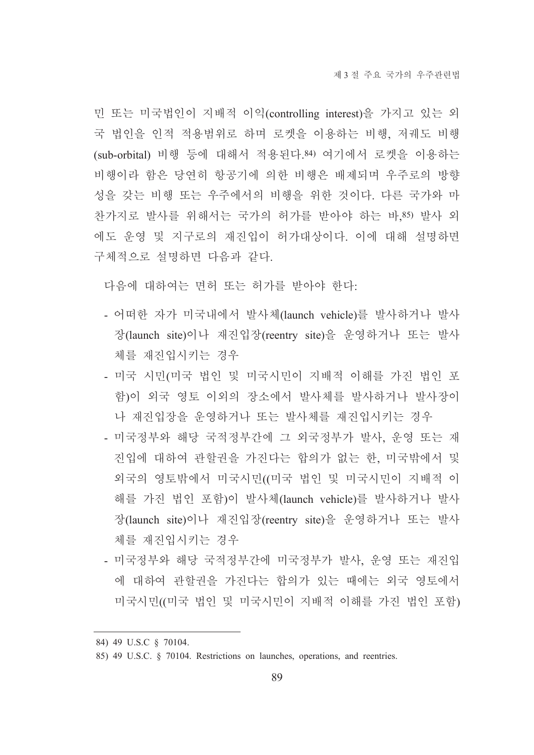민 또는 미국법인이 지배적 이익(controlling interest)을 가지고 있는 외국 법인을 인적 적용범위로 하며 로켓을 이용하는 비행, 저궤도 비행(sub-orbital) 비행 등에 대해서 적용된다.[84] 여기에서 로켓을 이용하는 비행이라 함은 당연히 항공기에 의한 비행은 배제되며 우주로의 방향성을 갖는 비행 또는 우주에서의 비행을 위한 것이다. 다른 국가와 마찬가지로 발사를 위해서는 국가의 허가를 받아야 하는 바,[85] 발사 외에도 운영 및 지구로의 재진입이 허가대상이다. 이에 대해 설명하면 구체적으로 설명하면 다음과 같다.

다음에 대하여는 면허 또는 허가를 받아야 한다:

- 어떠한 자가 미국내에서 발사체(launch vehicle)를 발사하거나 발사장(launch site)이나 재진입장(reentry site)을 운영하거나 또는 발사체를 재진입시키는 경우
- 미국 시민(미국 법인 및 미국시민이 지배적 이해를 가진 법인 포함)이 외국 영토 이외의 장소에서 발사체를 발사하거나 발사장이나 재진입장을 운영하거나 또는 발사체를 재진입시키는 경우
- 미국정부와 해당 국적정부간에 그 외국정부가 발사, 운영 또는 재진입에 대하여 관할권을 가진다는 합의가 없는 한, 미국밖에서 및 외국의 영토밖에서 미국시민((미국 법인 및 미국시민이 지배적 이해를 가진 법인 포함)이 발사체(launch vehicle)를 발사하거나 발사장(launch site)이나 재진입장(reentry site)을 운영하거나 또는 발사체를 재진입시키는 경우
- 미국정부와 해당 국적정부간에 미국정부가 발사, 운영 또는 재진입에 대하여 관할권을 가진다는 합의가 있는 때에는 외국 영토에서 미국시민((미국 법인 및 미국시민이 지배적 이해를 가진 법인 포함)

---

84) 49 U.S.C § 70104.

85) 49 U.S.C. § 70104. Restrictions on launches, operations, and reentries.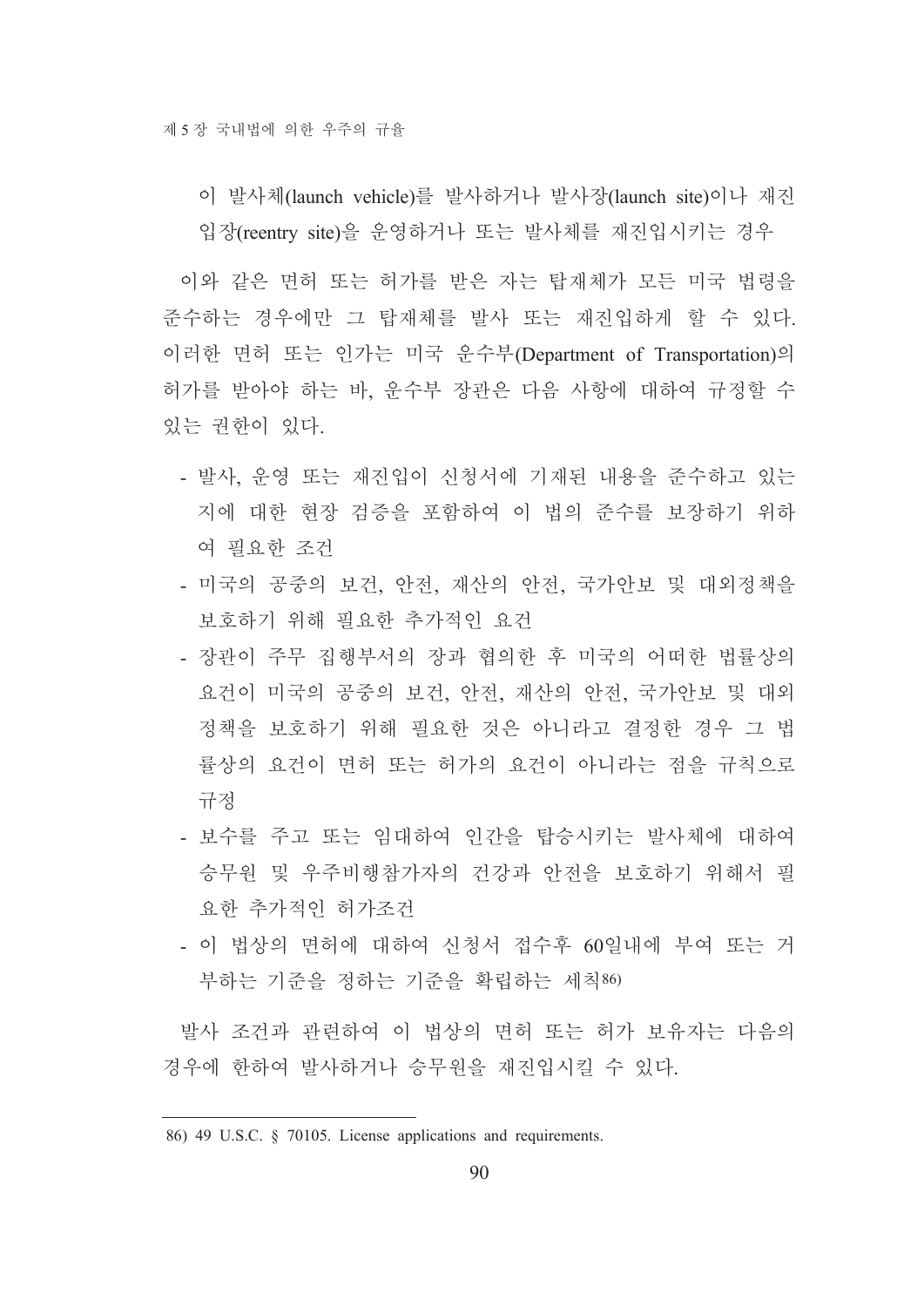이 발사체(launch vehicle)를 발사하거나 발사장(launch site)이나 재진입장(reentry site)을 운영하거나 또는 발사체를 재진입시키는 경우

이와 같은 면허 또는 허가를 받은 자는 탑재체가 모든 미국 법령을 준수하는 경우에만 그 탑재체를 발사 또는 재진입하게 할 수 있다. 이러한 면허 또는 인가는 미국 운수부(Department of Transportation)의 허가를 받아야 하는 바, 운수부 장관은 다음 사항에 대하여 규정할 수 있는 권한이 있다.

- 발사, 운영 또는 재진입이 신청서에 기재된 내용을 준수하고 있는지에 대한 현장 검증을 포함하여 이 법의 준수를 보장하기 위하여 필요한 조건
- 미국의 공중의 보건, 안전, 재산의 안전, 국가안보 및 대외정책을 보호하기 위해 필요한 추가적인 요건
- 장관이 주무 집행부서의 장과 협의한 후 미국의 어떠한 법률상의 요건이 미국의 공중의 보건, 안전, 재산의 안전, 국가안보 및 대외정책을 보호하기 위해 필요한 것은 아니라고 결정한 경우 그 법률상의 요건이 면허 또는 허가의 요건이 아니라는 점을 규칙으로 규정
- 보수를 주고 또는 임대하여 인간을 탑승시키는 발사체에 대하여 승무원 및 우주비행참가자의 건강과 안전을 보호하기 위해서 필요한 추가적인 허가조건
- 이 법상의 면허에 대하여 신청서 접수후 60일내에 부여 또는 거부하는 기준을 정하는 기준을 확립하는 세칙[86]

발사 조건과 관련하여 이 법상의 면허 또는 허가 보유자는 다음의 경우에 한하여 발사하거나 승무원을 재진입시킬 수 있다.

---

86) 49 U.S.C. § 70105. License applications and requirements.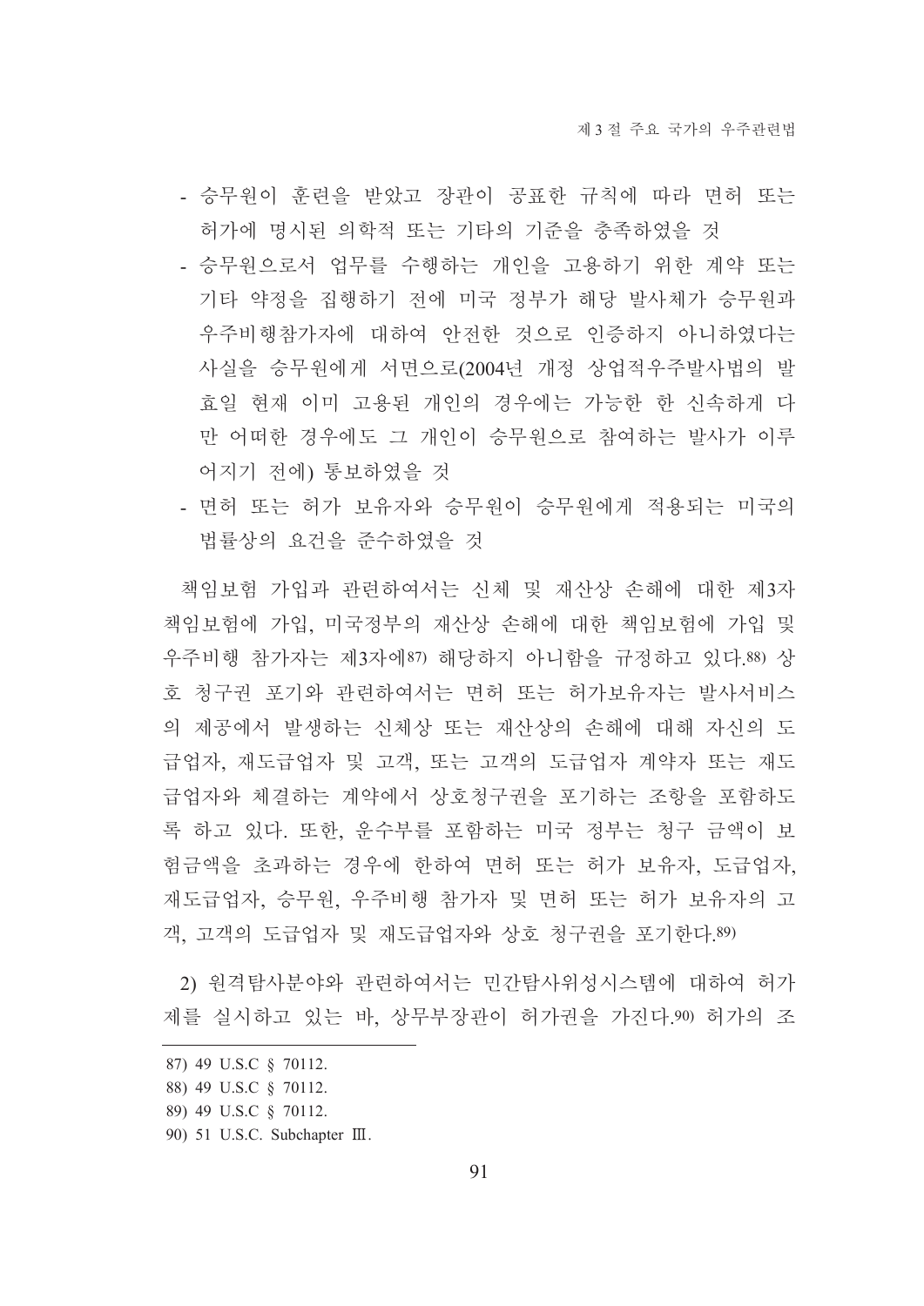- 승무원이 훈련을 받았고 장관이 공표한 규칙에 따라 면허 또는 허가에 명시된 의학적 또는 기타의 기준을 충족하였을 것
- 승무원으로서 업무를 수행하는 개인을 고용하기 위한 계약 또는 기타 약정을 집행하기 전에 미국 정부가 해당 발사체가 승무원과 우주비행참가자에 대하여 안전한 것으로 인증하지 아니하였다는 사실을 승무원에게 서면으로(2004년 개정 상업적우주발사법의 발효일 현재 이미 고용된 개인의 경우에는 가능한 한 신속하게 다만 어떠한 경우에도 그 개인이 승무원으로 참여하는 발사가 이루어지기 전에) 통보하였을 것
- 면허 또는 허가 보유자와 승무원이 승무원에게 적용되는 미국의 법률상의 요건을 준수하였을 것

책임보험 가입과 관련하여서는 신체 및 재산상 손해에 대한 제3자 책임보험에 가입, 미국정부의 재산상 손해에 대한 책임보험에 가입 및 우주비행 참가자는 제3자에[87] 해당하지 아니함을 규정하고 있다.[88] 상호 청구권 포기와 관련하여서는 면허 또는 허가보유자는 발사서비스의 제공에서 발생하는 신체상 또는 재산상의 손해에 대해 자신의 도급업자, 재도급업자 및 고객, 또는 고객의 도급업자 계약자 또는 재도급업자와 체결하는 계약에서 상호청구권을 포기하는 조항을 포함하도록 하고 있다. 또한, 운수부를 포함하는 미국 정부는 청구 금액이 보험금액을 초과하는 경우에 한하여 면허 또는 허가 보유자, 도급업자, 재도급업자, 승무원, 우주비행 참가자 및 면허 또는 허가 보유자의 고객, 고객의 도급업자 및 재도급업자와 상호 청구권을 포기한다.[89]

2) 원격탐사분야와 관련하여서는 민간탐사위성시스템에 대하여 허가제를 실시하고 있는 바, 상무부장관이 허가권을 가진다.[90] 허가의 조

---

87) 49 U.S.C § 70112.

88) 49 U.S.C § 70112.

89) 49 U.S.C § 70112.

90) 51 U.S.C. Subchapter Ⅲ.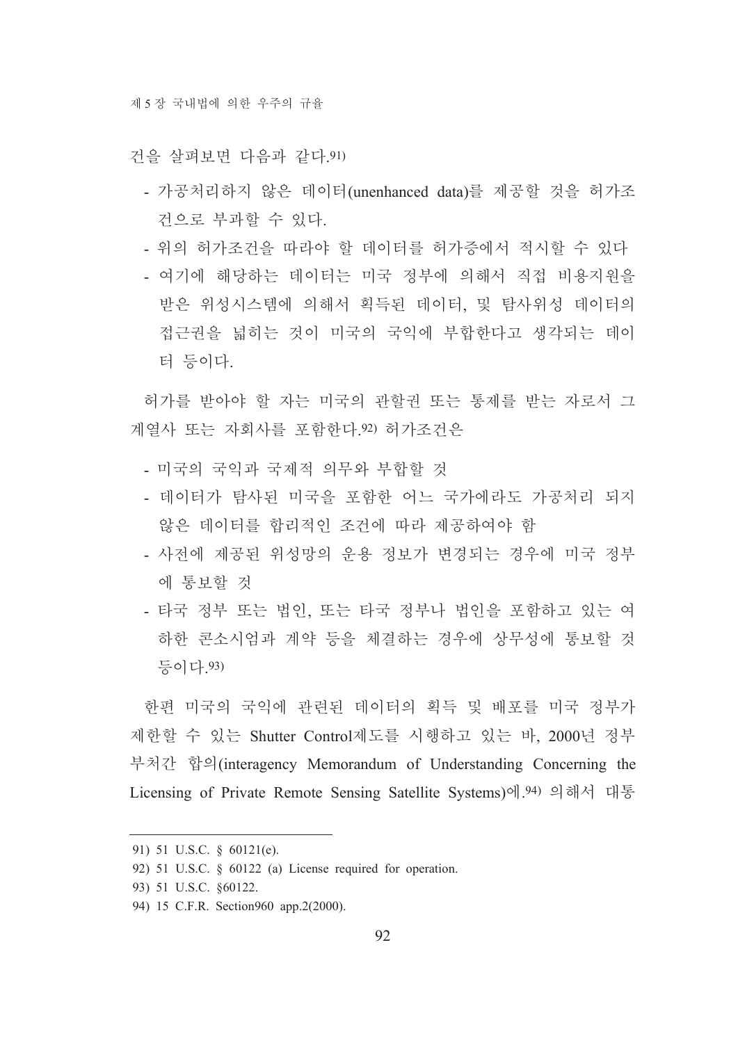건을 살펴보면 다음과 같다.[91)]

- 가공처리하지 않은 데이터(unenhanced data)를 제공할 것을 허가조건으로 부과할 수 있다.
- 위의 허가조건을 따라야 할 데이터를 허가증에서 적시할 수 있다
- 여기에 해당하는 데이터는 미국 정부에 의해서 직접 비용지원을 받은 위성시스템에 의해서 획득된 데이터, 및 탐사위성 데이터의 접근권을 넓히는 것이 미국의 국익에 부합한다고 생각되는 데이터 등이다.

허가를 받아야 할 자는 미국의 관할권 또는 통제를 받는 자로서 그 계열사 또는 자회사를 포함한다.[92)] 허가조건은

- 미국의 국익과 국제적 의무와 부합할 것
- 데이터가 탐사된 미국을 포함한 어느 국가에라도 가공처리 되지 않은 데이터를 합리적인 조건에 따라 제공하여야 함
- 사전에 제공된 위성망의 운용 정보가 변경되는 경우에 미국 정부에 통보할 것
- 타국 정부 또는 법인, 또는 타국 정부나 법인을 포함하고 있는 여하한 콘소시엄과 계약 등을 체결하는 경우에 상무성에 통보할 것 등이다.[93)]

한편 미국의 국익에 관련된 데이터의 획득 및 배포를 미국 정부가 제한할 수 있는 Shutter Control제도를 시행하고 있는 바, 2000년 정부 부처간 합의(interagency Memorandum of Understanding Concerning the Licensing of Private Remote Sensing Satellite Systems)에.[94)] 의해서 대통

---

91) 51 U.S.C. § 60121(e).

92) 51 U.S.C. § 60122 (a) License required for operation.

93) 51 U.S.C. §60122.

94) 15 C.F.R. Section960 app.2(2000).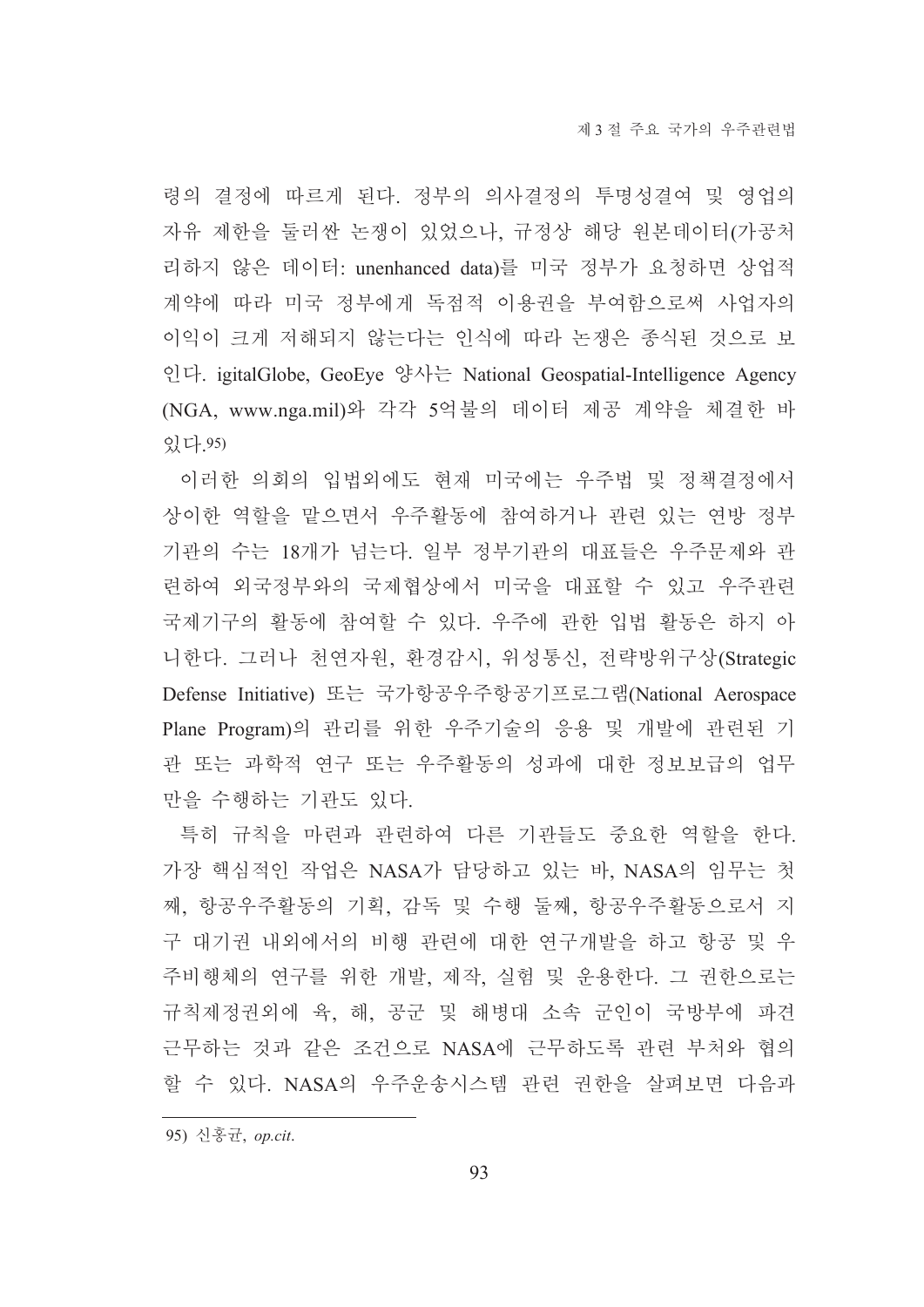령의 결정에 따르게 된다. 정부의 의사결정의 투명성결여 및 영업의 자유 제한을 둘러싼 논쟁이 있었으나, 규정상 해당 원본데이터(가공처리하지 않은 데이터: unenhanced data)를 미국 정부가 요청하면 상업적 계약에 따라 미국 정부에게 독점적 이용권을 부여함으로써 사업자의 이익이 크게 저해되지 않는다는 인식에 따라 논쟁은 종식된 것으로 보인다. igitalGlobe, GeoEye 양사는 National Geospatial-Intelligence Agency (NGA, www.nga.mil)와 각각 5억불의 데이터 제공 계약을 체결한 바 있다.[95]

이러한 의회의 입법외에도 현재 미국에는 우주법 및 정책결정에서 상이한 역할을 맡으면서 우주활동에 참여하거나 관련 있는 연방 정부 기관의 수는 18개가 넘는다. 일부 정부기관의 대표들은 우주문제와 관련하여 외국정부와의 국제협상에서 미국을 대표할 수 있고 우주관련 국제기구의 활동에 참여할 수 있다. 우주에 관한 입법 활동은 하지 아니한다. 그러나 천연자원, 환경감시, 위성통신, 전략방위구상(Strategic Defense Initiative) 또는 국가항공우주항공기프로그램(National Aerospace Plane Program)의 관리를 위한 우주기술의 응용 및 개발에 관련된 기관 또는 과학적 연구 또는 우주활동의 성과에 대한 정보보급의 업무만을 수행하는 기관도 있다.

특히 규칙을 마련과 관련하여 다른 기관들도 중요한 역할을 한다. 가장 핵심적인 작업은 NASA가 담당하고 있는 바, NASA의 임무는 첫째, 항공우주활동의 기획, 감독 및 수행 둘째, 항공우주활동으로서 지구 대기권 내외에서의 비행 관련에 대한 연구개발을 하고 항공 및 우주비행체의 연구를 위한 개발, 제작, 실험 및 운용한다. 그 권한으로는 규칙제정권외에 육, 해, 공군 및 해병대 소속 군인이 국방부에 파견근무하는 것과 같은 조건으로 NASA에 근무하도록 관련 부처와 협의할 수 있다. NASA의 우주운송시스템 관련 권한을 살펴보면 다음과

---

95) 신홍균, *op.cit.*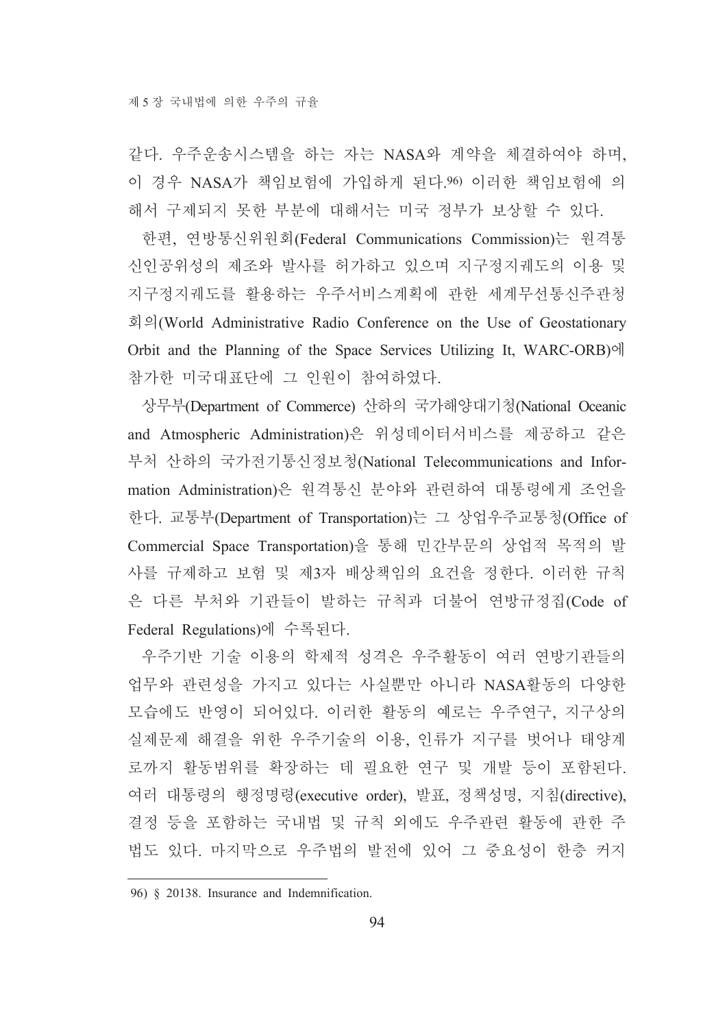같다. 우주운송시스템을 하는 자는 NASA와 계약을 체결하여야 하며, 이 경우 NASA가 책임보험에 가입하게 된다.[96] 이러한 책임보험에 의해서 구제되지 못한 부분에 대해서는 미국 정부가 보상할 수 있다.

한편, 연방통신위원회(Federal Communications Commission)는 원격통신인공위성의 제조와 발사를 허가하고 있으며 지구정지궤도의 이용 및 지구정지궤도를 활용하는 우주서비스계획에 관한 세계무선통신주관청회의(World Administrative Radio Conference on the Use of Geostationary Orbit and the Planning of the Space Services Utilizing It, WARC-ORB)에 참가한 미국대표단에 그 인원이 참여하였다.

상무부(Department of Commerce) 산하의 국가해양대기청(National Oceanic and Atmospheric Administration)은 위성데이터서비스를 제공하고 같은 부처 산하의 국가전기통신정보청(National Telecommunications and Information Administration)은 원격통신 분야와 관련하여 대통령에게 조언을 한다. 교통부(Department of Transportation)는 그 상업우주교통청(Office of Commercial Space Transportation)을 통해 민간부문의 상업적 목적의 발사를 규제하고 보험 및 제3자 배상책임의 요건을 정한다. 이러한 규칙은 다른 부처와 기관들이 발하는 규칙과 더불어 연방규정집(Code of Federal Regulations)에 수록된다.

우주기반 기술 이용의 학제적 성격은 우주활동이 여러 연방기관들의 업무와 관련성을 가지고 있다는 사실뿐만 아니라 NASA활동의 다양한 모습에도 반영이 되어있다. 이러한 활동의 예로는 우주연구, 지구상의 실제문제 해결을 위한 우주기술의 이용, 인류가 지구를 벗어나 태양계로까지 활동범위를 확장하는 데 필요한 연구 및 개발 등이 포함된다. 여러 대통령의 행정명령(executive order), 발표, 정책성명, 지침(directive), 결정 등을 포함하는 국내법 및 규칙 외에도 우주관련 활동에 관한 주법도 있다. 마지막으로 우주법의 발전에 있어 그 중요성이 한층 커지

---

96) § 20138. Insurance and Indemnification.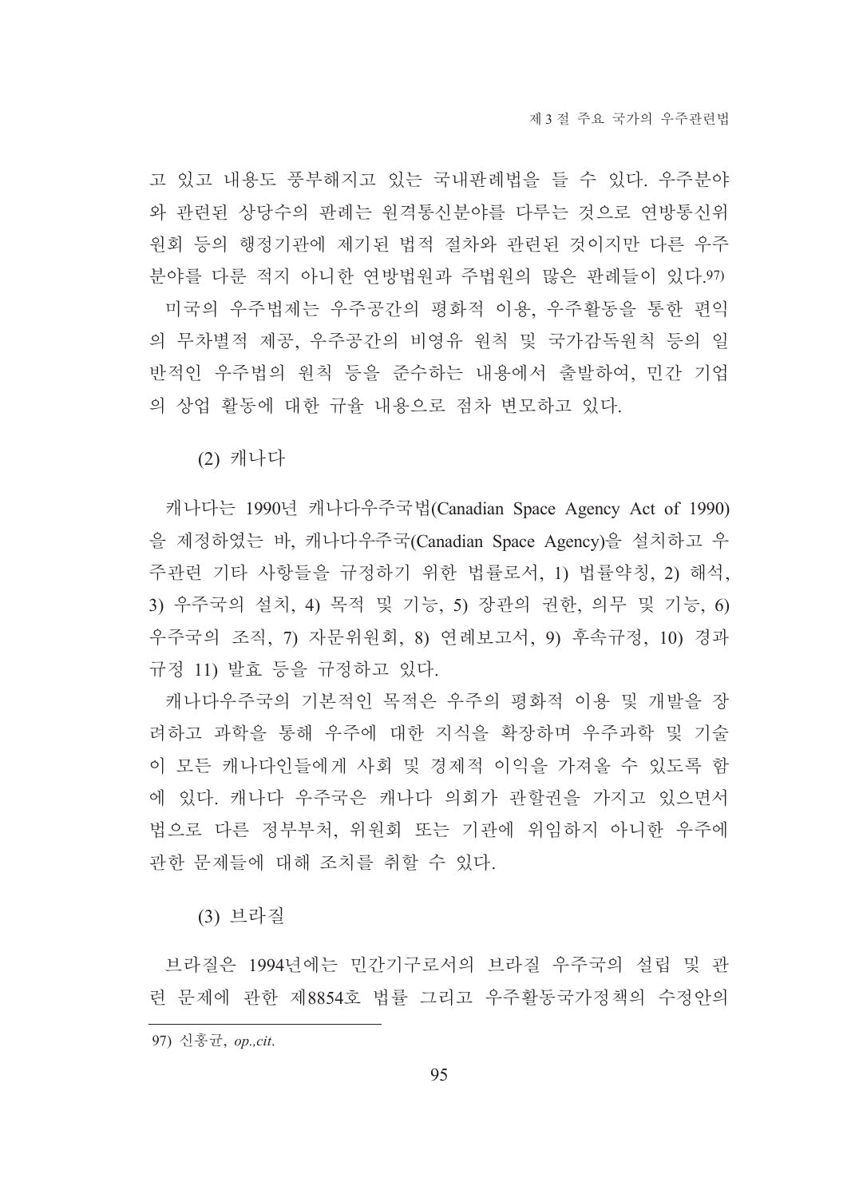고 있고 내용도 풍부해지고 있는 국내판례법을 들 수 있다. 우주분야와 관련된 상당수의 판례는 원격통신분야를 다루는 것으로 연방통신위원회 등의 행정기관에 제기된 법적 절차와 관련된 것이지만 다른 우주분야를 다룬 적지 아니한 연방법원과 주법원의 많은 판례들이 있다.[97]

미국의 우주법제는 우주공간의 평화적 이용, 우주활동을 통한 편익의 무차별적 제공, 우주공간의 비영유 원칙 및 국가감독원칙 등의 일반적인 우주법의 원칙 등을 준수하는 내용에서 출발하여, 민간 기업의 상업 활동에 대한 규율 내용으로 점차 변모하고 있다.

### (2) 캐나다

캐나다는 1990년 캐나다우주국법(Canadian Space Agency Act of 1990)을 제정하였는 바, 캐나다우주국(Canadian Space Agency)을 설치하고 우주관련 기타 사항들을 규정하기 위한 법률로서, 1) 법률약칭, 2) 해석, 3) 우주국의 설치, 4) 목적 및 기능, 5) 장관의 권한, 의무 및 기능, 6) 우주국의 조직, 7) 자문위원회, 8) 연례보고서, 9) 후속규정, 10) 경과규정 11) 발효 등을 규정하고 있다.

캐나다우주국의 기본적인 목적은 우주의 평화적 이용 및 개발을 장려하고 과학을 통해 우주에 대한 지식을 확장하며 우주과학 및 기술이 모든 캐나다인들에게 사회 및 경제적 이익을 가져올 수 있도록 함에 있다. 캐나다 우주국은 캐나다 의회가 관할권을 가지고 있으면서 법으로 다른 정부부처, 위원회 또는 기관에 위임하지 아니한 우주에 관한 문제들에 대해 조치를 취할 수 있다.

### (3) 브라질

브라질은 1994년에는 민간기구로서의 브라질 우주국의 설립 및 관련 문제에 관한 제8854호 법률 그리고 우주활동국가정책의 수정안의

---

97) 신홍균, *op.,cit.*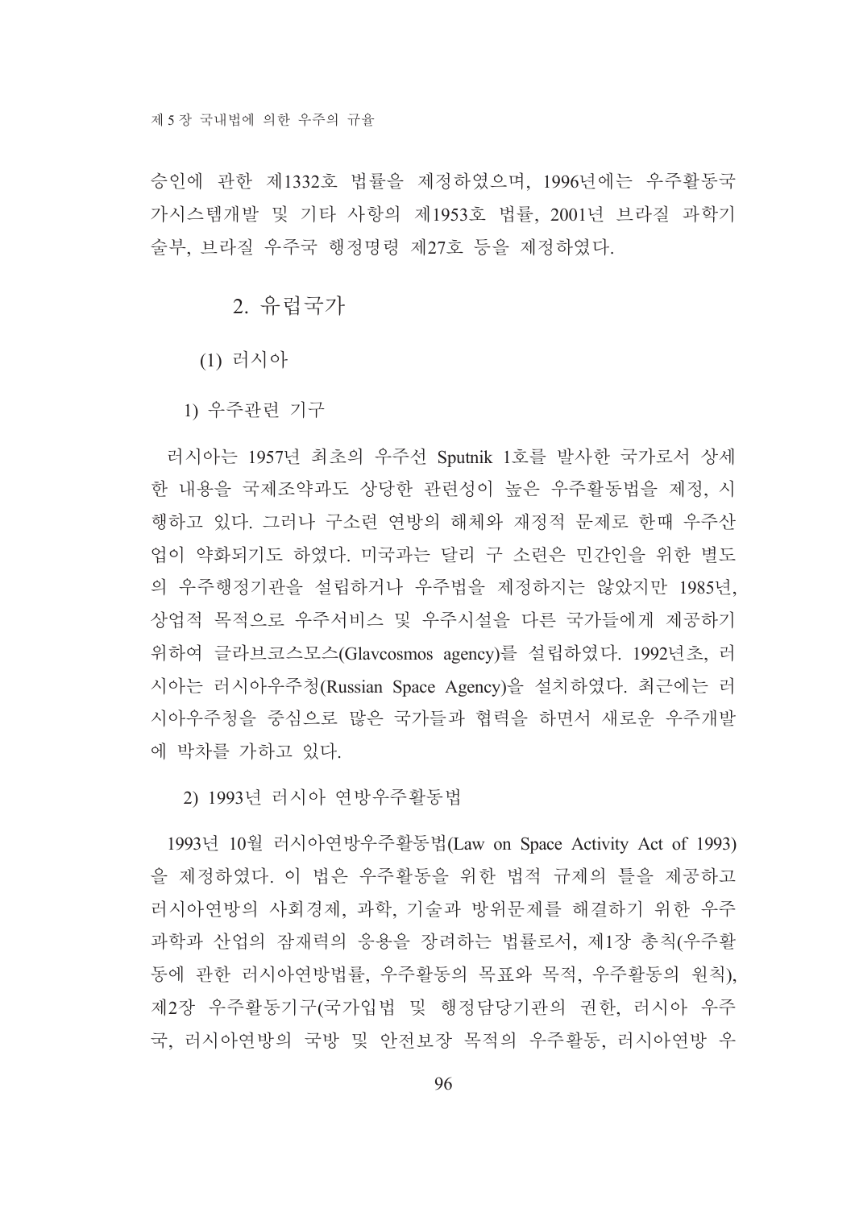승인에 관한 제1332호 법률을 제정하였으며, 1996년에는 우주활동국가시스템개발 및 기타 사항의 제1953호 법률, 2001년 브라질 과학기술부, 브라질 우주국 행정명령 제27호 등을 제정하였다.

## 2. 유럽국가

### (1) 러시아

#### 1) 우주관련 기구

러시아는 1957년 최초의 우주선 Sputnik 1호를 발사한 국가로서 상세한 내용을 국제조약과도 상당한 관련성이 높은 우주활동법을 제정, 시행하고 있다. 그러나 구소련 연방의 해체와 재정적 문제로 한때 우주산업이 약화되기도 하였다. 미국과는 달리 구 소련은 민간인을 위한 별도의 우주행정기관을 설립하거나 우주법을 제정하지는 않았지만 1985년, 상업적 목적으로 우주서비스 및 우주시설을 다른 국가들에게 제공하기 위하여 글라브코스모스(Glavcosmos agency)를 설립하였다. 1992년초, 러시아는 러시아우주청(Russian Space Agency)을 설치하였다. 최근에는 러시아우주청을 중심으로 많은 국가들과 협력을 하면서 새로운 우주개발에 박차를 가하고 있다.

#### 2) 1993년 러시아 연방우주활동법

1993년 10월 러시아연방우주활동법(Law on Space Activity Act of 1993)을 제정하였다. 이 법은 우주활동을 위한 법적 규제의 틀을 제공하고 러시아연방의 사회경제, 과학, 기술과 방위문제를 해결하기 위한 우주과학과 산업의 잠재력의 응용을 장려하는 법률로서, 제1장 총칙(우주활동에 관한 러시아연방법률, 우주활동의 목표와 목적, 우주활동의 원칙), 제2장 우주활동기구(국가입법 및 행정담당기관의 권한, 러시아 우주국, 러시아연방의 국방 및 안전보장 목적의 우주활동, 러시아연방 우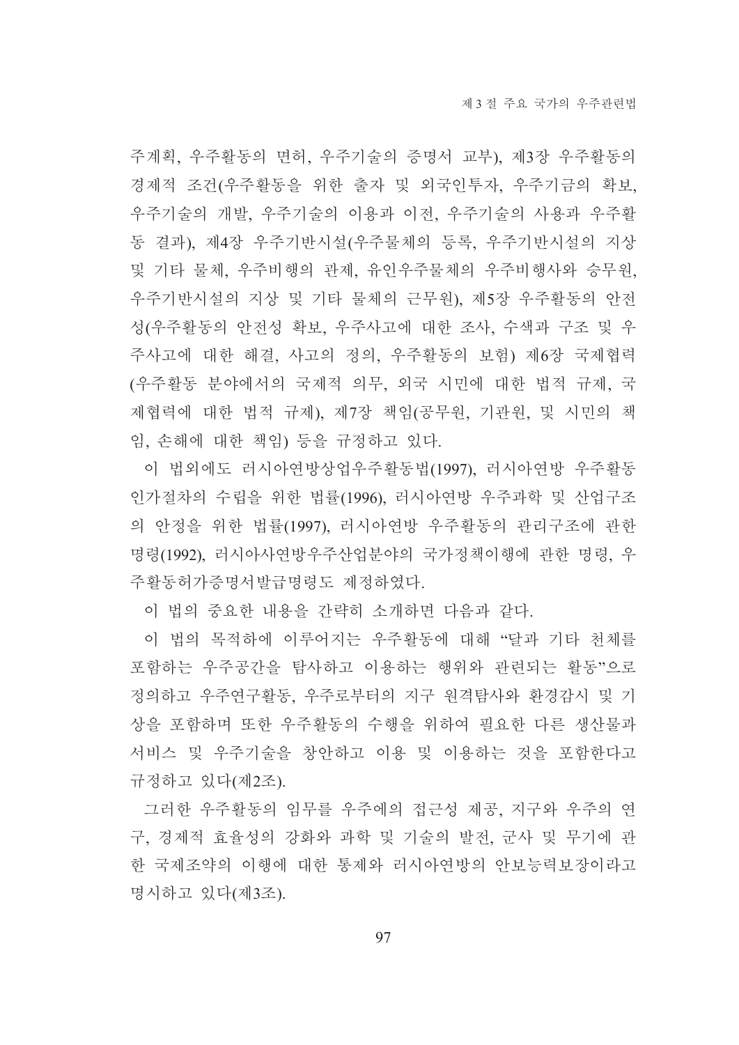주계획, 우주활동의 면허, 우주기술의 증명서 교부), 제3장 우주활동의 경제적 조건(우주활동을 위한 출자 및 외국인투자, 우주기금의 확보, 우주기술의 개발, 우주기술의 이용과 이전, 우주기술의 사용과 우주활동 결과), 제4장 우주기반시설(우주물체의 등록, 우주기반시설의 지상 및 기타 물체, 우주비행의 관제, 유인우주물체의 우주비행사와 승무원, 우주기반시설의 지상 및 기타 물체의 근무원), 제5장 우주활동의 안전성(우주활동의 안전성 확보, 우주사고에 대한 조사, 수색과 구조 및 우주사고에 대한 해결, 사고의 정의, 우주활동의 보험) 제6장 국제협력(우주활동 분야에서의 국제적 의무, 외국 시민에 대한 법적 규제, 국제협력에 대한 법적 규제), 제7장 책임(공무원, 기관원, 및 시민의 책임, 손해에 대한 책임) 등을 규정하고 있다.

이 법외에도 러시아연방상업우주활동법(1997), 러시아연방 우주활동 인가절차의 수립을 위한 법률(1996), 러시아연방 우주과학 및 산업구조의 안정을 위한 법률(1997), 러시아연방 우주활동의 관리구조에 관한 명령(1992), 러시아사연방우주산업분야의 국가정책이행에 관한 명령, 우주활동허가증명서발급명령도 제정하였다.

이 법의 중요한 내용을 간략히 소개하면 다음과 같다.

이 법의 목적하에 이루어지는 우주활동에 대해 "달과 기타 천체를 포함하는 우주공간을 탐사하고 이용하는 행위와 관련되는 활동"으로 정의하고 우주연구활동, 우주로부터의 지구 원격탐사와 환경감시 및 기상을 포함하며 또한 우주활동의 수행을 위하여 필요한 다른 생산물과 서비스 및 우주기술을 창안하고 이용 및 이용하는 것을 포함한다고 규정하고 있다(제2조).

그러한 우주활동의 임무를 우주에의 접근성 제공, 지구와 우주의 연구, 경제적 효율성의 강화와 과학 및 기술의 발전, 군사 및 무기에 관한 국제조약의 이행에 대한 통제와 러시아연방의 안보능력보장이라고 명시하고 있다(제3조).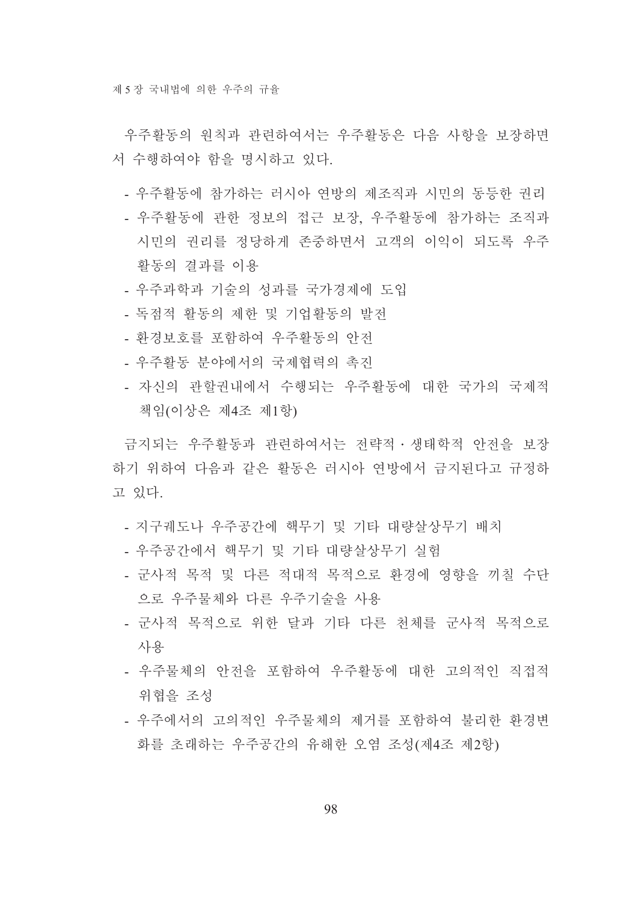우주활동의 원칙과 관련하여서는 우주활동은 다음 사항을 보장하면서 수행하여야 함을 명시하고 있다.

- 우주활동에 참가하는 러시아 연방의 제조직과 시민의 동등한 권리
- 우주활동에 관한 정보의 접근 보장, 우주활동에 참가하는 조직과 시민의 권리를 정당하게 존중하면서 고객의 이익이 되도록 우주활동의 결과를 이용
- 우주과학과 기술의 성과를 국가경제에 도입
- 독점적 활동의 제한 및 기업활동의 발전
- 환경보호를 포함하여 우주활동의 안전
- 우주활동 분야에서의 국제협력의 촉진
- 자신의 관할권내에서 수행되는 우주활동에 대한 국가의 국제적 책임(이상은 제4조 제1항)

금지되는 우주활동과 관련하여서는 전략적·생태학적 안전을 보장하기 위하여 다음과 같은 활동은 러시아 연방에서 금지된다고 규정하고 있다.

- 지구궤도나 우주공간에 핵무기 및 기타 대량살상무기 배치
- 우주공간에서 핵무기 및 기타 대량살상무기 실험
- 군사적 목적 및 다른 적대적 목적으로 환경에 영향을 끼칠 수단으로 우주물체와 다른 우주기술을 사용
- 군사적 목적으로 위한 달과 기타 다른 천체를 군사적 목적으로 사용
- 우주물체의 안전을 포함하여 우주활동에 대한 고의적인 직접적 위협을 조성
- 우주에서의 고의적인 우주물체의 제거를 포함하여 불리한 환경변화를 초래하는 우주공간의 유해한 오염 조성(제4조 제2항)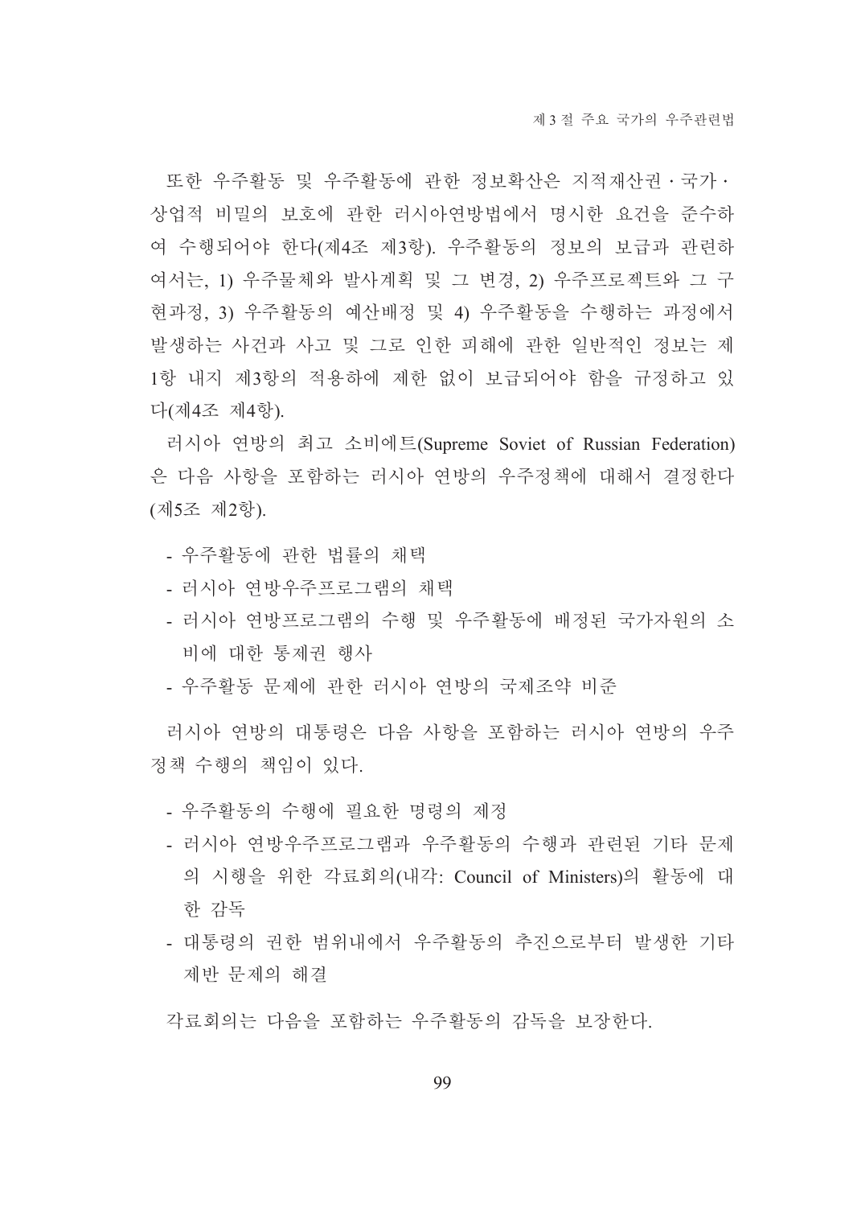또한 우주활동 및 우주활동에 관한 정보확산은 지적재산권・국가・상업적 비밀의 보호에 관한 러시아연방법에서 명시한 요건을 준수하여 수행되어야 한다(제4조 제3항). 우주활동의 정보의 보급과 관련하여서는, 1) 우주물체와 발사계획 및 그 변경, 2) 우주프로젝트와 그 구현과정, 3) 우주활동의 예산배정 및 4) 우주활동을 수행하는 과정에서 발생하는 사건과 사고 및 그로 인한 피해에 관한 일반적인 정보는 제1항 내지 제3항의 적용하에 제한 없이 보급되어야 함을 규정하고 있다(제4조 제4항).

러시아 연방의 최고 소비에트(Supreme Soviet of Russian Federation)은 다음 사항을 포함하는 러시아 연방의 우주정책에 대해서 결정한다(제5조 제2항).

- 우주활동에 관한 법률의 채택
- 러시아 연방우주프로그램의 채택
- 러시아 연방프로그램의 수행 및 우주활동에 배정된 국가자원의 소비에 대한 통제권 행사
- 우주활동 문제에 관한 러시아 연방의 국제조약 비준

러시아 연방의 대통령은 다음 사항을 포함하는 러시아 연방의 우주정책 수행의 책임이 있다.

- 우주활동의 수행에 필요한 명령의 제정
- 러시아 연방우주프로그램과 우주활동의 수행과 관련된 기타 문제의 시행을 위한 각료회의(내각: Council of Ministers)의 활동에 대한 감독
- 대통령의 권한 범위내에서 우주활동의 추진으로부터 발생한 기타 제반 문제의 해결

각료회의는 다음을 포함하는 우주활동의 감독을 보장한다.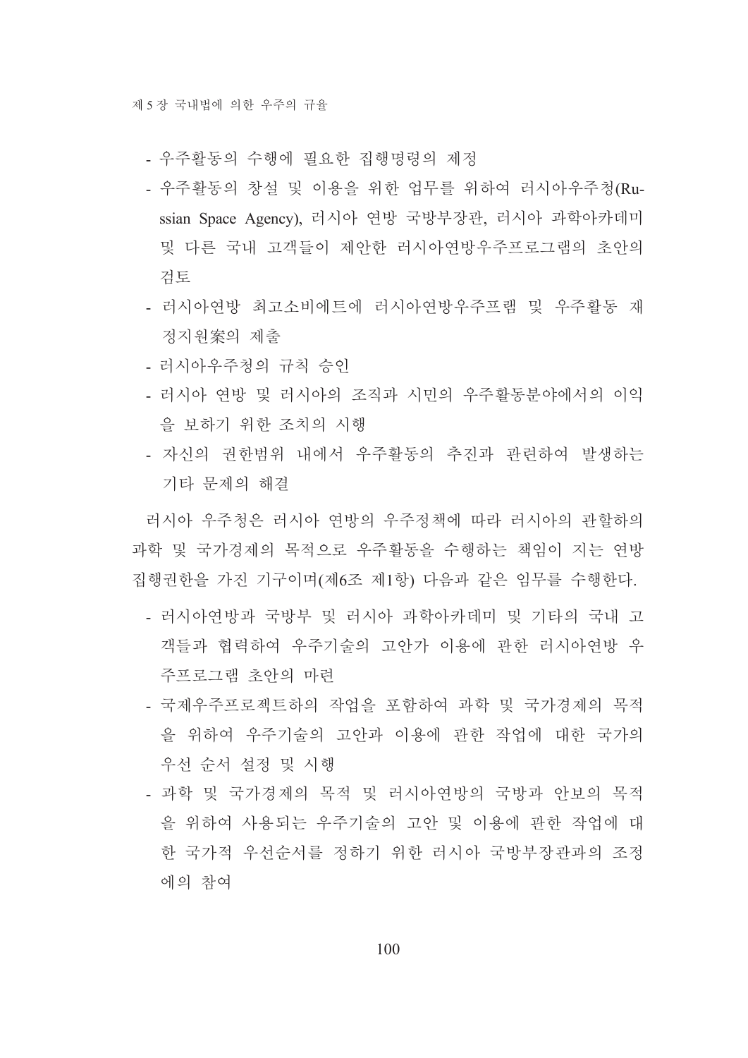- 우주활동의 수행에 필요한 집행명령의 제정
- 우주활동의 창설 및 이용을 위한 업무를 위하여 러시아우주청(Russian Space Agency), 러시아 연방 국방부장관, 러시아 과학아카데미 및 다른 국내 고객들이 제안한 러시아연방우주프로그램의 초안의 검토
- 러시아연방 최고소비에트에 러시아연방우주프램 및 우주활동 재정지원案의 제출
- 러시아우주청의 규칙 승인
- 러시아 연방 및 러시아의 조직과 시민의 우주활동분야에서의 이익을 보하기 위한 조치의 시행
- 자신의 권한범위 내에서 우주활동의 추진과 관련하여 발생하는 기타 문제의 해결

러시아 우주청은 러시아 연방의 우주정책에 따라 러시아의 관할하의 과학 및 국가경제의 목적으로 우주활동을 수행하는 책임이 지는 연방 집행권한을 가진 기구이며(제6조 제1항) 다음과 같은 임무를 수행한다.

- 러시아연방과 국방부 및 러시아 과학아카데미 및 기타의 국내 고객들과 협력하여 우주기술의 고안가 이용에 관한 러시아연방 우주프로그램 초안의 마련
- 국제우주프로젝트하의 작업을 포함하여 과학 및 국가경제의 목적을 위하여 우주기술의 고안과 이용에 관한 작업에 대한 국가의 우선 순서 설정 및 시행
- 과학 및 국가경제의 목적 및 러시아연방의 국방과 안보의 목적을 위하여 사용되는 우주기술의 고안 및 이용에 관한 작업에 대한 국가적 우선순서를 정하기 위한 러시아 국방부장관과의 조정에의 참여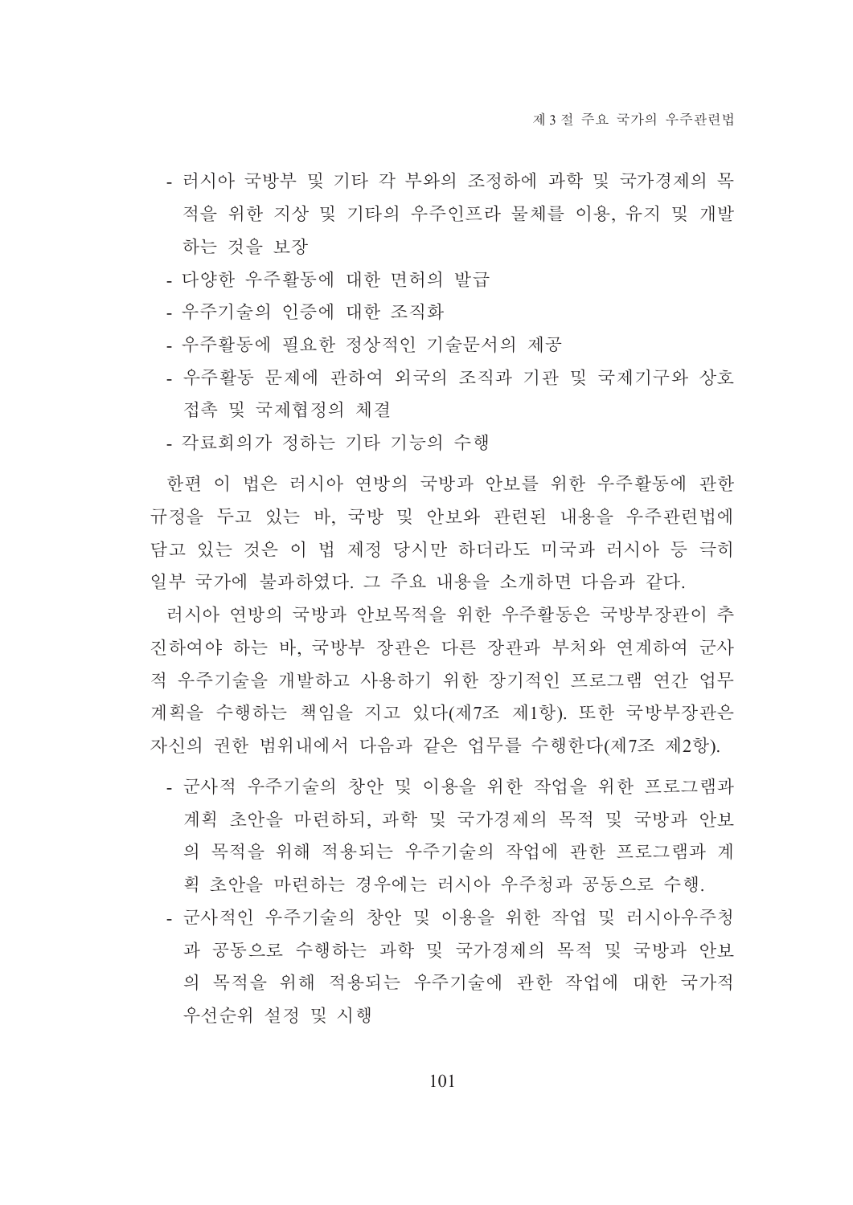- 러시아 국방부 및 기타 각 부와의 조정하에 과학 및 국가경제의 목적을 위한 지상 및 기타의 우주인프라 물체를 이용, 유지 및 개발하는 것을 보장
- 다양한 우주활동에 대한 면허의 발급
- 우주기술의 인증에 대한 조직화
- 우주활동에 필요한 정상적인 기술문서의 제공
- 우주활동 문제에 관하여 외국의 조직과 기관 및 국제기구와 상호 접촉 및 국제협정의 체결
- 각료회의가 정하는 기타 기능의 수행

한편 이 법은 러시아 연방의 국방과 안보를 위한 우주활동에 관한 규정을 두고 있는 바, 국방 및 안보와 관련된 내용을 우주관련법에 담고 있는 것은 이 법 제정 당시만 하더라도 미국과 러시아 등 극히 일부 국가에 불과하였다. 그 주요 내용을 소개하면 다음과 같다.

러시아 연방의 국방과 안보목적을 위한 우주활동은 국방부장관이 추진하여야 하는 바, 국방부 장관은 다른 장관과 부처와 연계하여 군사적 우주기술을 개발하고 사용하기 위한 장기적인 프로그램 연간 업무계획을 수행하는 책임을 지고 있다(제7조 제1항). 또한 국방부장관은 자신의 권한 범위내에서 다음과 같은 업무를 수행한다(제7조 제2항).

- 군사적 우주기술의 창안 및 이용을 위한 작업을 위한 프로그램과 계획 초안을 마련하되, 과학 및 국가경제의 목적 및 국방과 안보의 목적을 위해 적용되는 우주기술의 작업에 관한 프로그램과 계획 초안을 마련하는 경우에는 러시아 우주청과 공동으로 수행.
- 군사적인 우주기술의 창안 및 이용을 위한 작업 및 러시아우주청과 공동으로 수행하는 과학 및 국가경제의 목적 및 국방과 안보의 목적을 위해 적용되는 우주기술에 관한 작업에 대한 국가적 우선순위 설정 및 시행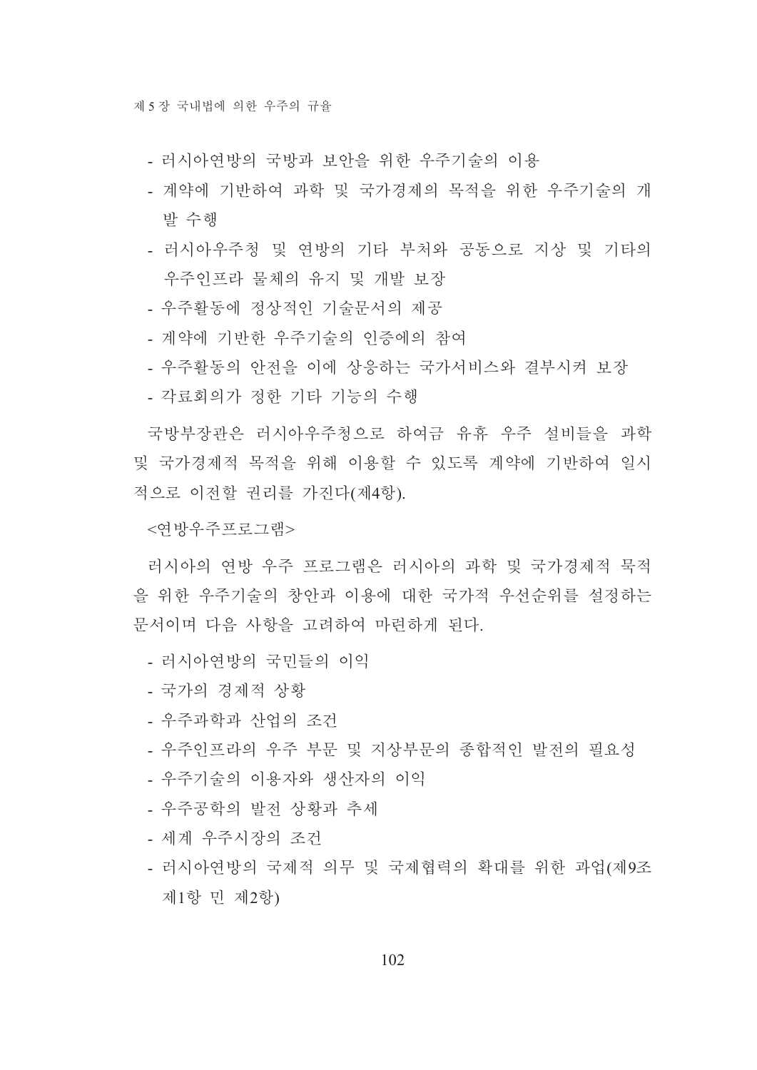- 러시아연방의 국방과 보안을 위한 우주기술의 이용
- 계약에 기반하여 과학 및 국가경제의 목적을 위한 우주기술의 개발 수행
- 러시아우주청 및 연방의 기타 부처와 공동으로 지상 및 기타의 우주인프라 물체의 유지 및 개발 보장
- 우주활동에 정상적인 기술문서의 제공
- 계약에 기반한 우주기술의 인증에의 참여
- 우주활동의 안전을 이에 상응하는 국가서비스와 결부시켜 보장
- 각료회의가 정한 기타 기능의 수행

국방부장관은 러시아우주청으로 하여금 유휴 우주 설비들을 과학 및 국가경제적 목적을 위해 이용할 수 있도록 계약에 기반하여 일시적으로 이전할 권리를 가진다(제4항).

<연방우주프로그램>

러시아의 연방 우주 프로그램은 러시아의 과학 및 국가경제적 목적을 위한 우주기술의 창안과 이용에 대한 국가적 우선순위를 설정하는 문서이며 다음 사항을 고려하여 마련하게 된다.

- 러시아연방의 국민들의 이익
- 국가의 경제적 상황
- 우주과학과 산업의 조건
- 우주인프라의 우주 부문 및 지상부문의 종합적인 발전의 필요성
- 우주기술의 이용자와 생산자의 이익
- 우주공학의 발전 상황과 추세
- 세계 우주시장의 조건
- 러시아연방의 국제적 의무 및 국제협력의 확대를 위한 과업(제9조 제1항 민 제2항)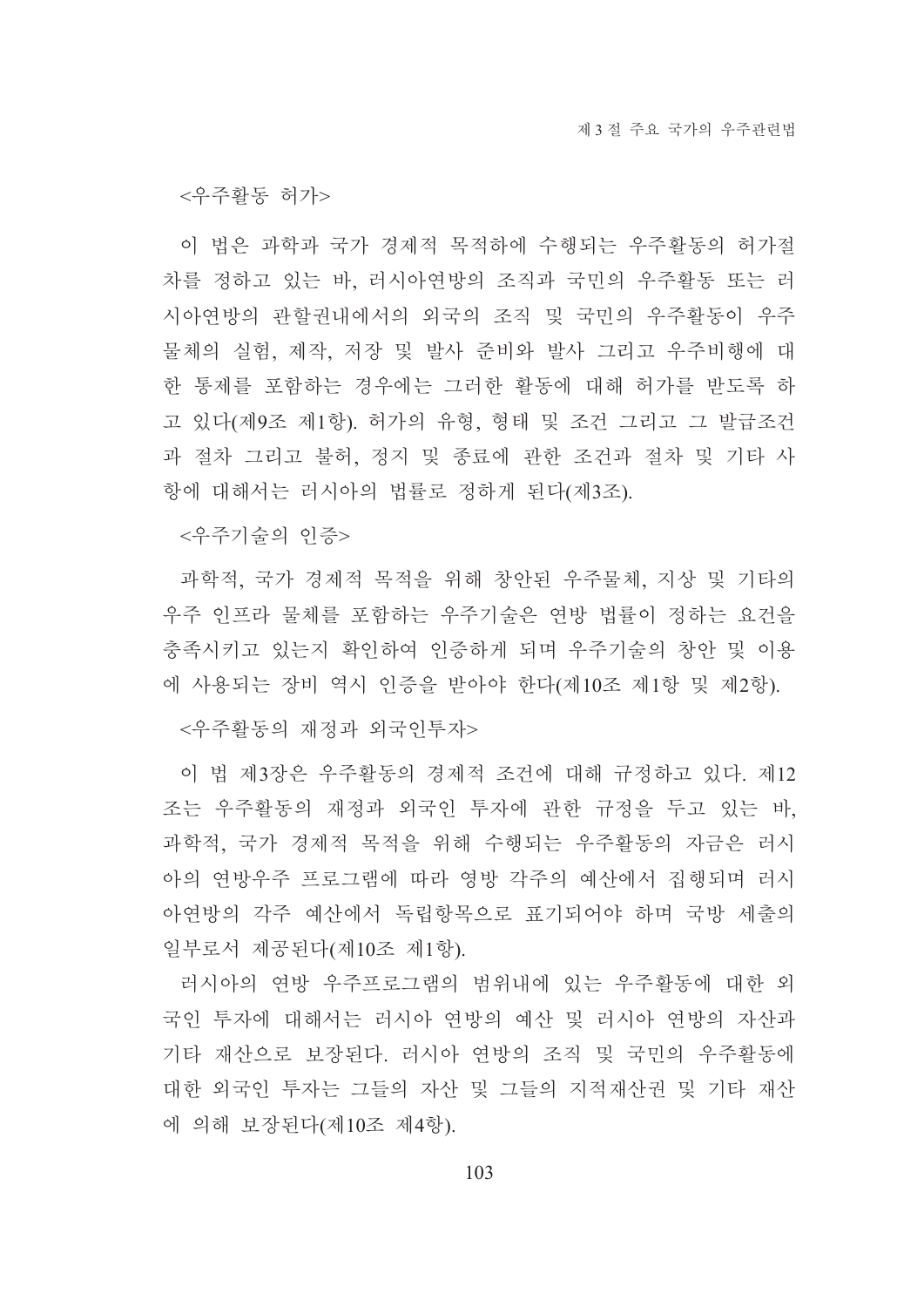<우주활동 허가>

이 법은 과학과 국가 경제적 목적하에 수행되는 우주활동의 허가절차를 정하고 있는 바, 러시아연방의 조직과 국민의 우주활동 또는 러시아연방의 관할권내에서의 외국의 조직 및 국민의 우주활동이 우주물체의 실험, 제작, 저장 및 발사 준비와 발사 그리고 우주비행에 대한 통제를 포함하는 경우에는 그러한 활동에 대해 허가를 받도록 하고 있다(제9조 제1항). 허가의 유형, 형태 및 조건 그리고 그 발급조건과 절차 그리고 불허, 정지 및 종료에 관한 조건과 절차 및 기타 사항에 대해서는 러시아의 법률로 정하게 된다(제3조).

<우주기술의 인증>

과학적, 국가 경제적 목적을 위해 창안된 우주물체, 지상 및 기타의 우주 인프라 물체를 포함하는 우주기술은 연방 법률이 정하는 요건을 충족시키고 있는지 확인하여 인증하게 되며 우주기술의 창안 및 이용에 사용되는 장비 역시 인증을 받아야 한다(제10조 제1항 및 제2항).

<우주활동의 재정과 외국인투자>

이 법 제3장은 우주활동의 경제적 조건에 대해 규정하고 있다. 제12조는 우주활동의 재정과 외국인 투자에 관한 규정을 두고 있는 바, 과학적, 국가 경제적 목적을 위해 수행되는 우주활동의 자금은 러시아의 연방우주 프로그램에 따라 영방 각주의 예산에서 집행되며 러시아연방의 각주 예산에서 독립항목으로 표기되어야 하며 국방 세출의 일부로서 제공된다(제10조 제1항).

러시아의 연방 우주프로그램의 범위내에 있는 우주활동에 대한 외국인 투자에 대해서는 러시아 연방의 예산 및 러시아 연방의 자산과 기타 재산으로 보장된다. 러시아 연방의 조직 및 국민의 우주활동에 대한 외국인 투자는 그들의 자산 및 그들의 지적재산권 및 기타 재산에 의해 보장된다(제10조 제4항).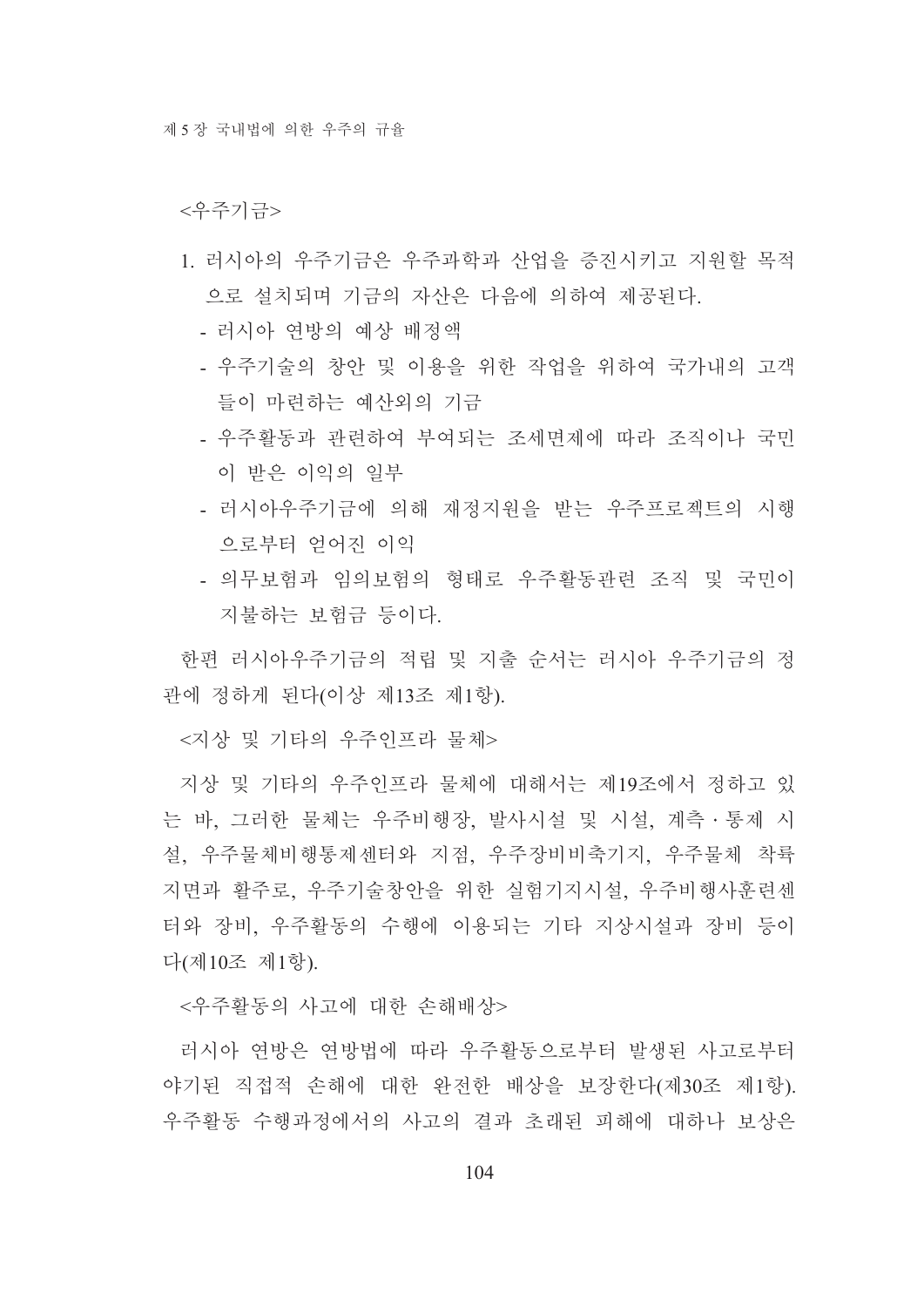<우주기금>

1. 러시아의 우주기금은 우주과학과 산업을 증진시키고 지원할 목적으로 설치되며 기금의 자산은 다음에 의하여 제공된다.
   - 러시아 연방의 예상 배정액
   - 우주기술의 창안 및 이용을 위한 작업을 위하여 국가내의 고객들이 마련하는 예산외의 기금
   - 우주활동과 관련하여 부여되는 조세면제에 따라 조직이나 국민이 받은 이익의 일부
   - 러시아우주기금에 의해 재정지원을 받는 우주프로젝트의 시행으로부터 얻어진 이익
   - 의무보험과 임의보험의 형태로 우주활동관련 조직 및 국민이 지불하는 보험금 등이다.

한편 러시아우주기금의 적립 및 지출 순서는 러시아 우주기금의 정관에 정하게 된다(이상 제13조 제1항).

<지상 및 기타의 우주인프라 물체>

지상 및 기타의 우주인프라 물체에 대해서는 제19조에서 정하고 있는 바, 그러한 물체는 우주비행장, 발사시설 및 시설, 계측 · 통제 시설, 우주물체비행통제센터와 지점, 우주장비비축기지, 우주물체 착륙지면과 활주로, 우주기술창안을 위한 실험기지시설, 우주비행사훈련센터와 장비, 우주활동의 수행에 이용되는 기타 지상시설과 장비 등이다(제10조 제1항).

<우주활동의 사고에 대한 손해배상>

러시아 연방은 연방법에 따라 우주활동으로부터 발생된 사고로부터 야기된 직접적 손해에 대한 완전한 배상을 보장한다(제30조 제1항). 우주활동 수행과정에서의 사고의 결과 초래된 피해에 대하나 보상은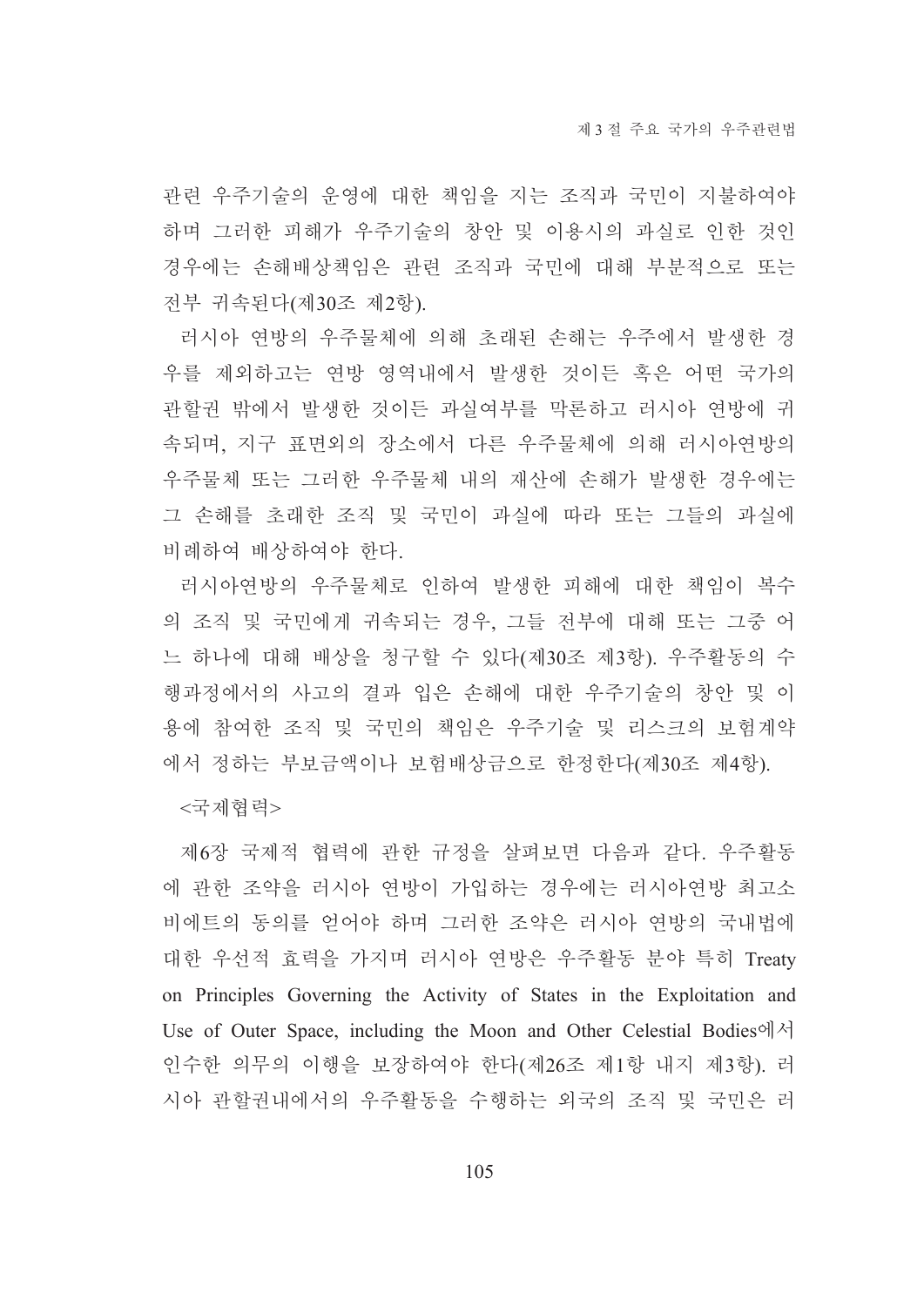관련 우주기술의 운영에 대한 책임을 지는 조직과 국민이 지불하여야 하며 그러한 피해가 우주기술의 창안 및 이용시의 과실로 인한 것인 경우에는 손해배상책임은 관련 조직과 국민에 대해 부분적으로 또는 전부 귀속된다(제30조 제2항).

러시아 연방의 우주물체에 의해 초래된 손해는 우주에서 발생한 경우를 제외하고는 연방 영역내에서 발생한 것이든 혹은 어떤 국가의 관할권 밖에서 발생한 것이든 과실여부를 막론하고 러시아 연방에 귀속되며, 지구 표면외의 장소에서 다른 우주물체에 의해 러시아연방의 우주물체 또는 그러한 우주물체 내의 재산에 손해가 발생한 경우에는 그 손해를 초래한 조직 및 국민이 과실에 따라 또는 그들의 과실에 비례하여 배상하여야 한다.

러시아연방의 우주물체로 인하여 발생한 피해에 대한 책임이 복수의 조직 및 국민에게 귀속되는 경우, 그들 전부에 대해 또는 그중 어느 하나에 대해 배상을 청구할 수 있다(제30조 제3항). 우주활동의 수행과정에서의 사고의 결과 입은 손해에 대한 우주기술의 창안 및 이용에 참여한 조직 및 국민의 책임은 우주기술 및 리스크의 보험계약에서 정하는 부보금액이나 보험배상금으로 한정한다(제30조 제4항).

<국제협력>

제6장 국제적 협력에 관한 규정을 살펴보면 다음과 같다. 우주활동에 관한 조약을 러시아 연방이 가입하는 경우에는 러시아연방 최고소비에트의 동의를 얻어야 하며 그러한 조약은 러시아 연방의 국내법에 대한 우선적 효력을 가지며 러시아 연방은 우주활동 분야 특히 Treaty on Principles Governing the Activity of States in the Exploitation and Use of Outer Space, including the Moon and Other Celestial Bodies에서 인수한 의무의 이행을 보장하여야 한다(제26조 제1항 내지 제3항). 러시아 관할권내에서의 우주활동을 수행하는 외국의 조직 및 국민은 러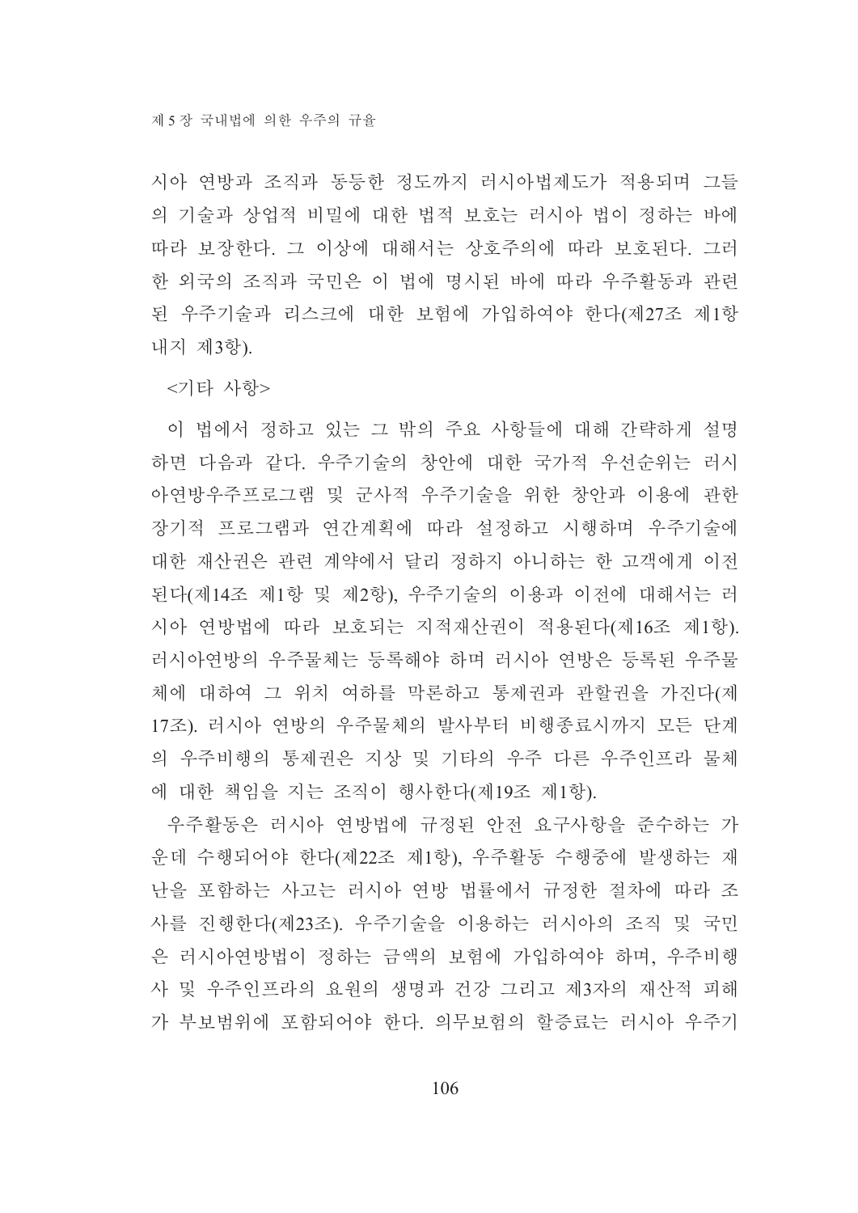시아 연방과 조직과 동등한 정도까지 러시아법제도가 적용되며 그들의 기술과 상업적 비밀에 대한 법적 보호는 러시아 법이 정하는 바에 따라 보장한다. 그 이상에 대해서는 상호주의에 따라 보호된다. 그러한 외국의 조직과 국민은 이 법에 명시된 바에 따라 우주활동과 관련된 우주기술과 리스크에 대한 보험에 가입하여야 한다(제27조 제1항 내지 제3항).

<기타 사항>

이 법에서 정하고 있는 그 밖의 주요 사항들에 대해 간략하게 설명하면 다음과 같다. 우주기술의 창안에 대한 국가적 우선순위는 러시아연방우주프로그램 및 군사적 우주기술을 위한 창안과 이용에 관한 장기적 프로그램과 연간계획에 따라 설정하고 시행하며 우주기술에 대한 재산권은 관련 계약에서 달리 정하지 아니하는 한 고객에게 이전된다(제14조 제1항 및 제2항), 우주기술의 이용과 이전에 대해서는 러시아 연방법에 따라 보호되는 지적재산권이 적용된다(제16조 제1항). 러시아연방의 우주물체는 등록해야 하며 러시아 연방은 등록된 우주물체에 대하여 그 위치 여하를 막론하고 통제권과 관할권을 가진다(제17조). 러시아 연방의 우주물체의 발사부터 비행종료시까지 모든 단계의 우주비행의 통제권은 지상 및 기타의 우주 다른 우주인프라 물체에 대한 책임을 지는 조직이 행사한다(제19조 제1항).

우주활동은 러시아 연방법에 규정된 안전 요구사항을 준수하는 가운데 수행되어야 한다(제22조 제1항), 우주활동 수행중에 발생하는 재난을 포함하는 사고는 러시아 연방 법률에서 규정한 절차에 따라 조사를 진행한다(제23조). 우주기술을 이용하는 러시아의 조직 및 국민은 러시아연방법이 정하는 금액의 보험에 가입하여야 하며, 우주비행사 및 우주인프라의 요원의 생명과 건강 그리고 제3자의 재산적 피해가 부보범위에 포함되어야 한다. 의무보험의 할증료는 러시아 우주기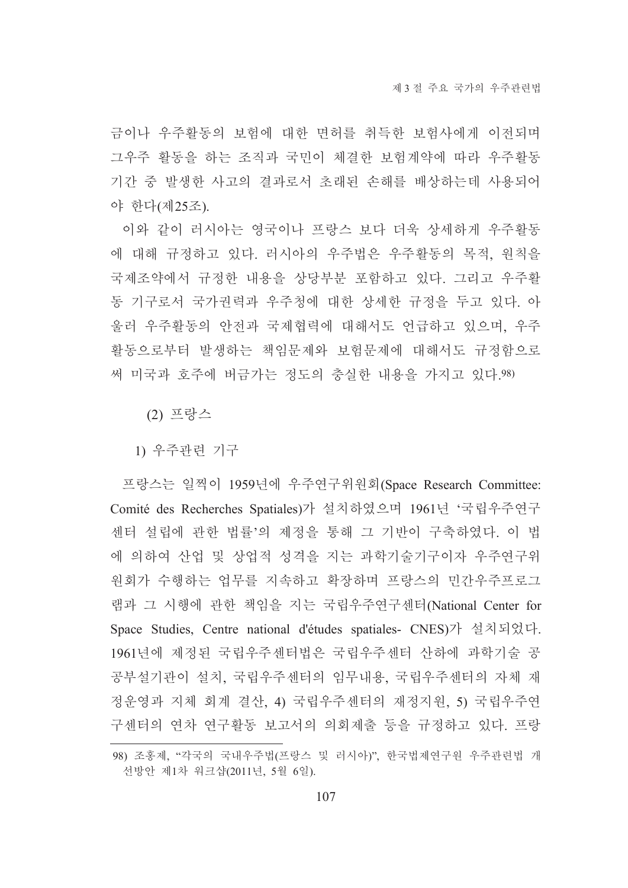금이나 우주활동의 보험에 대한 면허를 취득한 보험사에게 이전되며 그우주 활동을 하는 조직과 국민이 체결한 보험계약에 따라 우주활동 기간 중 발생한 사고의 결과로서 초래된 손해를 배상하는데 사용되어야 한다(제25조).

이와 같이 러시아는 영국이나 프랑스 보다 더욱 상세하게 우주활동에 대해 규정하고 있다. 러시아의 우주법은 우주활동의 목적, 원칙을 국제조약에서 규정한 내용을 상당부분 포함하고 있다. 그리고 우주활동 기구로서 국가권력과 우주청에 대한 상세한 규정을 두고 있다. 아울러 우주활동의 안전과 국제협력에 대해서도 언급하고 있으며, 우주활동으로부터 발생하는 책임문제와 보험문제에 대해서도 규정함으로써 미국과 호주에 버금가는 정도의 충실한 내용을 가지고 있다.[98]

(2) 프랑스

1) 우주관련 기구

프랑스는 일찍이 1959년에 우주연구위원회(Space Research Committee: Comité des Recherches Spatiales)가 설치하였으며 1961년 '국립우주연구센터 설립에 관한 법률'의 제정을 통해 그 기반이 구축하였다. 이 법에 의하여 산업 및 상업적 성격을 지는 과학기술기구이자 우주연구위원회가 수행하는 업무를 지속하고 확장하며 프랑스의 민간우주프로그램과 그 시행에 관한 책임을 지는 국립우주연구센터(National Center for Space Studies, Centre national d'études spatiales- CNES)가 설치되었다. 1961년에 제정된 국립우주센터법은 국립우주센터 산하에 과학기술 공공부설기관이 설치, 국립우주센터의 임무내용, 국립우주센터의 자체 재정운영과 지체 회계 결산, 4) 국립우주센터의 재정지원, 5) 국립우주연구센터의 연차 연구활동 보고서의 의회제출 등을 규정하고 있다. 프랑

---

98) 조홍제, "각국의 국내우주법(프랑스 및 러시아)", 한국법제연구원 우주관련법 개선방안 제1차 워크샵(2011년, 5월 6일).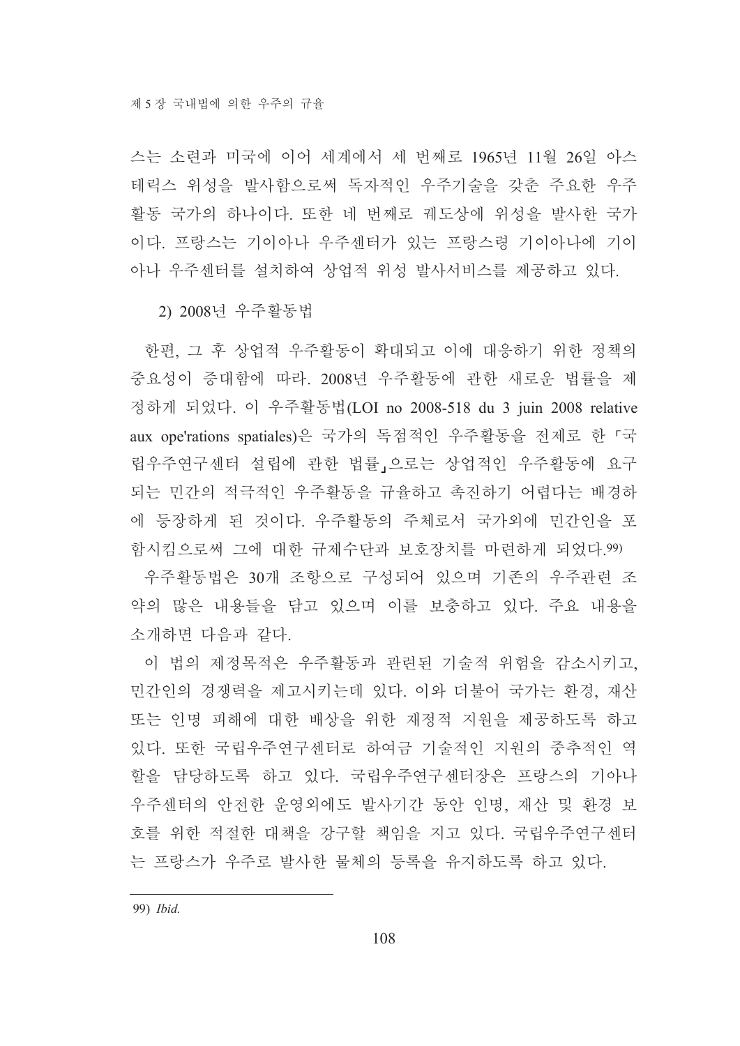스는 소련과 미국에 이어 세계에서 세 번째로 1965년 11월 26일 아스테릭스 위성을 발사함으로써 독자적인 우주기술을 갖춘 주요한 우주활동 국가의 하나이다. 또한 네 번째로 궤도상에 위성을 발사한 국가이다. 프랑스는 기이아나 우주센터가 있는 프랑스령 기이아나에 기이아나 우주센터를 설치하여 상업적 위성 발사서비스를 제공하고 있다.

2) 2008년 우주활동법

한편, 그 후 상업적 우주활동이 확대되고 이에 대응하기 위한 정책의 중요성이 증대함에 따라. 2008년 우주활동에 관한 새로운 법률을 제정하게 되었다. 이 우주활동법(LOI no 2008-518 du 3 juin 2008 relative aux ope'rations spatiales)은 국가의 독점적인 우주활동을 전제로 한 「국립우주연구센터 설립에 관한 법률」으로는 상업적인 우주활동에 요구되는 민간의 적극적인 우주활동을 규율하고 촉진하기 어렵다는 배경하에 등장하게 된 것이다. 우주활동의 주체로서 국가외에 민간인을 포함시킴으로써 그에 대한 규제수단과 보호장치를 마련하게 되었다.[99]

우주활동법은 30개 조항으로 구성되어 있으며 기존의 우주관련 조약의 많은 내용들을 담고 있으며 이를 보충하고 있다. 주요 내용을 소개하면 다음과 같다.

이 법의 제정목적은 우주활동과 관련된 기술적 위험을 감소시키고, 민간인의 경쟁력을 제고시키는데 있다. 이와 더불어 국가는 환경, 재산 또는 인명 피해에 대한 배상을 위한 재정적 지원을 제공하도록 하고 있다. 또한 국립우주연구센터로 하여금 기술적인 지원의 중추적인 역할을 담당하도록 하고 있다. 국립우주연구센터장은 프랑스의 기아나 우주센터의 안전한 운영외에도 발사기간 동안 인명, 재산 및 환경 보호를 위한 적절한 대책을 강구할 책임을 지고 있다. 국립우주연구센터는 프랑스가 우주로 발사한 물체의 등록을 유지하도록 하고 있다.

---

99) *Ibid.*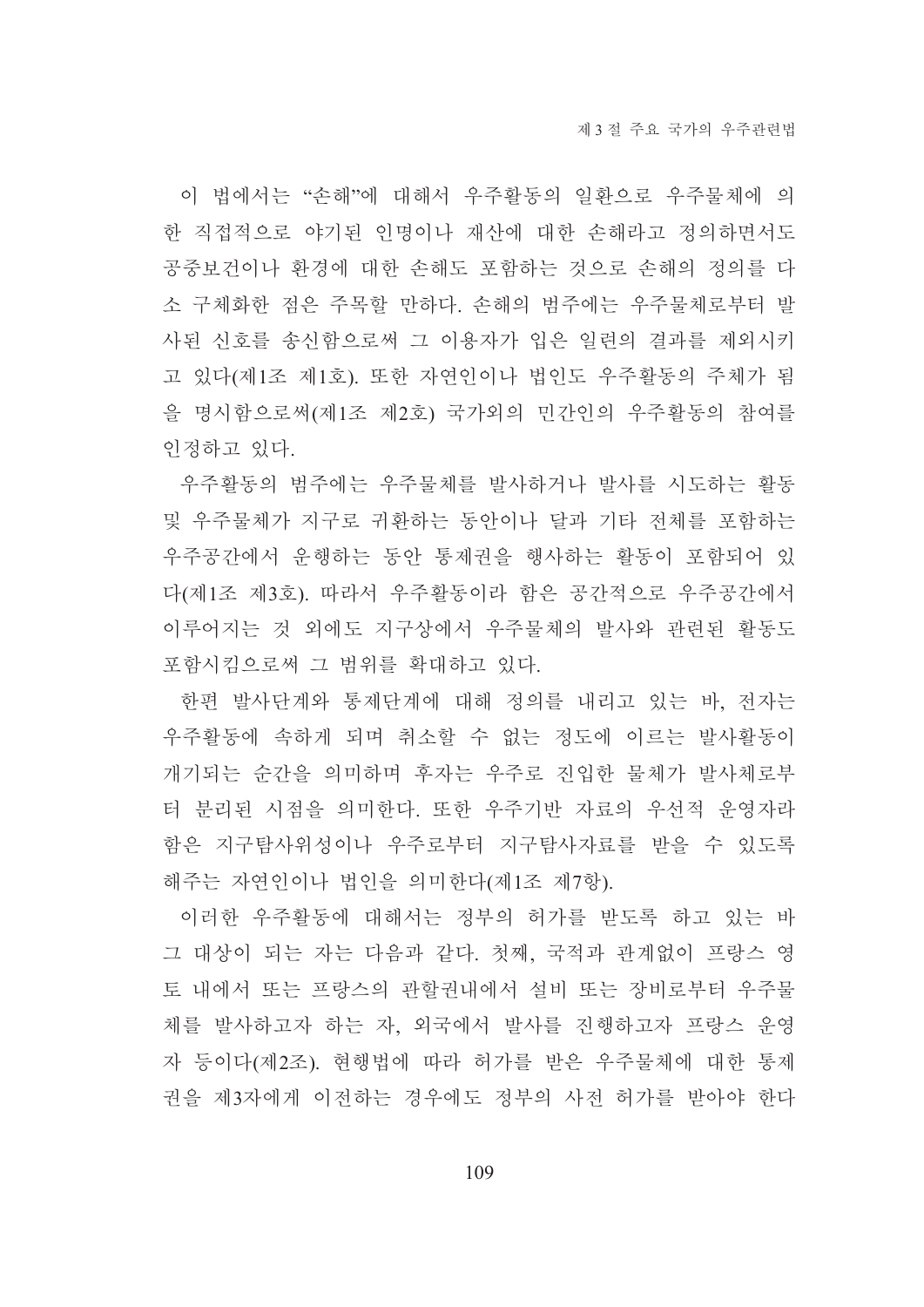이 법에서는 “손해”에 대해서 우주활동의 일환으로 우주물체에 의한 직접적으로 야기된 인명이나 재산에 대한 손해라고 정의하면서도 공중보건이나 환경에 대한 손해도 포함하는 것으로 손해의 정의를 다소 구체화한 점은 주목할 만하다. 손해의 범주에는 우주물체로부터 발사된 신호를 송신함으로써 그 이용자가 입은 일련의 결과를 제외시키고 있다(제1조 제1호). 또한 자연인이나 법인도 우주활동의 주체가 됨을 명시함으로써(제1조 제2호) 국가외의 민간인의 우주활동의 참여를 인정하고 있다.

우주활동의 범주에는 우주물체를 발사하거나 발사를 시도하는 활동 및 우주물체가 지구로 귀환하는 동안이나 달과 기타 전체를 포함하는 우주공간에서 운행하는 동안 통제권을 행사하는 활동이 포함되어 있다(제1조 제3호). 따라서 우주활동이라 함은 공간적으로 우주공간에서 이루어지는 것 외에도 지구상에서 우주물체의 발사와 관련된 활동도 포함시킴으로써 그 범위를 확대하고 있다.

한편 발사단계와 통제단계에 대해 정의를 내리고 있는 바, 전자는 우주활동에 속하게 되며 취소할 수 없는 정도에 이르는 발사활동이 개기되는 순간을 의미하며 후자는 우주로 진입한 물체가 발사체로부터 분리된 시점을 의미한다. 또한 우주기반 자료의 우선적 운영자라 함은 지구탐사위성이나 우주로부터 지구탐사자료를 받을 수 있도록 해주는 자연인이나 법인을 의미한다(제1조 제7항).

이러한 우주활동에 대해서는 정부의 허가를 받도록 하고 있는 바 그 대상이 되는 자는 다음과 같다. 첫째, 국적과 관계없이 프랑스 영토 내에서 또는 프랑스의 관할권내에서 설비 또는 장비로부터 우주물체를 발사하고자 하는 자, 외국에서 발사를 진행하고자 프랑스 운영자 등이다(제2조). 현행법에 따라 허가를 받은 우주물체에 대한 통제권을 제3자에게 이전하는 경우에도 정부의 사전 허가를 받아야 한다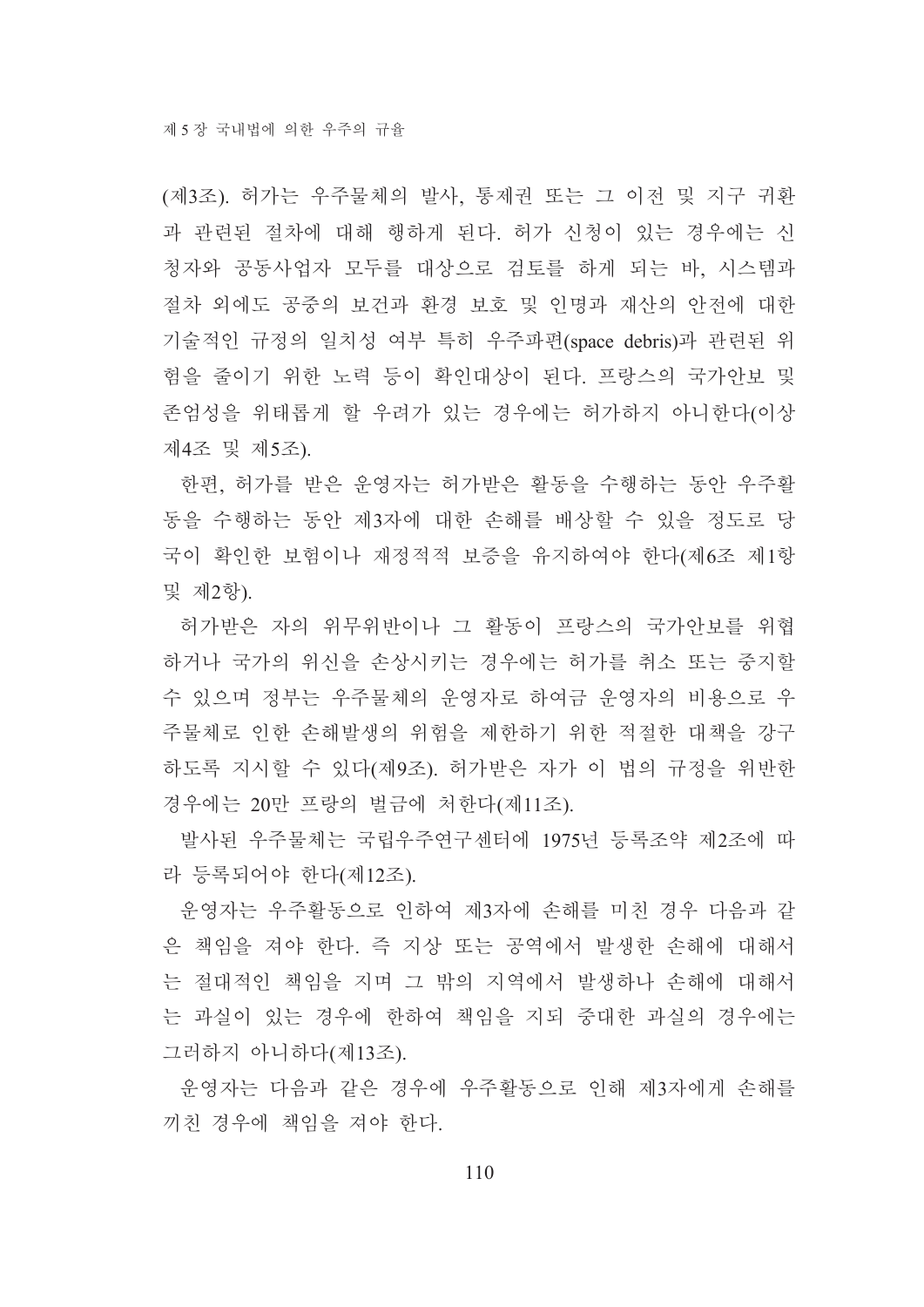(제3조). 허가는 우주물체의 발사, 통제권 또는 그 이전 및 지구 귀환과 관련된 절차에 대해 행하게 된다. 허가 신청이 있는 경우에는 신청자와 공동사업자 모두를 대상으로 검토를 하게 되는 바, 시스템과 절차 외에도 공중의 보건과 환경 보호 및 인명과 재산의 안전에 대한 기술적인 규정의 일치성 여부 특히 우주파편(space debris)과 관련된 위험을 줄이기 위한 노력 등이 확인대상이 된다. 프랑스의 국가안보 및 존엄성을 위태롭게 할 우려가 있는 경우에는 허가하지 아니한다(이상 제4조 및 제5조).

한편, 허가를 받은 운영자는 허가받은 활동을 수행하는 동안 우주활동을 수행하는 동안 제3자에 대한 손해를 배상할 수 있을 정도로 당국이 확인한 보험이나 재정적적 보증을 유지하여야 한다(제6조 제1항 및 제2항).

허가받은 자의 위무위반이나 그 활동이 프랑스의 국가안보를 위협하거나 국가의 위신을 손상시키는 경우에는 허가를 취소 또는 중지할 수 있으며 정부는 우주물체의 운영자로 하여금 운영자의 비용으로 우주물체로 인한 손해발생의 위험을 제한하기 위한 적절한 대책을 강구하도록 지시할 수 있다(제9조). 허가받은 자가 이 법의 규정을 위반한 경우에는 20만 프랑의 벌금에 처한다(제11조).

발사된 우주물체는 국립우주연구센터에 1975년 등록조약 제2조에 따라 등록되어야 한다(제12조).

운영자는 우주활동으로 인하여 제3자에 손해를 미친 경우 다음과 같은 책임을 져야 한다. 즉 지상 또는 공역에서 발생한 손해에 대해서는 절대적인 책임을 지며 그 밖의 지역에서 발생하나 손해에 대해서는 과실이 있는 경우에 한하여 책임을 지되 중대한 과실의 경우에는 그러하지 아니하다(제13조).

운영자는 다음과 같은 경우에 우주활동으로 인해 제3자에게 손해를 끼친 경우에 책임을 져야 한다.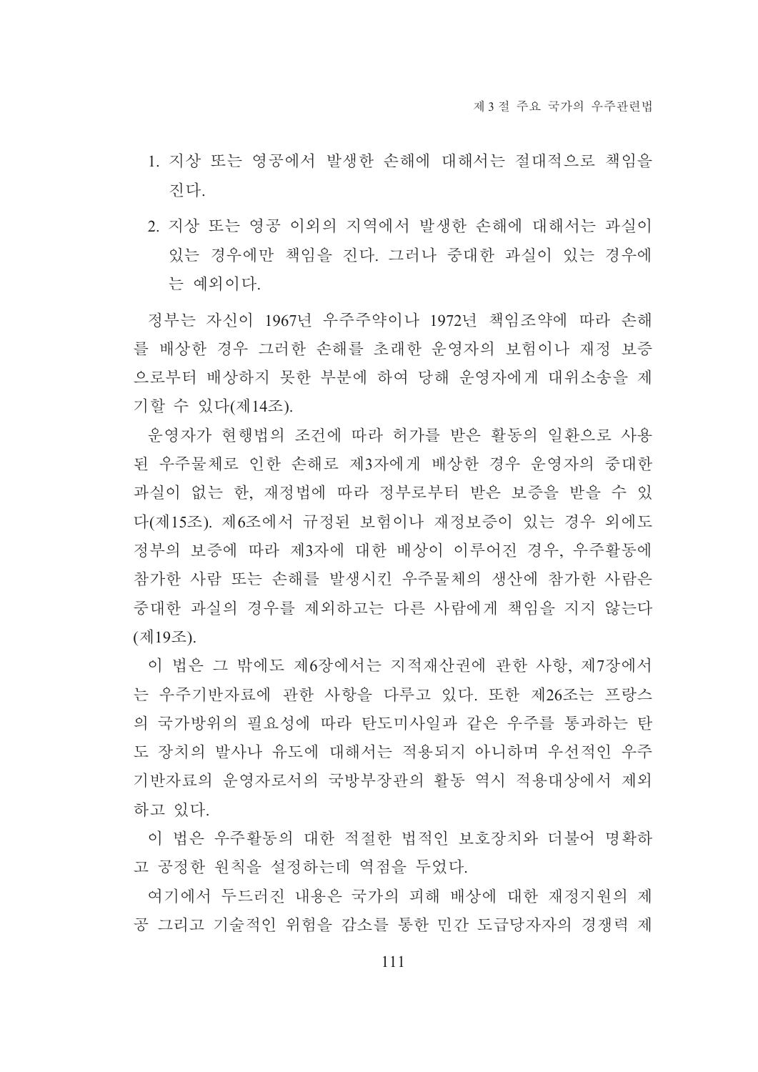1. 지상 또는 영공에서 발생한 손해에 대해서는 절대적으로 책임을 진다.
2. 지상 또는 영공 이외의 지역에서 발생한 손해에 대해서는 과실이 있는 경우에만 책임을 진다. 그러나 중대한 과실이 있는 경우에는 예외이다.

정부는 자신이 1967년 우주주약이나 1972년 책임조약에 따라 손해를 배상한 경우 그러한 손해를 초래한 운영자의 보험이나 재정 보증으로부터 배상하지 못한 부분에 하여 당해 운영자에게 대위소송을 제기할 수 있다(제14조).

운영자가 현행법의 조건에 따라 허가를 받은 활동의 일환으로 사용된 우주물체로 인한 손해로 제3자에게 배상한 경우 운영자의 중대한 과실이 없는 한, 재정법에 따라 정부로부터 받은 보증을 받을 수 있다(제15조). 제6조에서 규정된 보험이나 재정보증이 있는 경우 외에도 정부의 보증에 따라 제3자에 대한 배상이 이루어진 경우, 우주활동에 참가한 사람 또는 손해를 발생시킨 우주물체의 생산에 참가한 사람은 중대한 과실의 경우를 제외하고는 다른 사람에게 책임을 지지 않는다(제19조).

이 법은 그 밖에도 제6장에서는 지적재산권에 관한 사항, 제7장에서는 우주기반자료에 관한 사항을 다루고 있다. 또한 제26조는 프랑스의 국가방위의 필요성에 따라 탄도미사일과 같은 우주를 통과하는 탄도 장치의 발사나 유도에 대해서는 적용되지 아니하며 우선적인 우주기반자료의 운영자로서의 국방부장관의 활동 역시 적용대상에서 제외하고 있다.

이 법은 우주활동의 대한 적절한 법적인 보호장치와 더불어 명확하고 공정한 원칙을 설정하는데 역점을 두었다.

여기에서 두드러진 내용은 국가의 피해 배상에 대한 재정지원의 제공 그리고 기술적인 위험을 감소를 통한 민간 도급당자자의 경쟁력 제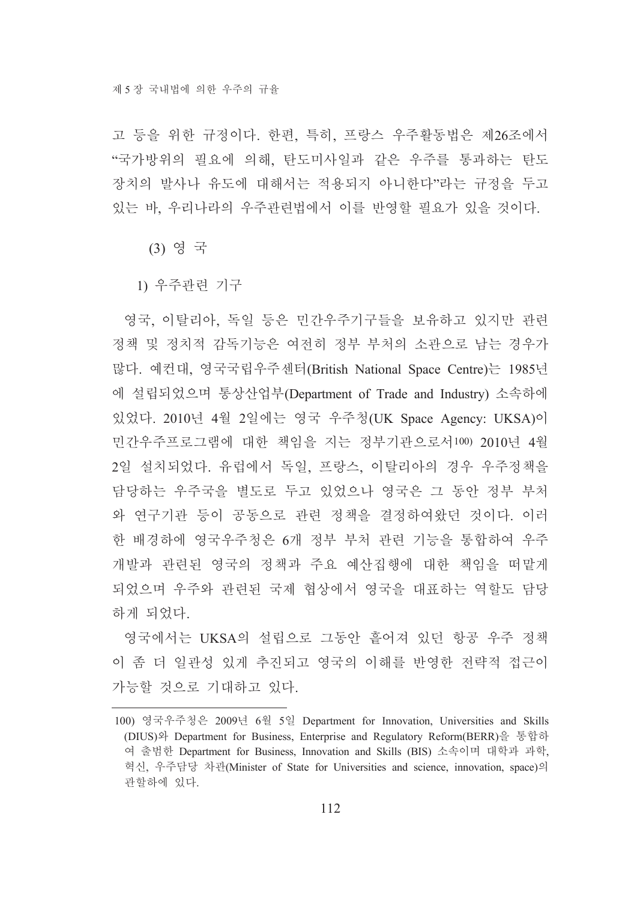고 등을 위한 규정이다. 한편, 특히, 프랑스 우주활동법은 제26조에서 "국가방위의 필요에 의해, 탄도미사일과 같은 우주를 통과하는 탄도장치의 발사나 유도에 대해서는 적용되지 아니한다"라는 규정을 두고 있는 바, 우리나라의 우주관련법에서 이를 반영할 필요가 있을 것이다.

#### (3) 영 국

##### 1) 우주관련 기구

영국, 이탈리아, 독일 등은 민간우주기구들을 보유하고 있지만 관련 정책 및 정치적 감독기능은 여전히 정부 부처의 소관으로 남는 경우가 많다. 예컨대, 영국국립우주센터(British National Space Centre)는 1985년에 설립되었으며 통상산업부(Department of Trade and Industry) 소속하에 있었다. 2010년 4월 2일에는 영국 우주청(UK Space Agency: UKSA)이 민간우주프로그램에 대한 책임을 지는 정부기관으로서[100] 2010년 4월 2일 설치되었다. 유럽에서 독일, 프랑스, 이탈리아의 경우 우주정책을 담당하는 우주국을 별도로 두고 있었으나 영국은 그 동안 정부 부처와 연구기관 등이 공동으로 관련 정책을 결정하여왔던 것이다. 이러한 배경하에 영국우주청은 6개 정부 부처 관련 기능을 통합하여 우주개발과 관련된 영국의 정책과 주요 예산집행에 대한 책임을 떠맡게 되었으며 우주와 관련된 국제 협상에서 영국을 대표하는 역할도 담당하게 되었다.

영국에서는 UKSA의 설립으로 그동안 흩어져 있던 항공 우주 정책이 좀 더 일관성 있게 추진되고 영국의 이해를 반영한 전략적 접근이 가능할 것으로 기대하고 있다.

---

100) 영국우주청은 2009년 6월 5일 Department for Innovation, Universities and Skills (DIUS)와 Department for Business, Enterprise and Regulatory Reform(BERR)을 통합하여 출범한 Department for Business, Innovation and Skills (BIS) 소속이며 대학과 과학, 혁신, 우주담당 차관(Minister of State for Universities and science, innovation, space)의 관할하에 있다.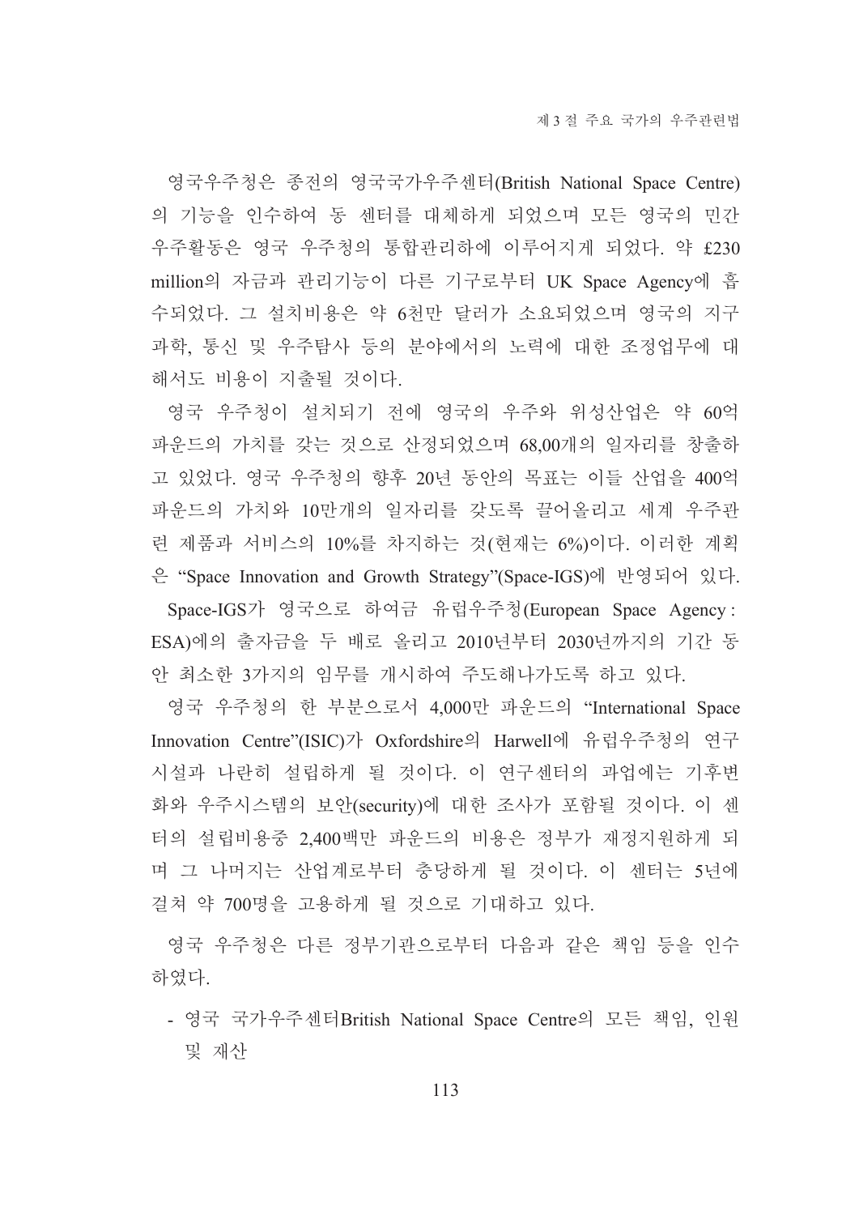영국우주청은 종전의 영국국가우주센터(British National Space Centre)의 기능을 인수하여 동 센터를 대체하게 되었으며 모든 영국의 민간 우주활동은 영국 우주청의 통합관리하에 이루어지게 되었다. 약 £230 million의 자금과 관리기능이 다른 기구로부터 UK Space Agency에 흡수되었다. 그 설치비용은 약 6천만 달러가 소요되었으며 영국의 지구과학, 통신 및 우주탐사 등의 분야에서의 노력에 대한 조정업무에 대해서도 비용이 지출될 것이다.

영국 우주청이 설치되기 전에 영국의 우주와 위성산업은 약 60억 파운드의 가치를 갖는 것으로 산정되었으며 68,00개의 일자리를 창출하고 있었다. 영국 우주청의 향후 20년 동안의 목표는 이들 산업을 400억 파운드의 가치와 10만개의 일자리를 갖도록 끌어올리고 세계 우주관련 제품과 서비스의 10%를 차지하는 것(현재는 6%)이다. 이러한 계획은 "Space Innovation and Growth Strategy"(Space-IGS)에 반영되어 있다. Space-IGS가 영국으로 하여금 유럽우주청(European Space Agency : ESA)에의 출자금을 두 배로 올리고 2010년부터 2030년까지의 기간 동안 최소한 3가지의 임무를 개시하여 주도해나가도록 하고 있다.

영국 우주청의 한 부분으로서 4,000만 파운드의 "International Space Innovation Centre"(ISIC)가 Oxfordshire의 Harwell에 유럽우주청의 연구시설과 나란히 설립하게 될 것이다. 이 연구센터의 과업에는 기후변화와 우주시스템의 보안(security)에 대한 조사가 포함될 것이다. 이 센터의 설립비용중 2,400백만 파운드의 비용은 정부가 재정지원하게 되며 그 나머지는 산업계로부터 충당하게 될 것이다. 이 센터는 5년에 걸쳐 약 700명을 고용하게 될 것으로 기대하고 있다.

영국 우주청은 다른 정부기관으로부터 다음과 같은 책임 등을 인수하였다.

- 영국 국가우주센터British National Space Centre의 모든 책임, 인원 및 재산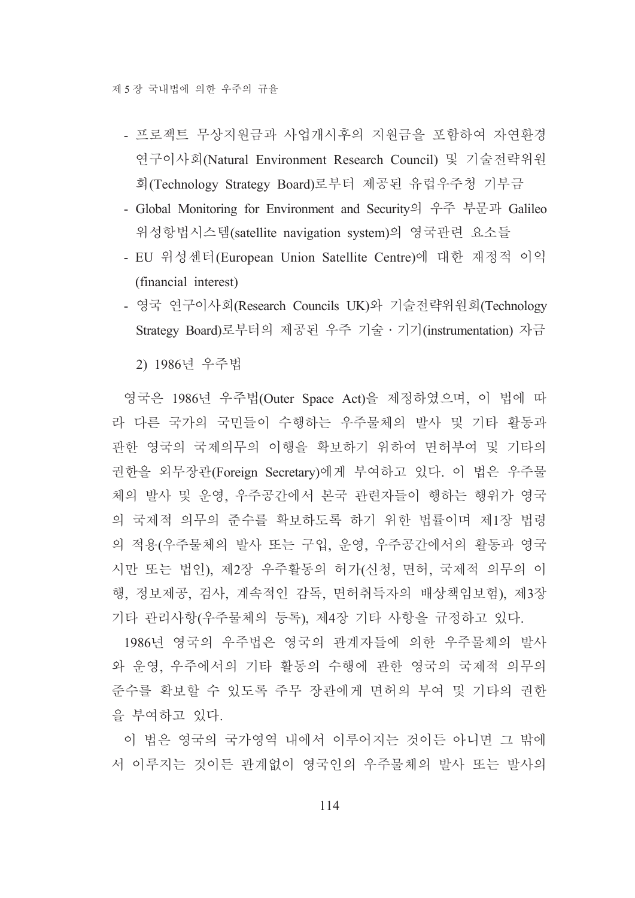- 프로젝트 무상지원금과 사업개시후의 지원금을 포함하여 자연환경 연구이사회(Natural Environment Research Council) 및 기술전략위원회(Technology Strategy Board)로부터 제공된 유럽우주청 기부금
- Global Monitoring for Environment and Security의 우주 부문과 Galileo 위성항법시스템(satellite navigation system)의 영국관련 요소들
- EU 위성센터(European Union Satellite Centre)에 대한 재정적 이익(financial interest)
- 영국 연구이사회(Research Councils UK)와 기술전략위원회(Technology Strategy Board)로부터의 제공된 우주 기술·기기(instrumentation) 자금

2) 1986년 우주법

영국은 1986년 우주법(Outer Space Act)을 제정하였으며, 이 법에 따라 다른 국가의 국민들이 수행하는 우주물체의 발사 및 기타 활동과 관한 영국의 국제의무의 이행을 확보하기 위하여 면허부여 및 기타의 권한을 외무장관(Foreign Secretary)에게 부여하고 있다. 이 법은 우주물체의 발사 및 운영, 우주공간에서 본국 관련자들이 행하는 행위가 영국의 국제적 의무의 준수를 확보하도록 하기 위한 법률이며 제1장 법령의 적용(우주물체의 발사 또는 구입, 운영, 우주공간에서의 활동과 영국 시만 또는 법인), 제2장 우주활동의 허가(신청, 면허, 국제적 의무의 이행, 정보제공, 검사, 계속적인 감독, 면허취득자의 배상책임보험), 제3장 기타 관리사항(우주물체의 등록), 제4장 기타 사항을 규정하고 있다.

1986년 영국의 우주법은 영국의 관계자들에 의한 우주물체의 발사와 운영, 우주에서의 기타 활동의 수행에 관한 영국의 국제적 의무의 준수를 확보할 수 있도록 주무 장관에게 면허의 부여 및 기타의 권한을 부여하고 있다.

이 법은 영국의 국가영역 내에서 이루어지는 것이든 아니면 그 밖에서 이루지는 것이든 관계없이 영국인의 우주물체의 발사 또는 발사의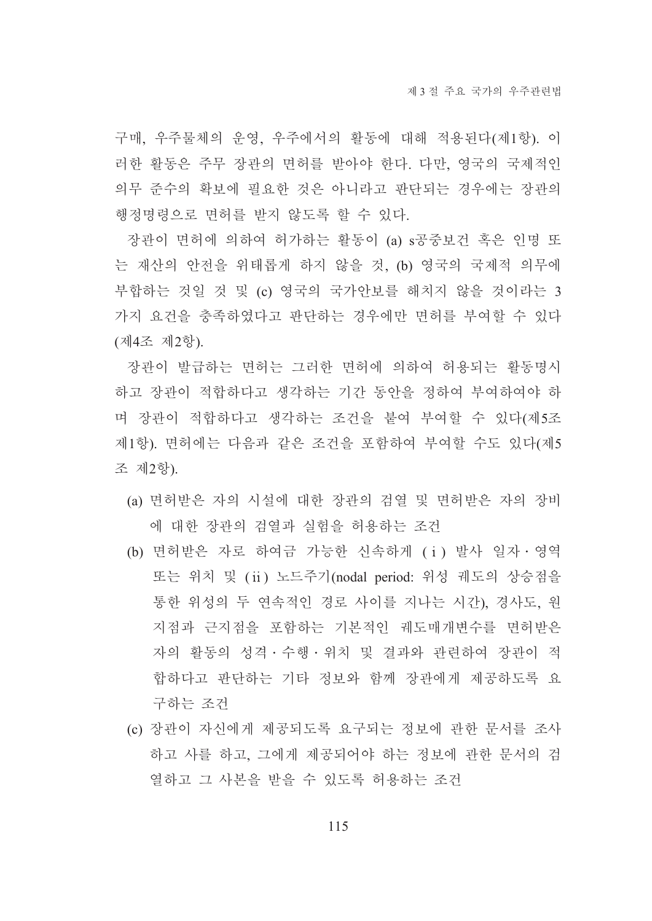구매, 우주물체의 운영, 우주에서의 활동에 대해 적용된다(제1항). 이러한 활동은 주무 장관의 면허를 받아야 한다. 다만, 영국의 국제적인 의무 준수의 확보에 필요한 것은 아니라고 판단되는 경우에는 장관의 행정명령으로 면허를 받지 않도록 할 수 있다.

장관이 면허에 의하여 허가하는 활동이 (a) s공중보건 혹은 인명 또는 재산의 안전을 위태롭게 하지 않을 것, (b) 영국의 국제적 의무에 부합하는 것일 것 및 (c) 영국의 국가안보를 해치지 않을 것이라는 3가지 요건을 충족하였다고 판단하는 경우에만 면허를 부여할 수 있다(제4조 제2항).

장관이 발급하는 면허는 그러한 면허에 의하여 허용되는 활동명시하고 장관이 적합하다고 생각하는 기간 동안을 정하여 부여하여야 하며 장관이 적합하다고 생각하는 조건을 붙여 부여할 수 있다(제5조 제1항). 면허에는 다음과 같은 조건을 포함하여 부여할 수도 있다(제5조 제2항).

(a) 면허받은 자의 시설에 대한 장관의 검열 및 면허받은 자의 장비에 대한 장관의 검열과 실험을 허용하는 조건

(b) 면허받은 자로 하여금 가능한 신속하게 (ⅰ) 발사 일자 · 영역 또는 위치 및 (ⅱ) 노드주기(nodal period: 위성 궤도의 상승점을 통한 위성의 두 연속적인 경로 사이를 지나는 시간), 경사도, 원지점과 근지점을 포함하는 기본적인 궤도매개변수를 면허받은 자의 활동의 성격 · 수행 · 위치 및 결과와 관련하여 장관이 적합하다고 판단하는 기타 정보와 함께 장관에게 제공하도록 요구하는 조건

(c) 장관이 자신에게 제공되도록 요구되는 정보에 관한 문서를 조사하고 사를 하고, 그에게 제공되어야 하는 정보에 관한 문서의 검열하고 그 사본을 받을 수 있도록 허용하는 조건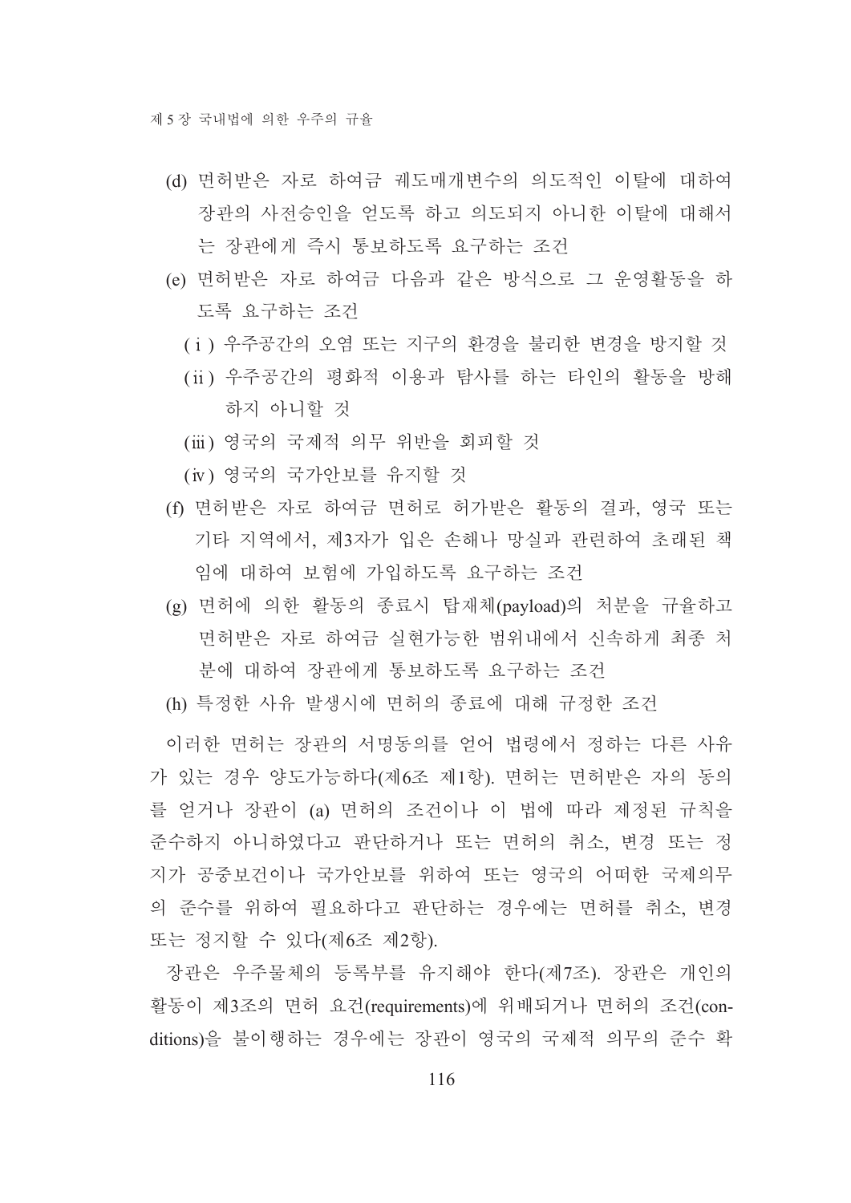(d) 면허받은 자로 하여금 궤도매개변수의 의도적인 이탈에 대하여 장관의 사전승인을 얻도록 하고 의도되지 아니한 이탈에 대해서는 장관에게 즉시 통보하도록 요구하는 조건

(e) 면허받은 자로 하여금 다음과 같은 방식으로 그 운영활동을 하도록 요구하는 조건

  (i) 우주공간의 오염 또는 지구의 환경을 불리한 변경을 방지할 것

  (ii) 우주공간의 평화적 이용과 탐사를 하는 타인의 활동을 방해하지 아니할 것

  (iii) 영국의 국제적 의무 위반을 회피할 것

  (iv) 영국의 국가안보를 유지할 것

(f) 면허받은 자로 하여금 면허로 허가받은 활동의 결과, 영국 또는 기타 지역에서, 제3자가 입은 손해나 망실과 관련하여 초래된 책임에 대하여 보험에 가입하도록 요구하는 조건

(g) 면허에 의한 활동의 종료시 탑재체(payload)의 처분을 규율하고 면허받은 자로 하여금 실현가능한 범위내에서 신속하게 최종 처분에 대하여 장관에게 통보하도록 요구하는 조건

(h) 특정한 사유 발생시에 면허의 종료에 대해 규정한 조건

이러한 면허는 장관의 서명동의를 얻어 법령에서 정하는 다른 사유가 있는 경우 양도가능하다(제6조 제1항). 면허는 면허받은 자의 동의를 얻거나 장관이 (a) 면허의 조건이나 이 법에 따라 제정된 규칙을 준수하지 아니하였다고 판단하거나 또는 면허의 취소, 변경 또는 정지가 공중보건이나 국가안보를 위하여 또는 영국의 어떠한 국제의무의 준수를 위하여 필요하다고 판단하는 경우에는 면허를 취소, 변경 또는 정지할 수 있다(제6조 제2항).

장관은 우주물체의 등록부를 유지해야 한다(제7조). 장관은 개인의 활동이 제3조의 면허 요건(requirements)에 위배되거나 면허의 조건(conditions)을 불이행하는 경우에는 장관이 영국의 국제적 의무의 준수 확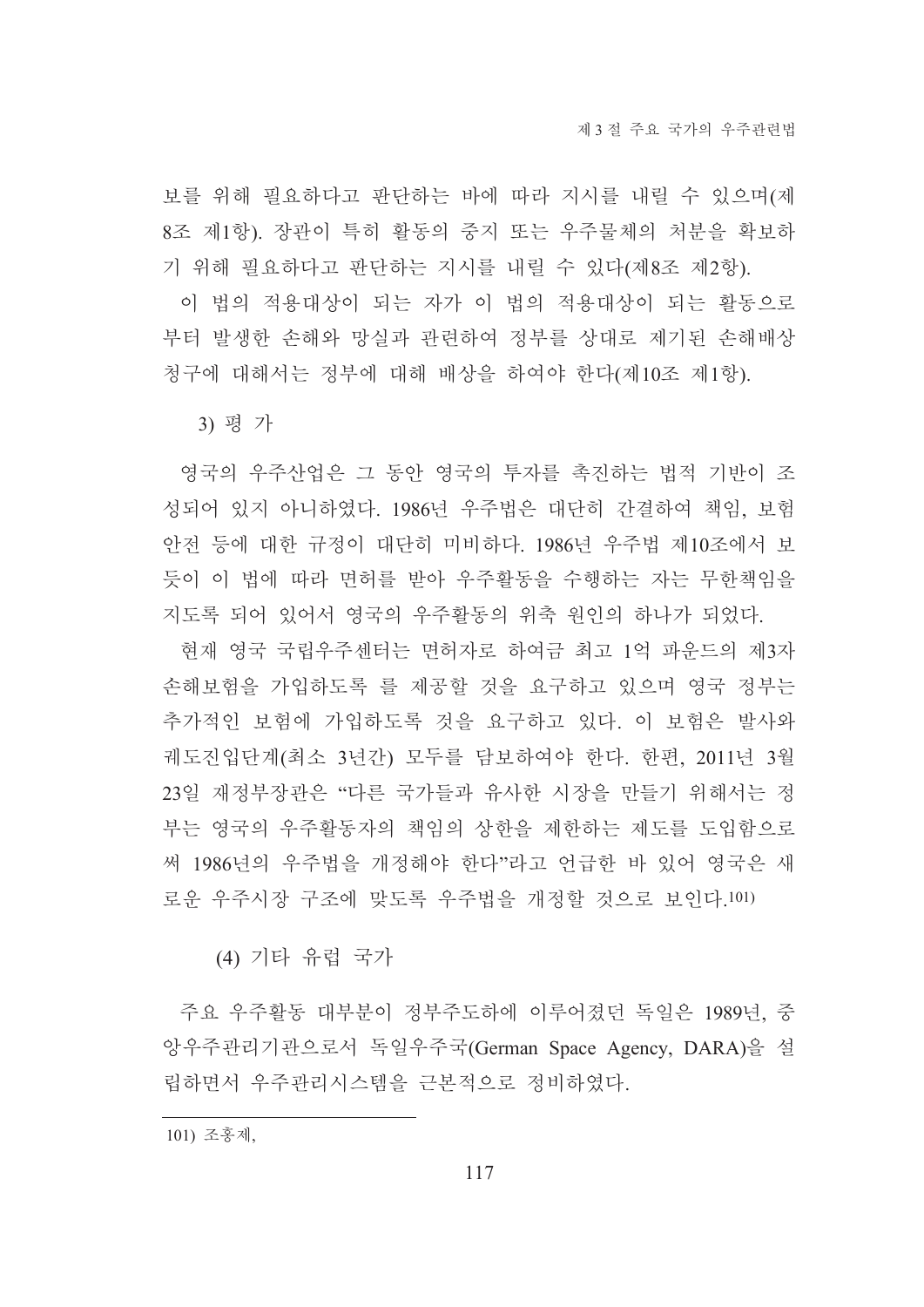보를 위해 필요하다고 판단하는 바에 따라 지시를 내릴 수 있으며(제8조 제1항). 장관이 특히 활동의 중지 또는 우주물체의 처분을 확보하기 위해 필요하다고 판단하는 지시를 내릴 수 있다(제8조 제2항).

이 법의 적용대상이 되는 자가 이 법의 적용대상이 되는 활동으로부터 발생한 손해와 망실과 관련하여 정부를 상대로 제기된 손해배상 청구에 대해서는 정부에 대해 배상을 하여야 한다(제10조 제1항).

3) 평 가

영국의 우주산업은 그 동안 영국의 투자를 촉진하는 법적 기반이 조성되어 있지 아니하였다. 1986년 우주법은 대단히 간결하여 책임, 보험 안전 등에 대한 규정이 대단히 미비하다. 1986년 우주법 제10조에서 보듯이 이 법에 따라 면허를 받아 우주활동을 수행하는 자는 무한책임을 지도록 되어 있어서 영국의 우주활동의 위축 원인의 하나가 되었다.

현재 영국 국립우주센터는 면허자로 하여금 최고 1억 파운드의 제3자 손해보험을 가입하도록 를 제공할 것을 요구하고 있으며 영국 정부는 추가적인 보험에 가입하도록 것을 요구하고 있다. 이 보험은 발사와 궤도진입단계(최소 3년간) 모두를 담보하여야 한다. 한편, 2011년 3월 23일 재정부장관은 "다른 국가들과 유사한 시장을 만들기 위해서는 정부는 영국의 우주활동자의 책임의 상한을 제한하는 제도를 도입함으로써 1986년의 우주법을 개정해야 한다"라고 언급한 바 있어 영국은 새로운 우주시장 구조에 맞도록 우주법을 개정할 것으로 보인다.[101]

(4) 기타 유럽 국가

주요 우주활동 대부분이 정부주도하에 이루어졌던 독일은 1989년, 중앙우주관리기관으로서 독일우주국(German Space Agency, DARA)을 설립하면서 우주관리시스템을 근본적으로 정비하였다.

---

101) 조홍제,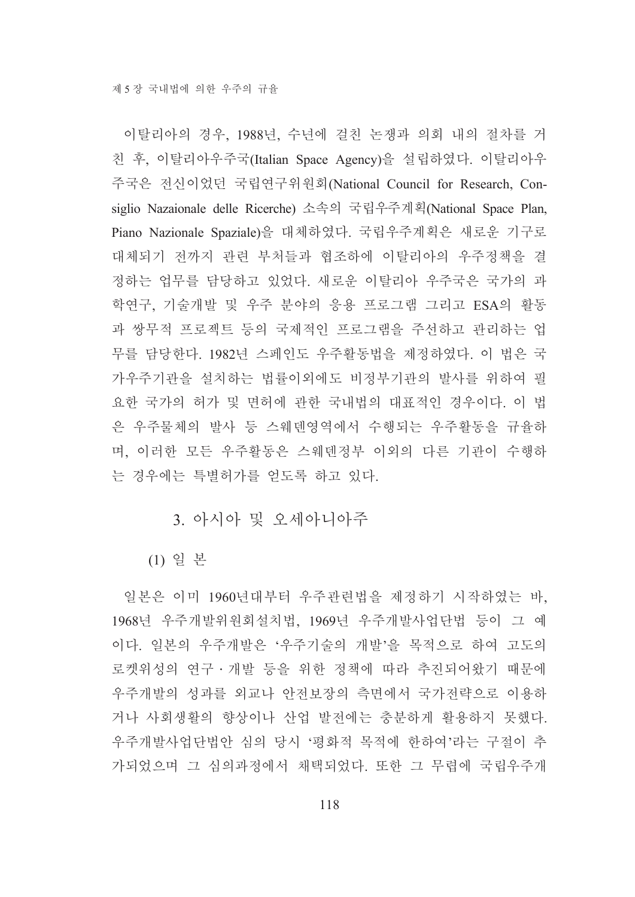이탈리아의 경우, 1988년, 수년에 걸친 논쟁과 의회 내의 절차를 거친 후, 이탈리아우주국(Italian Space Agency)을 설립하였다. 이탈리아우주국은 전신이었던 국립연구위원회(National Council for Research, Consiglio Nazaionale delle Ricerche) 소속의 국립우주계획(National Space Plan, Piano Nazionale Spaziale)을 대체하였다. 국립우주계획은 새로운 기구로 대체되기 전까지 관련 부처들과 협조하에 이탈리아의 우주정책을 결정하는 업무를 담당하고 있었다. 새로운 이탈리아 우주국은 국가의 과학연구, 기술개발 및 우주 분야의 응용 프로그램 그리고 ESA의 활동과 쌍무적 프로젝트 등의 국제적인 프로그램을 주선하고 관리하는 업무를 담당한다. 1982년 스페인도 우주활동법을 제정하였다. 이 법은 국가우주기관을 설치하는 법률이외에도 비정부기관의 발사를 위하여 필요한 국가의 허가 및 면허에 관한 국내법의 대표적인 경우이다. 이 법은 우주물체의 발사 등 스웨덴영역에서 수행되는 우주활동을 규율하며, 이러한 모든 우주활동은 스웨덴정부 이외의 다른 기관이 수행하는 경우에는 특별허가를 얻도록 하고 있다.

### 3. 아시아 및 오세아니아주

#### (1) 일 본

일본은 이미 1960년대부터 우주관련법을 제정하기 시작하였는 바, 1968년 우주개발위원회설치법, 1969년 우주개발사업단법 등이 그 예이다. 일본의 우주개발은 '우주기술의 개발'을 목적으로 하여 고도의 로켓위성의 연구 · 개발 등을 위한 정책에 따라 추진되어왔기 때문에 우주개발의 성과를 외교나 안전보장의 측면에서 국가전략으로 이용하거나 사회생활의 향상이나 산업 발전에는 충분하게 활용하지 못했다. 우주개발사업단법안 심의 당시 '평화적 목적에 한하여'라는 구절이 추가되었으며 그 심의과정에서 채택되었다. 또한 그 무렵에 국립우주개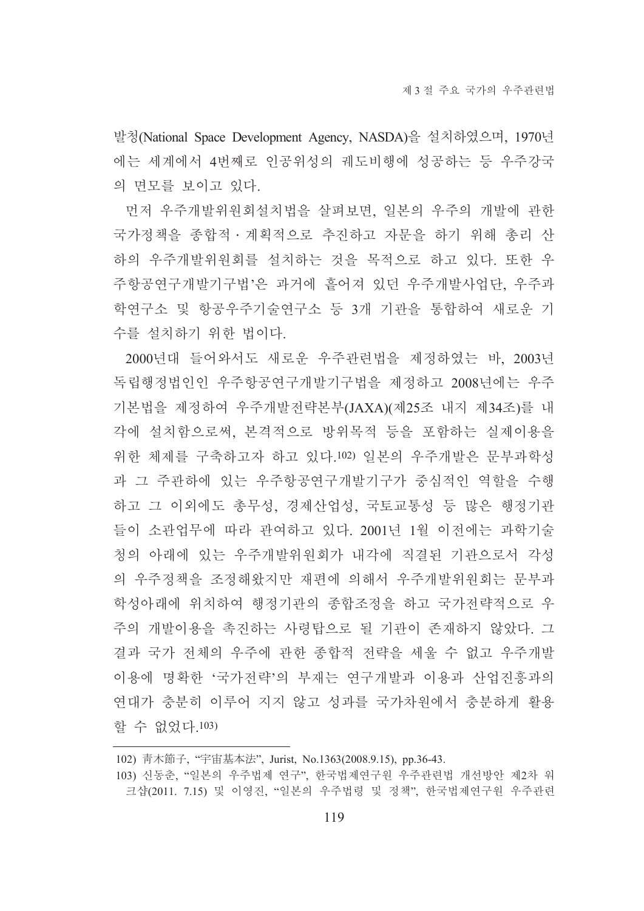발청(National Space Development Agency, NASDA)을 설치하였으며, 1970년에는 세계에서 4번째로 인공위성의 궤도비행에 성공하는 등 우주강국의 면모를 보이고 있다.

먼저 우주개발위원회설치법을 살펴보면, 일본의 우주의 개발에 관한 국가정책을 종합적·계획적으로 추진하고 자문을 하기 위해 총리 산하의 우주개발위원회를 설치하는 것을 목적으로 하고 있다. 또한 우주항공연구개발기구법'은 과거에 흩어져 있던 우주개발사업단, 우주과학연구소 및 항공우주기술연구소 등 3개 기관을 통합하여 새로운 기수를 설치하기 위한 법이다.

2000년대 들어와서도 새로운 우주관련법을 제정하였는 바, 2003년 독립행정법인인 우주항공연구개발기구법을 제정하고 2008년에는 우주기본법을 제정하여 우주개발전략본부(JAXA)(제25조 내지 제34조)를 내각에 설치함으로써, 본격적으로 방위목적 등을 포함하는 실제이용을 위한 체제를 구축하고자 하고 있다.[102] 일본의 우주개발은 문부과학성과 그 주관하에 있는 우주항공연구개발기구가 중심적인 역할을 수행하고 그 이외에도 총무성, 경제산업성, 국토교통성 등 많은 행정기관들이 소관업무에 따라 관여하고 있다. 2001년 1월 이전에는 과학기술청의 아래에 있는 우주개발위원회가 내각에 직결된 기관으로서 각성의 우주정책을 조정해왔지만 재편에 의해서 우주개발위원회는 문부과학성아래에 위치하여 행정기관의 종합조정을 하고 국가전략적으로 우주의 개발이용을 촉진하는 사령탑으로 될 기관이 존재하지 않았다. 그 결과 국가 전체의 우주에 관한 종합적 전략을 세울 수 없고 우주개발이용에 명확한 '국가전략'의 부재는 연구개발과 이용과 산업진흥과의 연대가 충분히 이루어 지지 않고 성과를 국가차원에서 충분하게 활용할 수 없었다.[103]

---

102) 青木節子, "宇宙基本法", Jurist, No.1363(2008.9.15), pp.36-43.

103) 신동춘, "일본의 우주법제 연구", 한국법제연구원 우주관련법 개선방안 제2차 워크샵(2011. 7.15) 및 이영진, "일본의 우주법령 및 정책", 한국법제연구원 우주관련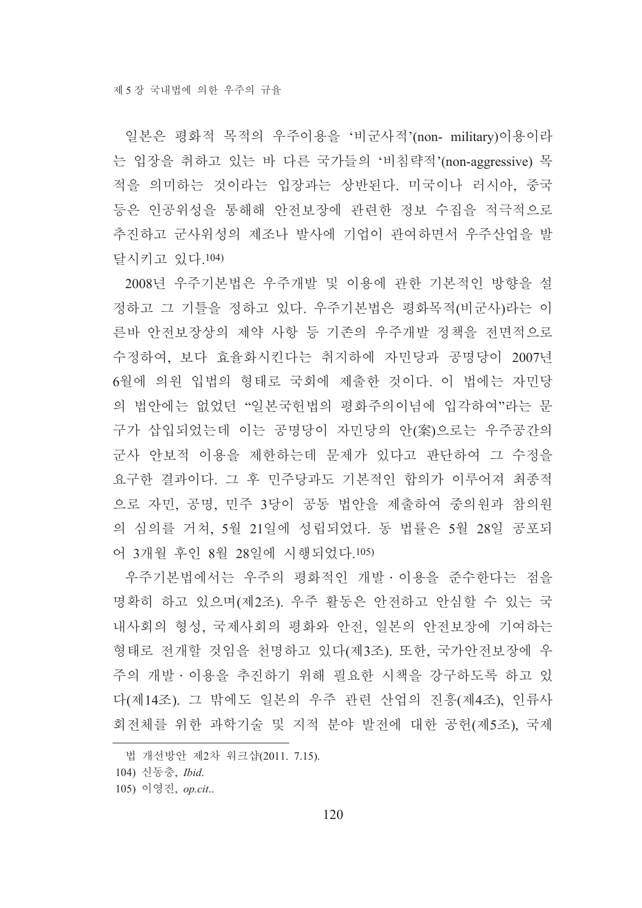일본은 평화적 목적의 우주이용을 '비군사적'(non- military)이용이라는 입장을 취하고 있는 바 다른 국가들의 '비침략적'(non-aggressive) 목적을 의미하는 것이라는 입장과는 상반된다. 미국이나 러시아, 중국 등은 인공위성을 통해해 안전보장에 관련한 정보 수집을 적극적으로 추진하고 군사위성의 제조나 발사에 기업이 관여하면서 우주산업을 발달시키고 있다.[104]

2008년 우주기본법은 우주개발 및 이용에 관한 기본적인 방향을 설정하고 그 기틀을 정하고 있다. 우주기본법은 평화목적(비군사)라는 이른바 안전보장상의 제약 사항 등 기존의 우주개발 정책을 전면적으로 수정하여, 보다 효율화시킨다는 취지하에 자민당과 공명당이 2007년 6월에 의원 입법의 형태로 국회에 제출한 것이다. 이 법에는 자민당의 법안에는 없었던 "일본국헌법의 평화주의이념에 입각하여"라는 문구가 삽입되었는데 이는 공명당이 자민당의 안(案)으로는 우주공간의 군사 안보적 이용을 제한하는데 문제가 있다고 판단하여 그 수정을 요구한 결과이다. 그 후 민주당과도 기본적인 합의가 이루어져 최종적으로 자민, 공명, 민주 3당이 공동 법안을 제출하여 중의원과 참의원의 심의를 거쳐, 5월 21일에 성립되었다. 동 법률은 5월 28일 공포되어 3개월 후인 8월 28일에 시행되었다.[105]

우주기본법에서는 우주의 평화적인 개발・이용을 준수한다는 점을 명확히 하고 있으며(제2조). 우주 활동은 안전하고 안심할 수 있는 국내사회의 형성, 국제사회의 평화와 안전, 일본의 안전보장에 기여하는 형태로 전개할 것임을 천명하고 있다(제3조). 또한, 국가안전보장에 우주의 개발・이용을 추진하기 위해 필요한 시책을 강구하도록 하고 있다(제14조). 그 밖에도 일본의 우주 관련 산업의 진흥(제4조), 인류사회전체를 위한 과학기술 및 지적 분야 발전에 대한 공헌(제5조), 국제

---

법 개선방안 제2차 워크샵(2011. 7.15).

104) 신동춘, *Ibid.*

105) 이영진, *op.cit.*.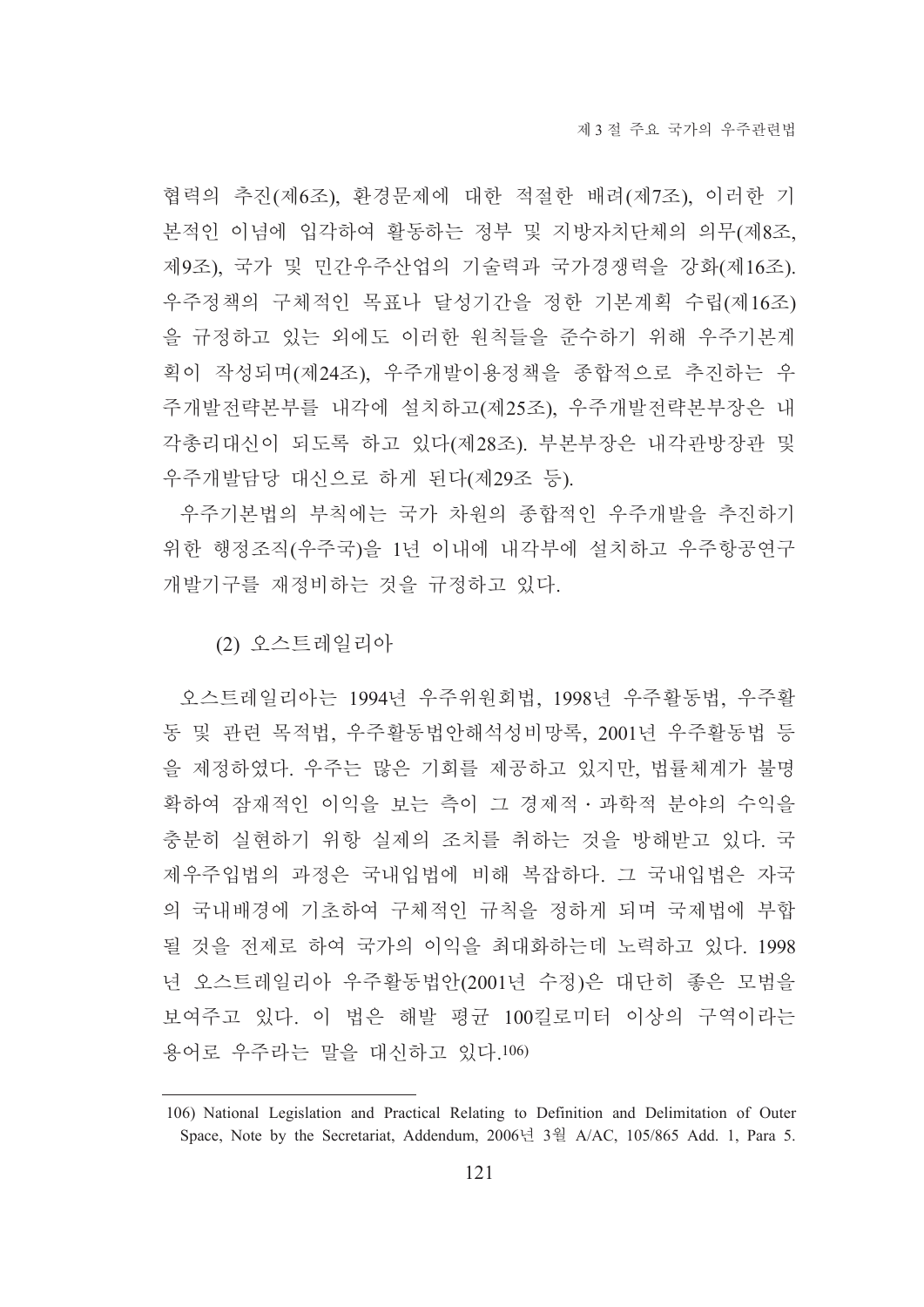협력의 추진(제6조), 환경문제에 대한 적절한 배려(제7조), 이러한 기본적인 이념에 입각하여 활동하는 정부 및 지방자치단체의 의무(제8조, 제9조), 국가 및 민간우주산업의 기술력과 국가경쟁력을 강화(제16조). 우주정책의 구체적인 목표나 달성기간을 정한 기본계획 수립(제16조)을 규정하고 있는 외에도 이러한 원칙들을 준수하기 위해 우주기본계획이 작성되며(제24조), 우주개발이용정책을 종합적으로 추진하는 우주개발전략본부를 내각에 설치하고(제25조), 우주개발전략본부장은 내각총리대신이 되도록 하고 있다(제28조). 부본부장은 내각관방장관 및 우주개발담당 대신으로 하게 된다(제29조 등).

우주기본법의 부칙에는 국가 차원의 종합적인 우주개발을 추진하기 위한 행정조직(우주국)을 1년 이내에 내각부에 설치하고 우주항공연구개발기구를 재정비하는 것을 규정하고 있다.

(2) 오스트레일리아

오스트레일리아는 1994년 우주위원회법, 1998년 우주활동법, 우주활동 및 관련 목적법, 우주활동법안해석성비망록, 2001년 우주활동법 등을 제정하였다. 우주는 많은 기회를 제공하고 있지만, 법률체계가 불명확하여 잠재적인 이익을 보는 측이 그 경제적·과학적 분야의 수익을 충분히 실현하기 위항 실제의 조치를 취하는 것을 방해받고 있다. 국제우주입법의 과정은 국내입법에 비해 복잡하다. 그 국내입법은 자국의 국내배경에 기초하여 구체적인 규칙을 정하게 되며 국제법에 부합될 것을 전제로 하여 국가의 이익을 최대화하는데 노력하고 있다. 1998년 오스트레일리아 우주활동법안(2001년 수정)은 대단히 좋은 모범을 보여주고 있다. 이 법은 해발 평균 100킬로미터 이상의 구역이라는 용어로 우주라는 말을 대신하고 있다.[106]

---

106) National Legislation and Practical Relating to Definition and Delimitation of Outer Space, Note by the Secretariat, Addendum, 2006년 3월 A/AC, 105/865 Add. 1, Para 5.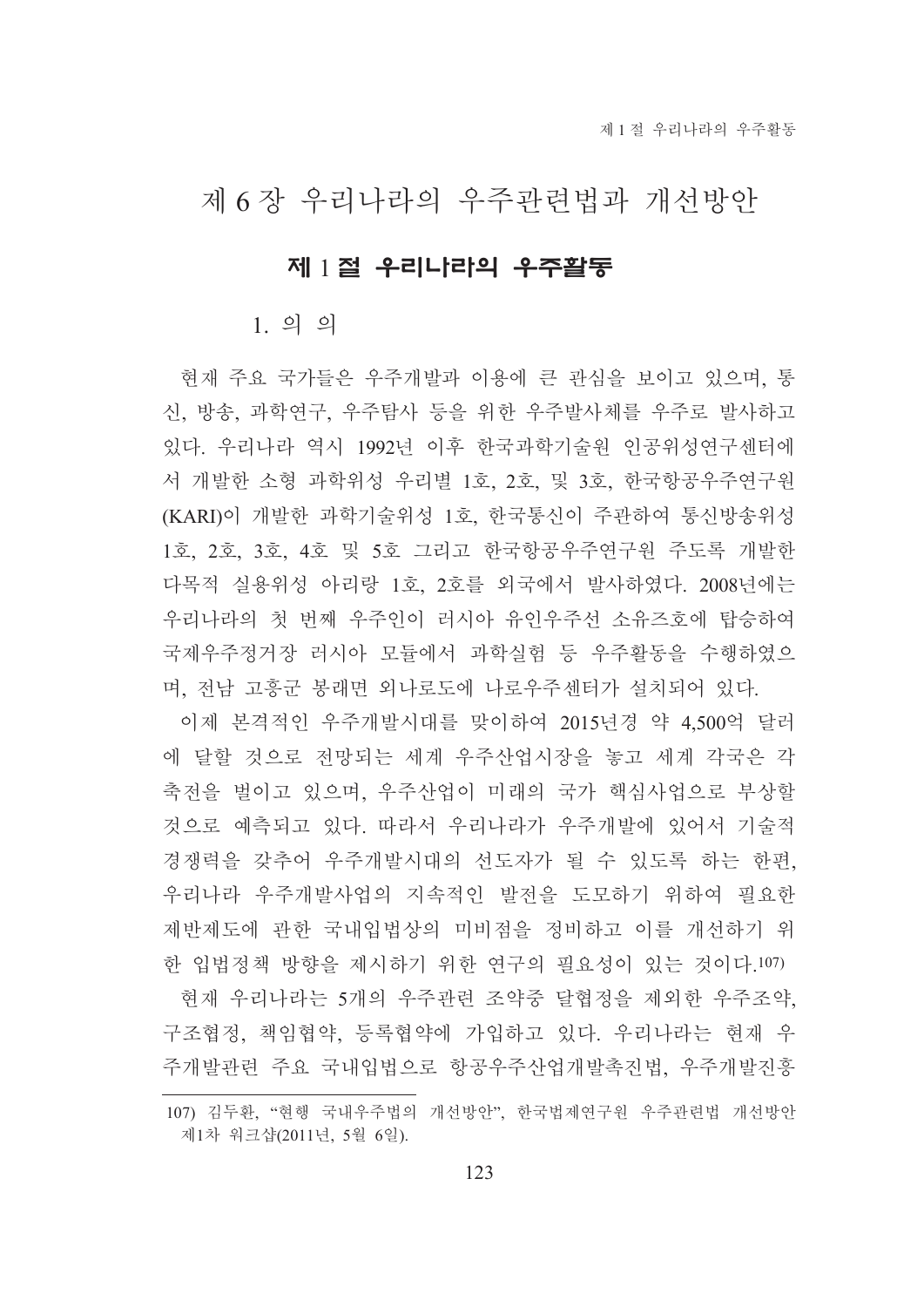# 제 6 장 우리나라의 우주관련법과 개선방안

## 제 1 절 우리나라의 우주활동

### 1. 의 의

현재 주요 국가들은 우주개발과 이용에 큰 관심을 보이고 있으며, 통신, 방송, 과학연구, 우주탐사 등을 위한 우주발사체를 우주로 발사하고 있다. 우리나라 역시 1992년 이후 한국과학기술원 인공위성연구센터에서 개발한 소형 과학위성 우리별 1호, 2호, 및 3호, 한국항공우주연구원(KARI)이 개발한 과학기술위성 1호, 한국통신이 주관하여 통신방송위성 1호, 2호, 3호, 4호 및 5호 그리고 한국항공우주연구원 주도록 개발한 다목적 실용위성 아리랑 1호, 2호를 외국에서 발사하였다. 2008년에는 우리나라의 첫 번째 우주인이 러시아 유인우주선 소유즈호에 탑승하여 국제우주정거장 러시아 모듈에서 과학실험 등 우주활동을 수행하였으며, 전남 고흥군 봉래면 외나로도에 나로우주센터가 설치되어 있다.

이제 본격적인 우주개발시대를 맞이하여 2015년경 약 4,500억 달러에 달할 것으로 전망되는 세계 우주산업시장을 놓고 세계 각국은 각축전을 벌이고 있으며, 우주산업이 미래의 국가 핵심사업으로 부상할 것으로 예측되고 있다. 따라서 우리나라가 우주개발에 있어서 기술적 경쟁력을 갖추어 우주개발시대의 선도자가 될 수 있도록 하는 한편, 우리나라 우주개발사업의 지속적인 발전을 도모하기 위하여 필요한 제반제도에 관한 국내입법상의 미비점을 정비하고 이를 개선하기 위한 입법정책 방향을 제시하기 위한 연구의 필요성이 있는 것이다.[107]

현재 우리나라는 5개의 우주관련 조약중 달협정을 제외한 우주조약, 구조협정, 책임협약, 등록협약에 가입하고 있다. 우리나라는 현재 우주개발관련 주요 국내입법으로 항공우주산업개발촉진법, 우주개발진흥

---

107) 김두환, "현행 국내우주법의 개선방안", 한국법제연구원 우주관련법 개선방안 제1차 워크샵(2011년, 5월 6일).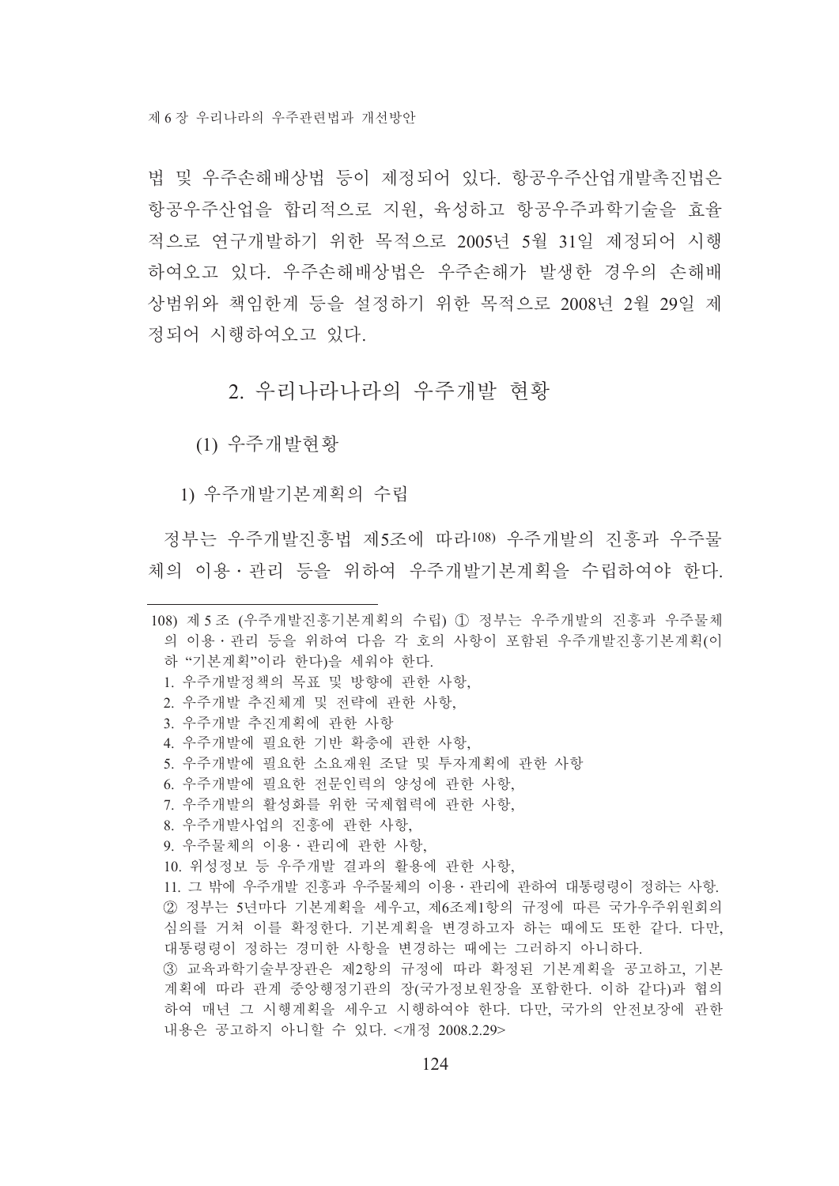법 및 우주손해배상법 등이 제정되어 있다. 항공우주산업개발촉진법은 항공우주산업을 합리적으로 지원, 육성하고 항공우주과학기술을 효율적으로 연구개발하기 위한 목적으로 2005년 5월 31일 제정되어 시행하여오고 있다. 우주손해배상법은 우주손해가 발생한 경우의 손해배상범위와 책임한계 등을 설정하기 위한 목적으로 2008년 2월 29일 제정되어 시행하여오고 있다.

## 2. 우리나라나라의 우주개발 현황

### (1) 우주개발현황

#### 1) 우주개발기본계획의 수립

정부는 우주개발진흥법 제5조에 따라[108] 우주개발의 진흥과 우주물체의 이용·관리 등을 위하여 우주개발기본계획을 수립하여야 한다.

---

108) 제5조 (우주개발진흥기본계획의 수립) ① 정부는 우주개발의 진흥과 우주물체의 이용·관리 등을 위하여 다음 각 호의 사항이 포함된 우주개발진흥기본계획(이하 "기본계획"이라 한다)을 세워야 한다.

1. 우주개발정책의 목표 및 방향에 관한 사항,
2. 우주개발 추진체계 및 전략에 관한 사항,
3. 우주개발 추진계획에 관한 사항
4. 우주개발에 필요한 기반 확충에 관한 사항,
5. 우주개발에 필요한 소요재원 조달 및 투자계획에 관한 사항
6. 우주개발에 필요한 전문인력의 양성에 관한 사항,
7. 우주개발의 활성화를 위한 국제협력에 관한 사항,
8. 우주개발사업의 진흥에 관한 사항,
9. 우주물체의 이용·관리에 관한 사항,
10. 위성정보 등 우주개발 결과의 활용에 관한 사항,
11. 그 밖에 우주개발 진흥과 우주물체의 이용·관리에 관하여 대통령령이 정하는 사항.

② 정부는 5년마다 기본계획을 세우고, 제6조제1항의 규정에 따른 국가우주위원회의 심의를 거쳐 이를 확정한다. 기본계획을 변경하고자 하는 때에도 또한 같다. 다만, 대통령령이 정하는 경미한 사항을 변경하는 때에는 그러하지 아니하다.

③ 교육과학기술부장관은 제2항의 규정에 따라 확정된 기본계획을 공고하고, 기본계획에 따라 관계 중앙행정기관의 장(국가정보원장을 포함한다. 이하 같다)과 협의하여 매년 그 시행계획을 세우고 시행하여야 한다. 다만, 국가의 안전보장에 관한 내용은 공고하지 아니할 수 있다. <개정 2008.2.29>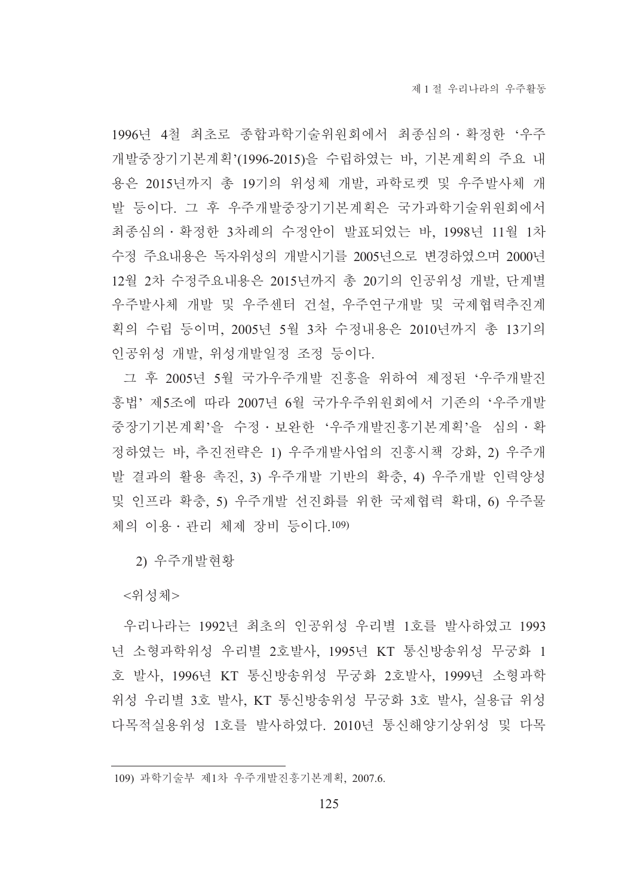1996년 4철 최초로 종합과학기술위원회에서 최종심의 · 확정한 '우주개발중장기기본계획'(1996-2015)을 수립하였는 바, 기본계획의 주요 내용은 2015년까지 총 19기의 위성체 개발, 과학로켓 및 우주발사체 개발 등이다. 그 후 우주개발중장기기본계획은 국가과학기술위원회에서 최종심의 · 확정한 3차례의 수정안이 발표되었는 바, 1998년 11월 1차 수정 주요내용은 독자위성의 개발시기를 2005년으로 변경하였으며 2000년 12월 2차 수정주요내용은 2015년까지 총 20기의 인공위성 개발, 단계별 우주발사체 개발 및 우주센터 건설, 우주연구개발 및 국제협력추진계획의 수립 등이며, 2005년 5월 3차 수정내용은 2010년까지 총 13기의 인공위성 개발, 위성개발일정 조정 등이다.

그 후 2005년 5월 국가우주개발 진흥을 위하여 제정된 '우주개발진흥법' 제5조에 따라 2007년 6월 국가우주위원회에서 기존의 '우주개발중장기기본계획'을 수정 · 보완한 '우주개발진흥기본계획'을 심의 · 확정하였는 바, 추진전략은 1) 우주개발사업의 진흥시책 강화, 2) 우주개발 결과의 활용 촉진, 3) 우주개발 기반의 확충, 4) 우주개발 인력양성 및 인프라 확충, 5) 우주개발 선진화를 위한 국제협력 확대, 6) 우주물체의 이용 · 관리 체제 장비 등이다.[109]

2) 우주개발현황

<위성체>

우리나라는 1992년 최초의 인공위성 우리별 1호를 발사하였고 1993년 소형과학위성 우리별 2호발사, 1995년 KT 통신방송위성 무궁화 1호 발사, 1996년 KT 통신방송위성 무궁화 2호발사, 1999년 소형과학위성 우리별 3호 발사, KT 통신방송위성 무궁화 3호 발사, 실용급 위성 다목적실용위성 1호를 발사하였다. 2010년 통신해양기상위성 및 다목

---

109) 과학기술부 제1차 우주개발진흥기본계획, 2007.6.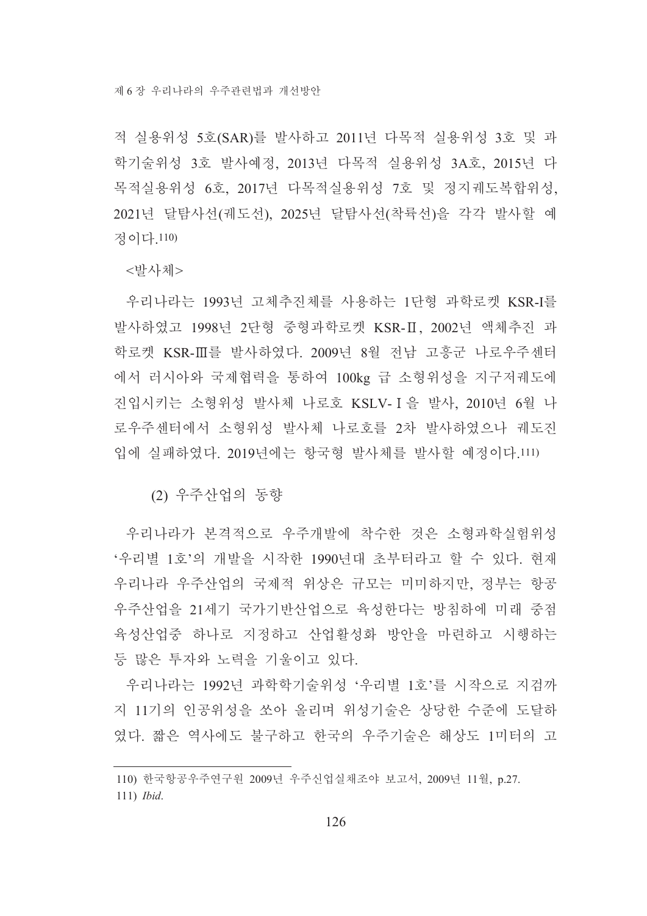적 실용위성 5호(SAR)를 발사하고 2011년 다목적 실용위성 3호 및 과학기술위성 3호 발사예정, 2013년 다목적 실용위성 3A호, 2015년 다목적실용위성 6호, 2017년 다목적실용위성 7호 및 정지궤도복합위성, 2021년 달탐사선(궤도선), 2025년 달탐사선(착륙선)을 각각 발사할 예정이다.[110]

<발사체>

우리나라는 1993년 고체추진체를 사용하는 1단형 과학로켓 KSR-I를 발사하였고 1998년 2단형 중형과학로켓 KSR-Ⅱ, 2002년 액체추진 과학로켓 KSR-Ⅲ를 발사하였다. 2009년 8월 전남 고흥군 나로우주센터에서 러시아와 국제협력을 통하여 100kg 급 소형위성을 지구저궤도에 진입시키는 소형위성 발사체 나로호 KSLV-Ⅰ을 발사, 2010년 6월 나로우주센터에서 소형위성 발사체 나로호를 2차 발사하였으나 궤도진입에 실패하였다. 2019년에는 항국형 발사체를 발사할 예정이다.[111]

### (2) 우주산업의 동향

우리나라가 본격적으로 우주개발에 착수한 것은 소형과학실험위성 '우리별 1호'의 개발을 시작한 1990년대 초부터라고 할 수 있다. 현재 우리나라 우주산업의 국제적 위상은 규모는 미미하지만, 정부는 항공우주산업을 21세기 국가기반산업으로 육성한다는 방침하에 미래 중점 육성산업중 하나로 지정하고 산업활성화 방안을 마련하고 시행하는 등 많은 투자와 노력을 기울이고 있다.

우리나라는 1992년 과학학기술위성 '우리별 1호'를 시작으로 지검까지 11기의 인공위성을 쏘아 올리며 위성기술은 상당한 수준에 도달하였다. 짧은 역사에도 불구하고 한국의 우주기술은 해상도 1미터의 고

---

110) 한국항공우주연구원 2009년 우주산업실태조야 보고서, 2009년 11월, p.27.

111) *Ibid*.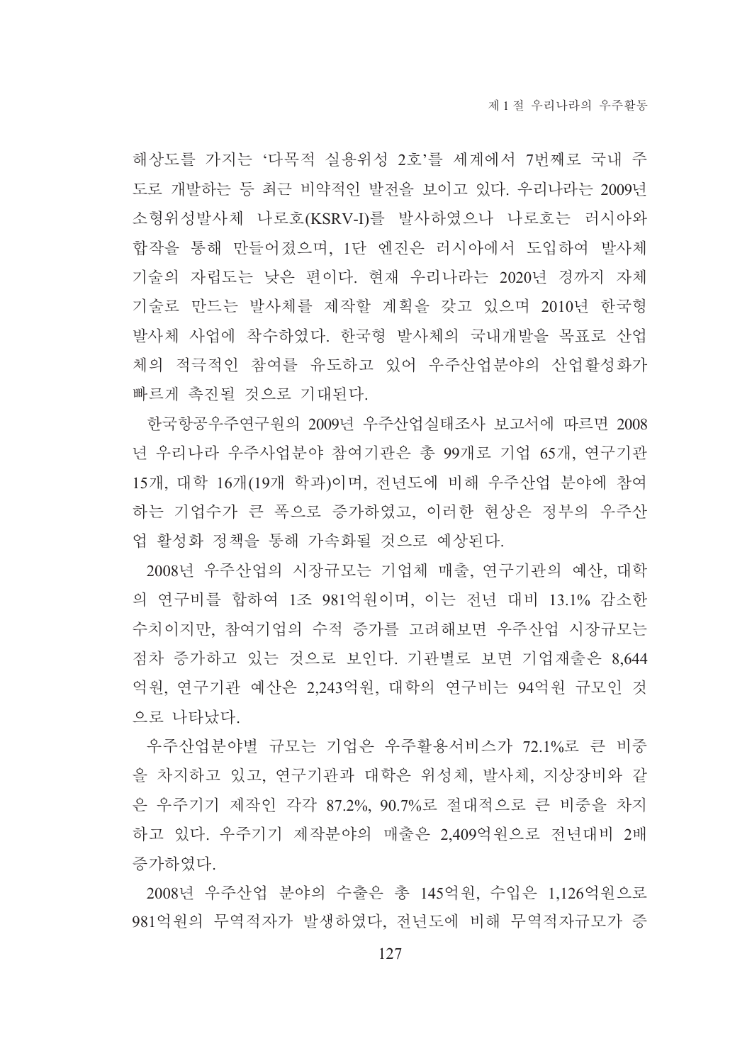해상도를 가지는 '다목적 실용위성 2호'를 세계에서 7번째로 국내 주도로 개발하는 등 최근 비약적인 발전을 보이고 있다. 우리나라는 2009년 소형위성발사체 나로호(KSRV-I)를 발사하였으나 나로호는 러시아와 합작을 통해 만들어졌으며, 1단 엔진은 러시아에서 도입하여 발사체 기술의 자립도는 낮은 편이다. 현재 우리나라는 2020년 경까지 자체 기술로 만드는 발사체를 제작할 계획을 갖고 있으며 2010년 한국형 발사체 사업에 착수하였다. 한국형 발사체의 국내개발을 목표로 산업체의 적극적인 참여를 유도하고 있어 우주산업분야의 산업활성화가 빠르게 촉진될 것으로 기대된다.

한국항공우주연구원의 2009년 우주산업실태조사 보고서에 따르면 2008년 우리나라 우주사업분야 참여기관은 총 99개로 기업 65개, 연구기관 15개, 대학 16개(19개 학과)이며, 전년도에 비해 우주산업 분야에 참여하는 기업수가 큰 폭으로 증가하였고, 이러한 현상은 정부의 우주산업 활성화 정책을 통해 가속화될 것으로 예상된다.

2008년 우주산업의 시장규모는 기업체 매출, 연구기관의 예산, 대학의 연구비를 합하여 1조 981억원이며, 이는 전년 대비 13.1% 감소한 수치이지만, 참여기업의 수적 증가를 고려해보면 우주산업 시장규모는 점차 증가하고 있는 것으로 보인다. 기관별로 보면 기업재출은 8,644억원, 연구기관 예산은 2,243억원, 대학의 연구비는 94억원 규모인 것으로 나타났다.

우주산업분야별 규모는 기업은 우주활용서비스가 72.1%로 큰 비중을 차지하고 있고, 연구기관과 대학은 위성체, 발사체, 지상장비와 같은 우주기기 제작인 각각 87.2%, 90.7%로 절대적으로 큰 비중을 차지하고 있다. 우주기기 제작분야의 매출은 2,409억원으로 전년대비 2배 증가하였다.

2008년 우주산업 분야의 수출은 총 145억원, 수입은 1,126억원으로 981억원의 무역적자가 발생하였다, 전년도에 비해 무역적자규모가 증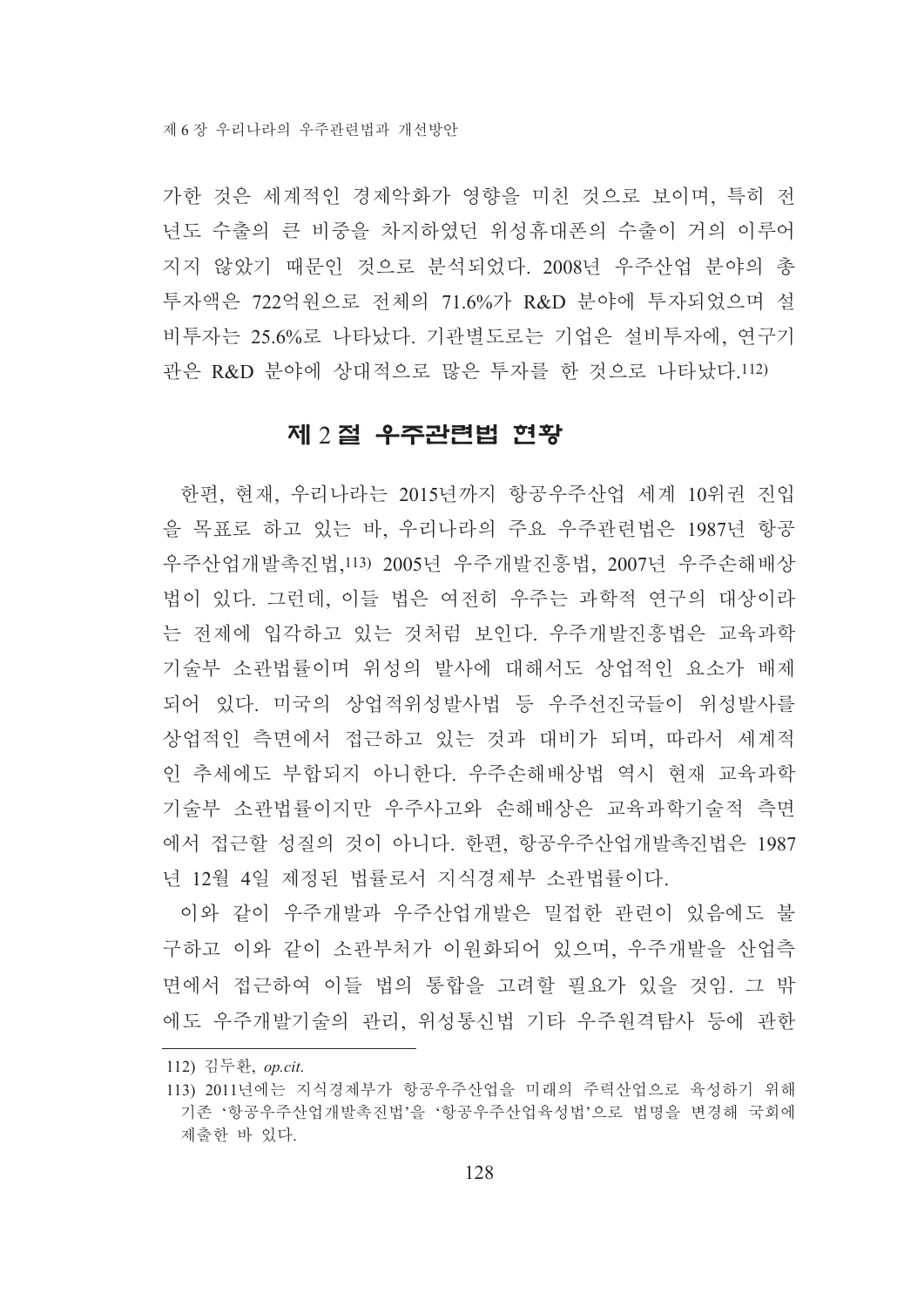가한 것은 세계적인 경제악화가 영향을 미친 것으로 보이며, 특히 전년도 수출의 큰 비중을 차지하였던 위성휴대폰의 수출이 거의 이루어지지 않았기 때문인 것으로 분석되었다. 2008년 우주산업 분야의 총 투자액은 722억원으로 전체의 71.6%가 R&D 분야에 투자되었으며 설비투자는 25.6%로 나타났다. 기관별도로는 기업은 설비투자에, 연구기관은 R&D 분야에 상대적으로 많은 투자를 한 것으로 나타났다.[112]

## 제 2 절 우주관련법 현황

한편, 현재, 우리나라는 2015년까지 항공우주산업 세계 10위권 진입을 목표로 하고 있는 바, 우리나라의 주요 우주관련법은 1987년 항공우주산업개발촉진법,[113] 2005년 우주개발진흥법, 2007년 우주손해배상법이 있다. 그런데, 이들 법은 여전히 우주는 과학적 연구의 대상이라는 전제에 입각하고 있는 것처럼 보인다. 우주개발진흥법은 교육과학기술부 소관법률이며 위성의 발사에 대해서도 상업적인 요소가 배제되어 있다. 미국의 상업적위성발사법 등 우주선진국들이 위성발사를 상업적인 측면에서 접근하고 있는 것과 대비가 되며, 따라서 세계적인 추세에도 부합되지 아니한다. 우주손해배상법 역시 현재 교육과학기술부 소관법률이지만 우주사고와 손해배상은 교육과학기술적 측면에서 접근할 성질의 것이 아니다. 한편, 항공우주산업개발촉진법은 1987년 12월 4일 제정된 법률로서 지식경제부 소관법률이다.

이와 같이 우주개발과 우주산업개발은 밀접한 관련이 있음에도 불구하고 이와 같이 소관부처가 이원화되어 있으며, 우주개발을 산업측면에서 접근하여 이들 법의 통합을 고려할 필요가 있을 것임. 그 밖에도 우주개발기술의 관리, 위성통신법 기타 우주원격탐사 등에 관한

---

112) 김두환, *op.cit.*

113) 2011년에는 지식경제부가 항공우주산업을 미래의 주력산업으로 육성하기 위해 기존 '항공우주산업개발촉진법'을 '항공우주산업육성법'으로 법명을 변경해 국회에 제출한 바 있다.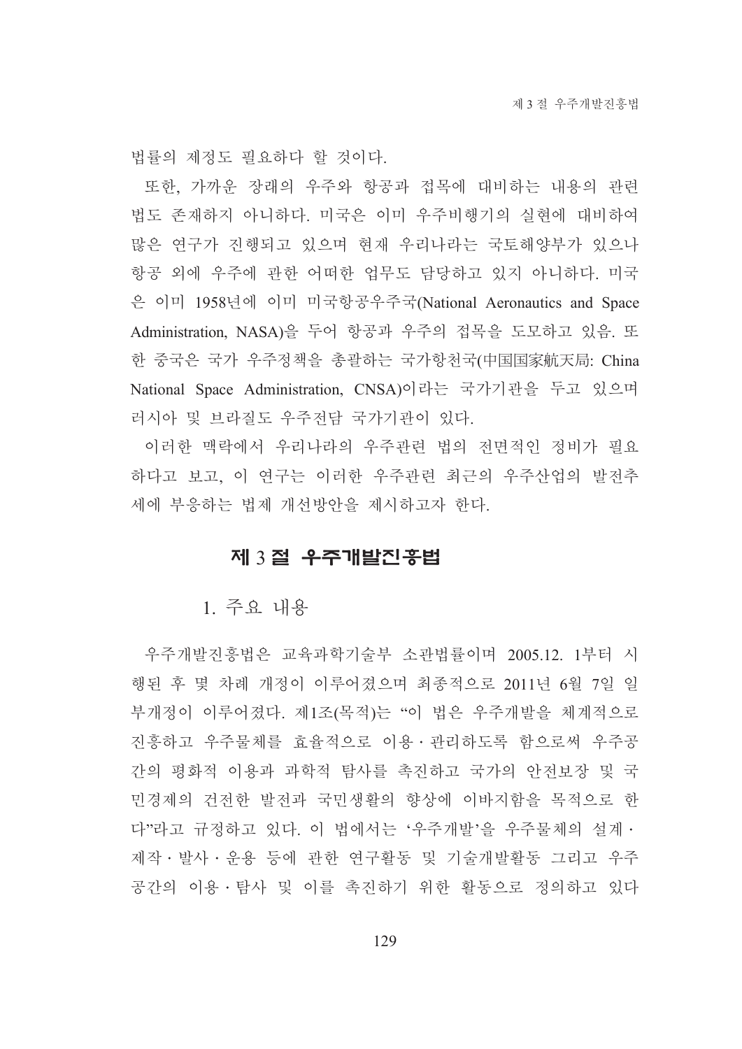법률의 제정도 필요하다 할 것이다.

또한, 가까운 장래의 우주와 항공과 접목에 대비하는 내용의 관련 법도 존재하지 아니하다. 미국은 이미 우주비행기의 실현에 대비하여 많은 연구가 진행되고 있으며 현재 우리나라는 국토해양부가 있으나 항공 외에 우주에 관한 어떠한 업무도 담당하고 있지 아니하다. 미국은 이미 1958년에 이미 미국항공우주국(National Aeronautics and Space Administration, NASA)을 두어 항공과 우주의 접목을 도모하고 있음. 또한 중국은 국가 우주정책을 총괄하는 국가항천국(中国国家航天局: China National Space Administration, CNSA)이라는 국가기관을 두고 있으며 러시아 및 브라질도 우주전담 국가기관이 있다.

이러한 맥락에서 우리나라의 우주관련 법의 전면적인 정비가 필요하다고 보고, 이 연구는 이러한 우주관련 최근의 우주산업의 발전추세에 부응하는 법제 개선방안을 제시하고자 한다.

## 제 3 절 우주개발진흥법

### 1. 주요 내용

우주개발진흥법은 교육과학기술부 소관법률이며 2005.12. 1부터 시행된 후 몇 차례 개정이 이루어졌으며 최종적으로 2011년 6월 7일 일부개정이 이루어졌다. 제1조(목적)는 "이 법은 우주개발을 체계적으로 진흥하고 우주물체를 효율적으로 이용·관리하도록 함으로써 우주공간의 평화적 이용과 과학적 탐사를 촉진하고 국가의 안전보장 및 국민경제의 건전한 발전과 국민생활의 향상에 이바지함을 목적으로 한다"라고 규정하고 있다. 이 법에서는 '우주개발'을 우주물체의 설계·제작·발사·운용 등에 관한 연구활동 및 기술개발활동 그리고 우주공간의 이용·탐사 및 이를 촉진하기 위한 활동으로 정의하고 있다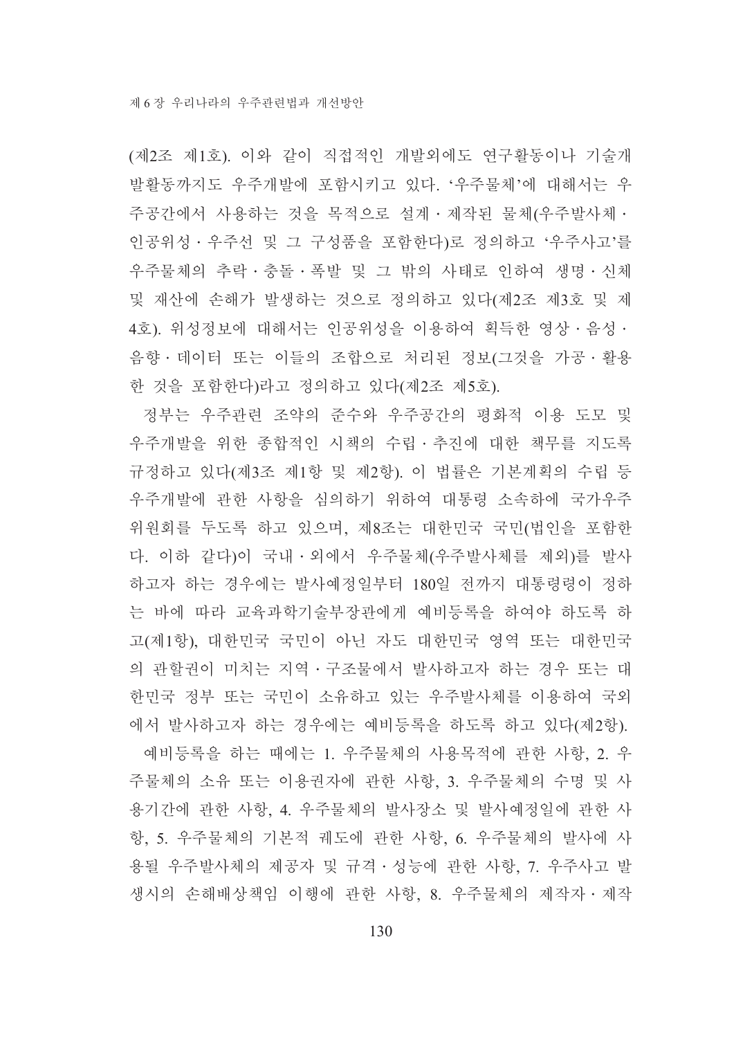(제2조 제1호). 이와 같이 직접적인 개발외에도 연구활동이나 기술개발활동까지도 우주개발에 포함시키고 있다. '우주물체'에 대해서는 우주공간에서 사용하는 것을 목적으로 설계·제작된 물체(우주발사체·인공위성·우주선 및 그 구성품을 포함한다)로 정의하고 '우주사고'를 우주물체의 추락·충돌·폭발 및 그 밖의 사태로 인하여 생명·신체 및 재산에 손해가 발생하는 것으로 정의하고 있다(제2조 제3호 및 제4호). 위성정보에 대해서는 인공위성을 이용하여 획득한 영상·음성·음향·데이터 또는 이들의 조합으로 처리된 정보(그것을 가공·활용한 것을 포함한다)라고 정의하고 있다(제2조 제5호).

정부는 우주관련 조약의 준수와 우주공간의 평화적 이용 도모 및 우주개발을 위한 종합적인 시책의 수립·추진에 대한 책무를 지도록 규정하고 있다(제3조 제1항 및 제2항). 이 법률은 기본계획의 수립 등 우주개발에 관한 사항을 심의하기 위하여 대통령 소속하에 국가우주위원회를 두도록 하고 있으며, 제8조는 대한민국 국민(법인을 포함한다. 이하 같다)이 국내·외에서 우주물체(우주발사체를 제외)를 발사하고자 하는 경우에는 발사예정일부터 180일 전까지 대통령령이 정하는 바에 따라 교육과학기술부장관에게 예비등록을 하여야 하도록 하고(제1항), 대한민국 국민이 아닌 자도 대한민국 영역 또는 대한민국의 관할권이 미치는 지역·구조물에서 발사하고자 하는 경우 또는 대한민국 정부 또는 국민이 소유하고 있는 우주발사체를 이용하여 국외에서 발사하고자 하는 경우에는 예비등록을 하도록 하고 있다(제2항).

예비등록을 하는 때에는 1. 우주물체의 사용목적에 관한 사항, 2. 우주물체의 소유 또는 이용권자에 관한 사항, 3. 우주물체의 수명 및 사용기간에 관한 사항, 4. 우주물체의 발사장소 및 발사예정일에 관한 사항, 5. 우주물체의 기본적 궤도에 관한 사항, 6. 우주물체의 발사에 사용될 우주발사체의 제공자 및 규격·성능에 관한 사항, 7. 우주사고 발생시의 손해배상책임 이행에 관한 사항, 8. 우주물체의 제작자·제작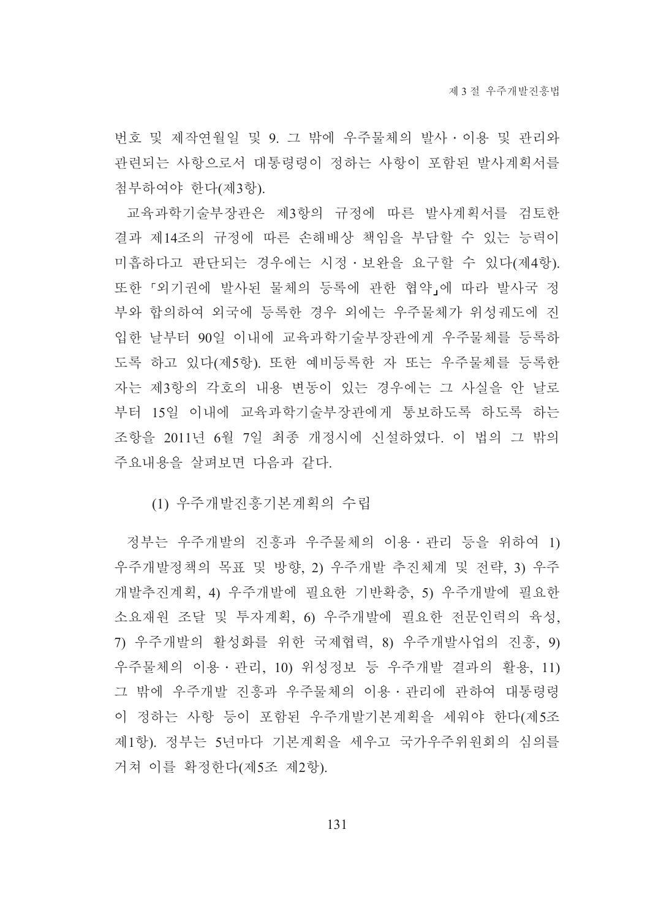번호 및 제작연월일 및 9. 그 밖에 우주물체의 발사·이용 및 관리와 관련되는 사항으로서 대통령령이 정하는 사항이 포함된 발사계획서를 첨부하여야 한다(제3항).

교육과학기술부장관은 제3항의 규정에 따른 발사계획서를 검토한 결과 제14조의 규정에 따른 손해배상 책임을 부담할 수 있는 능력이 미흡하다고 판단되는 경우에는 시정·보완을 요구할 수 있다(제4항). 또한 「외기권에 발사된 물체의 등록에 관한 협약」에 따라 발사국 정부와 합의하여 외국에 등록한 경우 외에는 우주물체가 위성궤도에 진입한 날부터 90일 이내에 교육과학기술부장관에게 우주물체를 등록하도록 하고 있다(제5항). 또한 예비등록한 자 또는 우주물체를 등록한 자는 제3항의 각호의 내용 변동이 있는 경우에는 그 사실을 안 날로부터 15일 이내에 교육과학기술부장관에게 통보하도록 하도록 하는 조항을 2011년 6월 7일 최종 개정시에 신설하였다. 이 법의 그 밖의 주요내용을 살펴보면 다음과 같다.

### (1) 우주개발진흥기본계획의 수립

정부는 우주개발의 진흥과 우주물체의 이용·관리 등을 위하여 1) 우주개발정책의 목표 및 방향, 2) 우주개발 추진체계 및 전략, 3) 우주개발추진계획, 4) 우주개발에 필요한 기반확충, 5) 우주개발에 필요한 소요재원 조달 및 투자계획, 6) 우주개발에 필요한 전문인력의 육성, 7) 우주개발의 활성화를 위한 국제협력, 8) 우주개발사업의 진흥, 9) 우주물체의 이용·관리, 10) 위성정보 등 우주개발 결과의 활용, 11) 그 밖에 우주개발 진흥과 우주물체의 이용·관리에 관하여 대통령령이 정하는 사항 등이 포함된 우주개발기본계획을 세워야 한다(제5조 제1항). 정부는 5년마다 기본계획을 세우고 국가우주위원회의 심의를 거쳐 이를 확정한다(제5조 제2항).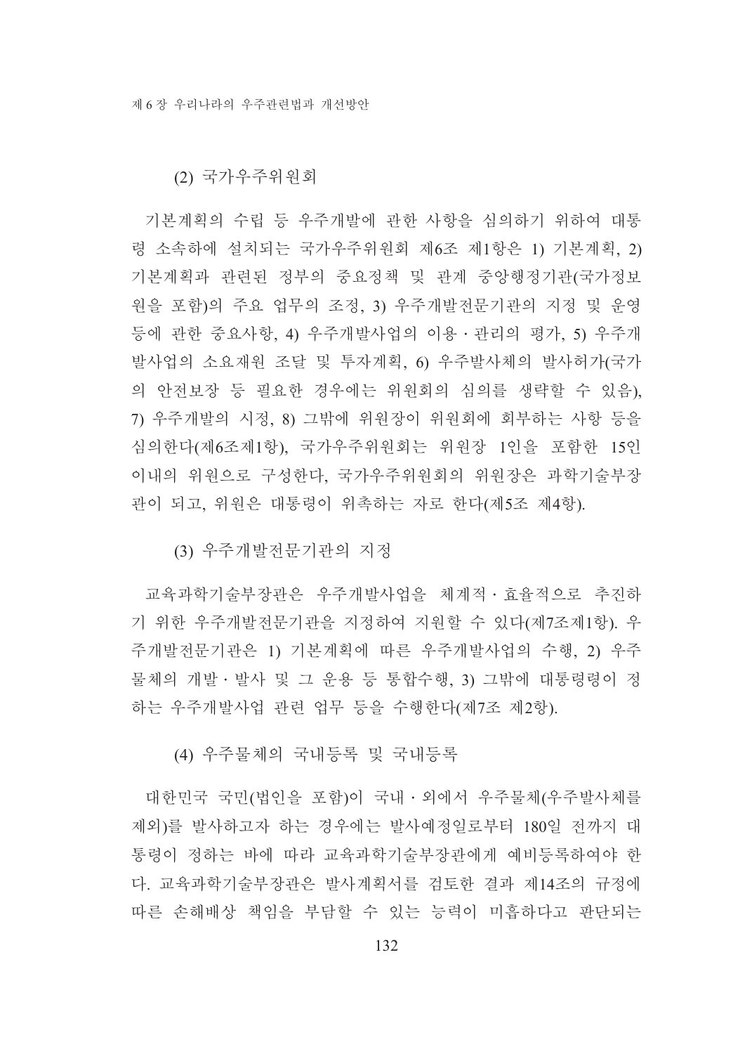### (2) 국가우주위원회

기본계획의 수립 등 우주개발에 관한 사항을 심의하기 위하여 대통령 소속하에 설치되는 국가우주위원회 제6조 제1항은 1) 기본계획, 2) 기본계획과 관련된 정부의 중요정책 및 관계 중앙행정기관(국가정보원을 포함)의 주요 업무의 조정, 3) 우주개발전문기관의 지정 및 운영 등에 관한 중요사항, 4) 우주개발사업의 이용・관리의 평가, 5) 우주개발사업의 소요재원 조달 및 투자계획, 6) 우주발사체의 발사허가(국가의 안전보장 등 필요한 경우에는 위원회의 심의를 생략할 수 있음), 7) 우주개발의 시정, 8) 그밖에 위원장이 위원회에 회부하는 사항 등을 심의한다(제6조제1항), 국가우주위원회는 위원장 1인을 포함한 15인 이내의 위원으로 구성한다, 국가우주위원회의 위원장은 과학기술부장관이 되고, 위원은 대통령이 위촉하는 자로 한다(제5조 제4항).

### (3) 우주개발전문기관의 지정

교육과학기술부장관은 우주개발사업을 체계적・효율적으로 추진하기 위한 우주개발전문기관을 지정하여 지원할 수 있다(제7조제1항). 우주개발전문기관은 1) 기본계획에 따른 우주개발사업의 수행, 2) 우주물체의 개발・발사 및 그 운용 등 통합수행, 3) 그밖에 대통령령이 정하는 우주개발사업 관련 업무 등을 수행한다(제7조 제2항).

### (4) 우주물체의 국내등록 및 국내등록

대한민국 국민(법인을 포함)이 국내・외에서 우주물체(우주발사체를 제외)를 발사하고자 하는 경우에는 발사예정일로부터 180일 전까지 대통령이 정하는 바에 따라 교육과학기술부장관에게 예비등록하여야 한다. 교육과학기술부장관은 발사계획서를 검토한 결과 제14조의 규정에 따른 손해배상 책임을 부담할 수 있는 능력이 미흡하다고 판단되는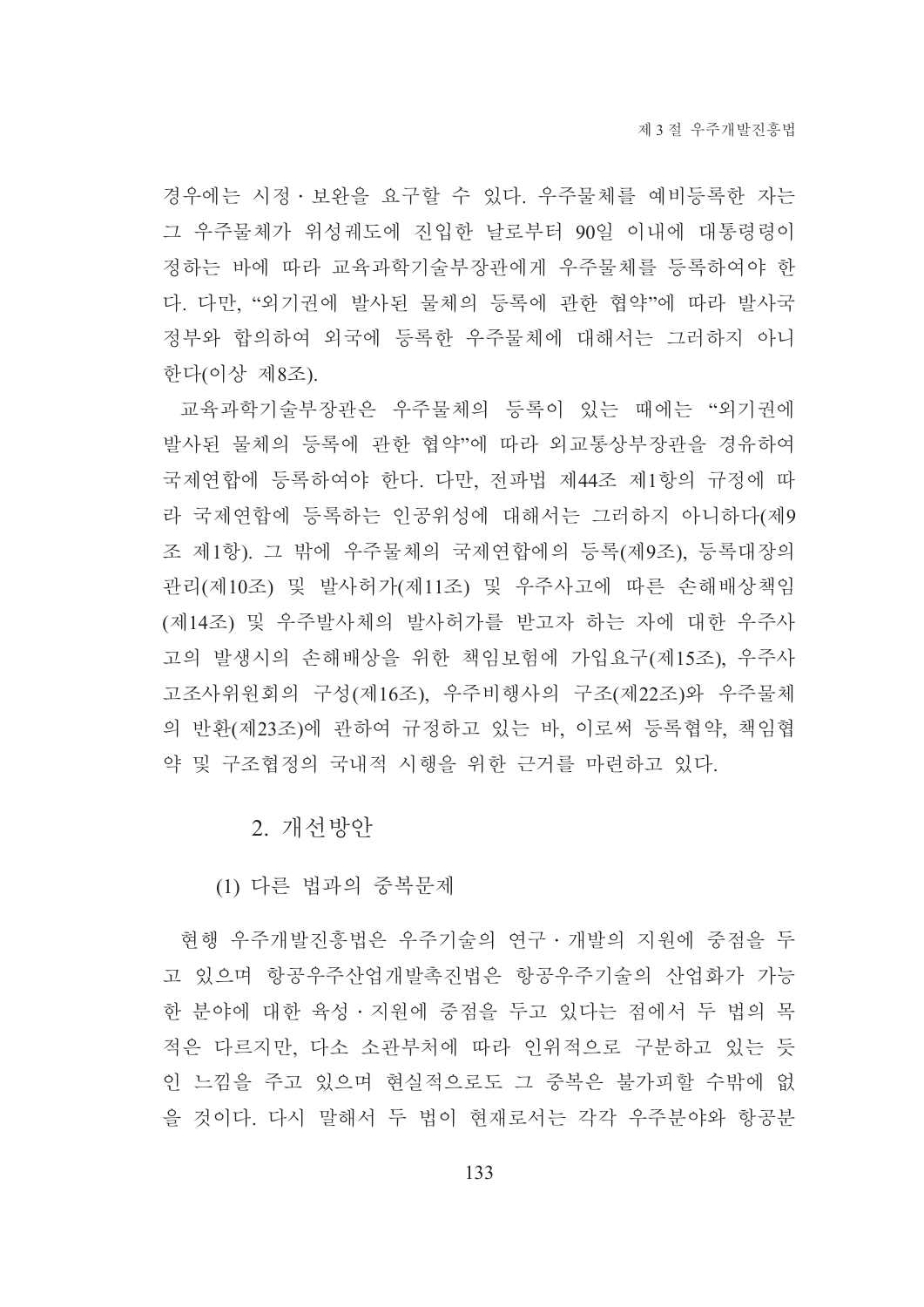경우에는 시정 · 보완을 요구할 수 있다. 우주물체를 예비등록한 자는 그 우주물체가 위성궤도에 진입한 날로부터 90일 이내에 대통령령이 정하는 바에 따라 교육과학기술부장관에게 우주물체를 등록하여야 한다. 다만, "외기권에 발사된 물체의 등록에 관한 협약"에 따라 발사국 정부와 합의하여 외국에 등록한 우주물체에 대해서는 그러하지 아니한다(이상 제8조).

교육과학기술부장관은 우주물체의 등록이 있는 때에는 "외기권에 발사된 물체의 등록에 관한 협약"에 따라 외교통상부장관을 경유하여 국제연합에 등록하여야 한다. 다만, 전파법 제44조 제1항의 규정에 따라 국제연합에 등록하는 인공위성에 대해서는 그러하지 아니하다(제9조 제1항). 그 밖에 우주물체의 국제연합에의 등록(제9조), 등록대장의 관리(제10조) 및 발사허가(제11조) 및 우주사고에 따른 손해배상책임(제14조) 및 우주발사체의 발사허가를 받고자 하는 자에 대한 우주사고의 발생시의 손해배상을 위한 책임보험에 가입요구(제15조), 우주사고조사위원회의 구성(제16조), 우주비행사의 구조(제22조)와 우주물체의 반환(제23조)에 관하여 규정하고 있는 바, 이로써 등록협약, 책임협약 및 구조협정의 국내적 시행을 위한 근거를 마련하고 있다.

## 2. 개선방안

### (1) 다른 법과의 중복문제

현행 우주개발진흥법은 우주기술의 연구 · 개발의 지원에 중점을 두고 있으며 항공우주산업개발촉진법은 항공우주기술의 산업화가 가능한 분야에 대한 육성 · 지원에 중점을 두고 있다는 점에서 두 법의 목적은 다르지만, 다소 소관부처에 따라 인위적으로 구분하고 있는 듯인 느낌을 주고 있으며 현실적으로도 그 중복은 불가피할 수밖에 없을 것이다. 다시 말해서 두 법이 현재로서는 각각 우주분야와 항공분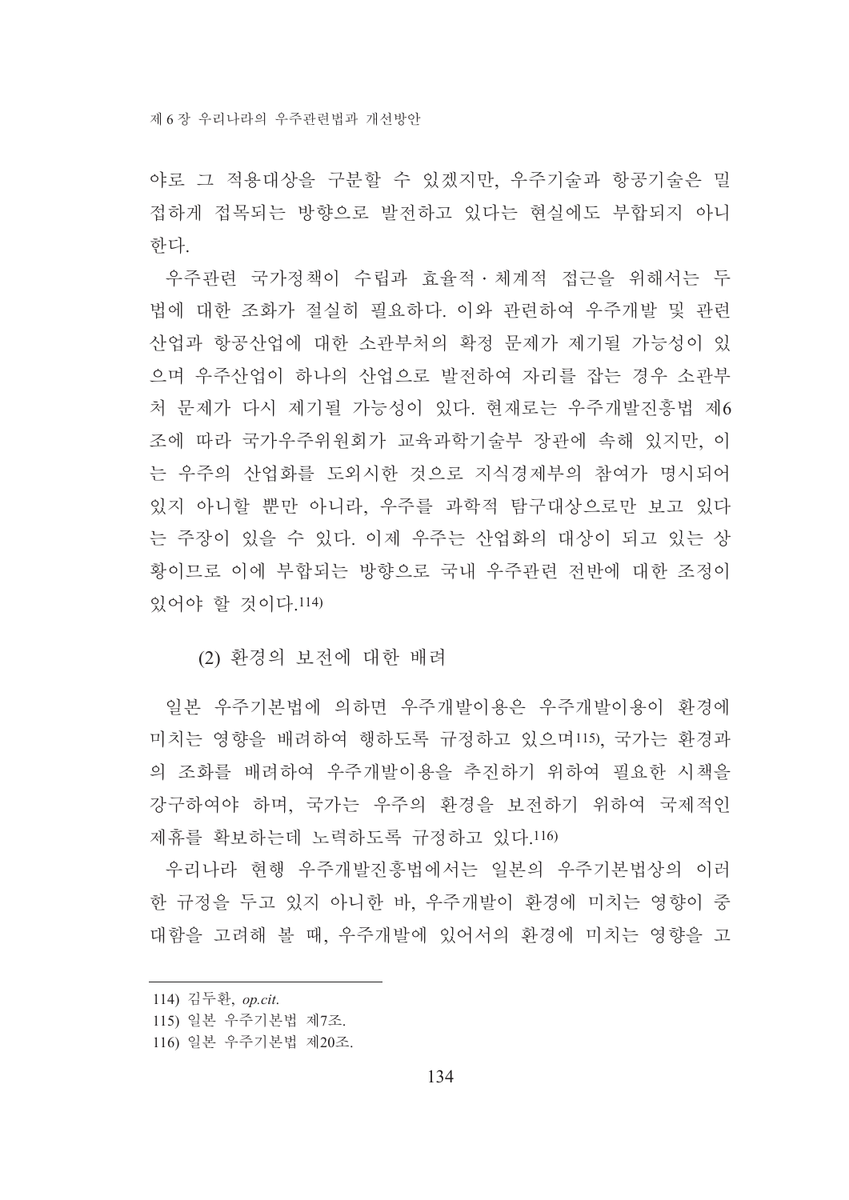야로 그 적용대상을 구분할 수 있겠지만, 우주기술과 항공기술은 밀접하게 접목되는 방향으로 발전하고 있다는 현실에도 부합되지 아니한다.

우주관련 국가정책이 수립과 효율적·체계적 접근을 위해서는 두 법에 대한 조화가 절실히 필요하다. 이와 관련하여 우주개발 및 관련 산업과 항공산업에 대한 소관부처의 확정 문제가 제기될 가능성이 있으며 우주산업이 하나의 산업으로 발전하여 자리를 잡는 경우 소관부처 문제가 다시 제기될 가능성이 있다. 현재로는 우주개발진흥법 제6조에 따라 국가우주위원회가 교육과학기술부 장관에 속해 있지만, 이는 우주의 산업화를 도외시한 것으로 지식경제부의 참여가 명시되어 있지 아니할 뿐만 아니라, 우주를 과학적 탐구대상으로만 보고 있다는 주장이 있을 수 있다. 이제 우주는 산업화의 대상이 되고 있는 상황이므로 이에 부합되는 방향으로 국내 우주관련 전반에 대한 조정이 있어야 할 것이다.[114]

#### (2) 환경의 보전에 대한 배려

일본 우주기본법에 의하면 우주개발이용은 우주개발이용이 환경에 미치는 영향을 배려하여 행하도록 규정하고 있으며[115], 국가는 환경과의 조화를 배려하여 우주개발이용을 추진하기 위하여 필요한 시책을 강구하여야 하며, 국가는 우주의 환경을 보전하기 위하여 국제적인 제휴를 확보하는데 노력하도록 규정하고 있다.[116]

우리나라 현행 우주개발진흥법에서는 일본의 우주기본법상의 이러한 규정을 두고 있지 아니한 바, 우주개발이 환경에 미치는 영향이 중대함을 고려해 볼 때, 우주개발에 있어서의 환경에 미치는 영향을 고

---

114) 김두환, *op.cit.*

115) 일본 우주기본법 제7조.

116) 일본 우주기본법 제20조.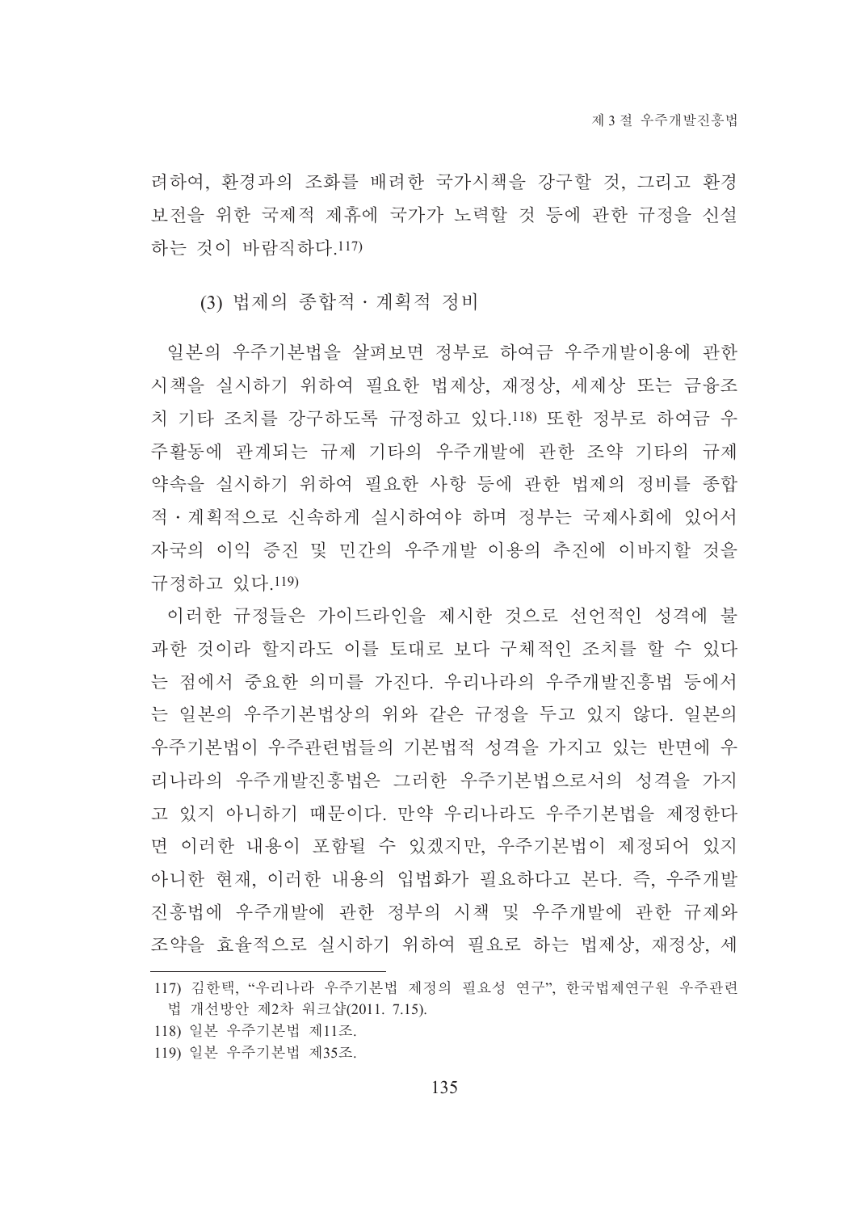려하여, 환경과의 조화를 배려한 국가시책을 강구할 것, 그리고 환경 보전을 위한 국제적 제휴에 국가가 노력할 것 등에 관한 규정을 신설하는 것이 바람직하다.[117)]

(3) 법제의 종합적 · 계획적 정비

일본의 우주기본법을 살펴보면 정부로 하여금 우주개발이용에 관한 시책을 실시하기 위하여 필요한 법제상, 재정상, 세제상 또는 금융조치 기타 조치를 강구하도록 규정하고 있다.[118)] 또한 정부로 하여금 우주활동에 관계되는 규제 기타의 우주개발에 관한 조약 기타의 규제 약속을 실시하기 위하여 필요한 사항 등에 관한 법제의 정비를 종합적 · 계획적으로 신속하게 실시하여야 하며 정부는 국제사회에 있어서 자국의 이익 증진 및 민간의 우주개발 이용의 추진에 이바지할 것을 규정하고 있다.[119)]

이러한 규정들은 가이드라인을 제시한 것으로 선언적인 성격에 불과한 것이라 할지라도 이를 토대로 보다 구체적인 조치를 할 수 있다는 점에서 중요한 의미를 가진다. 우리나라의 우주개발진흥법 등에서는 일본의 우주기본법상의 위와 같은 규정을 두고 있지 않다. 일본의 우주기본법이 우주관련법들의 기본법적 성격을 가지고 있는 반면에 우리나라의 우주개발진흥법은 그러한 우주기본법으로서의 성격을 가지고 있지 아니하기 때문이다. 만약 우리나라도 우주기본법을 제정한다면 이러한 내용이 포함될 수 있겠지만, 우주기본법이 제정되어 있지 아니한 현재, 이러한 내용의 입법화가 필요하다고 본다. 즉, 우주개발진흥법에 우주개발에 관한 정부의 시책 및 우주개발에 관한 규제와 조약을 효율적으로 실시하기 위하여 필요로 하는 법제상, 재정상, 세

---

117) 김한택, "우리나라 우주기본법 제정의 필요성 연구", 한국법제연구원 우주관련법 개선방안 제2차 워크샵(2011. 7.15).

118) 일본 우주기본법 제11조.

119) 일본 우주기본법 제35조.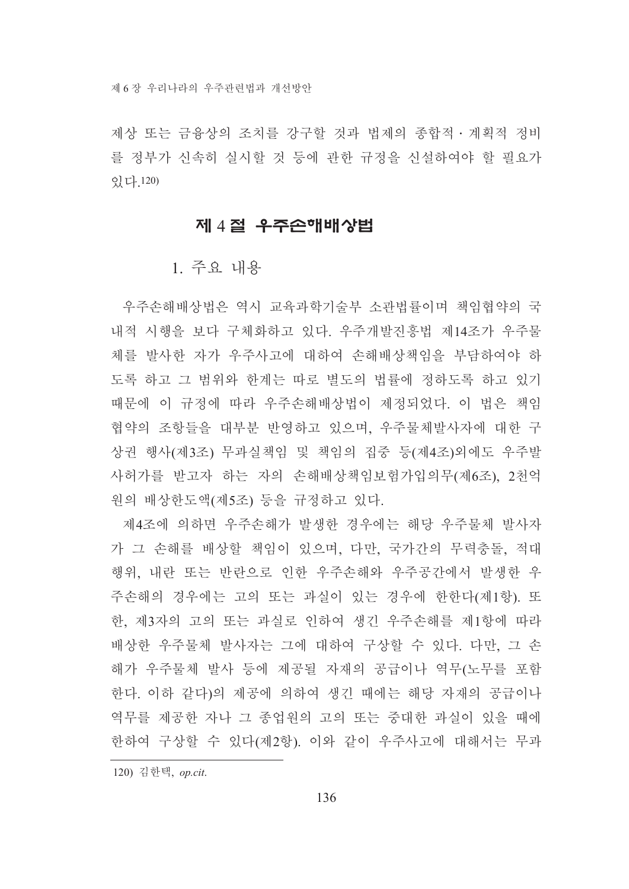제상 또는 금융상의 조치를 강구할 것과 법제의 종합적 · 계획적 정비를 정부가 신속히 실시할 것 등에 관한 규정을 신설하여야 할 필요가 있다.[120]

## 제 4 절 우주손해배상법

### 1. 주요 내용

우주손해배상법은 역시 교육과학기술부 소관법률이며 책임협약의 국내적 시행을 보다 구체화하고 있다. 우주개발진흥법 제14조가 우주물체를 발사한 자가 우주사고에 대하여 손해배상책임을 부담하여야 하도록 하고 그 범위와 한계는 따로 별도의 법률에 정하도록 하고 있기 때문에 이 규정에 따라 우주손해배상법이 제정되었다. 이 법은 책임협약의 조항들을 대부분 반영하고 있으며, 우주물체발사자에 대한 구상권 행사(제3조) 무과실책임 및 책임의 집중 등(제4조)외에도 우주발사허가를 받고자 하는 자의 손해배상책임보험가입의무(제6조), 2천억원의 배상한도액(제5조) 등을 규정하고 있다.

제4조에 의하면 우주손해가 발생한 경우에는 해당 우주물체 발사자가 그 손해를 배상할 책임이 있으며, 다만, 국가간의 무력충돌, 적대행위, 내란 또는 반란으로 인한 우주손해와 우주공간에서 발생한 우주손해의 경우에는 고의 또는 과실이 있는 경우에 한한다(제1항). 또한, 제3자의 고의 또는 과실로 인하여 생긴 우주손해를 제1항에 따라 배상한 우주물체 발사자는 그에 대하여 구상할 수 있다. 다만, 그 손해가 우주물체 발사 등에 제공될 자재의 공급이나 역무(노무를 포함한다. 이하 같다)의 제공에 의하여 생긴 때에는 해당 자재의 공급이나 역무를 제공한 자나 그 종업원의 고의 또는 중대한 과실이 있을 때에 한하여 구상할 수 있다(제2항). 이와 같이 우주사고에 대해서는 무과

---

120) 김한택, *op.cit.*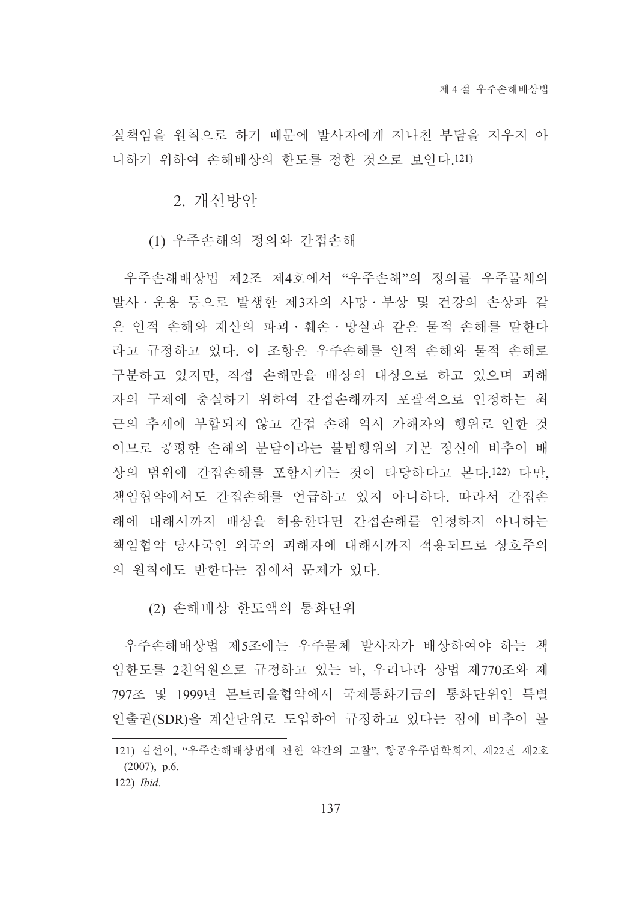실책임을 원칙으로 하기 때문에 발사자에게 지나친 부담을 지우지 아니하기 위하여 손해배상의 한도를 정한 것으로 보인다.[121]

### 2. 개선방안

#### (1) 우주손해의 정의와 간접손해

우주손해배상법 제2조 제4호에서 "우주손해"의 정의를 우주물체의 발사·운용 등으로 발생한 제3자의 사망·부상 및 건강의 손상과 같은 인적 손해와 재산의 파괴·훼손·망실과 같은 물적 손해를 말한다라고 규정하고 있다. 이 조항은 우주손해를 인적 손해와 물적 손해로 구분하고 있지만, 직접 손해만을 배상의 대상으로 하고 있으며 피해자의 구제에 충실하기 위하여 간접손해까지 포괄적으로 인정하는 최근의 추세에 부합되지 않고 간접 손해 역시 가해자의 행위로 인한 것이므로 공평한 손해의 분담이라는 불법행위의 기본 정신에 비추어 배상의 범위에 간접손해를 포함시키는 것이 타당하다고 본다.[122] 다만, 책임협약에서도 간접손해를 언급하고 있지 아니하다. 따라서 간접손해에 대해서까지 배상을 허용한다면 간접손해를 인정하지 아니하는 책임협약 당사국인 외국의 피해자에 대해서까지 적용되므로 상호주의의 원칙에도 반한다는 점에서 문제가 있다.

#### (2) 손해배상 한도액의 통화단위

우주손해배상법 제5조에는 우주물체 발사자가 배상하여야 하는 책임한도를 2천억원으로 규정하고 있는 바, 우리나라 상법 제770조와 제797조 및 1999년 몬트리올협약에서 국제통화기금의 통화단위인 특별인출권(SDR)을 계산단위로 도입하여 규정하고 있다는 점에 비추어 볼

---

121) 김선이, "우주손해배상법에 관한 약간의 고찰", 항공우주법학회지, 제22권 제2호 (2007), p.6.

122) *Ibid*.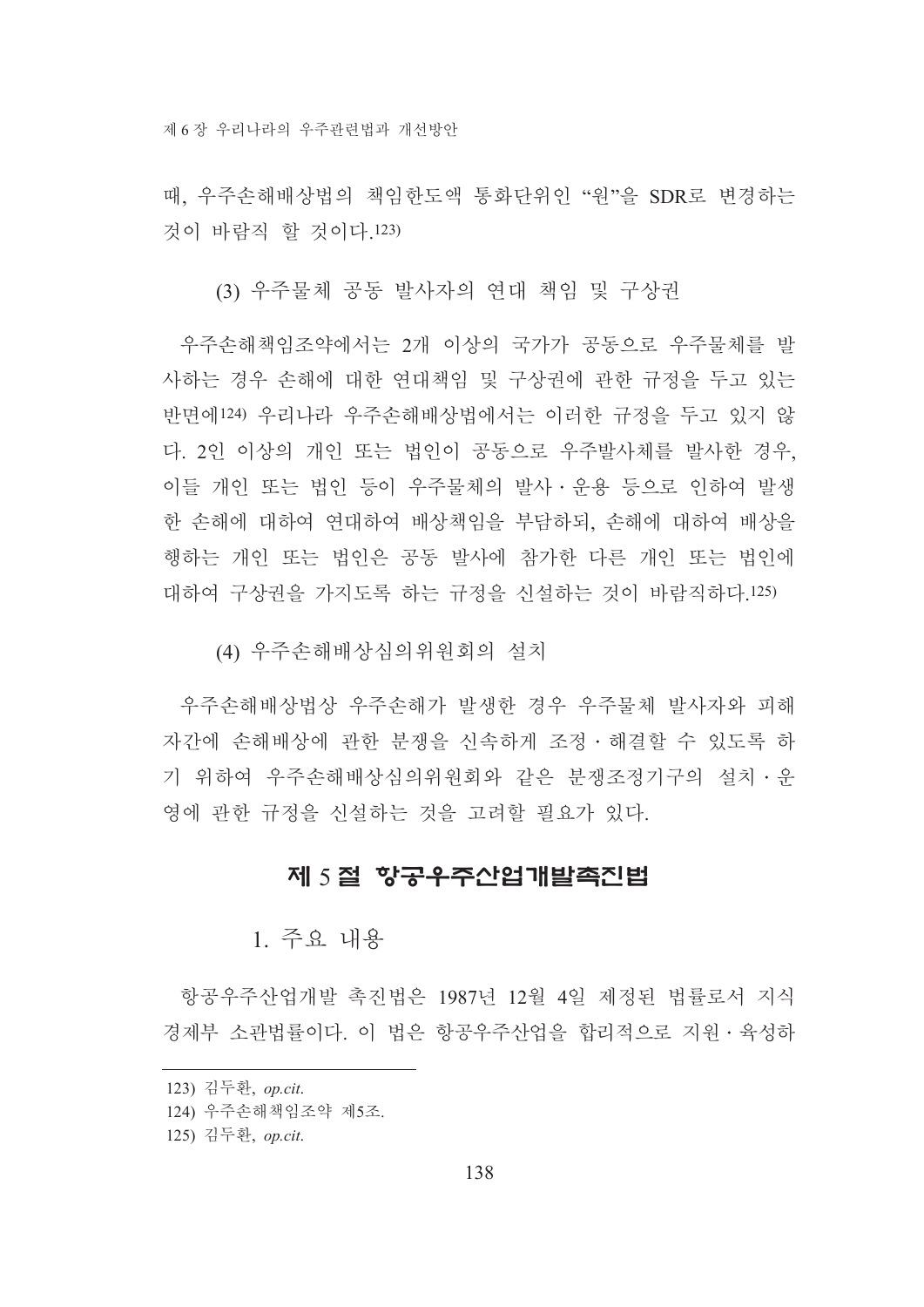때, 우주손해배상법의 책임한도액 통화단위인 "원"을 SDR로 변경하는 것이 바람직 할 것이다.[123]

(3) 우주물체 공동 발사자의 연대 책임 및 구상권

우주손해책임조약에서는 2개 이상의 국가가 공동으로 우주물체를 발사하는 경우 손해에 대한 연대책임 및 구상권에 관한 규정을 두고 있는 반면에[124] 우리나라 우주손해배상법에서는 이러한 규정을 두고 있지 않다. 2인 이상의 개인 또는 법인이 공동으로 우주발사체를 발사한 경우, 이들 개인 또는 법인 등이 우주물체의 발사·운용 등으로 인하여 발생한 손해에 대하여 연대하여 배상책임을 부담하되, 손해에 대하여 배상을 행하는 개인 또는 법인은 공동 발사에 참가한 다른 개인 또는 법인에 대하여 구상권을 가지도록 하는 규정을 신설하는 것이 바람직하다.[125]

(4) 우주손해배상심의위원회의 설치

우주손해배상법상 우주손해가 발생한 경우 우주물체 발사자와 피해자간에 손해배상에 관한 분쟁을 신속하게 조정·해결할 수 있도록 하기 위하여 우주손해배상심의위원회와 같은 분쟁조정기구의 설치·운영에 관한 규정을 신설하는 것을 고려할 필요가 있다.

## 제 5 절 항공우주산업개발촉진법

### 1. 주요 내용

항공우주산업개발 촉진법은 1987년 12월 4일 제정된 법률로서 지식경제부 소관법률이다. 이 법은 항공우주산업을 합리적으로 지원·육성하

---

123) 김두환, *op.cit.*

124) 우주손해책임조약 제5조.

125) 김두환, *op.cit.*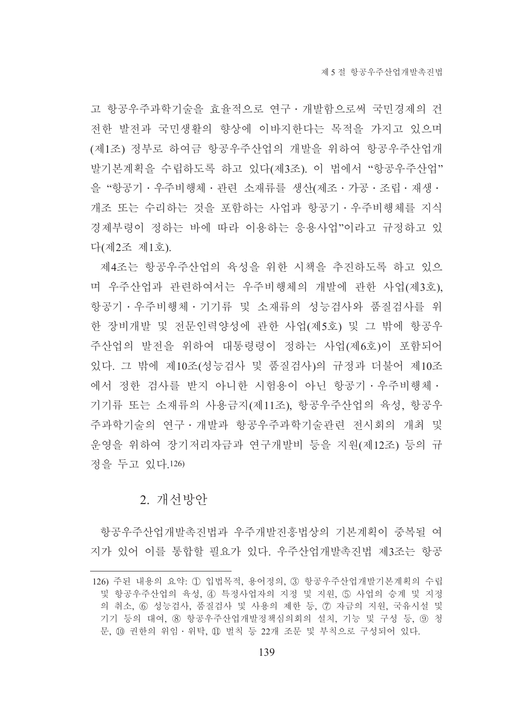고 항공우주과학기술을 효율적으로 연구·개발함으로써 국민경제의 건전한 발전과 국민생활의 향상에 이바지한다는 목적을 가지고 있으며(제1조) 정부로 하여금 항공우주산업의 개발을 위하여 항공우주산업개발기본계획을 수립하도록 하고 있다(제3조). 이 법에서 "항공우주산업"을 "항공기·우주비행체·관련 소재류를 생산(제조·가공·조립·재생·개조 또는 수리하는 것을 포함하는 사업과 항공기·우주비행체를 지식경제부령이 정하는 바에 따라 이용하는 응용사업"이라고 규정하고 있다(제2조 제1호).

제4조는 항공우주산업의 육성을 위한 시책을 추진하도록 하고 있으며 우주산업과 관련하여서는 우주비행체의 개발에 관한 사업(제3호), 항공기·우주비행체·기기류 및 소재류의 성능검사와 품질검사를 위한 장비개발 및 전문인력양성에 관한 사업(제5호) 및 그 밖에 항공우주산업의 발전을 위하여 대통령령이 정하는 사업(제6호)이 포함되어 있다. 그 밖에 제10조(성능검사 및 품질검사)의 규정과 더불어 제10조에서 정한 검사를 받지 아니한 시험용이 아닌 항공기·우주비행체·기기류 또는 소재류의 사용금지(제11조), 항공우주산업의 육성, 항공우주과학기술의 연구·개발과 항공우주과학기술관련 전시회의 개최 및 운영을 위하여 장기저리자금과 연구개발비 등을 지원(제12조) 등의 규정을 두고 있다.[126]

## 2. 개선방안

항공우주산업개발촉진법과 우주개발진흥법상의 기본계획이 중복될 여지가 있어 이를 통합할 필요가 있다. 우주산업개발촉진법 제3조는 항공

---

126) 주된 내용의 요약: ① 입법목적, 용어정의, ③ 항공우주산업개발기본계획의 수립 및 항공우주산업의 육성, ④ 특정사업자의 지정 및 지원, ⑤ 사업의 승계 및 지정의 취소, ⑥ 성능검사, 품질검사 및 사용의 제한 등, ⑦ 자금의 지원, 국유시설 및 기기 등의 대여, ⑧ 항공우주산업개발정책심의회의 설치, 기능 및 구성 등, ⑨ 청문, ⑩ 권한의 위임·위탁, ⑪ 벌칙 등 22개 조문 및 부칙으로 구성되어 있다.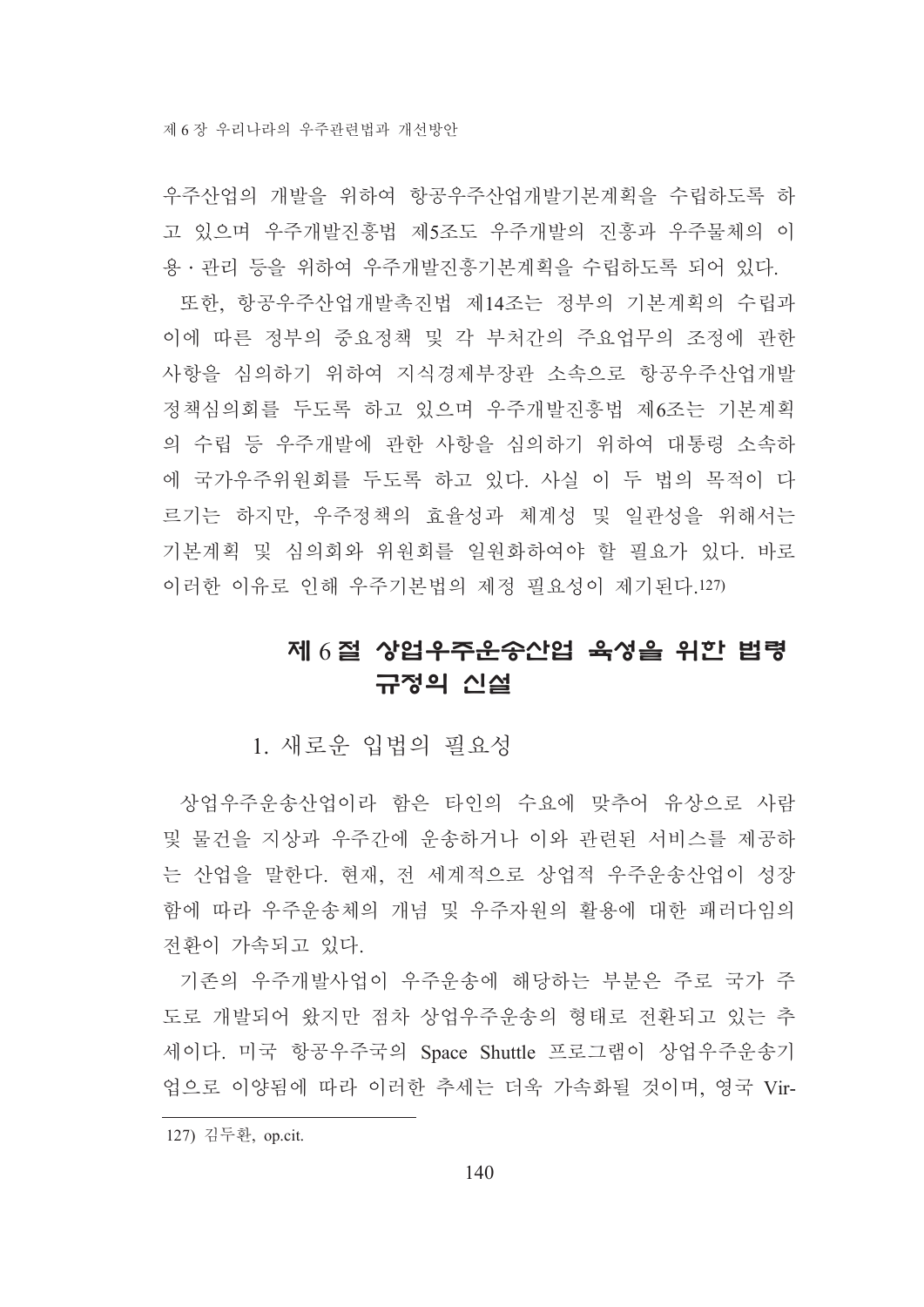우주산업의 개발을 위하여 항공우주산업개발기본계획을 수립하도록 하고 있으며 우주개발진흥법 제5조도 우주개발의 진흥과 우주물체의 이용·관리 등을 위하여 우주개발진흥기본계획을 수립하도록 되어 있다.

또한, 항공우주산업개발촉진법 제14조는 정부의 기본계획의 수립과 이에 따른 정부의 중요정책 및 각 부처간의 주요업무의 조정에 관한 사항을 심의하기 위하여 지식경제부장관 소속으로 항공우주산업개발정책심의회를 두도록 하고 있으며 우주개발진흥법 제6조는 기본계획의 수립 등 우주개발에 관한 사항을 심의하기 위하여 대통령 소속하에 국가우주위원회를 두도록 하고 있다. 사실 이 두 법의 목적이 다르기는 하지만, 우주정책의 효율성과 체계성 및 일관성을 위해서는 기본계획 및 심의회와 위원회를 일원화하여야 할 필요가 있다. 바로 이러한 이유로 인해 우주기본법의 제정 필요성이 제기된다.[127]

## 제 6 절 상업우주운송산업 육성을 위한 법령 규정의 신설

### 1. 새로운 입법의 필요성

상업우주운송산업이라 함은 타인의 수요에 맞추어 유상으로 사람 및 물건을 지상과 우주간에 운송하거나 이와 관련된 서비스를 제공하는 산업을 말한다. 현재, 전 세계적으로 상업적 우주운송산업이 성장함에 따라 우주운송체의 개념 및 우주자원의 활용에 대한 패러다임의 전환이 가속되고 있다.

기존의 우주개발사업이 우주운송에 해당하는 부분은 주로 국가 주도로 개발되어 왔지만 점차 상업우주운송의 형태로 전환되고 있는 추세이다. 미국 항공우주국의 Space Shuttle 프로그램이 상업우주운송기업으로 이양됨에 따라 이러한 추세는 더욱 가속화될 것이며, 영국 Vir-

---

127) 김두환, op.cit.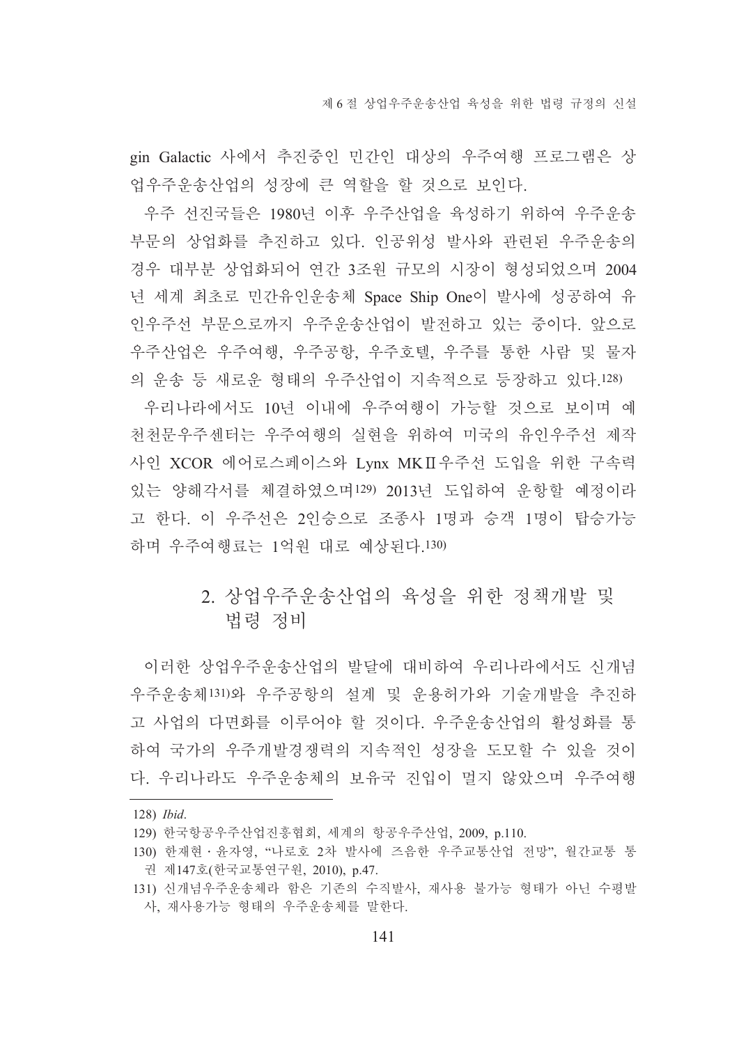gin Galactic 사에서 추진중인 민간인 대상의 우주여행 프로그램은 상업우주운송산업의 성장에 큰 역할을 할 것으로 보인다.

우주 선진국들은 1980년 이후 우주산업을 육성하기 위하여 우주운송 부문의 상업화를 추진하고 있다. 인공위성 발사와 관련된 우주운송의 경우 대부분 상업화되어 연간 3조원 규모의 시장이 형성되었으며 2004년 세계 최초로 민간유인운송체 Space Ship One이 발사에 성공하여 유인우주선 부문으로까지 우주운송산업이 발전하고 있는 중이다. 앞으로 우주산업은 우주여행, 우주공항, 우주호텔, 우주를 통한 사람 및 물자의 운송 등 새로운 형태의 우주산업이 지속적으로 등장하고 있다.[128)]

우리나라에서도 10년 이내에 우주여행이 가능할 것으로 보이며 예천천문우주센터는 우주여행의 실현을 위하여 미국의 유인우주선 제작사인 XCOR 에어로스페이스와 Lynx MKⅡ우주선 도입을 위한 구속력 있는 양해각서를 체결하였으며[129)] 2013년 도입하여 운항할 예정이라고 한다. 이 우주선은 2인승으로 조종사 1명과 승객 1명이 탑승가능하며 우주여행료는 1억원 대로 예상된다.[130)]

## 2. 상업우주운송산업의 육성을 위한 정책개발 및 법령 정비

이러한 상업우주운송산업의 발달에 대비하여 우리나라에서도 신개념 우주운송체[131)]와 우주공항의 설계 및 운용허가와 기술개발을 추진하고 사업의 다면화를 이루어야 할 것이다. 우주운송산업의 활성화를 통하여 국가의 우주개발경쟁력의 지속적인 성장을 도모할 수 있을 것이다. 우리나라도 우주운송체의 보유국 진입이 멀지 않았으며 우주여행

---

128) *Ibid*.

129) 한국항공우주산업진흥협회, 세계의 항공우주산업, 2009, p.110.

130) 한재현ㆍ윤자영, "나로호 2차 발사에 즈음한 우주교통산업 전망", 월간교통 통권 제147호(한국교통연구원, 2010), p.47.

131) 신개념우주운송체라 함은 기존의 수직발사, 재사용 불가능 형태가 아닌 수평발사, 재사용가능 형태의 우주운송체를 말한다.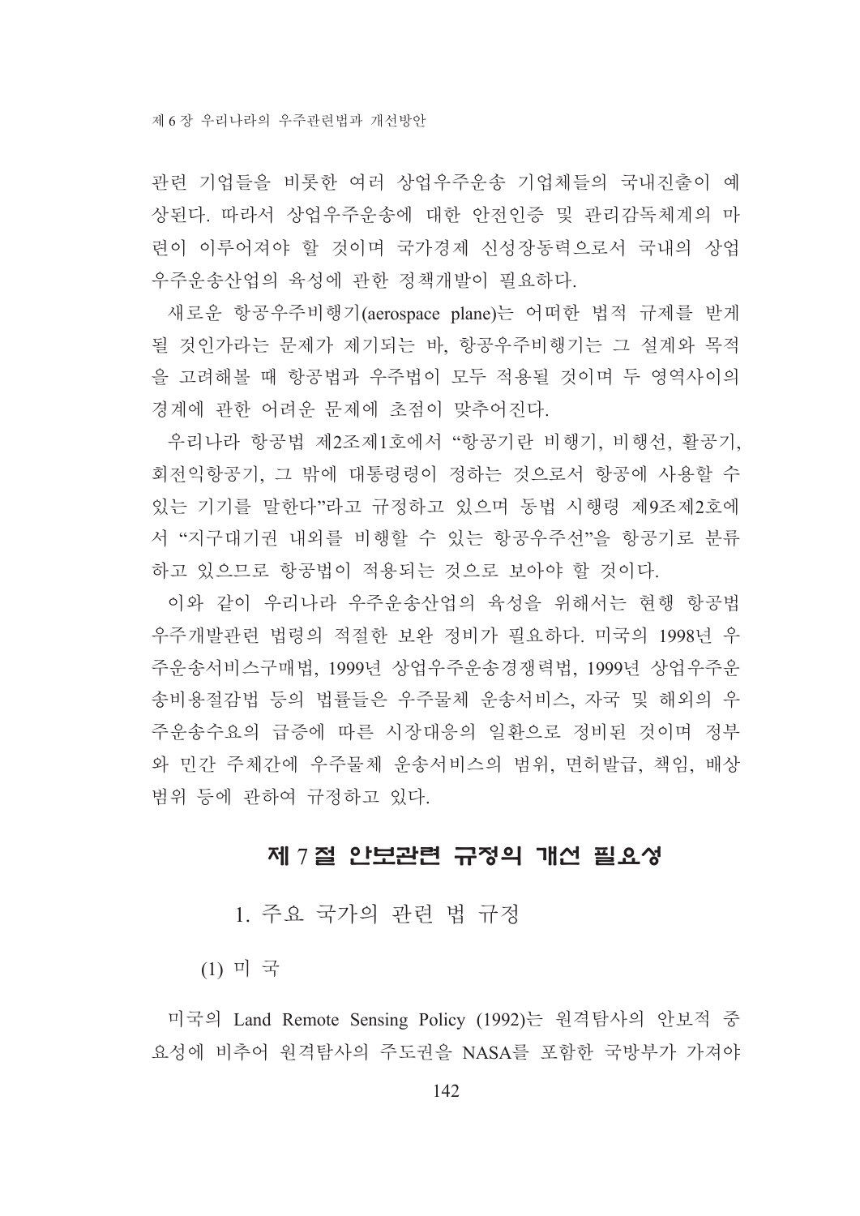관련 기업들을 비롯한 여러 상업우주운송 기업체들의 국내진출이 예상된다. 따라서 상업우주운송에 대한 안전인증 및 관리감독체계의 마련이 이루어져야 할 것이며 국가경제 신성장동력으로서 국내의 상업우주운송산업의 육성에 관한 정책개발이 필요하다.

새로운 항공우주비행기(aerospace plane)는 어떠한 법적 규제를 받게 될 것인가라는 문제가 제기되는 바, 항공우주비행기는 그 설계와 목적을 고려해볼 때 항공법과 우주법이 모두 적용될 것이며 두 영역사이의 경계에 관한 어려운 문제에 초점이 맞추어진다.

우리나라 항공법 제2조제1호에서 "항공기란 비행기, 비행선, 활공기, 회전익항공기, 그 밖에 대통령령이 정하는 것으로서 항공에 사용할 수 있는 기기를 말한다"라고 규정하고 있으며 동법 시행령 제9조제2호에서 "지구대기권 내외를 비행할 수 있는 항공우주선"을 항공기로 분류하고 있으므로 항공법이 적용되는 것으로 보아야 할 것이다.

이와 같이 우리나라 우주운송산업의 육성을 위해서는 현행 항공법 우주개발관련 법령의 적절한 보완 정비가 필요하다. 미국의 1998년 우주운송서비스구매법, 1999년 상업우주운송경쟁력법, 1999년 상업우주운송비용절감법 등의 법률들은 우주물체 운송서비스, 자국 및 해외의 우주운송수요의 급증에 따른 시장대응의 일환으로 정비된 것이며 정부와 민간 주체간에 우주물체 운송서비스의 범위, 면허발급, 책임, 배상범위 등에 관하여 규정하고 있다.

## 제 7 절 안보관련 규정의 개선 필요성

### 1. 주요 국가의 관련 법 규정

#### (1) 미 국

미국의 Land Remote Sensing Policy (1992)는 원격탐사의 안보적 중요성에 비추어 원격탐사의 주도권을 NASA를 포함한 국방부가 가져야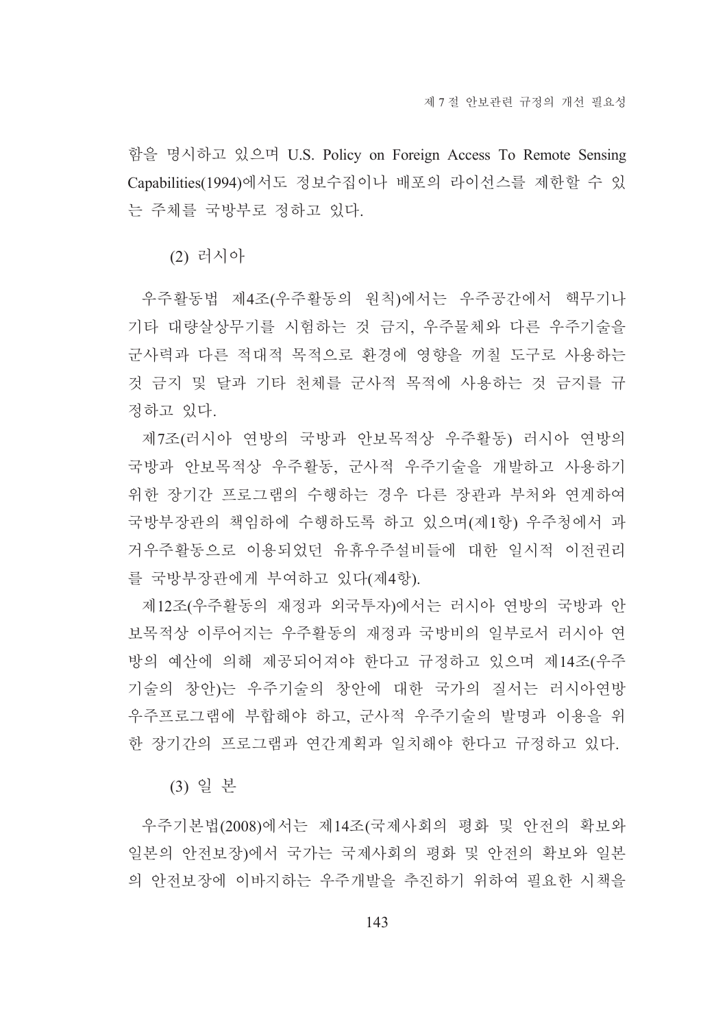함을 명시하고 있으며 U.S. Policy on Foreign Access To Remote Sensing Capabilities(1994)에서도 정보수집이나 배포의 라이선스를 제한할 수 있는 주체를 국방부로 정하고 있다.

#### (2) 러시아

우주활동법 제4조(우주활동의 원칙)에서는 우주공간에서 핵무기나 기타 대량살상무기를 시험하는 것 금지, 우주물체와 다른 우주기술을 군사력과 다른 적대적 목적으로 환경에 영향을 끼칠 도구로 사용하는 것 금지 및 달과 기타 천체를 군사적 목적에 사용하는 것 금지를 규정하고 있다.

제7조(러시아 연방의 국방과 안보목적상 우주활동) 러시아 연방의 국방과 안보목적상 우주활동, 군사적 우주기술을 개발하고 사용하기 위한 장기간 프로그램의 수행하는 경우 다른 장관과 부처와 연계하여 국방부장관의 책임하에 수행하도록 하고 있으며(제1항) 우주청에서 과거우주활동으로 이용되었던 유휴우주설비들에 대한 일시적 이전권리를 국방부장관에게 부여하고 있다(제4항).

제12조(우주활동의 재정과 외국투자)에서는 러시아 연방의 국방과 안보목적상 이루어지는 우주활동의 재정과 국방비의 일부로서 러시아 연방의 예산에 의해 제공되어져야 한다고 규정하고 있으며 제14조(우주기술의 창안)는 우주기술의 창안에 대한 국가의 질서는 러시아연방 우주프로그램에 부합해야 하고, 군사적 우주기술의 발명과 이용을 위한 장기간의 프로그램과 연간계획과 일치해야 한다고 규정하고 있다.

#### (3) 일 본

우주기본법(2008)에서는 제14조(국제사회의 평화 및 안전의 확보와 일본의 안전보장)에서 국가는 국제사회의 평화 및 안전의 확보와 일본의 안전보장에 이바지하는 우주개발을 추진하기 위하여 필요한 시책을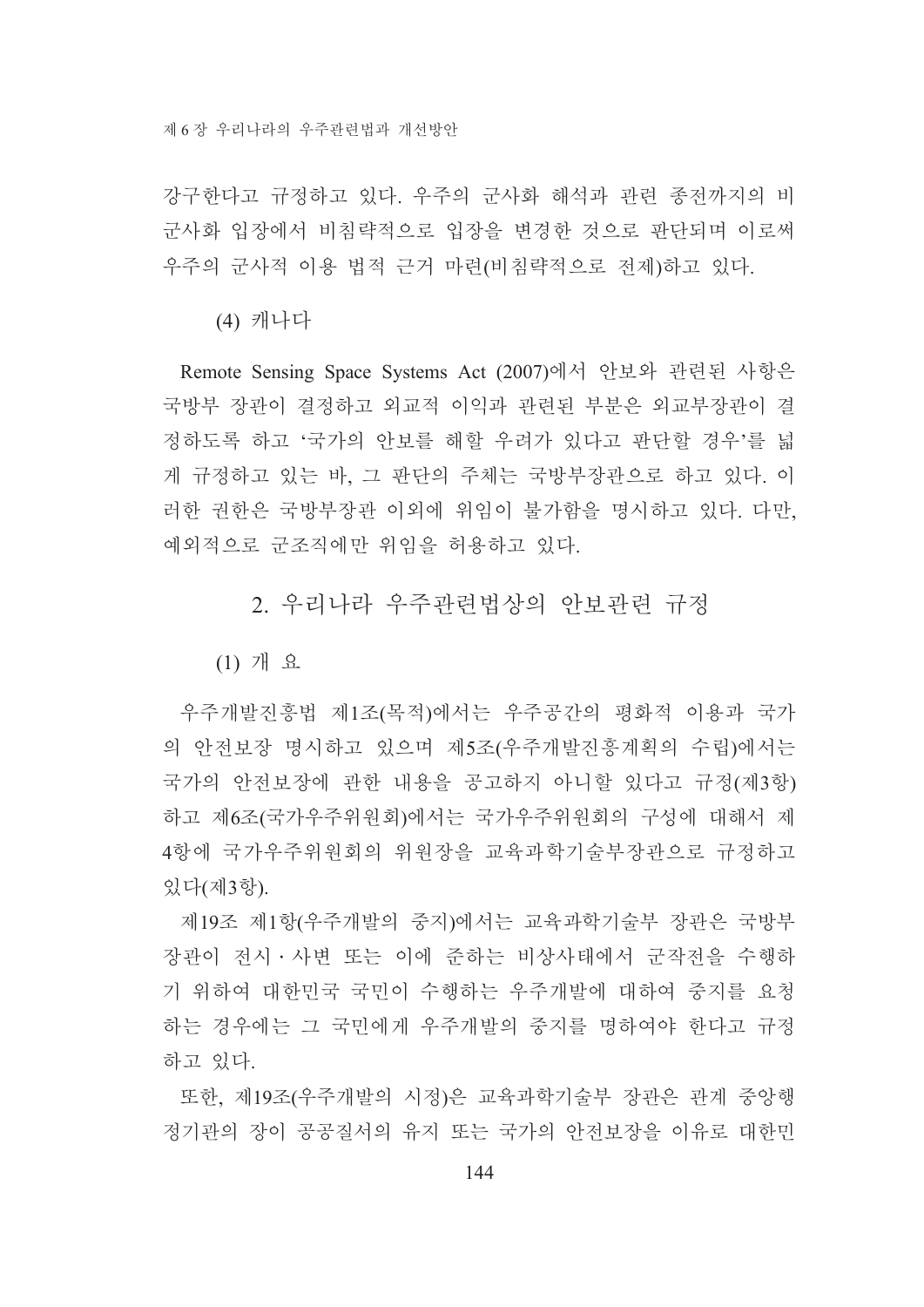강구한다고 규정하고 있다. 우주의 군사화 해석과 관련 종전까지의 비군사화 입장에서 비침략적으로 입장을 변경한 것으로 판단되며 이로써 우주의 군사적 이용 법적 근거 마련(비침략적으로 전제)하고 있다.

(4) 캐나다

Remote Sensing Space Systems Act (2007)에서 안보와 관련된 사항은 국방부 장관이 결정하고 외교적 이익과 관련된 부분은 외교부장관이 결정하도록 하고 '국가의 안보를 해할 우려가 있다고 판단할 경우'를 넓게 규정하고 있는 바, 그 판단의 주체는 국방부장관으로 하고 있다. 이러한 권한은 국방부장관 이외에 위임이 불가함을 명시하고 있다. 다만, 예외적으로 군조직에만 위임을 허용하고 있다.

## 2. 우리나라 우주관련법상의 안보관련 규정

(1) 개 요

우주개발진흥법 제1조(목적)에서는 우주공간의 평화적 이용과 국가의 안전보장 명시하고 있으며 제5조(우주개발진흥계획의 수립)에서는 국가의 안전보장에 관한 내용을 공고하지 아니할 있다고 규정(제3항)하고 제6조(국가우주위원회)에서는 국가우주위원회의 구성에 대해서 제4항에 국가우주위원회의 위원장을 교육과학기술부장관으로 규정하고 있다(제3항).

제19조 제1항(우주개발의 중지)에서는 교육과학기술부 장관은 국방부장관이 전시·사변 또는 이에 준하는 비상사태에서 군작전을 수행하기 위하여 대한민국 국민이 수행하는 우주개발에 대하여 중지를 요청하는 경우에는 그 국민에게 우주개발의 중지를 명하여야 한다고 규정하고 있다.

또한, 제19조(우주개발의 시정)은 교육과학기술부 장관은 관계 중앙행정기관의 장이 공공질서의 유지 또는 국가의 안전보장을 이유로 대한민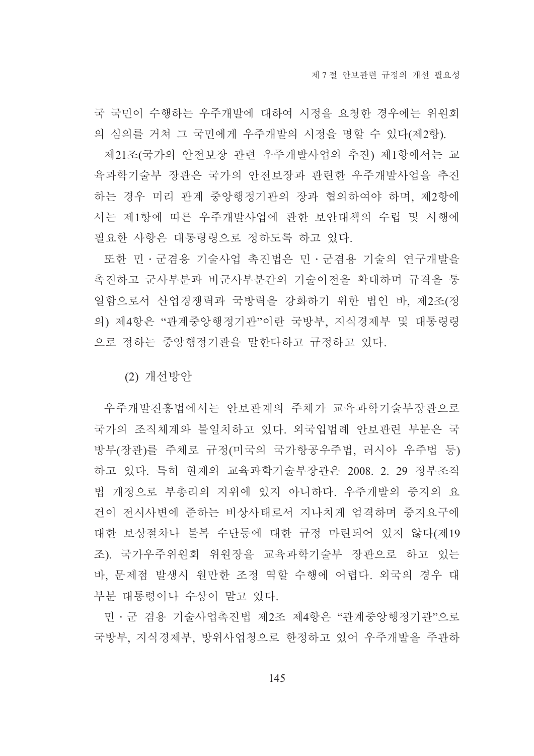국 국민이 수행하는 우주개발에 대하여 시정을 요청한 경우에는 위원회의 심의를 거쳐 그 국민에게 우주개발의 시정을 명할 수 있다(제2항).

제21조(국가의 안전보장 관련 우주개발사업의 추진) 제1항에서는 교육과학기술부 장관은 국가의 안전보장과 관련한 우주개발사업을 추진하는 경우 미리 관계 중앙행정기관의 장과 협의하여야 하며, 제2항에서는 제1항에 따른 우주개발사업에 관한 보안대책의 수립 및 시행에 필요한 사항은 대통령령으로 정하도록 하고 있다.

또한 민·군겸용 기술사업 촉진법은 민·군겸용 기술의 연구개발을 촉진하고 군사부분과 비군사부분간의 기술이전을 확대하며 규격을 통일함으로서 산업경쟁력과 국방력을 강화하기 위한 법인 바, 제2조(정의) 제4항은 "관계중앙행정기관"이란 국방부, 지식경제부 및 대통령령으로 정하는 중앙행정기관을 말한다하고 규정하고 있다.

(2) 개선방안

우주개발진흥법에서는 안보관계의 주체가 교육과학기술부장관으로 국가의 조직체계와 불일치하고 있다. 외국입법례 안보관련 부분은 국방부(장관)를 주체로 규정(미국의 국가항공우주법, 러시아 우주법 등)하고 있다. 특히 현재의 교육과학기술부장관은 2008. 2. 29 정부조직법 개정으로 부총리의 지위에 있지 아니하다. 우주개발의 중지의 요건이 전시사변에 준하는 비상사태로서 지나치게 엄격하며 중지요구에 대한 보상절차나 불복 수단등에 대한 규정 마련되어 있지 않다(제19조). 국가우주위원회 위원장을 교육과학기술부 장관으로 하고 있는 바, 문제점 발생시 원만한 조정 역할 수행에 어렵다. 외국의 경우 대부분 대통령이나 수상이 맡고 있다.

민·군 겸용 기술사업촉진법 제2조 제4항은 "관계중앙행정기관"으로 국방부, 지식경제부, 방위사업청으로 한정하고 있어 우주개발을 주관하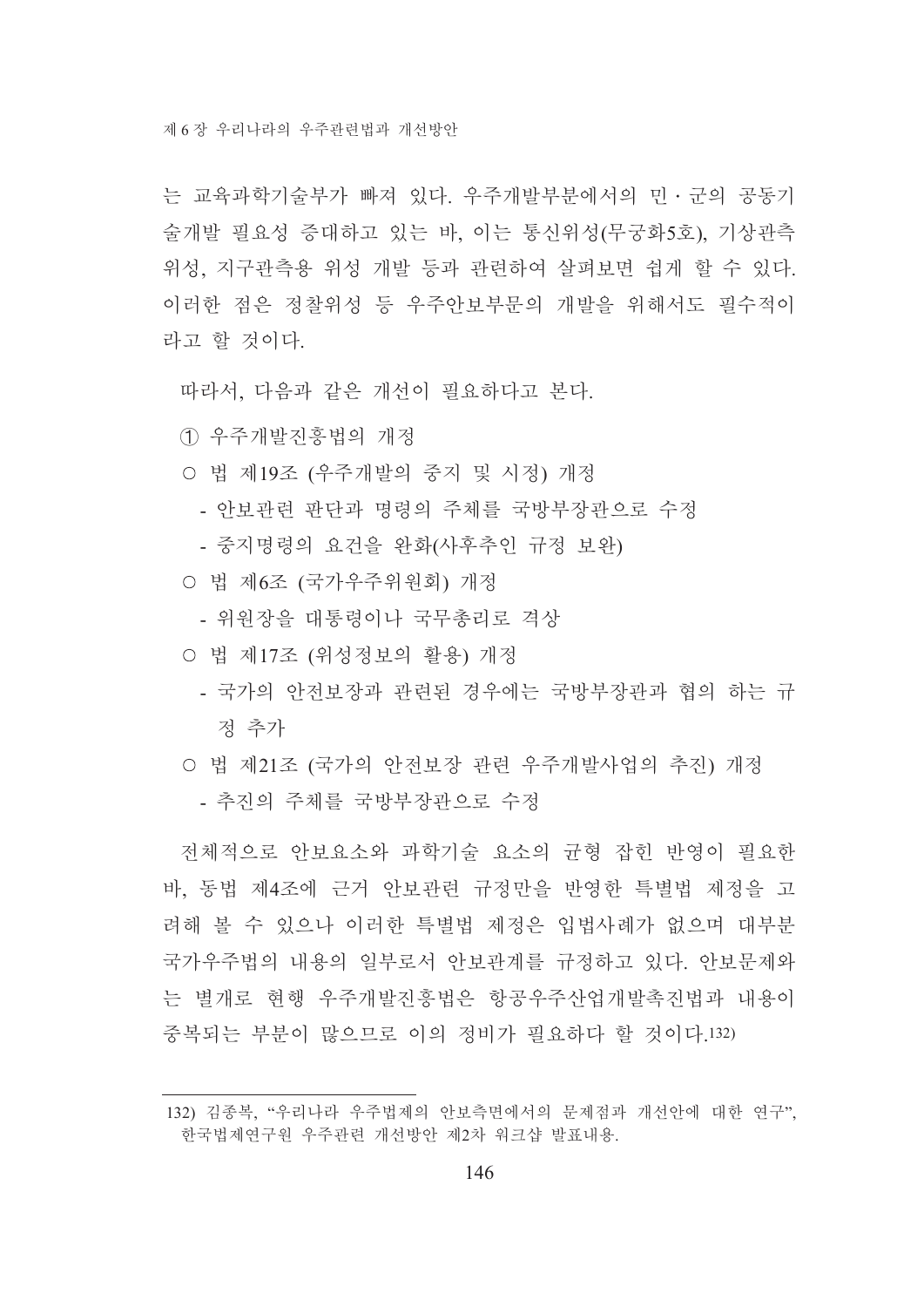는 교육과학기술부가 빠져 있다. 우주개발부분에서의 민·군의 공동기술개발 필요성 증대하고 있는 바, 이는 통신위성(무궁화5호), 기상관측위성, 지구관측용 위성 개발 등과 관련하여 살펴보면 쉽게 할 수 있다. 이러한 점은 정찰위성 등 우주안보부문의 개발을 위해서도 필수적이라고 할 것이다.

따라서, 다음과 같은 개선이 필요하다고 본다.

① 우주개발진흥법의 개정

○ 법 제19조 (우주개발의 중지 및 시정) 개정

- 안보관련 판단과 명령의 주체를 국방부장관으로 수정
- 중지명령의 요건을 완화(사후추인 규정 보완)

○ 법 제6조 (국가우주위원회) 개정

- 위원장을 대통령이나 국무총리로 격상

○ 법 제17조 (위성정보의 활용) 개정

- 국가의 안전보장과 관련된 경우에는 국방부장관과 협의 하는 규정 추가

○ 법 제21조 (국가의 안전보장 관련 우주개발사업의 추진) 개정

- 추진의 주체를 국방부장관으로 수정

전체적으로 안보요소와 과학기술 요소의 균형 잡힌 반영이 필요한 바, 동법 제4조에 근거 안보관련 규정만을 반영한 특별법 제정을 고려해 볼 수 있으나 이러한 특별법 제정은 입법사례가 없으며 대부분 국가우주법의 내용의 일부로서 안보관계를 규정하고 있다. 안보문제와는 별개로 현행 우주개발진흥법은 항공우주산업개발촉진법과 내용이 중복되는 부분이 많으므로 이의 정비가 필요하다 할 것이다.[132]

---

132) 김종복, "우리나라 우주법제의 안보측면에서의 문제점과 개선안에 대한 연구", 한국법제연구원 우주관련 개선방안 제2차 워크샵 발표내용.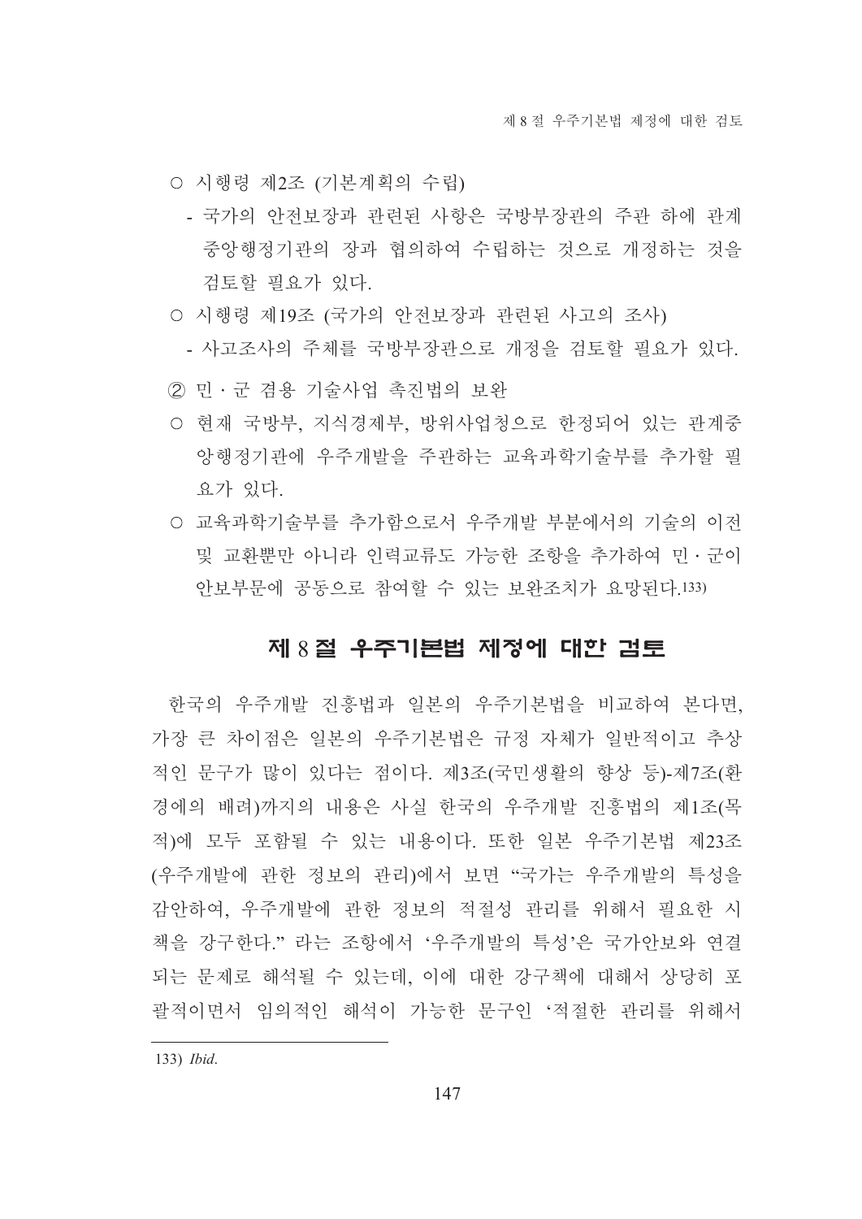○ 시행령 제2조 (기본계획의 수립)

- 국가의 안전보장과 관련된 사항은 국방부장관의 주관 하에 관계 중앙행정기관의 장과 협의하여 수립하는 것으로 개정하는 것을 검토할 필요가 있다.

○ 시행령 제19조 (국가의 안전보장과 관련된 사고의 조사)

- 사고조사의 주체를 국방부장관으로 개정을 검토할 필요가 있다.

② 민 · 군 겸용 기술사업 촉진법의 보완

○ 현재 국방부, 지식경제부, 방위사업청으로 한정되어 있는 관계중앙행정기관에 우주개발을 주관하는 교육과학기술부를 추가할 필요가 있다.

○ 교육과학기술부를 추가함으로서 우주개발 부분에서의 기술의 이전 및 교환뿐만 아니라 인력교류도 가능한 조항을 추가하여 민 · 군이 안보부문에 공동으로 참여할 수 있는 보완조치가 요망된다.[133]

## 제 8 절 우주기본법 제정에 대한 검토

한국의 우주개발 진흥법과 일본의 우주기본법을 비교하여 본다면, 가장 큰 차이점은 일본의 우주기본법은 규정 자체가 일반적이고 추상적인 문구가 많이 있다는 점이다. 제3조(국민생활의 향상 등)-제7조(환경에의 배려)까지의 내용은 사실 한국의 우주개발 진흥법의 제1조(목적)에 모두 포함될 수 있는 내용이다. 또한 일본 우주기본법 제23조(우주개발에 관한 정보의 관리)에서 보면 "국가는 우주개발의 특성을 감안하여, 우주개발에 관한 정보의 적절성 관리를 위해서 필요한 시책을 강구한다." 라는 조항에서 '우주개발의 특성'은 국가안보와 연결되는 문제로 해석될 수 있는데, 이에 대한 강구책에 대해서 상당히 포괄적이면서 임의적인 해석이 가능한 문구인 '적절한 관리를 위해서

---

133) *Ibid*.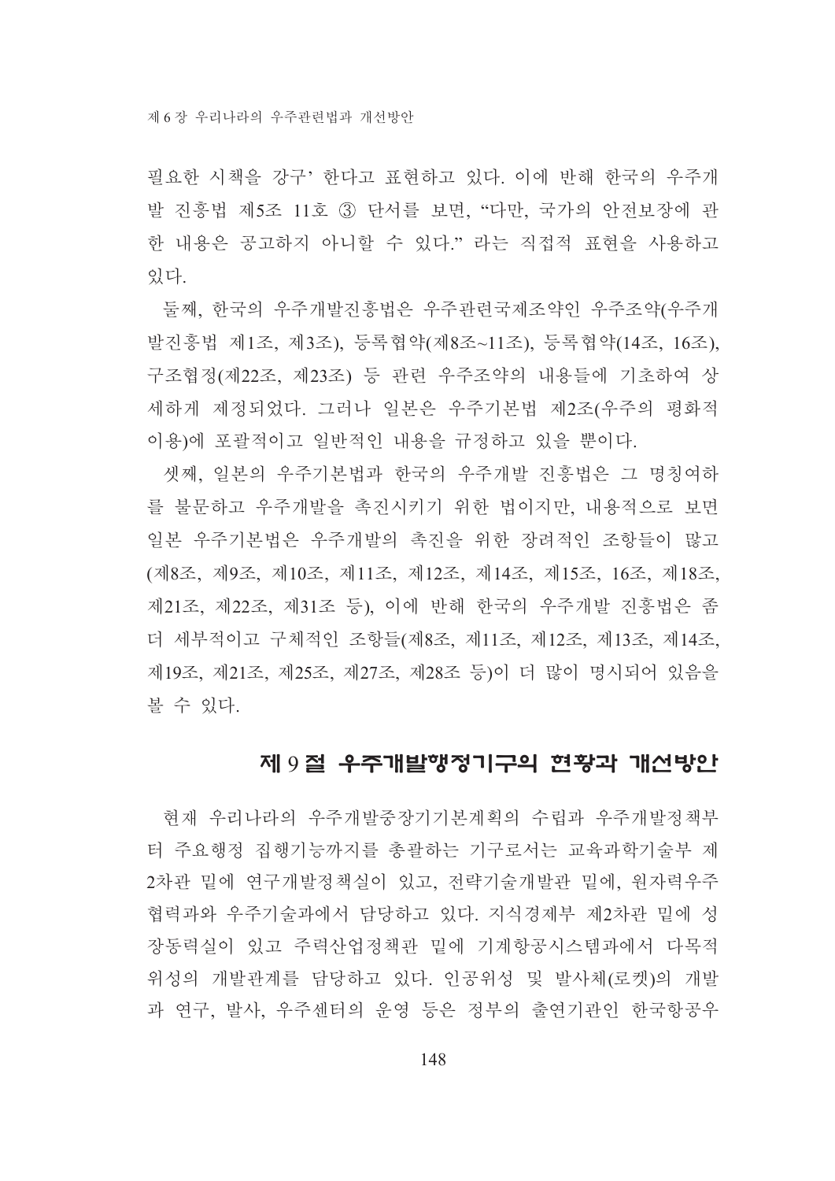필요한 시책을 강구' 한다고 표현하고 있다. 이에 반해 한국의 우주개발 진흥법 제5조 11호 ③ 단서를 보면, "다만, 국가의 안전보장에 관한 내용은 공고하지 아니할 수 있다." 라는 직접적 표현을 사용하고 있다.

둘째, 한국의 우주개발진흥법은 우주관련국제조약인 우주조약(우주개발진흥법 제1조, 제3조), 등록협약(제8조~11조), 등록협약(14조, 16조), 구조협정(제22조, 제23조) 등 관련 우주조약의 내용들에 기초하여 상세하게 제정되었다. 그러나 일본은 우주기본법 제2조(우주의 평화적 이용)에 포괄적이고 일반적인 내용을 규정하고 있을 뿐이다.

셋째, 일본의 우주기본법과 한국의 우주개발 진흥법은 그 명칭여하를 불문하고 우주개발을 촉진시키기 위한 법이지만, 내용적으로 보면 일본 우주기본법은 우주개발의 촉진을 위한 장려적인 조항들이 많고(제8조, 제9조, 제10조, 제11조, 제12조, 제14조, 제15조, 16조, 제18조, 제21조, 제22조, 제31조 등), 이에 반해 한국의 우주개발 진흥법은 좀 더 세부적이고 구체적인 조항들(제8조, 제11조, 제12조, 제13조, 제14조, 제19조, 제21조, 제25조, 제27조, 제28조 등)이 더 많이 명시되어 있음을 볼 수 있다.

## 제 9 절 우주개발행정기구의 현황과 개선방안

현재 우리나라의 우주개발중장기기본계획의 수립과 우주개발정책부터 주요행정 집행기능까지를 총괄하는 기구로서는 교육과학기술부 제2차관 밑에 연구개발정책실이 있고, 전략기술개발관 밑에, 원자력우주협력과와 우주기술과에서 담당하고 있다. 지식경제부 제2차관 밑에 성장동력실이 있고 주력산업정책관 밑에 기계항공시스템과에서 다목적위성의 개발관계를 담당하고 있다. 인공위성 및 발사체(로켓)의 개발과 연구, 발사, 우주센터의 운영 등은 정부의 출연기관인 한국항공우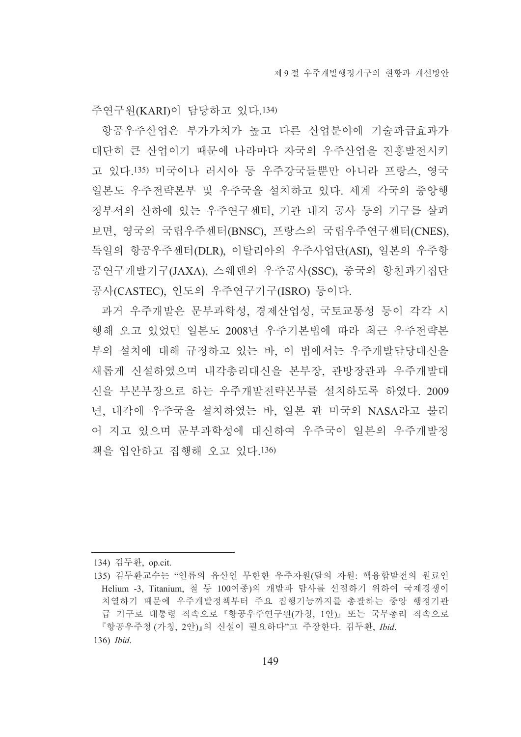주연구원(KARI)이 담당하고 있다.[134]

항공우주산업은 부가가치가 높고 다른 산업분야에 기술파급효과가 대단히 큰 산업이기 때문에 나라마다 자국의 우주산업을 진흥발전시키고 있다.[135] 미국이나 러시아 등 우주강국들뿐만 아니라 프랑스, 영국 일본도 우주전략본부 및 우주국을 설치하고 있다. 세계 각국의 중앙행정부서의 산하에 있는 우주연구센터, 기관 내지 공사 등의 기구를 살펴보면, 영국의 국립우주센터(BNSC), 프랑스의 국립우주연구센터(CNES), 독일의 항공우주센터(DLR), 이탈리아의 우주사업단(ASI), 일본의 우주항공연구개발기구(JAXA), 스웨덴의 우주공사(SSC), 중국의 항천과기집단공사(CASTEC), 인도의 우주연구기구(ISRO) 등이다.

과거 우주개발은 문부과학성, 경제산업성, 국토교통성 등이 각각 시행해 오고 있었던 일본도 2008년 우주기본법에 따라 최근 우주전략본부의 설치에 대해 규정하고 있는 바, 이 법에서는 우주개발담당대신을 새롭게 신설하였으며 내각총리대신을 본부장, 관방장관과 우주개발대신을 부본부장으로 하는 우주개발전략본부를 설치하도록 하였다. 2009년, 내각에 우주국을 설치하였는 바, 일본 판 미국의 NASA라고 불리어 지고 있으며 문부과학성에 대신하여 우주국이 일본의 우주개발정책을 입안하고 집행해 오고 있다.[136]

---

134) 김두환, op.cit.

135) 김두환교수는 "인류의 유산인 무한한 우주자원(달의 자원: 핵융합발전의 원료인 Helium -3, Titanium, 철 등 100여종)의 개발과 탐사를 선점하기 위하여 국제경쟁이 치열하기 때문에 우주개발정책부터 주요 집행기능까지를 총괄하는 중앙 행정기관급 기구로 대통령 직속으로 『항공우주연구원(가칭, 1안)』 또는 국무총리 직속으로 『항공우주청 (가칭, 2안)』의 신설이 필요하다"고 주장한다. 김두환, *Ibid*.

136) *Ibid*.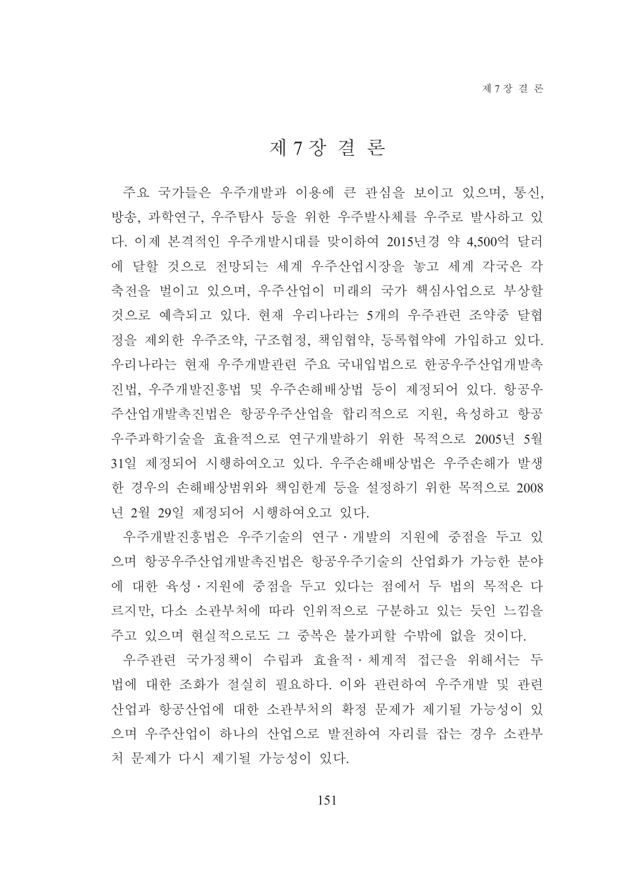# 제 7 장 결 론

주요 국가들은 우주개발과 이용에 큰 관심을 보이고 있으며, 통신, 방송, 과학연구, 우주탐사 등을 위한 우주발사체를 우주로 발사하고 있다. 이제 본격적인 우주개발시대를 맞이하여 2015년경 약 4,500억 달러에 달할 것으로 전망되는 세계 우주산업시장을 놓고 세계 각국은 각축전을 벌이고 있으며, 우주산업이 미래의 국가 핵심사업으로 부상할 것으로 예측되고 있다. 현재 우리나라는 5개의 우주관련 조약중 달협정을 제외한 우주조약, 구조협정, 책임협약, 등록협약에 가입하고 있다. 우리나라는 현재 우주개발관련 주요 국내입법으로 한공우주산업개발촉진법, 우주개발진흥법 및 우주손해배상법 등이 제정되어 있다. 항공우주산업개발촉진법은 항공우주산업을 합리적으로 지원, 육성하고 항공우주과학기술을 효율적으로 연구개발하기 위한 목적으로 2005년 5월 31일 제정되어 시행하여오고 있다. 우주손해배상법은 우주손해가 발생한 경우의 손해배상범위와 책임한계 등을 설정하기 위한 목적으로 2008년 2월 29일 제정되어 시행하여오고 있다.

우주개발진흥법은 우주기술의 연구･개발의 지원에 중점을 두고 있으며 항공우주산업개발촉진법은 항공우주기술의 산업화가 가능한 분야에 대한 육성･지원에 중점을 두고 있다는 점에서 두 법의 목적은 다르지만, 다소 소관부처에 따라 인위적으로 구분하고 있는 듯인 느낌을 주고 있으며 현실적으로도 그 중복은 불가피할 수밖에 없을 것이다.

우주관련 국가정책이 수립과 효율적･체계적 접근을 위해서는 두 법에 대한 조화가 절실히 필요하다. 이와 관련하여 우주개발 및 관련 산업과 항공산업에 대한 소관부처의 확정 문제가 제기될 가능성이 있으며 우주산업이 하나의 산업으로 발전하여 자리를 잡는 경우 소관부처 문제가 다시 제기될 가능성이 있다.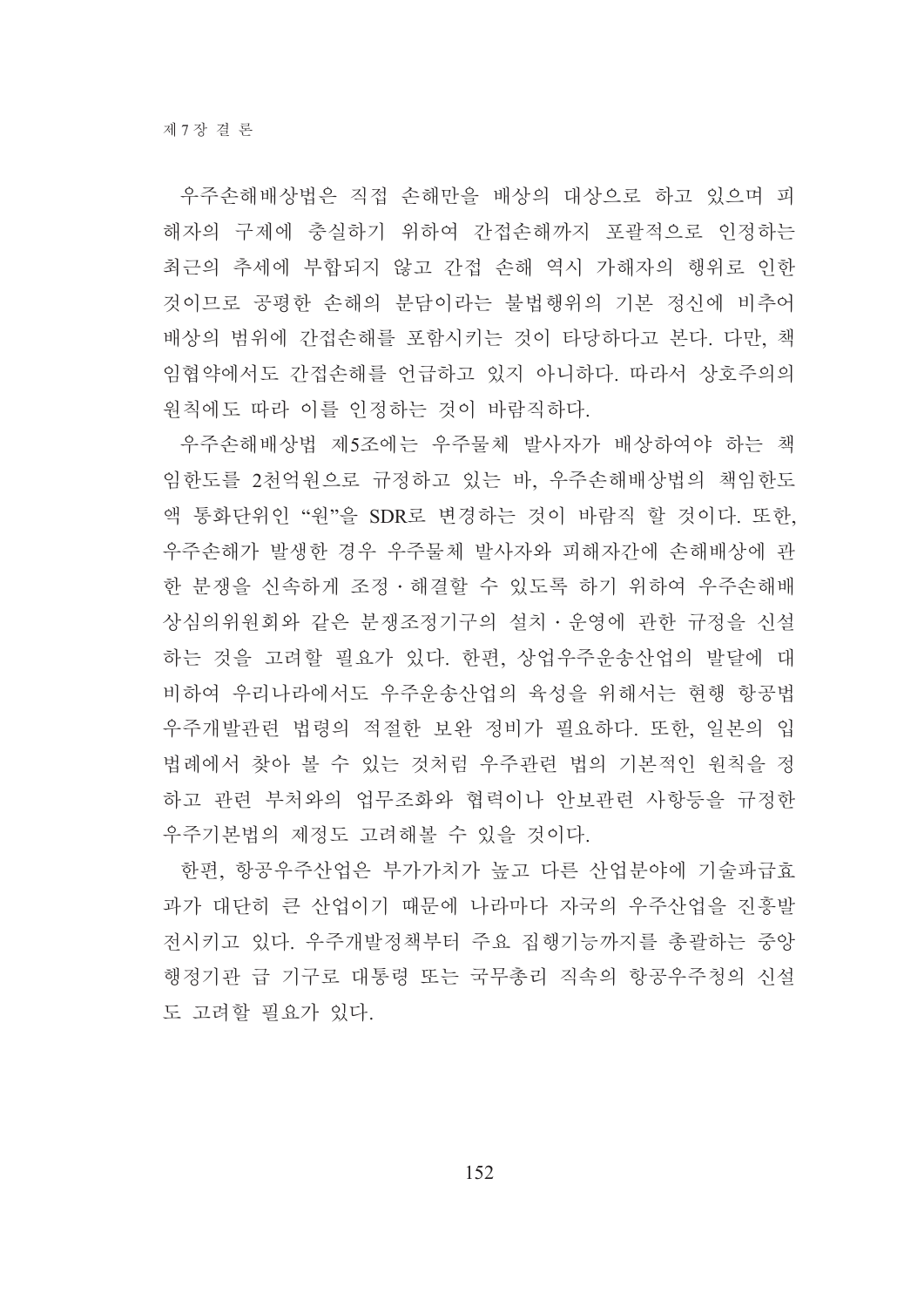우주손해배상법은 직접 손해만을 배상의 대상으로 하고 있으며 피해자의 구제에 충실하기 위하여 간접손해까지 포괄적으로 인정하는 최근의 추세에 부합되지 않고 간접 손해 역시 가해자의 행위로 인한 것이므로 공평한 손해의 분담이라는 불법행위의 기본 정신에 비추어 배상의 범위에 간접손해를 포함시키는 것이 타당하다고 본다. 다만, 책임협약에서도 간접손해를 언급하고 있지 아니하다. 따라서 상호주의의 원칙에도 따라 이를 인정하는 것이 바람직하다.

우주손해배상법 제5조에는 우주물체 발사자가 배상하여야 하는 책임한도를 2천억원으로 규정하고 있는 바, 우주손해배상법의 책임한도액 통화단위인 "원"을 SDR로 변경하는 것이 바람직 할 것이다. 또한, 우주손해가 발생한 경우 우주물체 발사자와 피해자간에 손해배상에 관한 분쟁을 신속하게 조정 · 해결할 수 있도록 하기 위하여 우주손해배상심의위원회와 같은 분쟁조정기구의 설치 · 운영에 관한 규정을 신설하는 것을 고려할 필요가 있다. 한편, 상업우주운송산업의 발달에 대비하여 우리나라에서도 우주운송산업의 육성을 위해서는 현행 항공법 우주개발관련 법령의 적절한 보완 정비가 필요하다. 또한, 일본의 입법례에서 찾아 볼 수 있는 것처럼 우주관련 법의 기본적인 원칙을 정하고 관련 부처와의 업무조화와 협력이나 안보관련 사항등을 규정한 우주기본법의 제정도 고려해볼 수 있을 것이다.

한편, 항공우주산업은 부가가치가 높고 다른 산업분야에 기술파급효과가 대단히 큰 산업이기 때문에 나라마다 자국의 우주산업을 진흥발전시키고 있다. 우주개발정책부터 주요 집행기능까지를 총괄하는 중앙행정기관 급 기구로 대통령 또는 국무총리 직속의 항공우주청의 신설도 고려할 필요가 있다.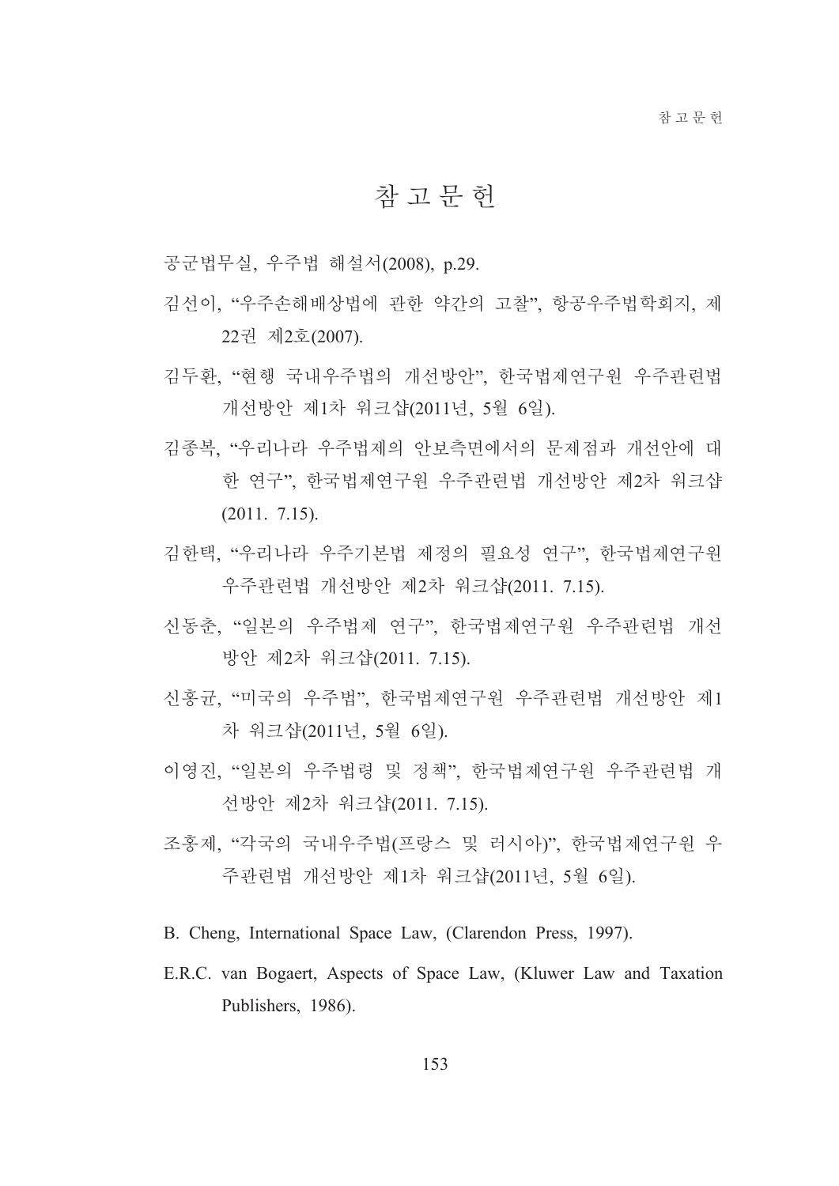# 참 고 문 헌

공군법무실, 우주법 해설서(2008), p.29.

김선이, "우주손해배상법에 관한 약간의 고찰", 항공우주법학회지, 제22권 제2호(2007).

김두환, "현행 국내우주법의 개선방안", 한국법제연구원 우주관련법 개선방안 제1차 워크샵(2011년, 5월 6일).

김종복, "우리나라 우주법제의 안보측면에서의 문제점과 개선안에 대한 연구", 한국법제연구원 우주관련법 개선방안 제2차 워크샵(2011. 7.15).

김한택, "우리나라 우주기본법 제정의 필요성 연구", 한국법제연구원 우주관련법 개선방안 제2차 워크샵(2011. 7.15).

신동춘, "일본의 우주법제 연구", 한국법제연구원 우주관련법 개선방안 제2차 워크샵(2011. 7.15).

신홍균, "미국의 우주법", 한국법제연구원 우주관련법 개선방안 제1차 워크샵(2011년, 5월 6일).

이영진, "일본의 우주법령 및 정책", 한국법제연구원 우주관련법 개선방안 제2차 워크샵(2011. 7.15).

조홍제, "각국의 국내우주법(프랑스 및 러시아)", 한국법제연구원 우주관련법 개선방안 제1차 워크샵(2011년, 5월 6일).

B. Cheng, International Space Law, (Clarendon Press, 1997).

E.R.C. van Bogaert, Aspects of Space Law, (Kluwer Law and Taxation Publishers, 1986).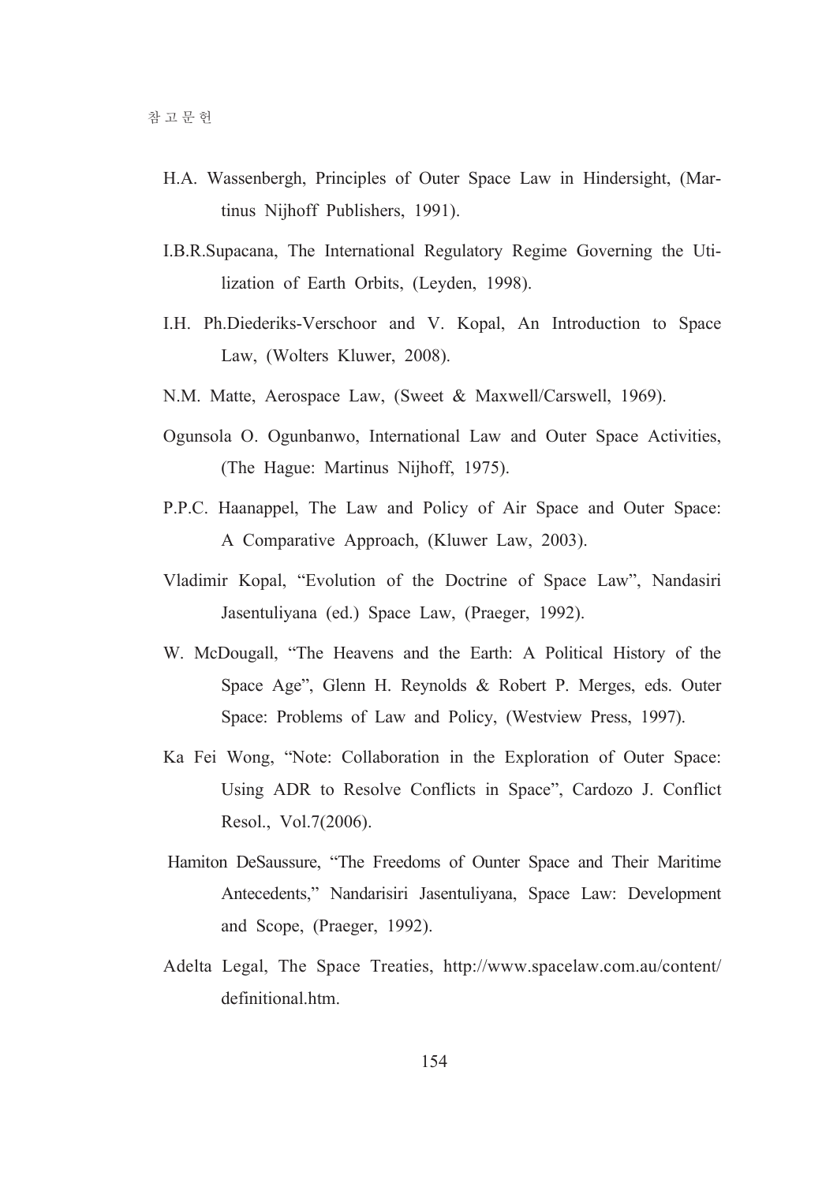H.A. Wassenbergh, Principles of Outer Space Law in Hindersight, (Martinus Nijhoff Publishers, 1991).

I.B.R.Supacana, The International Regulatory Regime Governing the Utilization of Earth Orbits, (Leyden, 1998).

I.H. Ph.Diederiks-Verschoor and V. Kopal, An Introduction to Space Law, (Wolters Kluwer, 2008).

N.M. Matte, Aerospace Law, (Sweet & Maxwell/Carswell, 1969).

Ogunsola O. Ogunbanwo, International Law and Outer Space Activities, (The Hague: Martinus Nijhoff, 1975).

P.P.C. Haanappel, The Law and Policy of Air Space and Outer Space: A Comparative Approach, (Kluwer Law, 2003).

Vladimir Kopal, "Evolution of the Doctrine of Space Law", Nandasiri Jasentuliyana (ed.) Space Law, (Praeger, 1992).

W. McDougall, "The Heavens and the Earth: A Political History of the Space Age", Glenn H. Reynolds & Robert P. Merges, eds. Outer Space: Problems of Law and Policy, (Westview Press, 1997).

Ka Fei Wong, "Note: Collaboration in the Exploration of Outer Space: Using ADR to Resolve Conflicts in Space", Cardozo J. Conflict Resol., Vol.7(2006).

Hamiton DeSaussure, "The Freedoms of Ounter Space and Their Maritime Antecedents," Nandarisiri Jasentuliyana, Space Law: Development and Scope, (Praeger, 1992).

Adelta Legal, The Space Treaties, http://www.spacelaw.com.au/content/definitional.htm.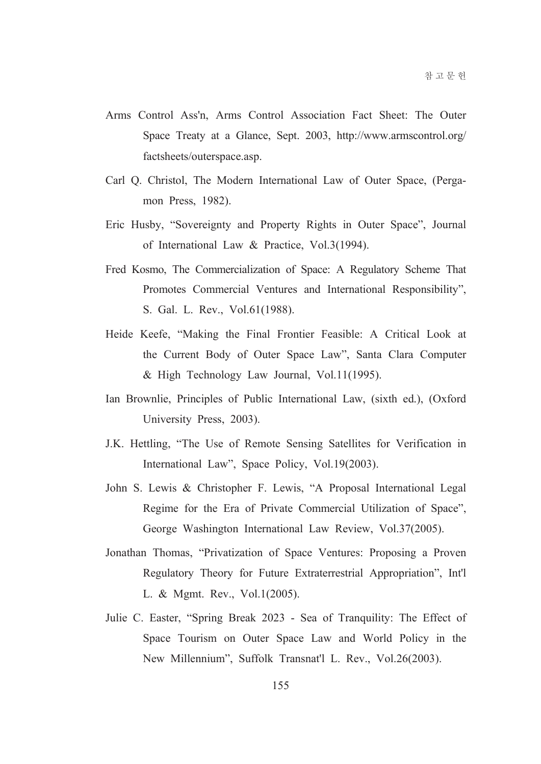Arms Control Ass'n, Arms Control Association Fact Sheet: The Outer Space Treaty at a Glance, Sept. 2003, http://www.armscontrol.org/factsheets/outerspace.asp.

Carl Q. Christol, The Modern International Law of Outer Space, (Pergamon Press, 1982).

Eric Husby, "Sovereignty and Property Rights in Outer Space", Journal of International Law & Practice, Vol.3(1994).

Fred Kosmo, The Commercialization of Space: A Regulatory Scheme That Promotes Commercial Ventures and International Responsibility", S. Gal. L. Rev., Vol.61(1988).

Heide Keefe, "Making the Final Frontier Feasible: A Critical Look at the Current Body of Outer Space Law", Santa Clara Computer & High Technology Law Journal, Vol.11(1995).

Ian Brownlie, Principles of Public International Law, (sixth ed.), (Oxford University Press, 2003).

J.K. Hettling, "The Use of Remote Sensing Satellites for Verification in International Law", Space Policy, Vol.19(2003).

John S. Lewis & Christopher F. Lewis, "A Proposal International Legal Regime for the Era of Private Commercial Utilization of Space", George Washington International Law Review, Vol.37(2005).

Jonathan Thomas, "Privatization of Space Ventures: Proposing a Proven Regulatory Theory for Future Extraterrestrial Appropriation", Int'l L. & Mgmt. Rev., Vol.1(2005).

Julie C. Easter, "Spring Break 2023 - Sea of Tranquility: The Effect of Space Tourism on Outer Space Law and World Policy in the New Millennium", Suffolk Transnat'l L. Rev., Vol.26(2003).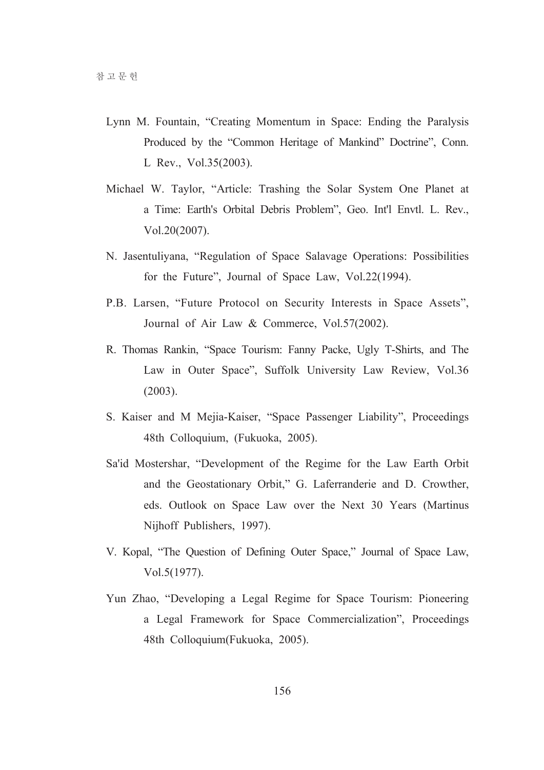Lynn M. Fountain, "Creating Momentum in Space: Ending the Paralysis Produced by the "Common Heritage of Mankind" Doctrine", Conn. L Rev., Vol.35(2003).

Michael W. Taylor, "Article: Trashing the Solar System One Planet at a Time: Earth's Orbital Debris Problem", Geo. Int'l Envtl. L. Rev., Vol.20(2007).

N. Jasentuliyana, "Regulation of Space Salavage Operations: Possibilities for the Future", Journal of Space Law, Vol.22(1994).

P.B. Larsen, "Future Protocol on Security Interests in Space Assets", Journal of Air Law & Commerce, Vol.57(2002).

R. Thomas Rankin, "Space Tourism: Fanny Packe, Ugly T-Shirts, and The Law in Outer Space", Suffolk University Law Review, Vol.36 (2003).

S. Kaiser and M Mejia-Kaiser, "Space Passenger Liability", Proceedings 48th Colloquium, (Fukuoka, 2005).

Sa'id Mostershar, "Development of the Regime for the Law Earth Orbit and the Geostationary Orbit," G. Laferranderie and D. Crowther, eds. Outlook on Space Law over the Next 30 Years (Martinus Nijhoff Publishers, 1997).

V. Kopal, "The Question of Defining Outer Space," Journal of Space Law, Vol.5(1977).

Yun Zhao, "Developing a Legal Regime for Space Tourism: Pioneering a Legal Framework for Space Commercialization", Proceedings 48th Colloquium(Fukuoka, 2005).